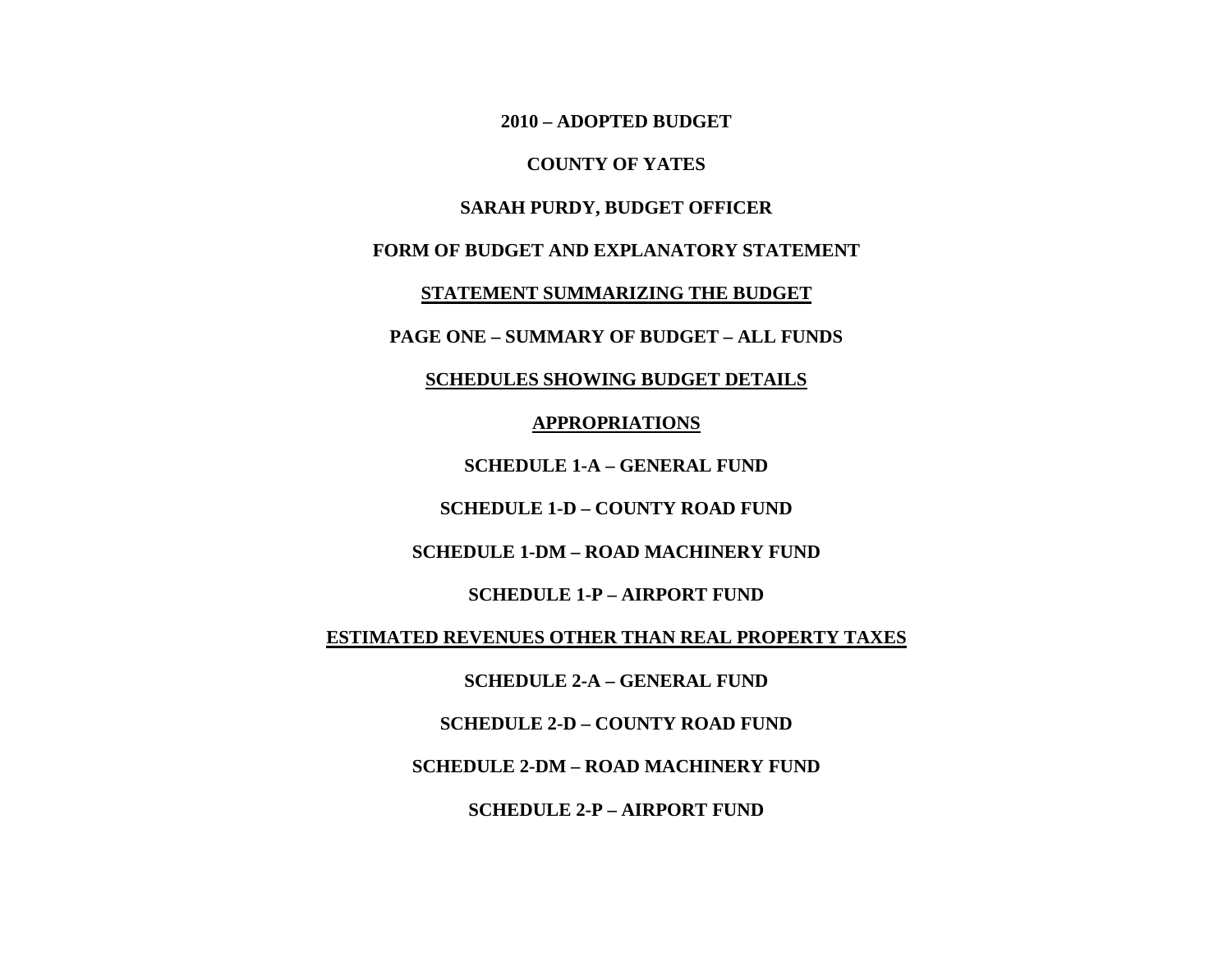# 2010 – ADOPTED BUDGET

## COUNTY OF YATES

## SARAH PURDY, BUDGET OFFICER

## FORM OF BUDGET AND EXPLANATORY STATEMENT

**STATEMENT SUMMARIZING THE BUDGET**

**PAGE ONE – SUMMARY OF BUDGET – ALL FUNDS**

**SCHEDULES SHOWING BUDGET DETAILS**

**APPROPRIATIONS**

**SCHEDULE 1-A – GENERAL FUND**

**SCHEDULE 1-D – COUNTY ROAD FUND**

**SCHEDULE 1-DM – ROAD MACHINERY FUND**

**SCHEDULE 1-P – AIRPORT FUND**

**ESTIMATED REVENUES OTHER THAN REAL PROPERTY TAXES**

**SCHEDULE 2-A – GENERAL FUND**

**SCHEDULE 2-D – COUNTY ROAD FUND**

**SCHEDULE 2-DM – ROAD MACHINERY FUND**

**SCHEDULE 2-P – AIRPORT FUND**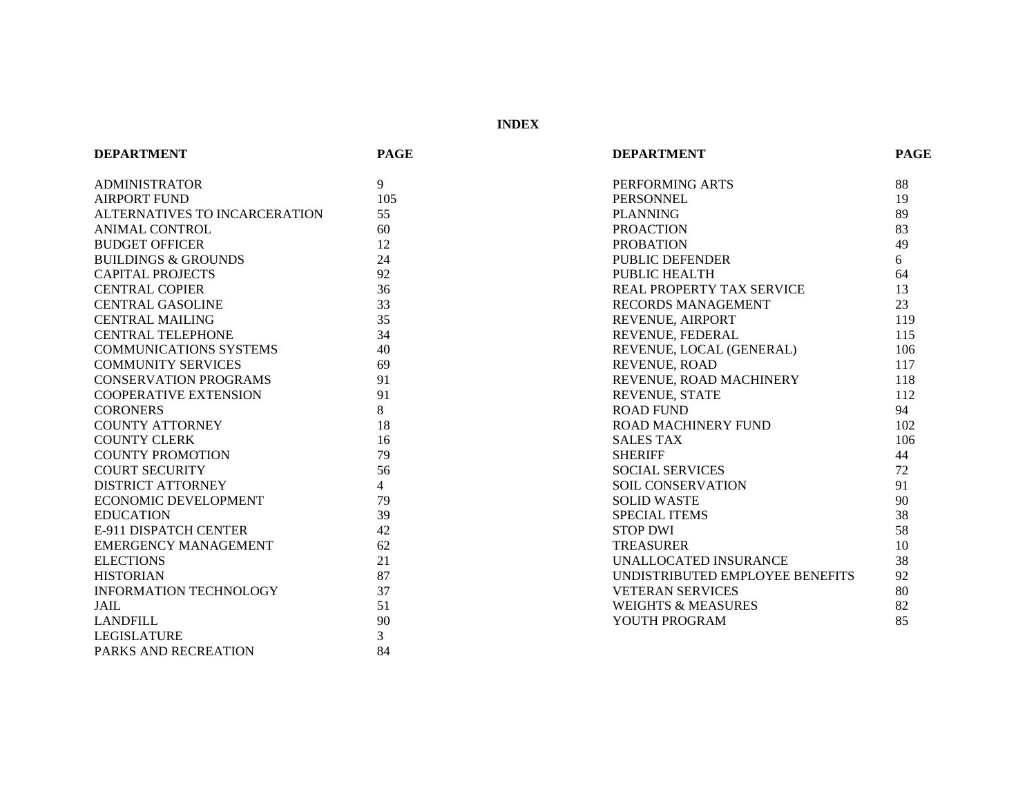# INDEX

| DEPARTMENT | PAGE |
|---|---|
| ADMINISTRATOR | 9 |
| AIRPORT FUND | 105 |
| ALTERNATIVES TO INCARCERATION | 55 |
| ANIMAL CONTROL | 60 |
| BUDGET OFFICER | 12 |
| BUILDINGS & GROUNDS | 24 |
| CAPITAL PROJECTS | 92 |
| CENTRAL COPIER | 36 |
| CENTRAL GASOLINE | 33 |
| CENTRAL MAILING | 35 |
| CENTRAL TELEPHONE | 34 |
| COMMUNICATIONS SYSTEMS | 40 |
| COMMUNITY SERVICES | 69 |
| CONSERVATION PROGRAMS | 91 |
| COOPERATIVE EXTENSION | 91 |
| CORONERS | 8 |
| COUNTY ATTORNEY | 18 |
| COUNTY CLERK | 16 |
| COUNTY PROMOTION | 79 |
| COURT SECURITY | 56 |
| DISTRICT ATTORNEY | 4 |
| ECONOMIC DEVELOPMENT | 79 |
| EDUCATION | 39 |
| E-911 DISPATCH CENTER | 42 |
| EMERGENCY MANAGEMENT | 62 |
| ELECTIONS | 21 |
| HISTORIAN | 87 |
| INFORMATION TECHNOLOGY | 37 |
| JAIL | 51 |
| LANDFILL | 90 |
| LEGISLATURE | 3 |
| PARKS AND RECREATION | 84 |
| PERFORMING ARTS | 88 |
| PERSONNEL | 19 |
| PLANNING | 89 |
| PROACTION | 83 |
| PROBATION | 49 |
| PUBLIC DEFENDER | 6 |
| PUBLIC HEALTH | 64 |
| REAL PROPERTY TAX SERVICE | 13 |
| RECORDS MANAGEMENT | 23 |
| REVENUE, AIRPORT | 119 |
| REVENUE, FEDERAL | 115 |
| REVENUE, LOCAL (GENERAL) | 106 |
| REVENUE, ROAD | 117 |
| REVENUE, ROAD MACHINERY | 118 |
| REVENUE, STATE | 112 |
| ROAD FUND | 94 |
| ROAD MACHINERY FUND | 102 |
| SALES TAX | 106 |
| SHERIFF | 44 |
| SOCIAL SERVICES | 72 |
| SOIL CONSERVATION | 91 |
| SOLID WASTE | 90 |
| SPECIAL ITEMS | 38 |
| STOP DWI | 58 |
| TREASURER | 10 |
| UNALLOCATED INSURANCE | 38 |
| UNDISTRIBUTED EMPLOYEE BENEFITS | 92 |
| VETERAN SERVICES | 80 |
| WEIGHTS & MEASURES | 82 |
| YOUTH PROGRAM | 85 |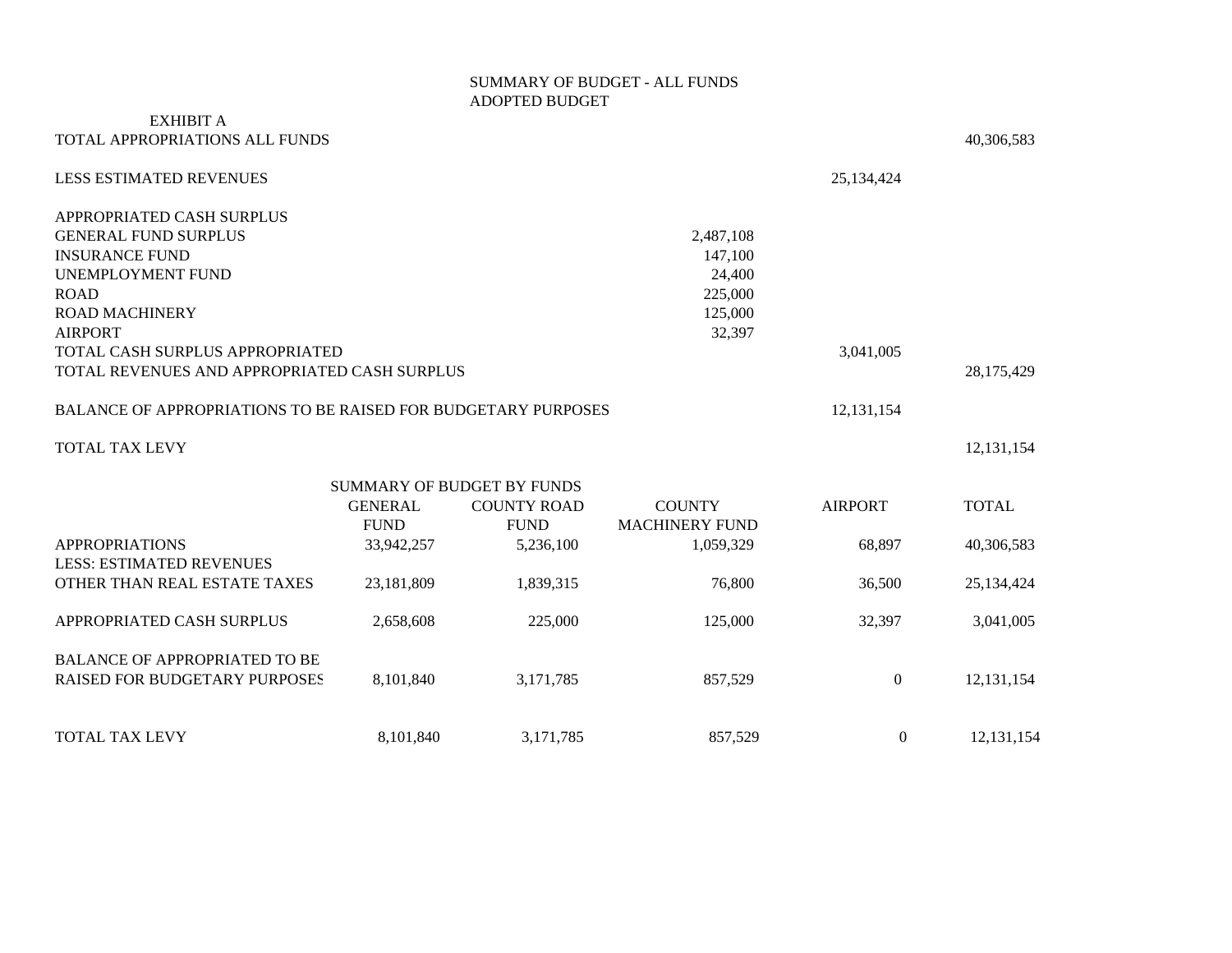# SUMMARY OF BUDGET - ALL FUNDS
## ADOPTED BUDGET

EXHIBIT A

| | | | |
|---|---|---|---|
| TOTAL APPROPRIATIONS ALL FUNDS | | | 40,306,583 |
| LESS ESTIMATED REVENUES | | 25,134,424 | |
| APPROPRIATED CASH SURPLUS | | | |
| GENERAL FUND SURPLUS | 2,487,108 | | |
| INSURANCE FUND | 147,100 | | |
| UNEMPLOYMENT FUND | 24,400 | | |
| ROAD | 225,000 | | |
| ROAD MACHINERY | 125,000 | | |
| AIRPORT | 32,397 | | |
| TOTAL CASH SURPLUS APPROPRIATED | | 3,041,005 | |
| TOTAL REVENUES AND APPROPRIATED CASH SURPLUS | | | 28,175,429 |
| BALANCE OF APPROPRIATIONS TO BE RAISED FOR BUDGETARY PURPOSES | | 12,131,154 | |
| TOTAL TAX LEVY | | | 12,131,154 |

SUMMARY OF BUDGET BY FUNDS

| | GENERAL FUND | COUNTY ROAD FUND | COUNTY MACHINERY FUND | AIRPORT | TOTAL |
|---|---|---|---|---|---|
| APPROPRIATIONS | 33,942,257 | 5,236,100 | 1,059,329 | 68,897 | 40,306,583 |
| LESS: ESTIMATED REVENUES OTHER THAN REAL ESTATE TAXES | 23,181,809 | 1,839,315 | 76,800 | 36,500 | 25,134,424 |
| APPROPRIATED CASH SURPLUS | 2,658,608 | 225,000 | 125,000 | 32,397 | 3,041,005 |
| BALANCE OF APPROPRIATED TO BE RAISED FOR BUDGETARY PURPOSES | 8,101,840 | 3,171,785 | 857,529 | 0 | 12,131,154 |
| TOTAL TAX LEVY | 8,101,840 | 3,171,785 | 857,529 | 0 | 12,131,154 |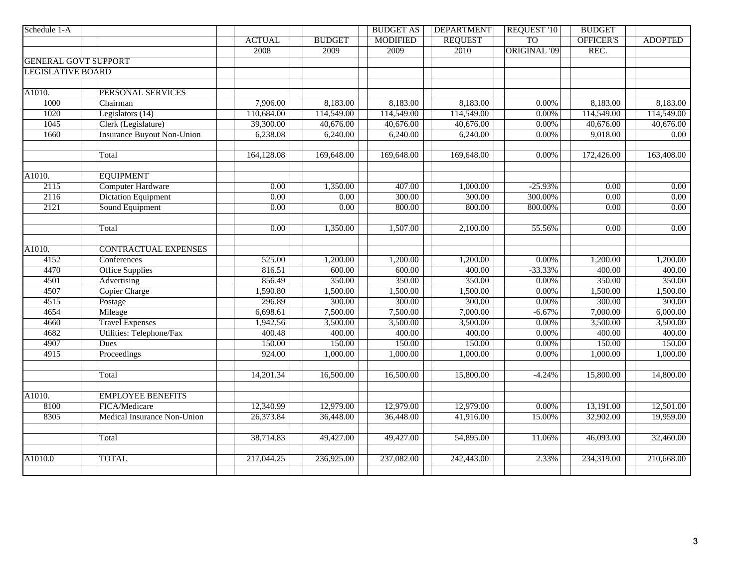| Schedule 1-A | | ACTUAL | BUDGET | BUDGET AS MODIFIED | DEPARTMENT REQUEST | REQUEST '10 TO ORIGINAL '09 | BUDGET OFFICER'S REC. | ADOPTED |
|---|---|---|---|---|---|---|---|---|
| | | 2008 | 2009 | 2009 | 2010 | | | |
| GENERAL GOVT SUPPORT | | | | | | | | |
| LEGISLATIVE BOARD | | | | | | | | |
| | | | | | | | | |
| A1010. | PERSONAL SERVICES | | | | | | | |
| 1000 | Chairman | 7,906.00 | 8,183.00 | 8,183.00 | 8,183.00 | 0.00% | 8,183.00 | 8,183.00 |
| 1020 | Legislators (14) | 110,684.00 | 114,549.00 | 114,549.00 | 114,549.00 | 0.00% | 114,549.00 | 114,549.00 |
| 1045 | Clerk (Legislature) | 39,300.00 | 40,676.00 | 40,676.00 | 40,676.00 | 0.00% | 40,676.00 | 40,676.00 |
| 1660 | Insurance Buyout Non-Union | 6,238.08 | 6,240.00 | 6,240.00 | 6,240.00 | 0.00% | 9,018.00 | 0.00 |
| | | | | | | | | |
| | Total | 164,128.08 | 169,648.00 | 169,648.00 | 169,648.00 | 0.00% | 172,426.00 | 163,408.00 |
| | | | | | | | | |
| A1010. | EQUIPMENT | | | | | | | |
| 2115 | Computer Hardware | 0.00 | 1,350.00 | 407.00 | 1,000.00 | -25.93% | 0.00 | 0.00 |
| 2116 | Dictation Equipment | 0.00 | 0.00 | 300.00 | 300.00 | 300.00% | 0.00 | 0.00 |
| 2121 | Sound Equipment | 0.00 | 0.00 | 800.00 | 800.00 | 800.00% | 0.00 | 0.00 |
| | | | | | | | | |
| | Total | 0.00 | 1,350.00 | 1,507.00 | 2,100.00 | 55.56% | 0.00 | 0.00 |
| | | | | | | | | |
| A1010. | CONTRACTUAL EXPENSES | | | | | | | |
| 4152 | Conferences | 525.00 | 1,200.00 | 1,200.00 | 1,200.00 | 0.00% | 1,200.00 | 1,200.00 |
| 4470 | Office Supplies | 816.51 | 600.00 | 600.00 | 400.00 | -33.33% | 400.00 | 400.00 |
| 4501 | Advertising | 856.49 | 350.00 | 350.00 | 350.00 | 0.00% | 350.00 | 350.00 |
| 4507 | Copier Charge | 1,590.80 | 1,500.00 | 1,500.00 | 1,500.00 | 0.00% | 1,500.00 | 1,500.00 |
| 4515 | Postage | 296.89 | 300.00 | 300.00 | 300.00 | 0.00% | 300.00 | 300.00 |
| 4654 | Mileage | 6,698.61 | 7,500.00 | 7,500.00 | 7,000.00 | -6.67% | 7,000.00 | 6,000.00 |
| 4660 | Travel Expenses | 1,942.56 | 3,500.00 | 3,500.00 | 3,500.00 | 0.00% | 3,500.00 | 3,500.00 |
| 4682 | Utilities: Telephone/Fax | 400.48 | 400.00 | 400.00 | 400.00 | 0.00% | 400.00 | 400.00 |
| 4907 | Dues | 150.00 | 150.00 | 150.00 | 150.00 | 0.00% | 150.00 | 150.00 |
| 4915 | Proceedings | 924.00 | 1,000.00 | 1,000.00 | 1,000.00 | 0.00% | 1,000.00 | 1,000.00 |
| | | | | | | | | |
| | Total | 14,201.34 | 16,500.00 | 16,500.00 | 15,800.00 | -4.24% | 15,800.00 | 14,800.00 |
| | | | | | | | | |
| A1010. | EMPLOYEE BENEFITS | | | | | | | |
| 8100 | FICA/Medicare | 12,340.99 | 12,979.00 | 12,979.00 | 12,979.00 | 0.00% | 13,191.00 | 12,501.00 |
| 8305 | Medical Insurance Non-Union | 26,373.84 | 36,448.00 | 36,448.00 | 41,916.00 | 15.00% | 32,902.00 | 19,959.00 |
| | | | | | | | | |
| | Total | 38,714.83 | 49,427.00 | 49,427.00 | 54,895.00 | 11.06% | 46,093.00 | 32,460.00 |
| | | | | | | | | |
| A1010.0 | TOTAL | 217,044.25 | 236,925.00 | 237,082.00 | 242,443.00 | 2.33% | 234,319.00 | 210,668.00 |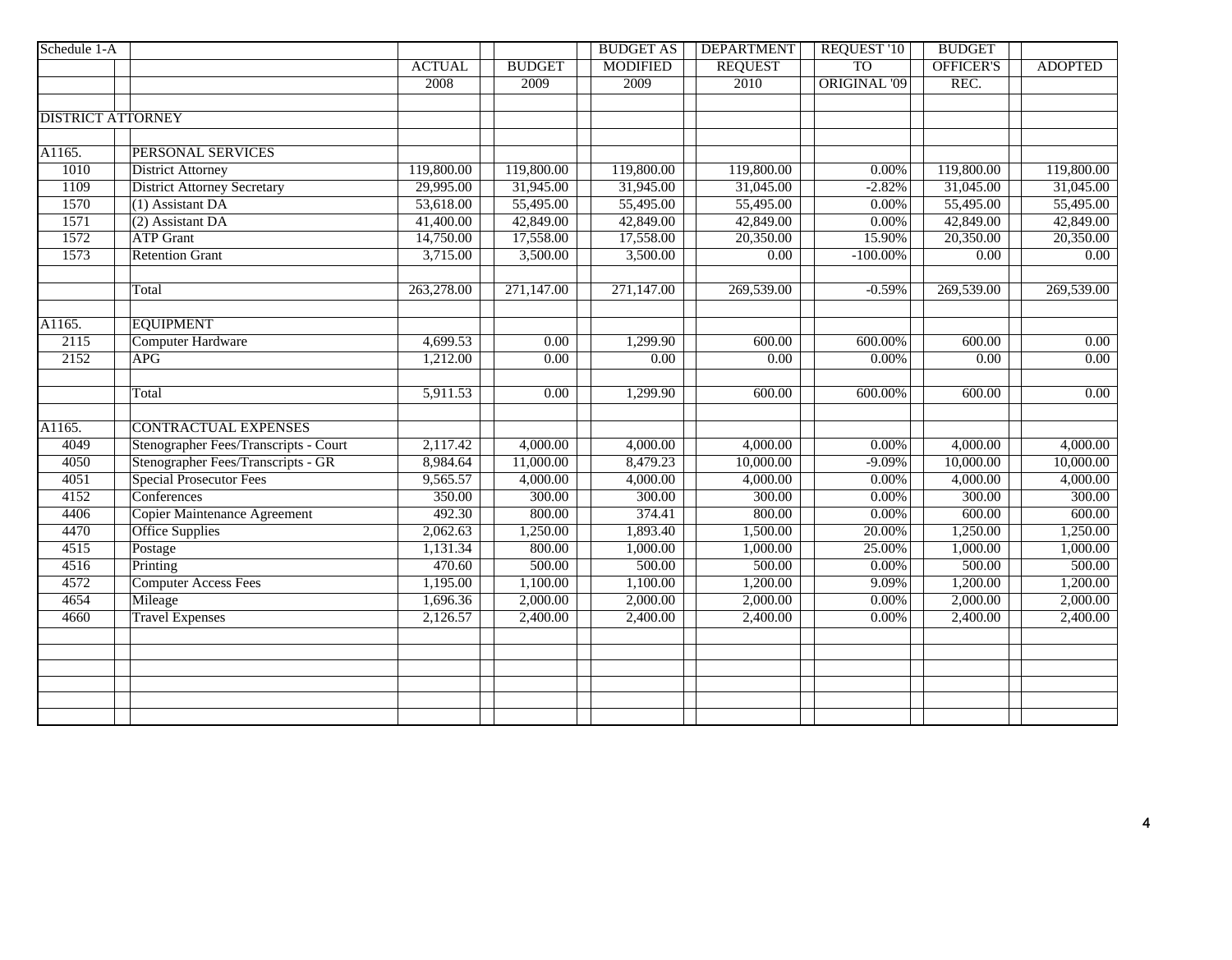| Schedule 1-A | | ACTUAL | BUDGET | BUDGET AS MODIFIED | DEPARTMENT REQUEST | REQUEST '10 TO ORIGINAL '09 | BUDGET OFFICER'S REC. | ADOPTED |
|---|---|---|---|---|---|---|---|---|
| | | 2008 | 2009 | 2009 | 2010 | | | |
| DISTRICT ATTORNEY | | | | | | | | |
| A1165. | PERSONAL SERVICES | | | | | | | |
| 1010 | District Attorney | 119,800.00 | 119,800.00 | 119,800.00 | 119,800.00 | 0.00% | 119,800.00 | 119,800.00 |
| 1109 | District Attorney Secretary | 29,995.00 | 31,945.00 | 31,945.00 | 31,045.00 | -2.82% | 31,045.00 | 31,045.00 |
| 1570 | (1) Assistant DA | 53,618.00 | 55,495.00 | 55,495.00 | 55,495.00 | 0.00% | 55,495.00 | 55,495.00 |
| 1571 | (2) Assistant DA | 41,400.00 | 42,849.00 | 42,849.00 | 42,849.00 | 0.00% | 42,849.00 | 42,849.00 |
| 1572 | ATP Grant | 14,750.00 | 17,558.00 | 17,558.00 | 20,350.00 | 15.90% | 20,350.00 | 20,350.00 |
| 1573 | Retention Grant | 3,715.00 | 3,500.00 | 3,500.00 | 0.00 | -100.00% | 0.00 | 0.00 |
| | Total | 263,278.00 | 271,147.00 | 271,147.00 | 269,539.00 | -0.59% | 269,539.00 | 269,539.00 |
| A1165. | EQUIPMENT | | | | | | | |
| 2115 | Computer Hardware | 4,699.53 | 0.00 | 1,299.90 | 600.00 | 600.00% | 600.00 | 0.00 |
| 2152 | APG | 1,212.00 | 0.00 | 0.00 | 0.00 | 0.00% | 0.00 | 0.00 |
| | Total | 5,911.53 | 0.00 | 1,299.90 | 600.00 | 600.00% | 600.00 | 0.00 |
| A1165. | CONTRACTUAL EXPENSES | | | | | | | |
| 4049 | Stenographer Fees/Transcripts - Court | 2,117.42 | 4,000.00 | 4,000.00 | 4,000.00 | 0.00% | 4,000.00 | 4,000.00 |
| 4050 | Stenographer Fees/Transcripts - GR | 8,984.64 | 11,000.00 | 8,479.23 | 10,000.00 | -9.09% | 10,000.00 | 10,000.00 |
| 4051 | Special Prosecutor Fees | 9,565.57 | 4,000.00 | 4,000.00 | 4,000.00 | 0.00% | 4,000.00 | 4,000.00 |
| 4152 | Conferences | 350.00 | 300.00 | 300.00 | 300.00 | 0.00% | 300.00 | 300.00 |
| 4406 | Copier Maintenance Agreement | 492.30 | 800.00 | 374.41 | 800.00 | 0.00% | 600.00 | 600.00 |
| 4470 | Office Supplies | 2,062.63 | 1,250.00 | 1,893.40 | 1,500.00 | 20.00% | 1,250.00 | 1,250.00 |
| 4515 | Postage | 1,131.34 | 800.00 | 1,000.00 | 1,000.00 | 25.00% | 1,000.00 | 1,000.00 |
| 4516 | Printing | 470.60 | 500.00 | 500.00 | 500.00 | 0.00% | 500.00 | 500.00 |
| 4572 | Computer Access Fees | 1,195.00 | 1,100.00 | 1,100.00 | 1,200.00 | 9.09% | 1,200.00 | 1,200.00 |
| 4654 | Mileage | 1,696.36 | 2,000.00 | 2,000.00 | 2,000.00 | 0.00% | 2,000.00 | 2,000.00 |
| 4660 | Travel Expenses | 2,126.57 | 2,400.00 | 2,400.00 | 2,400.00 | 0.00% | 2,400.00 | 2,400.00 |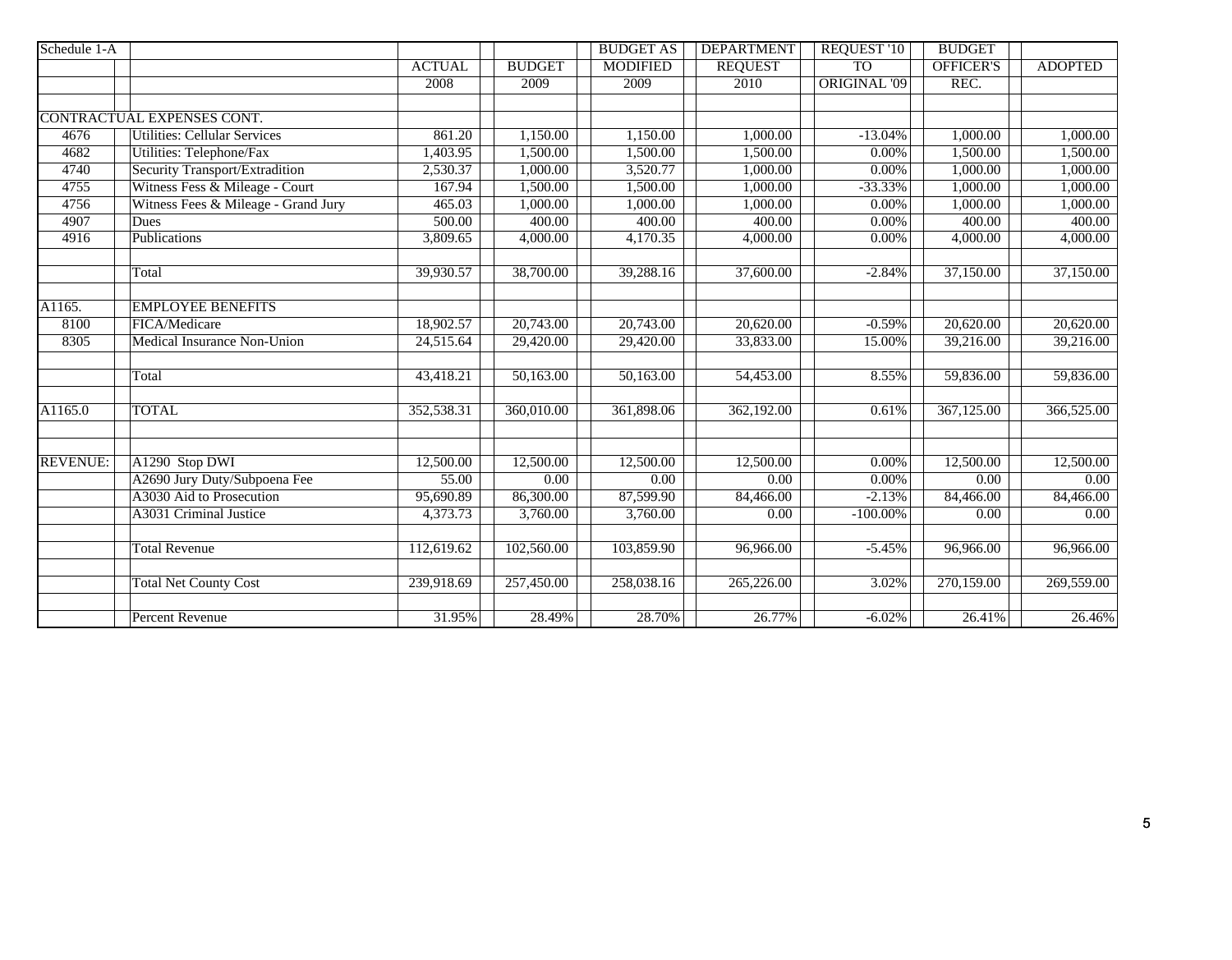| Schedule 1-A | | ACTUAL 2008 | BUDGET 2009 | BUDGET AS MODIFIED 2009 | DEPARTMENT REQUEST 2010 | REQUEST '10 TO ORIGINAL '09 | BUDGET OFFICER'S REC. | ADOPTED |
|---|---|---|---|---|---|---|---|---|
| CONTRACTUAL EXPENSES CONT. | | | | | | | | |
| 4676 | Utilities: Cellular Services | 861.20 | 1,150.00 | 1,150.00 | 1,000.00 | -13.04% | 1,000.00 | 1,000.00 |
| 4682 | Utilities: Telephone/Fax | 1,403.95 | 1,500.00 | 1,500.00 | 1,500.00 | 0.00% | 1,500.00 | 1,500.00 |
| 4740 | Security Transport/Extradition | 2,530.37 | 1,000.00 | 3,520.77 | 1,000.00 | 0.00% | 1,000.00 | 1,000.00 |
| 4755 | Witness Fess & Mileage - Court | 167.94 | 1,500.00 | 1,500.00 | 1,000.00 | -33.33% | 1,000.00 | 1,000.00 |
| 4756 | Witness Fees & Mileage - Grand Jury | 465.03 | 1,000.00 | 1,000.00 | 1,000.00 | 0.00% | 1,000.00 | 1,000.00 |
| 4907 | Dues | 500.00 | 400.00 | 400.00 | 400.00 | 0.00% | 400.00 | 400.00 |
| 4916 | Publications | 3,809.65 | 4,000.00 | 4,170.35 | 4,000.00 | 0.00% | 4,000.00 | 4,000.00 |
| | Total | 39,930.57 | 38,700.00 | 39,288.16 | 37,600.00 | -2.84% | 37,150.00 | 37,150.00 |
| A1165. | EMPLOYEE BENEFITS | | | | | | | |
| 8100 | FICA/Medicare | 18,902.57 | 20,743.00 | 20,743.00 | 20,620.00 | -0.59% | 20,620.00 | 20,620.00 |
| 8305 | Medical Insurance Non-Union | 24,515.64 | 29,420.00 | 29,420.00 | 33,833.00 | 15.00% | 39,216.00 | 39,216.00 |
| | Total | 43,418.21 | 50,163.00 | 50,163.00 | 54,453.00 | 8.55% | 59,836.00 | 59,836.00 |
| A1165.0 | TOTAL | 352,538.31 | 360,010.00 | 361,898.06 | 362,192.00 | 0.61% | 367,125.00 | 366,525.00 |
| REVENUE: | A1290 Stop DWI | 12,500.00 | 12,500.00 | 12,500.00 | 12,500.00 | 0.00% | 12,500.00 | 12,500.00 |
| | A2690 Jury Duty/Subpoena Fee | 55.00 | 0.00 | 0.00 | 0.00 | 0.00% | 0.00 | 0.00 |
| | A3030 Aid to Prosecution | 95,690.89 | 86,300.00 | 87,599.90 | 84,466.00 | -2.13% | 84,466.00 | 84,466.00 |
| | A3031 Criminal Justice | 4,373.73 | 3,760.00 | 3,760.00 | 0.00 | -100.00% | 0.00 | 0.00 |
| | Total Revenue | 112,619.62 | 102,560.00 | 103,859.90 | 96,966.00 | -5.45% | 96,966.00 | 96,966.00 |
| | Total Net County Cost | 239,918.69 | 257,450.00 | 258,038.16 | 265,226.00 | 3.02% | 270,159.00 | 269,559.00 |
| | Percent Revenue | 31.95% | 28.49% | 28.70% | 26.77% | -6.02% | 26.41% | 26.46% |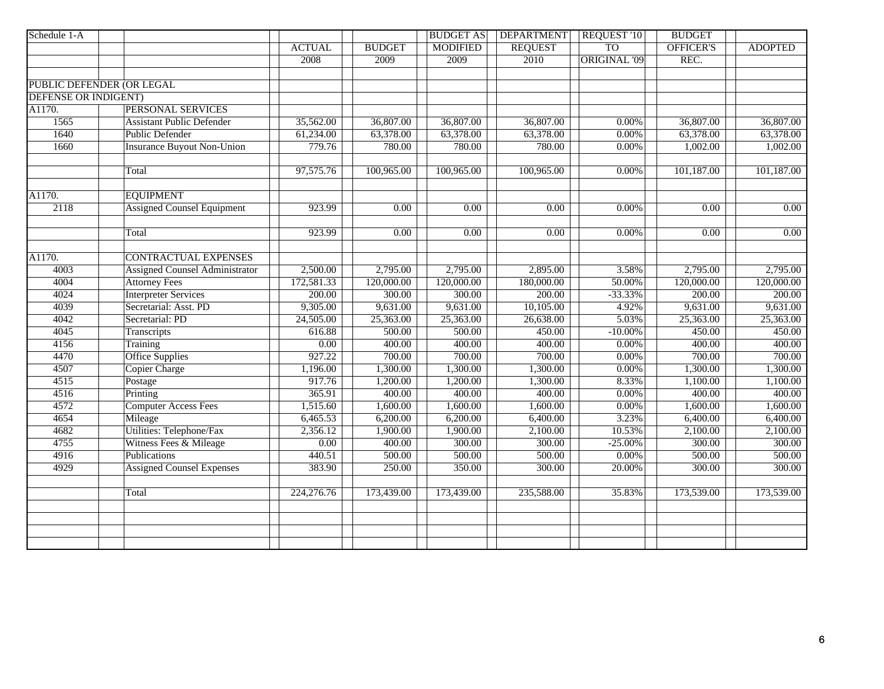| Schedule 1-A | | ACTUAL | BUDGET | BUDGET AS MODIFIED | DEPARTMENT REQUEST | REQUEST '10 TO ORIGINAL '09 | BUDGET OFFICER'S REC. | ADOPTED |
|---|---|---|---|---|---|---|---|---|
| | | 2008 | 2009 | 2009 | 2010 | | | |
| PUBLIC DEFENDER (OR LEGAL DEFENSE OR INDIGENT) | | | | | | | | |
| A1170. | PERSONAL SERVICES | | | | | | | |
| 1565 | Assistant Public Defender | 35,562.00 | 36,807.00 | 36,807.00 | 36,807.00 | 0.00% | 36,807.00 | 36,807.00 |
| 1640 | Public Defender | 61,234.00 | 63,378.00 | 63,378.00 | 63,378.00 | 0.00% | 63,378.00 | 63,378.00 |
| 1660 | Insurance Buyout Non-Union | 779.76 | 780.00 | 780.00 | 780.00 | 0.00% | 1,002.00 | 1,002.00 |
| | Total | 97,575.76 | 100,965.00 | 100,965.00 | 100,965.00 | 0.00% | 101,187.00 | 101,187.00 |
| A1170. | EQUIPMENT | | | | | | | |
| 2118 | Assigned Counsel Equipment | 923.99 | 0.00 | 0.00 | 0.00 | 0.00% | 0.00 | 0.00 |
| | Total | 923.99 | 0.00 | 0.00 | 0.00 | 0.00% | 0.00 | 0.00 |
| A1170. | CONTRACTUAL EXPENSES | | | | | | | |
| 4003 | Assigned Counsel Administrator | 2,500.00 | 2,795.00 | 2,795.00 | 2,895.00 | 3.58% | 2,795.00 | 2,795.00 |
| 4004 | Attorney Fees | 172,581.33 | 120,000.00 | 120,000.00 | 180,000.00 | 50.00% | 120,000.00 | 120,000.00 |
| 4024 | Interpreter Services | 200.00 | 300.00 | 300.00 | 200.00 | -33.33% | 200.00 | 200.00 |
| 4039 | Secretarial: Asst. PD | 9,305.00 | 9,631.00 | 9,631.00 | 10,105.00 | 4.92% | 9,631.00 | 9,631.00 |
| 4042 | Secretarial: PD | 24,505.00 | 25,363.00 | 25,363.00 | 26,638.00 | 5.03% | 25,363.00 | 25,363.00 |
| 4045 | Transcripts | 616.88 | 500.00 | 500.00 | 450.00 | -10.00% | 450.00 | 450.00 |
| 4156 | Training | 0.00 | 400.00 | 400.00 | 400.00 | 0.00% | 400.00 | 400.00 |
| 4470 | Office Supplies | 927.22 | 700.00 | 700.00 | 700.00 | 0.00% | 700.00 | 700.00 |
| 4507 | Copier Charge | 1,196.00 | 1,300.00 | 1,300.00 | 1,300.00 | 0.00% | 1,300.00 | 1,300.00 |
| 4515 | Postage | 917.76 | 1,200.00 | 1,200.00 | 1,300.00 | 8.33% | 1,100.00 | 1,100.00 |
| 4516 | Printing | 365.91 | 400.00 | 400.00 | 400.00 | 0.00% | 400.00 | 400.00 |
| 4572 | Computer Access Fees | 1,515.60 | 1,600.00 | 1,600.00 | 1,600.00 | 0.00% | 1,600.00 | 1,600.00 |
| 4654 | Mileage | 6,465.53 | 6,200.00 | 6,200.00 | 6,400.00 | 3.23% | 6,400.00 | 6,400.00 |
| 4682 | Utilities: Telephone/Fax | 2,356.12 | 1,900.00 | 1,900.00 | 2,100.00 | 10.53% | 2,100.00 | 2,100.00 |
| 4755 | Witness Fees & Mileage | 0.00 | 400.00 | 300.00 | 300.00 | -25.00% | 300.00 | 300.00 |
| 4916 | Publications | 440.51 | 500.00 | 500.00 | 500.00 | 0.00% | 500.00 | 500.00 |
| 4929 | Assigned Counsel Expenses | 383.90 | 250.00 | 350.00 | 300.00 | 20.00% | 300.00 | 300.00 |
| | Total | 224,276.76 | 173,439.00 | 173,439.00 | 235,588.00 | 35.83% | 173,539.00 | 173,539.00 |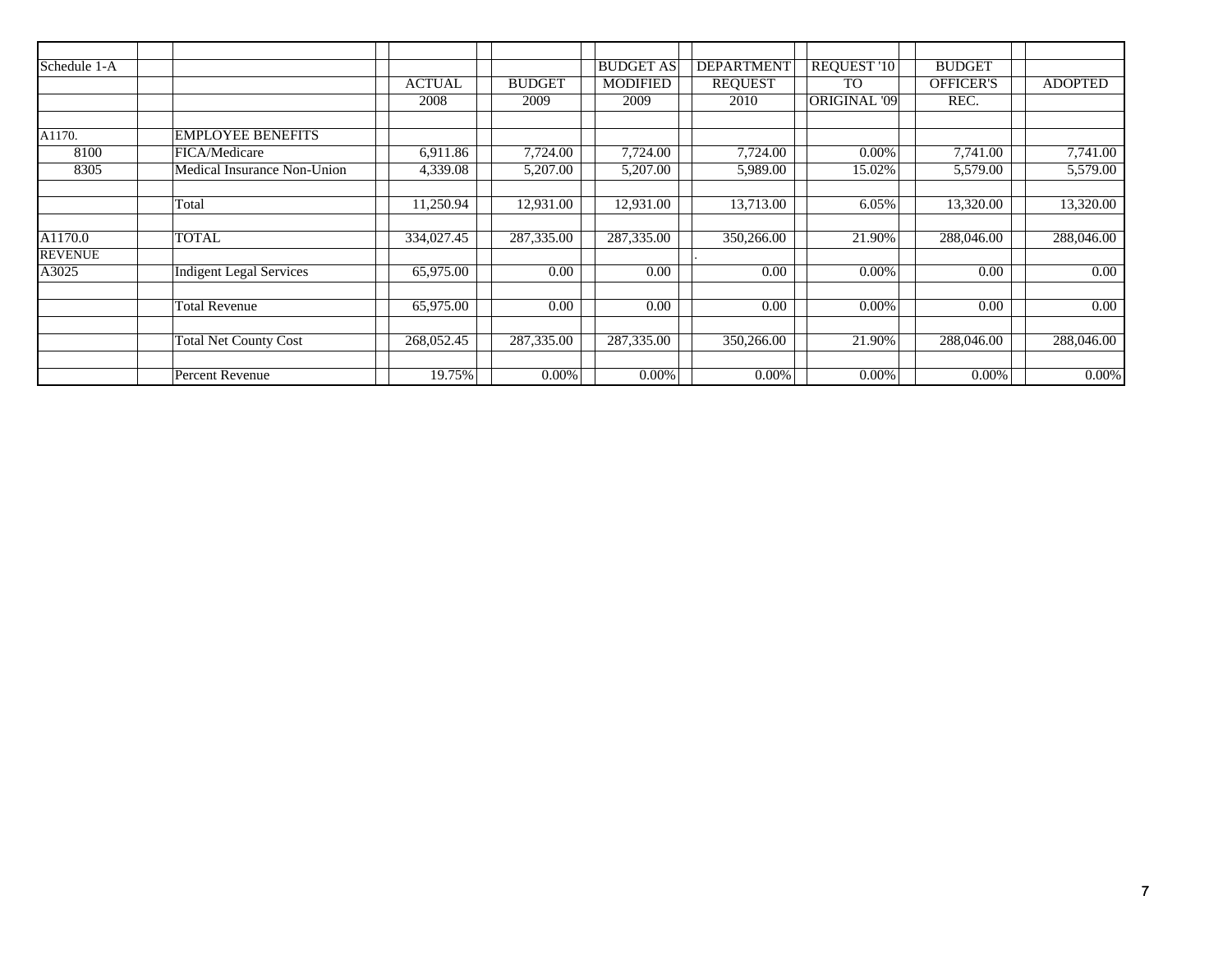| Schedule 1-A | | ACTUAL 2008 | BUDGET 2009 | BUDGET AS MODIFIED 2009 | DEPARTMENT REQUEST 2010 | REQUEST '10 TO ORIGINAL '09 | BUDGET OFFICER'S REC. | ADOPTED |
|---|---|---|---|---|---|---|---|---|
| A1170. | EMPLOYEE BENEFITS | | | | | | | |
| 8100 | FICA/Medicare | 6,911.86 | 7,724.00 | 7,724.00 | 7,724.00 | 0.00% | 7,741.00 | 7,741.00 |
| 8305 | Medical Insurance Non-Union | 4,339.08 | 5,207.00 | 5,207.00 | 5,989.00 | 15.02% | 5,579.00 | 5,579.00 |
| | Total | 11,250.94 | 12,931.00 | 12,931.00 | 13,713.00 | 6.05% | 13,320.00 | 13,320.00 |
| A1170.0 | TOTAL | 334,027.45 | 287,335.00 | 287,335.00 | 350,266.00 | 21.90% | 288,046.00 | 288,046.00 |
| REVENUE | | | | | | | | |
| A3025 | Indigent Legal Services | 65,975.00 | 0.00 | 0.00 | 0.00 | 0.00% | 0.00 | 0.00 |
| | Total Revenue | 65,975.00 | 0.00 | 0.00 | 0.00 | 0.00% | 0.00 | 0.00 |
| | Total Net County Cost | 268,052.45 | 287,335.00 | 287,335.00 | 350,266.00 | 21.90% | 288,046.00 | 288,046.00 |
| | Percent Revenue | 19.75% | 0.00% | 0.00% | 0.00% | 0.00% | 0.00% | 0.00% |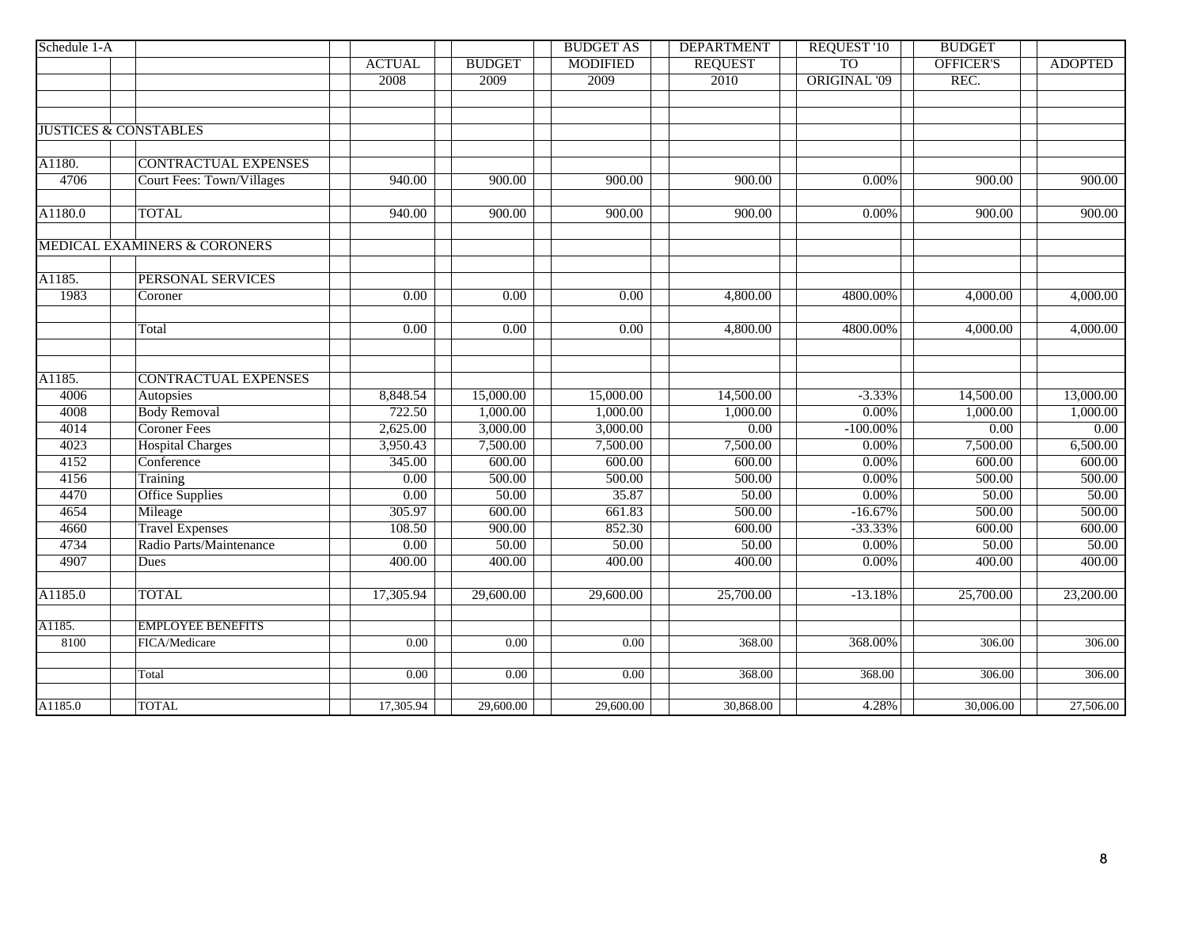| Schedule 1-A | | ACTUAL 2008 | BUDGET 2009 | BUDGET AS MODIFIED 2009 | DEPARTMENT REQUEST 2010 | REQUEST '10 TO ORIGINAL '09 | BUDGET OFFICER'S REC. | ADOPTED |
|---|---|---|---|---|---|---|---|---|
| JUSTICES & CONSTABLES | | | | | | | | |
| A1180. | CONTRACTUAL EXPENSES | | | | | | | |
| 4706 | Court Fees: Town/Villages | 940.00 | 900.00 | 900.00 | 900.00 | 0.00% | 900.00 | 900.00 |
| A1180.0 | TOTAL | 940.00 | 900.00 | 900.00 | 900.00 | 0.00% | 900.00 | 900.00 |
| MEDICAL EXAMINERS & CORONERS | | | | | | | | |
| A1185. | PERSONAL SERVICES | | | | | | | |
| 1983 | Coroner | 0.00 | 0.00 | 0.00 | 4,800.00 | 4800.00% | 4,000.00 | 4,000.00 |
| | Total | 0.00 | 0.00 | 0.00 | 4,800.00 | 4800.00% | 4,000.00 | 4,000.00 |
| A1185. | CONTRACTUAL EXPENSES | | | | | | | |
| 4006 | Autopsies | 8,848.54 | 15,000.00 | 15,000.00 | 14,500.00 | -3.33% | 14,500.00 | 13,000.00 |
| 4008 | Body Removal | 722.50 | 1,000.00 | 1,000.00 | 1,000.00 | 0.00% | 1,000.00 | 1,000.00 |
| 4014 | Coroner Fees | 2,625.00 | 3,000.00 | 3,000.00 | 0.00 | -100.00% | 0.00 | 0.00 |
| 4023 | Hospital Charges | 3,950.43 | 7,500.00 | 7,500.00 | 7,500.00 | 0.00% | 7,500.00 | 6,500.00 |
| 4152 | Conference | 345.00 | 600.00 | 600.00 | 600.00 | 0.00% | 600.00 | 600.00 |
| 4156 | Training | 0.00 | 500.00 | 500.00 | 500.00 | 0.00% | 500.00 | 500.00 |
| 4470 | Office Supplies | 0.00 | 50.00 | 35.87 | 50.00 | 0.00% | 50.00 | 50.00 |
| 4654 | Mileage | 305.97 | 600.00 | 661.83 | 500.00 | -16.67% | 500.00 | 500.00 |
| 4660 | Travel Expenses | 108.50 | 900.00 | 852.30 | 600.00 | -33.33% | 600.00 | 600.00 |
| 4734 | Radio Parts/Maintenance | 0.00 | 50.00 | 50.00 | 50.00 | 0.00% | 50.00 | 50.00 |
| 4907 | Dues | 400.00 | 400.00 | 400.00 | 400.00 | 0.00% | 400.00 | 400.00 |
| A1185.0 | TOTAL | 17,305.94 | 29,600.00 | 29,600.00 | 25,700.00 | -13.18% | 25,700.00 | 23,200.00 |
| A1185. | EMPLOYEE BENEFITS | | | | | | | |
| 8100 | FICA/Medicare | 0.00 | 0.00 | 0.00 | 368.00 | 368.00% | 306.00 | 306.00 |
| | Total | 0.00 | 0.00 | 0.00 | 368.00 | 368.00 | 306.00 | 306.00 |
| A1185.0 | TOTAL | 17,305.94 | 29,600.00 | 29,600.00 | 30,868.00 | 4.28% | 30,006.00 | 27,506.00 |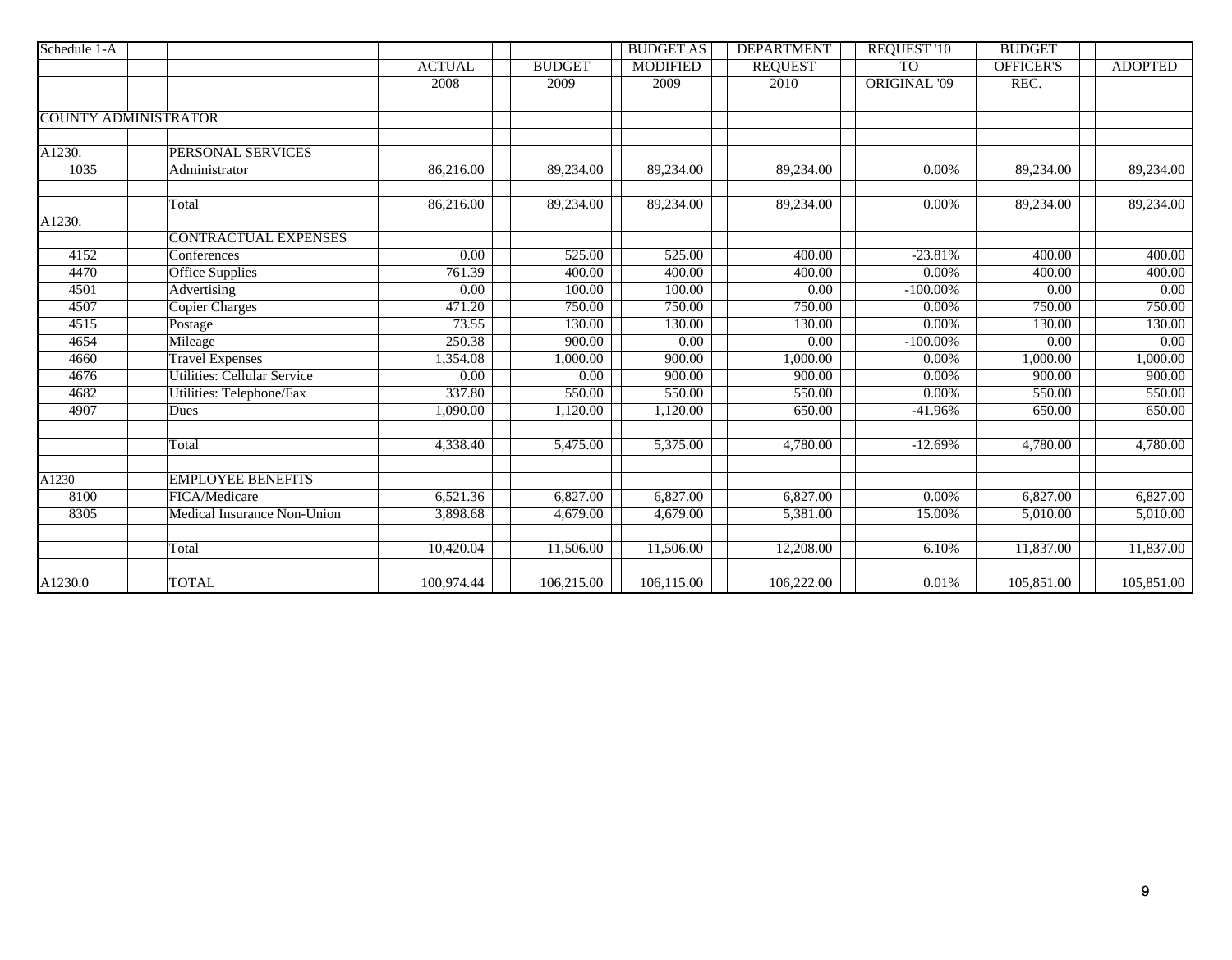| Schedule 1-A | | ACTUAL 2008 | BUDGET 2009 | BUDGET AS MODIFIED 2009 | DEPARTMENT REQUEST 2010 | REQUEST '10 TO ORIGINAL '09 | BUDGET OFFICER'S REC. | ADOPTED |
|---|---|---|---|---|---|---|---|---|
| COUNTY ADMINISTRATOR | | | | | | | | |
| A1230. | PERSONAL SERVICES | | | | | | | |
| 1035 | Administrator | 86,216.00 | 89,234.00 | 89,234.00 | 89,234.00 | 0.00% | 89,234.00 | 89,234.00 |
| | Total | 86,216.00 | 89,234.00 | 89,234.00 | 89,234.00 | 0.00% | 89,234.00 | 89,234.00 |
| A1230. | CONTRACTUAL EXPENSES | | | | | | | |
| 4152 | Conferences | 0.00 | 525.00 | 525.00 | 400.00 | -23.81% | 400.00 | 400.00 |
| 4470 | Office Supplies | 761.39 | 400.00 | 400.00 | 400.00 | 0.00% | 400.00 | 400.00 |
| 4501 | Advertising | 0.00 | 100.00 | 100.00 | 0.00 | -100.00% | 0.00 | 0.00 |
| 4507 | Copier Charges | 471.20 | 750.00 | 750.00 | 750.00 | 0.00% | 750.00 | 750.00 |
| 4515 | Postage | 73.55 | 130.00 | 130.00 | 130.00 | 0.00% | 130.00 | 130.00 |
| 4654 | Mileage | 250.38 | 900.00 | 0.00 | 0.00 | -100.00% | 0.00 | 0.00 |
| 4660 | Travel Expenses | 1,354.08 | 1,000.00 | 900.00 | 1,000.00 | 0.00% | 1,000.00 | 1,000.00 |
| 4676 | Utilities: Cellular Service | 0.00 | 0.00 | 900.00 | 900.00 | 0.00% | 900.00 | 900.00 |
| 4682 | Utilities: Telephone/Fax | 337.80 | 550.00 | 550.00 | 550.00 | 0.00% | 550.00 | 550.00 |
| 4907 | Dues | 1,090.00 | 1,120.00 | 1,120.00 | 650.00 | -41.96% | 650.00 | 650.00 |
| | Total | 4,338.40 | 5,475.00 | 5,375.00 | 4,780.00 | -12.69% | 4,780.00 | 4,780.00 |
| A1230 | EMPLOYEE BENEFITS | | | | | | | |
| 8100 | FICA/Medicare | 6,521.36 | 6,827.00 | 6,827.00 | 6,827.00 | 0.00% | 6,827.00 | 6,827.00 |
| 8305 | Medical Insurance Non-Union | 3,898.68 | 4,679.00 | 4,679.00 | 5,381.00 | 15.00% | 5,010.00 | 5,010.00 |
| | Total | 10,420.04 | 11,506.00 | 11,506.00 | 12,208.00 | 6.10% | 11,837.00 | 11,837.00 |
| A1230.0 | TOTAL | 100,974.44 | 106,215.00 | 106,115.00 | 106,222.00 | 0.01% | 105,851.00 | 105,851.00 |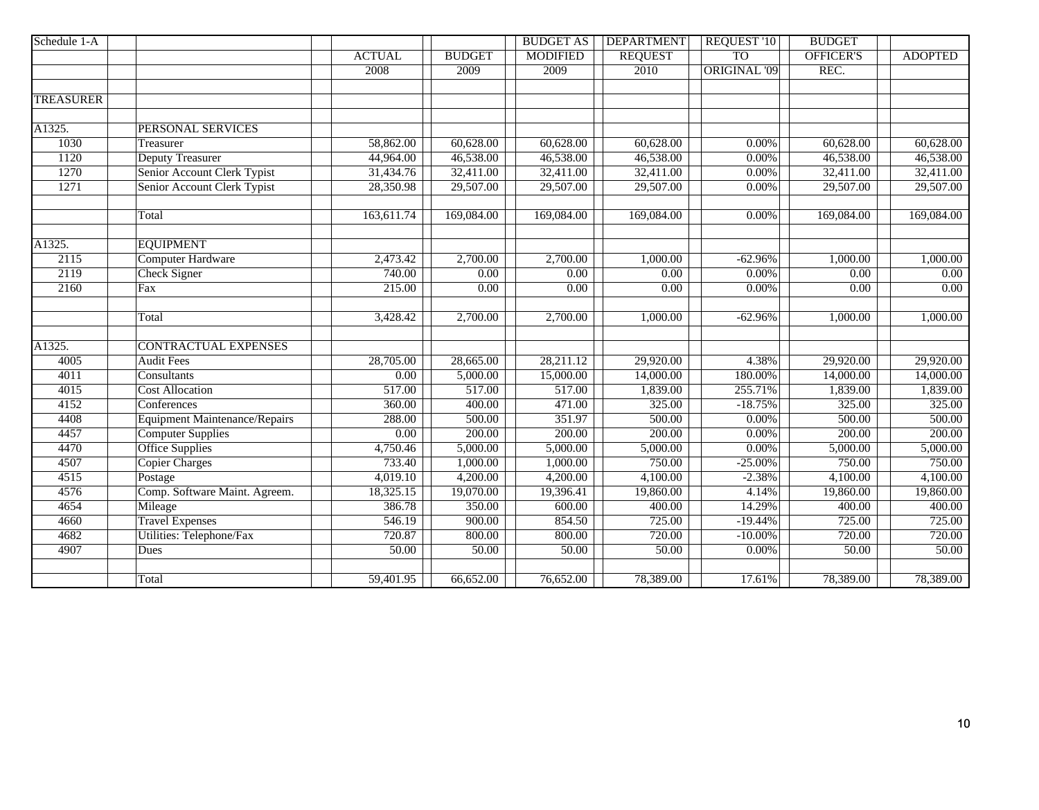| Schedule 1-A | | ACTUAL | BUDGET | BUDGET AS MODIFIED | DEPARTMENT REQUEST | REQUEST '10 TO ORIGINAL '09 | BUDGET OFFICER'S REC. | ADOPTED |
|---|---|---|---|---|---|---|---|---|
| | | 2008 | 2009 | 2009 | 2010 | | | |
| TREASURER | | | | | | | | |
| A1325. | PERSONAL SERVICES | | | | | | | |
| 1030 | Treasurer | 58,862.00 | 60,628.00 | 60,628.00 | 60,628.00 | 0.00% | 60,628.00 | 60,628.00 |
| 1120 | Deputy Treasurer | 44,964.00 | 46,538.00 | 46,538.00 | 46,538.00 | 0.00% | 46,538.00 | 46,538.00 |
| 1270 | Senior Account Clerk Typist | 31,434.76 | 32,411.00 | 32,411.00 | 32,411.00 | 0.00% | 32,411.00 | 32,411.00 |
| 1271 | Senior Account Clerk Typist | 28,350.98 | 29,507.00 | 29,507.00 | 29,507.00 | 0.00% | 29,507.00 | 29,507.00 |
| | Total | 163,611.74 | 169,084.00 | 169,084.00 | 169,084.00 | 0.00% | 169,084.00 | 169,084.00 |
| A1325. | EQUIPMENT | | | | | | | |
| 2115 | Computer Hardware | 2,473.42 | 2,700.00 | 2,700.00 | 1,000.00 | -62.96% | 1,000.00 | 1,000.00 |
| 2119 | Check Signer | 740.00 | 0.00 | 0.00 | 0.00 | 0.00% | 0.00 | 0.00 |
| 2160 | Fax | 215.00 | 0.00 | 0.00 | 0.00 | 0.00% | 0.00 | 0.00 |
| | Total | 3,428.42 | 2,700.00 | 2,700.00 | 1,000.00 | -62.96% | 1,000.00 | 1,000.00 |
| A1325. | CONTRACTUAL EXPENSES | | | | | | | |
| 4005 | Audit Fees | 28,705.00 | 28,665.00 | 28,211.12 | 29,920.00 | 4.38% | 29,920.00 | 29,920.00 |
| 4011 | Consultants | 0.00 | 5,000.00 | 15,000.00 | 14,000.00 | 180.00% | 14,000.00 | 14,000.00 |
| 4015 | Cost Allocation | 517.00 | 517.00 | 517.00 | 1,839.00 | 255.71% | 1,839.00 | 1,839.00 |
| 4152 | Conferences | 360.00 | 400.00 | 471.00 | 325.00 | -18.75% | 325.00 | 325.00 |
| 4408 | Equipment Maintenance/Repairs | 288.00 | 500.00 | 351.97 | 500.00 | 0.00% | 500.00 | 500.00 |
| 4457 | Computer Supplies | 0.00 | 200.00 | 200.00 | 200.00 | 0.00% | 200.00 | 200.00 |
| 4470 | Office Supplies | 4,750.46 | 5,000.00 | 5,000.00 | 5,000.00 | 0.00% | 5,000.00 | 5,000.00 |
| 4507 | Copier Charges | 733.40 | 1,000.00 | 1,000.00 | 750.00 | -25.00% | 750.00 | 750.00 |
| 4515 | Postage | 4,019.10 | 4,200.00 | 4,200.00 | 4,100.00 | -2.38% | 4,100.00 | 4,100.00 |
| 4576 | Comp. Software Maint. Agreem. | 18,325.15 | 19,070.00 | 19,396.41 | 19,860.00 | 4.14% | 19,860.00 | 19,860.00 |
| 4654 | Mileage | 386.78 | 350.00 | 600.00 | 400.00 | 14.29% | 400.00 | 400.00 |
| 4660 | Travel Expenses | 546.19 | 900.00 | 854.50 | 725.00 | -19.44% | 725.00 | 725.00 |
| 4682 | Utilities: Telephone/Fax | 720.87 | 800.00 | 800.00 | 720.00 | -10.00% | 720.00 | 720.00 |
| 4907 | Dues | 50.00 | 50.00 | 50.00 | 50.00 | 0.00% | 50.00 | 50.00 |
| | Total | 59,401.95 | 66,652.00 | 76,652.00 | 78,389.00 | 17.61% | 78,389.00 | 78,389.00 |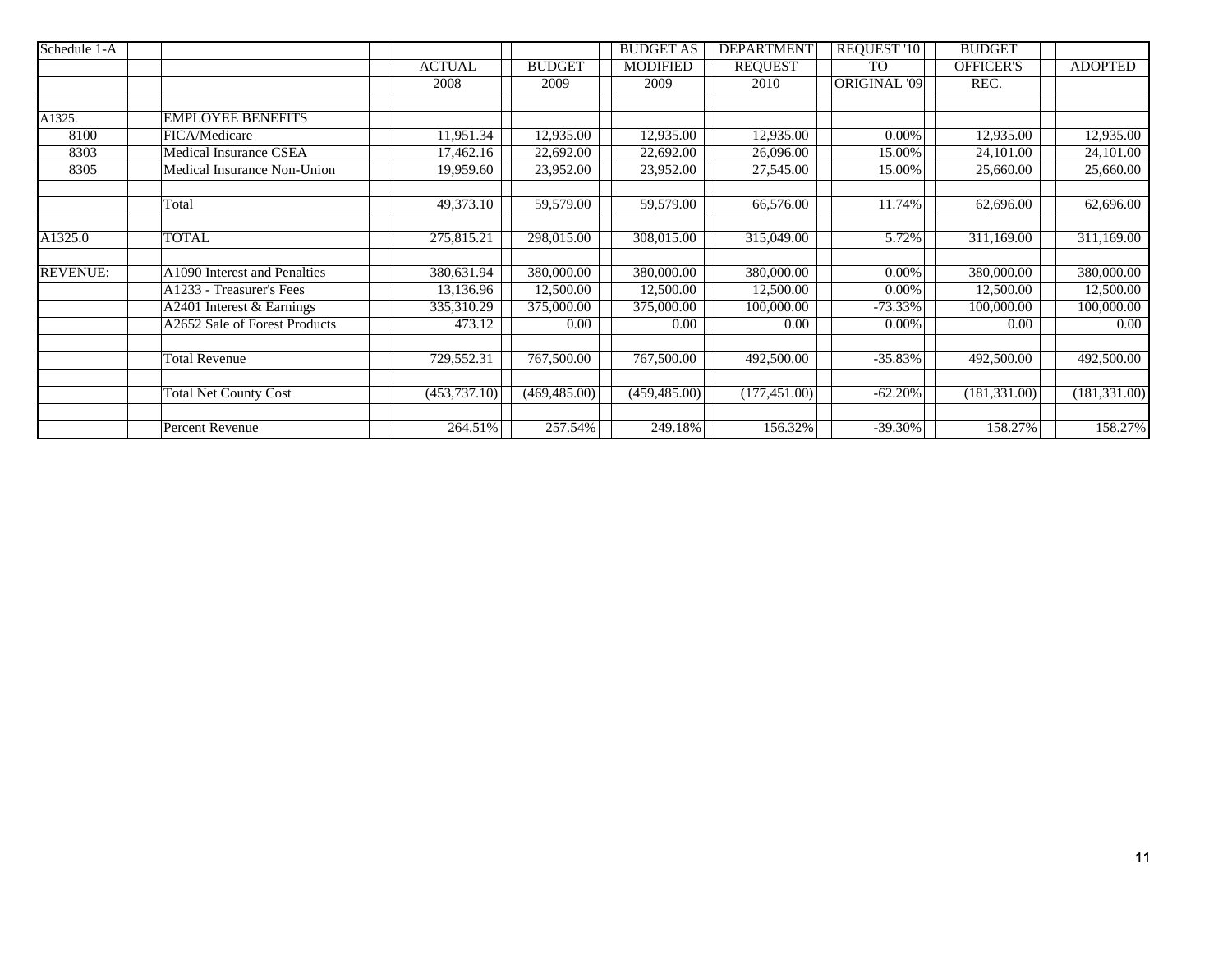| Schedule 1-A | | ACTUAL 2008 | BUDGET 2009 | BUDGET AS MODIFIED 2009 | DEPARTMENT REQUEST 2010 | REQUEST '10 TO ORIGINAL '09 | BUDGET OFFICER'S REC. | ADOPTED |
|---|---|---|---|---|---|---|---|---|
| | | | | | | | | |
| A1325. | EMPLOYEE BENEFITS | | | | | | | |
| 8100 | FICA/Medicare | 11,951.34 | 12,935.00 | 12,935.00 | 12,935.00 | 0.00% | 12,935.00 | 12,935.00 |
| 8303 | Medical Insurance CSEA | 17,462.16 | 22,692.00 | 22,692.00 | 26,096.00 | 15.00% | 24,101.00 | 24,101.00 |
| 8305 | Medical Insurance Non-Union | 19,959.60 | 23,952.00 | 23,952.00 | 27,545.00 | 15.00% | 25,660.00 | 25,660.00 |
| | | | | | | | | |
| | Total | 49,373.10 | 59,579.00 | 59,579.00 | 66,576.00 | 11.74% | 62,696.00 | 62,696.00 |
| | | | | | | | | |
| A1325.0 | TOTAL | 275,815.21 | 298,015.00 | 308,015.00 | 315,049.00 | 5.72% | 311,169.00 | 311,169.00 |
| | | | | | | | | |
| REVENUE: | A1090 Interest and Penalties | 380,631.94 | 380,000.00 | 380,000.00 | 380,000.00 | 0.00% | 380,000.00 | 380,000.00 |
| | A1233 - Treasurer's Fees | 13,136.96 | 12,500.00 | 12,500.00 | 12,500.00 | 0.00% | 12,500.00 | 12,500.00 |
| | A2401 Interest & Earnings | 335,310.29 | 375,000.00 | 375,000.00 | 100,000.00 | -73.33% | 100,000.00 | 100,000.00 |
| | A2652 Sale of Forest Products | 473.12 | 0.00 | 0.00 | 0.00 | 0.00% | 0.00 | 0.00 |
| | | | | | | | | |
| | Total Revenue | 729,552.31 | 767,500.00 | 767,500.00 | 492,500.00 | -35.83% | 492,500.00 | 492,500.00 |
| | | | | | | | | |
| | Total Net County Cost | (453,737.10) | (469,485.00) | (459,485.00) | (177,451.00) | -62.20% | (181,331.00) | (181,331.00) |
| | | | | | | | | |
| | Percent Revenue | 264.51% | 257.54% | 249.18% | 156.32% | -39.30% | 158.27% | 158.27% |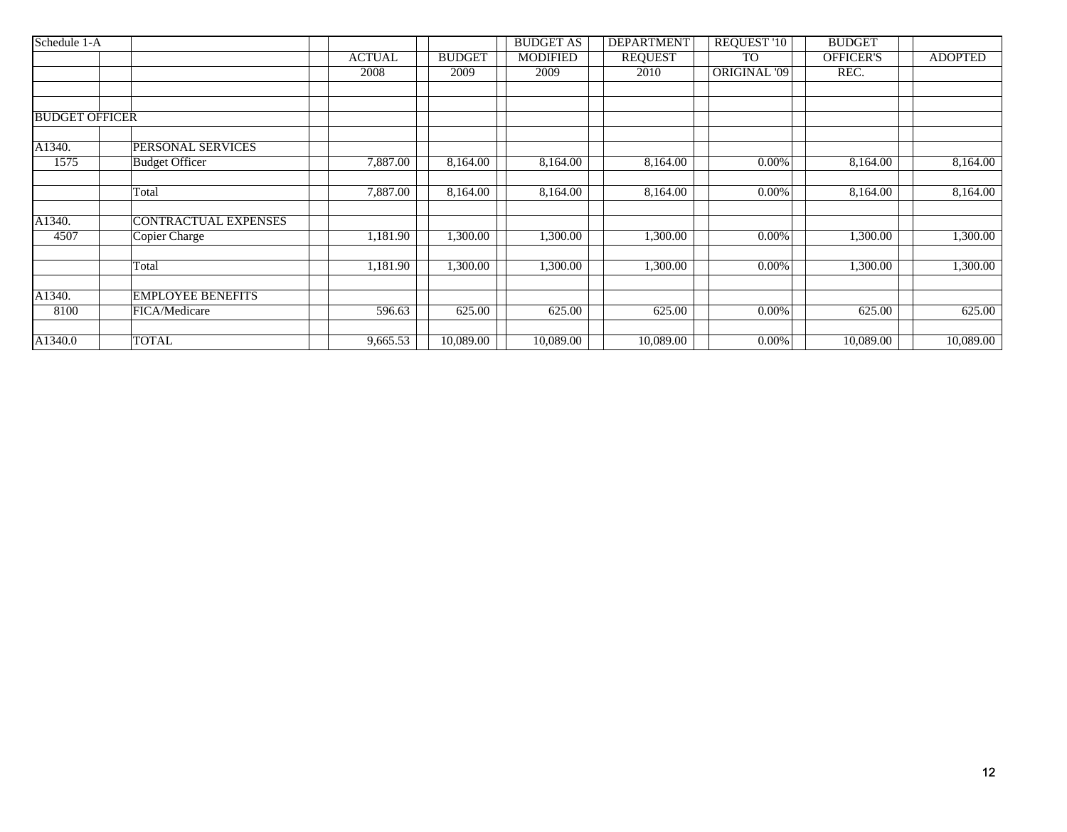| Schedule 1-A | | | ACTUAL | BUDGET | BUDGET AS MODIFIED | DEPARTMENT REQUEST | REQUEST '10 TO ORIGINAL '09 | BUDGET OFFICER'S REC. | ADOPTED |
|---|---|---|---|---|---|---|---|---|---|
| | | | 2008 | 2009 | 2009 | 2010 | | | |
| BUDGET OFFICER | | | | | | | | | |
| A1340. | | PERSONAL SERVICES | | | | | | | |
| 1575 | | Budget Officer | 7,887.00 | 8,164.00 | 8,164.00 | 8,164.00 | 0.00% | 8,164.00 | 8,164.00 |
| | | Total | 7,887.00 | 8,164.00 | 8,164.00 | 8,164.00 | 0.00% | 8,164.00 | 8,164.00 |
| A1340. | | CONTRACTUAL EXPENSES | | | | | | | |
| 4507 | | Copier Charge | 1,181.90 | 1,300.00 | 1,300.00 | 1,300.00 | 0.00% | 1,300.00 | 1,300.00 |
| | | Total | 1,181.90 | 1,300.00 | 1,300.00 | 1,300.00 | 0.00% | 1,300.00 | 1,300.00 |
| A1340. | | EMPLOYEE BENEFITS | | | | | | | |
| 8100 | | FICA/Medicare | 596.63 | 625.00 | 625.00 | 625.00 | 0.00% | 625.00 | 625.00 |
| A1340.0 | | TOTAL | 9,665.53 | 10,089.00 | 10,089.00 | 10,089.00 | 0.00% | 10,089.00 | 10,089.00 |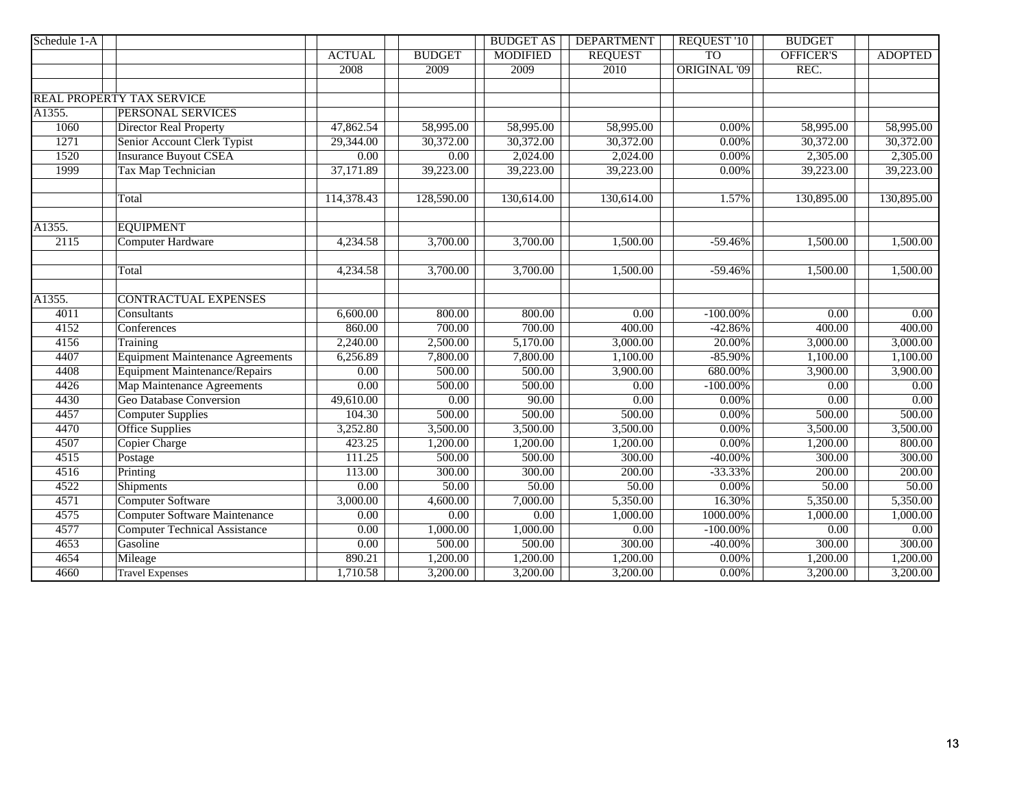| Schedule 1-A | | ACTUAL | BUDGET | BUDGET AS MODIFIED | DEPARTMENT REQUEST | REQUEST '10 TO ORIGINAL '09 | BUDGET OFFICER'S REC. | ADOPTED |
|---|---|---|---|---|---|---|---|---|
| | | 2008 | 2009 | 2009 | 2010 | | | |
| REAL PROPERTY TAX SERVICE | | | | | | | | |
| A1355. | PERSONAL SERVICES | | | | | | | |
| 1060 | Director Real Property | 47,862.54 | 58,995.00 | 58,995.00 | 58,995.00 | 0.00% | 58,995.00 | 58,995.00 |
| 1271 | Senior Account Clerk Typist | 29,344.00 | 30,372.00 | 30,372.00 | 30,372.00 | 0.00% | 30,372.00 | 30,372.00 |
| 1520 | Insurance Buyout CSEA | 0.00 | 0.00 | 2,024.00 | 2,024.00 | 0.00% | 2,305.00 | 2,305.00 |
| 1999 | Tax Map Technician | 37,171.89 | 39,223.00 | 39,223.00 | 39,223.00 | 0.00% | 39,223.00 | 39,223.00 |
| | Total | 114,378.43 | 128,590.00 | 130,614.00 | 130,614.00 | 1.57% | 130,895.00 | 130,895.00 |
| A1355. | EQUIPMENT | | | | | | | |
| 2115 | Computer Hardware | 4,234.58 | 3,700.00 | 3,700.00 | 1,500.00 | -59.46% | 1,500.00 | 1,500.00 |
| | Total | 4,234.58 | 3,700.00 | 3,700.00 | 1,500.00 | -59.46% | 1,500.00 | 1,500.00 |
| A1355. | CONTRACTUAL EXPENSES | | | | | | | |
| 4011 | Consultants | 6,600.00 | 800.00 | 800.00 | 0.00 | -100.00% | 0.00 | 0.00 |
| 4152 | Conferences | 860.00 | 700.00 | 700.00 | 400.00 | -42.86% | 400.00 | 400.00 |
| 4156 | Training | 2,240.00 | 2,500.00 | 5,170.00 | 3,000.00 | 20.00% | 3,000.00 | 3,000.00 |
| 4407 | Equipment Maintenance Agreements | 6,256.89 | 7,800.00 | 7,800.00 | 1,100.00 | -85.90% | 1,100.00 | 1,100.00 |
| 4408 | Equipment Maintenance/Repairs | 0.00 | 500.00 | 500.00 | 3,900.00 | 680.00% | 3,900.00 | 3,900.00 |
| 4426 | Map Maintenance Agreements | 0.00 | 500.00 | 500.00 | 0.00 | -100.00% | 0.00 | 0.00 |
| 4430 | Geo Database Conversion | 49,610.00 | 0.00 | 90.00 | 0.00 | 0.00% | 0.00 | 0.00 |
| 4457 | Computer Supplies | 104.30 | 500.00 | 500.00 | 500.00 | 0.00% | 500.00 | 500.00 |
| 4470 | Office Supplies | 3,252.80 | 3,500.00 | 3,500.00 | 3,500.00 | 0.00% | 3,500.00 | 3,500.00 |
| 4507 | Copier Charge | 423.25 | 1,200.00 | 1,200.00 | 1,200.00 | 0.00% | 1,200.00 | 800.00 |
| 4515 | Postage | 111.25 | 500.00 | 500.00 | 300.00 | -40.00% | 300.00 | 300.00 |
| 4516 | Printing | 113.00 | 300.00 | 300.00 | 200.00 | -33.33% | 200.00 | 200.00 |
| 4522 | Shipments | 0.00 | 50.00 | 50.00 | 50.00 | 0.00% | 50.00 | 50.00 |
| 4571 | Computer Software | 3,000.00 | 4,600.00 | 7,000.00 | 5,350.00 | 16.30% | 5,350.00 | 5,350.00 |
| 4575 | Computer Software Maintenance | 0.00 | 0.00 | 0.00 | 1,000.00 | 1000.00% | 1,000.00 | 1,000.00 |
| 4577 | Computer Technical Assistance | 0.00 | 1,000.00 | 1,000.00 | 0.00 | -100.00% | 0.00 | 0.00 |
| 4653 | Gasoline | 0.00 | 500.00 | 500.00 | 300.00 | -40.00% | 300.00 | 300.00 |
| 4654 | Mileage | 890.21 | 1,200.00 | 1,200.00 | 1,200.00 | 0.00% | 1,200.00 | 1,200.00 |
| 4660 | Travel Expenses | 1,710.58 | 3,200.00 | 3,200.00 | 3,200.00 | 0.00% | 3,200.00 | 3,200.00 |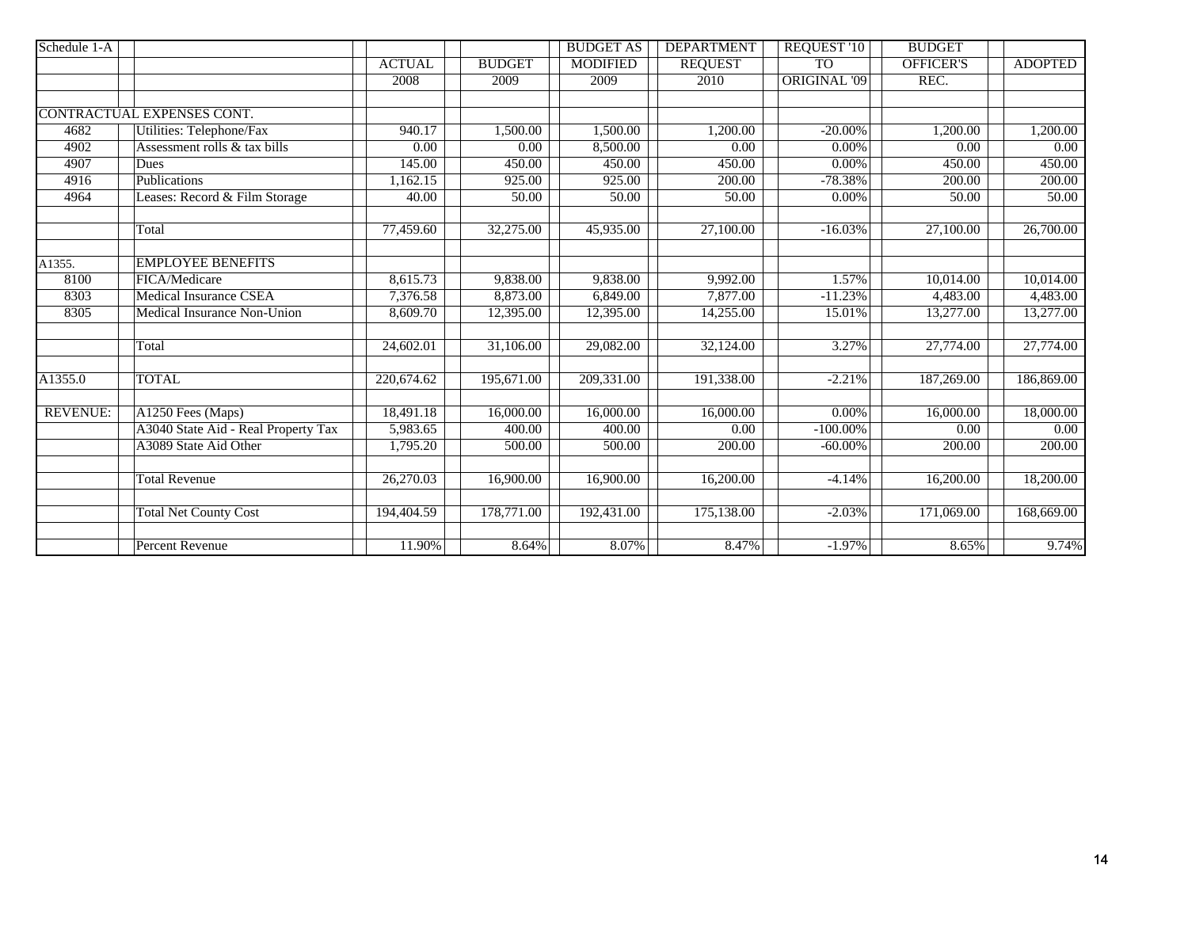| Schedule 1-A | | ACTUAL | BUDGET | BUDGET AS MODIFIED | DEPARTMENT REQUEST | REQUEST '10 TO ORIGINAL '09 | BUDGET OFFICER'S REC. | ADOPTED |
|---|---|---|---|---|---|---|---|---|
| | | 2008 | 2009 | 2009 | 2010 | | | |
| CONTRACTUAL EXPENSES CONT. | | | | | | | | |
| 4682 | Utilities: Telephone/Fax | 940.17 | 1,500.00 | 1,500.00 | 1,200.00 | -20.00% | 1,200.00 | 1,200.00 |
| 4902 | Assessment rolls & tax bills | 0.00 | 0.00 | 8,500.00 | 0.00 | 0.00% | 0.00 | 0.00 |
| 4907 | Dues | 145.00 | 450.00 | 450.00 | 450.00 | 0.00% | 450.00 | 450.00 |
| 4916 | Publications | 1,162.15 | 925.00 | 925.00 | 200.00 | -78.38% | 200.00 | 200.00 |
| 4964 | Leases: Record & Film Storage | 40.00 | 50.00 | 50.00 | 50.00 | 0.00% | 50.00 | 50.00 |
| | | | | | | | | |
| | Total | 77,459.60 | 32,275.00 | 45,935.00 | 27,100.00 | -16.03% | 27,100.00 | 26,700.00 |
| | | | | | | | | |
| A1355. | EMPLOYEE BENEFITS | | | | | | | |
| 8100 | FICA/Medicare | 8,615.73 | 9,838.00 | 9,838.00 | 9,992.00 | 1.57% | 10,014.00 | 10,014.00 |
| 8303 | Medical Insurance CSEA | 7,376.58 | 8,873.00 | 6,849.00 | 7,877.00 | -11.23% | 4,483.00 | 4,483.00 |
| 8305 | Medical Insurance Non-Union | 8,609.70 | 12,395.00 | 12,395.00 | 14,255.00 | 15.01% | 13,277.00 | 13,277.00 |
| | | | | | | | | |
| | Total | 24,602.01 | 31,106.00 | 29,082.00 | 32,124.00 | 3.27% | 27,774.00 | 27,774.00 |
| | | | | | | | | |
| A1355.0 | TOTAL | 220,674.62 | 195,671.00 | 209,331.00 | 191,338.00 | -2.21% | 187,269.00 | 186,869.00 |
| | | | | | | | | |
| REVENUE: | A1250 Fees (Maps) | 18,491.18 | 16,000.00 | 16,000.00 | 16,000.00 | 0.00% | 16,000.00 | 18,000.00 |
| | A3040 State Aid - Real Property Tax | 5,983.65 | 400.00 | 400.00 | 0.00 | -100.00% | 0.00 | 0.00 |
| | A3089 State Aid Other | 1,795.20 | 500.00 | 500.00 | 200.00 | -60.00% | 200.00 | 200.00 |
| | | | | | | | | |
| | Total Revenue | 26,270.03 | 16,900.00 | 16,900.00 | 16,200.00 | -4.14% | 16,200.00 | 18,200.00 |
| | | | | | | | | |
| | Total Net County Cost | 194,404.59 | 178,771.00 | 192,431.00 | 175,138.00 | -2.03% | 171,069.00 | 168,669.00 |
| | | | | | | | | |
| | Percent Revenue | 11.90% | 8.64% | 8.07% | 8.47% | -1.97% | 8.65% | 9.74% |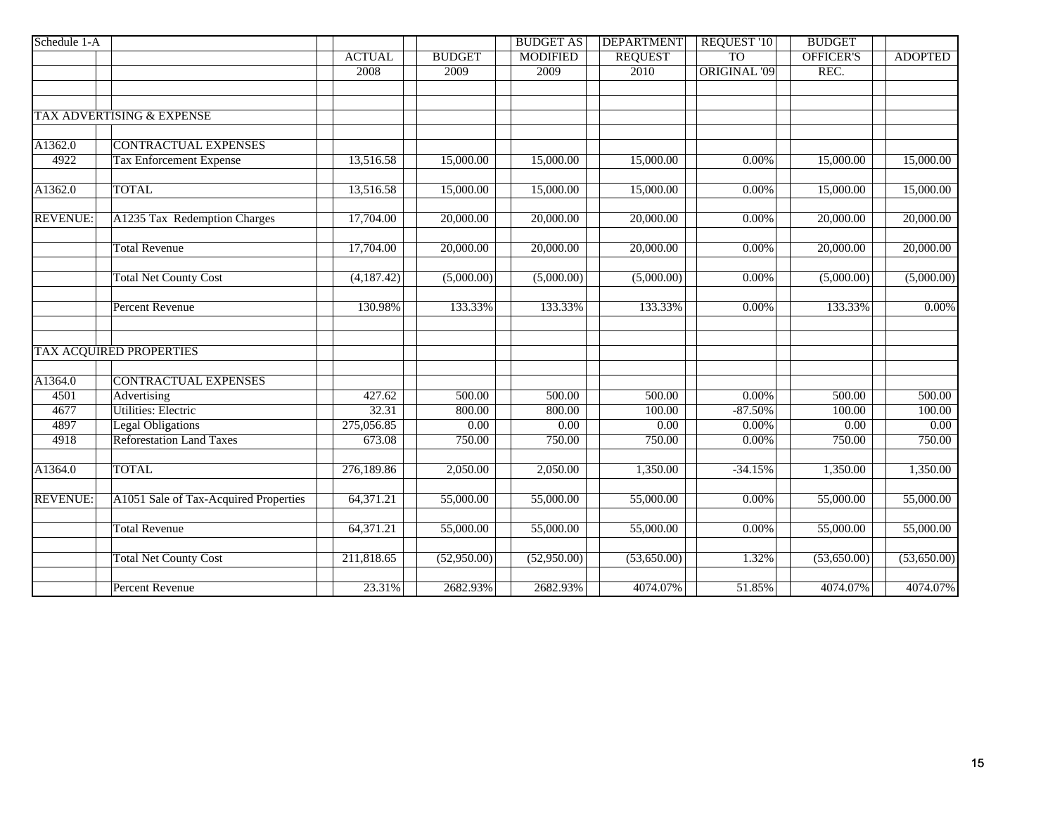| Schedule 1-A | | ACTUAL 2008 | BUDGET 2009 | BUDGET AS MODIFIED 2009 | DEPARTMENT REQUEST 2010 | REQUEST '10 TO ORIGINAL '09 | BUDGET OFFICER'S REC. | ADOPTED |
|---|---|---|---|---|---|---|---|---|
| TAX ADVERTISING & EXPENSE | | | | | | | | |
| A1362.0 | CONTRACTUAL EXPENSES | | | | | | | |
| 4922 | Tax Enforcement Expense | 13,516.58 | 15,000.00 | 15,000.00 | 15,000.00 | 0.00% | 15,000.00 | 15,000.00 |
| A1362.0 | TOTAL | 13,516.58 | 15,000.00 | 15,000.00 | 15,000.00 | 0.00% | 15,000.00 | 15,000.00 |
| REVENUE: | A1235 Tax Redemption Charges | 17,704.00 | 20,000.00 | 20,000.00 | 20,000.00 | 0.00% | 20,000.00 | 20,000.00 |
| | Total Revenue | 17,704.00 | 20,000.00 | 20,000.00 | 20,000.00 | 0.00% | 20,000.00 | 20,000.00 |
| | Total Net County Cost | (4,187.42) | (5,000.00) | (5,000.00) | (5,000.00) | 0.00% | (5,000.00) | (5,000.00) |
| | Percent Revenue | 130.98% | 133.33% | 133.33% | 133.33% | 0.00% | 133.33% | 0.00% |
| TAX ACQUIRED PROPERTIES | | | | | | | | |
| A1364.0 | CONTRACTUAL EXPENSES | | | | | | | |
| 4501 | Advertising | 427.62 | 500.00 | 500.00 | 500.00 | 0.00% | 500.00 | 500.00 |
| 4677 | Utilities: Electric | 32.31 | 800.00 | 800.00 | 100.00 | -87.50% | 100.00 | 100.00 |
| 4897 | Legal Obligations | 275,056.85 | 0.00 | 0.00 | 0.00 | 0.00% | 0.00 | 0.00 |
| 4918 | Reforestation Land Taxes | 673.08 | 750.00 | 750.00 | 750.00 | 0.00% | 750.00 | 750.00 |
| A1364.0 | TOTAL | 276,189.86 | 2,050.00 | 2,050.00 | 1,350.00 | -34.15% | 1,350.00 | 1,350.00 |
| REVENUE: | A1051 Sale of Tax-Acquired Properties | 64,371.21 | 55,000.00 | 55,000.00 | 55,000.00 | 0.00% | 55,000.00 | 55,000.00 |
| | Total Revenue | 64,371.21 | 55,000.00 | 55,000.00 | 55,000.00 | 0.00% | 55,000.00 | 55,000.00 |
| | Total Net County Cost | 211,818.65 | (52,950.00) | (52,950.00) | (53,650.00) | 1.32% | (53,650.00) | (53,650.00) |
| | Percent Revenue | 23.31% | 2682.93% | 2682.93% | 4074.07% | 51.85% | 4074.07% | 4074.07% |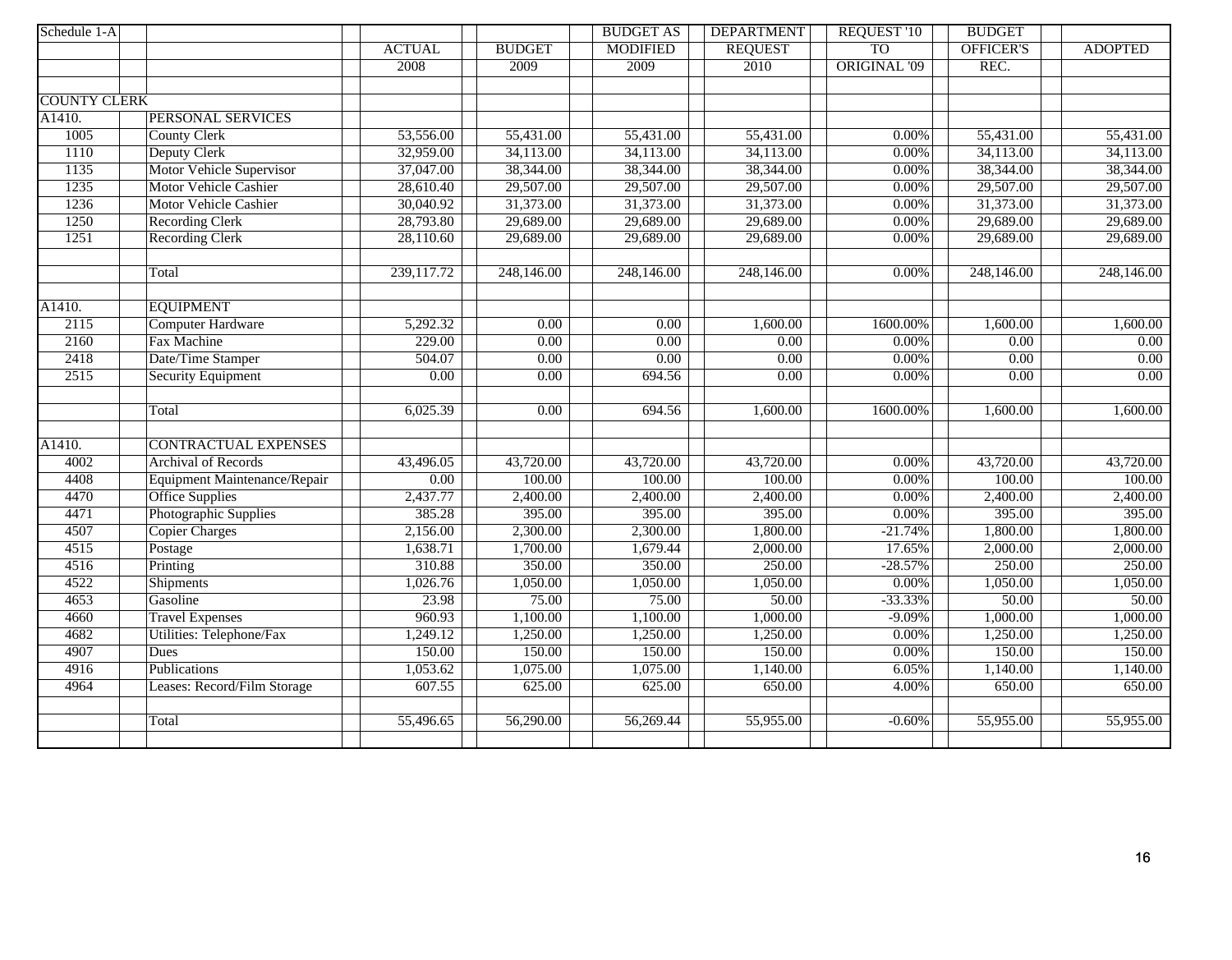| Schedule 1-A | | ACTUAL | BUDGET | BUDGET AS | DEPARTMENT | REQUEST '10 | BUDGET | |
|---|---|---|---|---|---|---|---|---|
| | | | | MODIFIED | REQUEST | TO | OFFICER'S | ADOPTED |
| | | 2008 | 2009 | 2009 | 2010 | ORIGINAL '09 | REC. | |
| COUNTY CLERK | | | | | | | | |
| A1410. | PERSONAL SERVICES | | | | | | | |
| 1005 | County Clerk | 53,556.00 | 55,431.00 | 55,431.00 | 55,431.00 | 0.00% | 55,431.00 | 55,431.00 |
| 1110 | Deputy Clerk | 32,959.00 | 34,113.00 | 34,113.00 | 34,113.00 | 0.00% | 34,113.00 | 34,113.00 |
| 1135 | Motor Vehicle Supervisor | 37,047.00 | 38,344.00 | 38,344.00 | 38,344.00 | 0.00% | 38,344.00 | 38,344.00 |
| 1235 | Motor Vehicle Cashier | 28,610.40 | 29,507.00 | 29,507.00 | 29,507.00 | 0.00% | 29,507.00 | 29,507.00 |
| 1236 | Motor Vehicle Cashier | 30,040.92 | 31,373.00 | 31,373.00 | 31,373.00 | 0.00% | 31,373.00 | 31,373.00 |
| 1250 | Recording Clerk | 28,793.80 | 29,689.00 | 29,689.00 | 29,689.00 | 0.00% | 29,689.00 | 29,689.00 |
| 1251 | Recording Clerk | 28,110.60 | 29,689.00 | 29,689.00 | 29,689.00 | 0.00% | 29,689.00 | 29,689.00 |
| | Total | 239,117.72 | 248,146.00 | 248,146.00 | 248,146.00 | 0.00% | 248,146.00 | 248,146.00 |
| A1410. | EQUIPMENT | | | | | | | |
| 2115 | Computer Hardware | 5,292.32 | 0.00 | 0.00 | 1,600.00 | 1600.00% | 1,600.00 | 1,600.00 |
| 2160 | Fax Machine | 229.00 | 0.00 | 0.00 | 0.00 | 0.00% | 0.00 | 0.00 |
| 2418 | Date/Time Stamper | 504.07 | 0.00 | 0.00 | 0.00 | 0.00% | 0.00 | 0.00 |
| 2515 | Security Equipment | 0.00 | 0.00 | 694.56 | 0.00 | 0.00% | 0.00 | 0.00 |
| | Total | 6,025.39 | 0.00 | 694.56 | 1,600.00 | 1600.00% | 1,600.00 | 1,600.00 |
| A1410. | CONTRACTUAL EXPENSES | | | | | | | |
| 4002 | Archival of Records | 43,496.05 | 43,720.00 | 43,720.00 | 43,720.00 | 0.00% | 43,720.00 | 43,720.00 |
| 4408 | Equipment Maintenance/Repair | 0.00 | 100.00 | 100.00 | 100.00 | 0.00% | 100.00 | 100.00 |
| 4470 | Office Supplies | 2,437.77 | 2,400.00 | 2,400.00 | 2,400.00 | 0.00% | 2,400.00 | 2,400.00 |
| 4471 | Photographic Supplies | 385.28 | 395.00 | 395.00 | 395.00 | 0.00% | 395.00 | 395.00 |
| 4507 | Copier Charges | 2,156.00 | 2,300.00 | 2,300.00 | 1,800.00 | -21.74% | 1,800.00 | 1,800.00 |
| 4515 | Postage | 1,638.71 | 1,700.00 | 1,679.44 | 2,000.00 | 17.65% | 2,000.00 | 2,000.00 |
| 4516 | Printing | 310.88 | 350.00 | 350.00 | 250.00 | -28.57% | 250.00 | 250.00 |
| 4522 | Shipments | 1,026.76 | 1,050.00 | 1,050.00 | 1,050.00 | 0.00% | 1,050.00 | 1,050.00 |
| 4653 | Gasoline | 23.98 | 75.00 | 75.00 | 50.00 | -33.33% | 50.00 | 50.00 |
| 4660 | Travel Expenses | 960.93 | 1,100.00 | 1,100.00 | 1,000.00 | -9.09% | 1,000.00 | 1,000.00 |
| 4682 | Utilities: Telephone/Fax | 1,249.12 | 1,250.00 | 1,250.00 | 1,250.00 | 0.00% | 1,250.00 | 1,250.00 |
| 4907 | Dues | 150.00 | 150.00 | 150.00 | 150.00 | 0.00% | 150.00 | 150.00 |
| 4916 | Publications | 1,053.62 | 1,075.00 | 1,075.00 | 1,140.00 | 6.05% | 1,140.00 | 1,140.00 |
| 4964 | Leases: Record/Film Storage | 607.55 | 625.00 | 625.00 | 650.00 | 4.00% | 650.00 | 650.00 |
| | Total | 55,496.65 | 56,290.00 | 56,269.44 | 55,955.00 | -0.60% | 55,955.00 | 55,955.00 |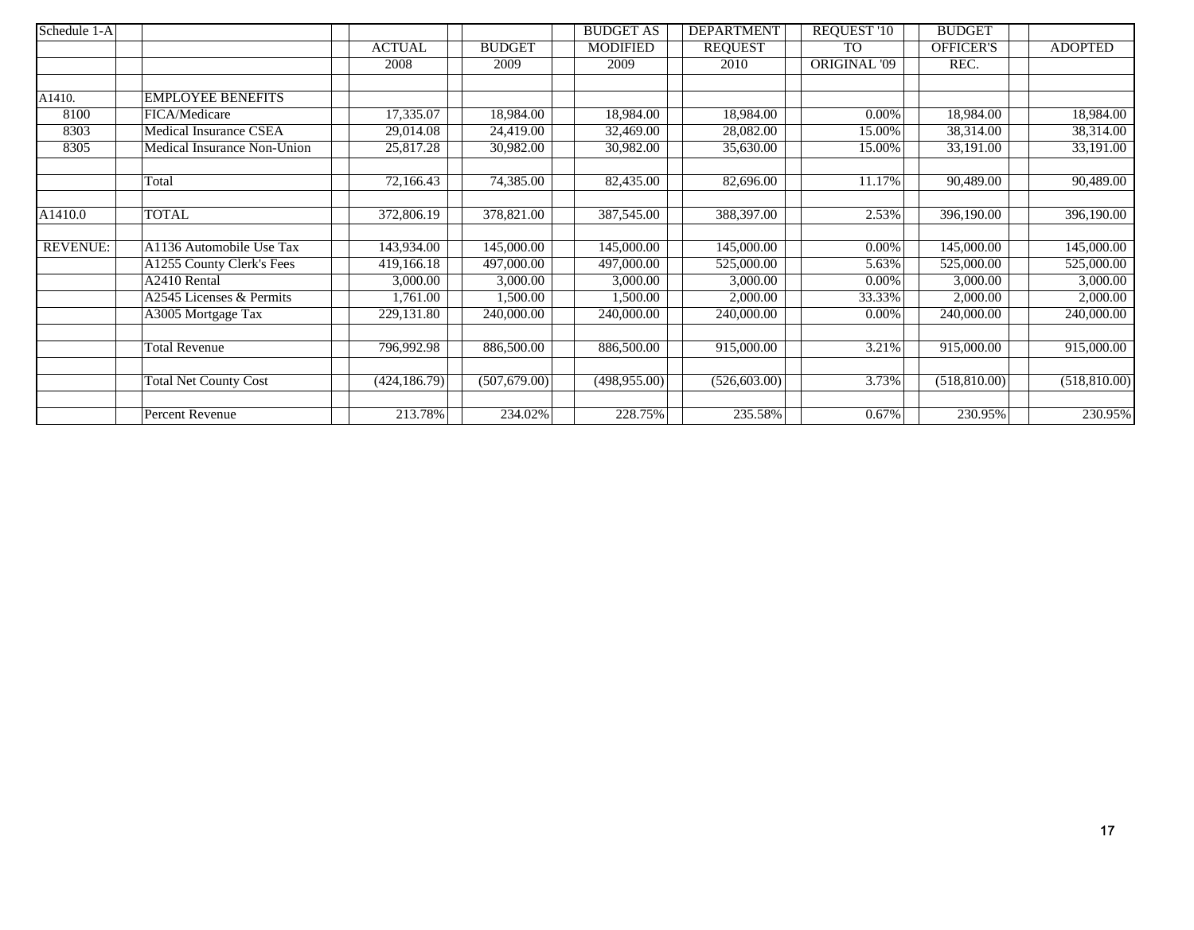| Schedule 1-A | | ACTUAL | BUDGET | BUDGET AS MODIFIED | DEPARTMENT REQUEST | REQUEST '10 TO | BUDGET OFFICER'S | ADOPTED |
|---|---|---|---|---|---|---|---|---|
| | | 2008 | 2009 | 2009 | 2010 | ORIGINAL '09 | REC. | |
| | | | | | | | | |
| A1410. | EMPLOYEE BENEFITS | | | | | | | |
| 8100 | FICA/Medicare | 17,335.07 | 18,984.00 | 18,984.00 | 18,984.00 | 0.00% | 18,984.00 | 18,984.00 |
| 8303 | Medical Insurance CSEA | 29,014.08 | 24,419.00 | 32,469.00 | 28,082.00 | 15.00% | 38,314.00 | 38,314.00 |
| 8305 | Medical Insurance Non-Union | 25,817.28 | 30,982.00 | 30,982.00 | 35,630.00 | 15.00% | 33,191.00 | 33,191.00 |
| | | | | | | | | |
| | Total | 72,166.43 | 74,385.00 | 82,435.00 | 82,696.00 | 11.17% | 90,489.00 | 90,489.00 |
| | | | | | | | | |
| A1410.0 | TOTAL | 372,806.19 | 378,821.00 | 387,545.00 | 388,397.00 | 2.53% | 396,190.00 | 396,190.00 |
| | | | | | | | | |
| REVENUE: | A1136 Automobile Use Tax | 143,934.00 | 145,000.00 | 145,000.00 | 145,000.00 | 0.00% | 145,000.00 | 145,000.00 |
| | A1255 County Clerk's Fees | 419,166.18 | 497,000.00 | 497,000.00 | 525,000.00 | 5.63% | 525,000.00 | 525,000.00 |
| | A2410 Rental | 3,000.00 | 3,000.00 | 3,000.00 | 3,000.00 | 0.00% | 3,000.00 | 3,000.00 |
| | A2545 Licenses & Permits | 1,761.00 | 1,500.00 | 1,500.00 | 2,000.00 | 33.33% | 2,000.00 | 2,000.00 |
| | A3005 Mortgage Tax | 229,131.80 | 240,000.00 | 240,000.00 | 240,000.00 | 0.00% | 240,000.00 | 240,000.00 |
| | | | | | | | | |
| | Total Revenue | 796,992.98 | 886,500.00 | 886,500.00 | 915,000.00 | 3.21% | 915,000.00 | 915,000.00 |
| | | | | | | | | |
| | Total Net County Cost | (424,186.79) | (507,679.00) | (498,955.00) | (526,603.00) | 3.73% | (518,810.00) | (518,810.00) |
| | | | | | | | | |
| | Percent Revenue | 213.78% | 234.02% | 228.75% | 235.58% | 0.67% | 230.95% | 230.95% |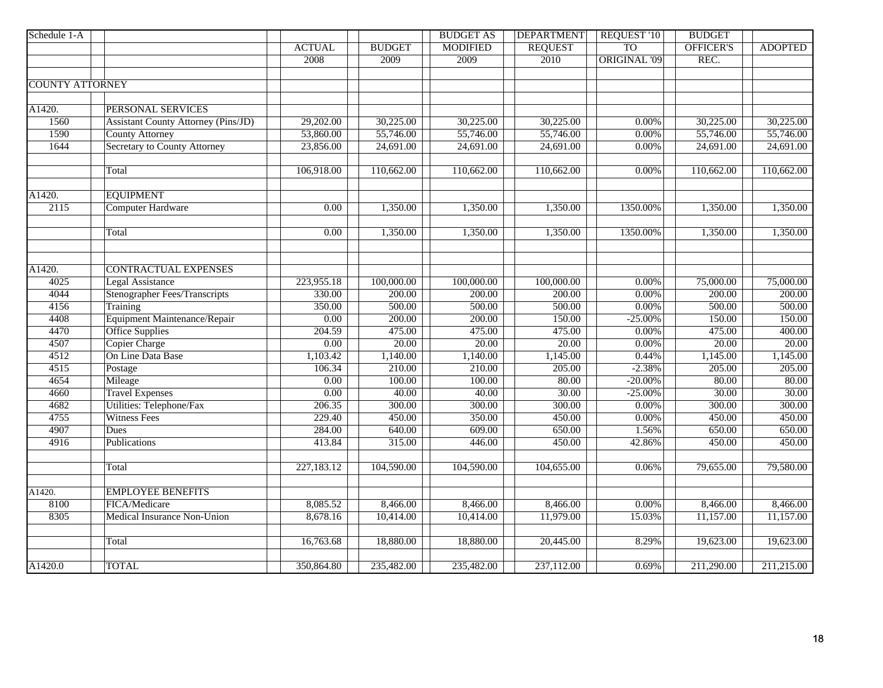| Schedule 1-A | | ACTUAL | BUDGET | BUDGET AS MODIFIED | DEPARTMENT REQUEST | REQUEST '10 TO ORIGINAL '09 | BUDGET OFFICER'S REC. | ADOPTED |
|---|---|---|---|---|---|---|---|---|
| | | 2008 | 2009 | 2009 | 2010 | | | |
| COUNTY ATTORNEY | | | | | | | | |
| A1420. | PERSONAL SERVICES | | | | | | | |
| 1560 | Assistant County Attorney (Pins/JD) | 29,202.00 | 30,225.00 | 30,225.00 | 30,225.00 | 0.00% | 30,225.00 | 30,225.00 |
| 1590 | County Attorney | 53,860.00 | 55,746.00 | 55,746.00 | 55,746.00 | 0.00% | 55,746.00 | 55,746.00 |
| 1644 | Secretary to County Attorney | 23,856.00 | 24,691.00 | 24,691.00 | 24,691.00 | 0.00% | 24,691.00 | 24,691.00 |
| | Total | 106,918.00 | 110,662.00 | 110,662.00 | 110,662.00 | 0.00% | 110,662.00 | 110,662.00 |
| A1420. | EQUIPMENT | | | | | | | |
| 2115 | Computer Hardware | 0.00 | 1,350.00 | 1,350.00 | 1,350.00 | 1350.00% | 1,350.00 | 1,350.00 |
| | Total | 0.00 | 1,350.00 | 1,350.00 | 1,350.00 | 1350.00% | 1,350.00 | 1,350.00 |
| A1420. | CONTRACTUAL EXPENSES | | | | | | | |
| 4025 | Legal Assistance | 223,955.18 | 100,000.00 | 100,000.00 | 100,000.00 | 0.00% | 75,000.00 | 75,000.00 |
| 4044 | Stenographer Fees/Transcripts | 330.00 | 200.00 | 200.00 | 200.00 | 0.00% | 200.00 | 200.00 |
| 4156 | Training | 350.00 | 500.00 | 500.00 | 500.00 | 0.00% | 500.00 | 500.00 |
| 4408 | Equipment Maintenance/Repair | 0.00 | 200.00 | 200.00 | 150.00 | -25.00% | 150.00 | 150.00 |
| 4470 | Office Supplies | 204.59 | 475.00 | 475.00 | 475.00 | 0.00% | 475.00 | 400.00 |
| 4507 | Copier Charge | 0.00 | 20.00 | 20.00 | 20.00 | 0.00% | 20.00 | 20.00 |
| 4512 | On Line Data Base | 1,103.42 | 1,140.00 | 1,140.00 | 1,145.00 | 0.44% | 1,145.00 | 1,145.00 |
| 4515 | Postage | 106.34 | 210.00 | 210.00 | 205.00 | -2.38% | 205.00 | 205.00 |
| 4654 | Mileage | 0.00 | 100.00 | 100.00 | 80.00 | -20.00% | 80.00 | 80.00 |
| 4660 | Travel Expenses | 0.00 | 40.00 | 40.00 | 30.00 | -25.00% | 30.00 | 30.00 |
| 4682 | Utilities: Telephone/Fax | 206.35 | 300.00 | 300.00 | 300.00 | 0.00% | 300.00 | 300.00 |
| 4755 | Witness Fees | 229.40 | 450.00 | 350.00 | 450.00 | 0.00% | 450.00 | 450.00 |
| 4907 | Dues | 284.00 | 640.00 | 609.00 | 650.00 | 1.56% | 650.00 | 650.00 |
| 4916 | Publications | 413.84 | 315.00 | 446.00 | 450.00 | 42.86% | 450.00 | 450.00 |
| | Total | 227,183.12 | 104,590.00 | 104,590.00 | 104,655.00 | 0.06% | 79,655.00 | 79,580.00 |
| A1420. | EMPLOYEE BENEFITS | | | | | | | |
| 8100 | FICA/Medicare | 8,085.52 | 8,466.00 | 8,466.00 | 8,466.00 | 0.00% | 8,466.00 | 8,466.00 |
| 8305 | Medical Insurance Non-Union | 8,678.16 | 10,414.00 | 10,414.00 | 11,979.00 | 15.03% | 11,157.00 | 11,157.00 |
| | Total | 16,763.68 | 18,880.00 | 18,880.00 | 20,445.00 | 8.29% | 19,623.00 | 19,623.00 |
| A1420.0 | TOTAL | 350,864.80 | 235,482.00 | 235,482.00 | 237,112.00 | 0.69% | 211,290.00 | 211,215.00 |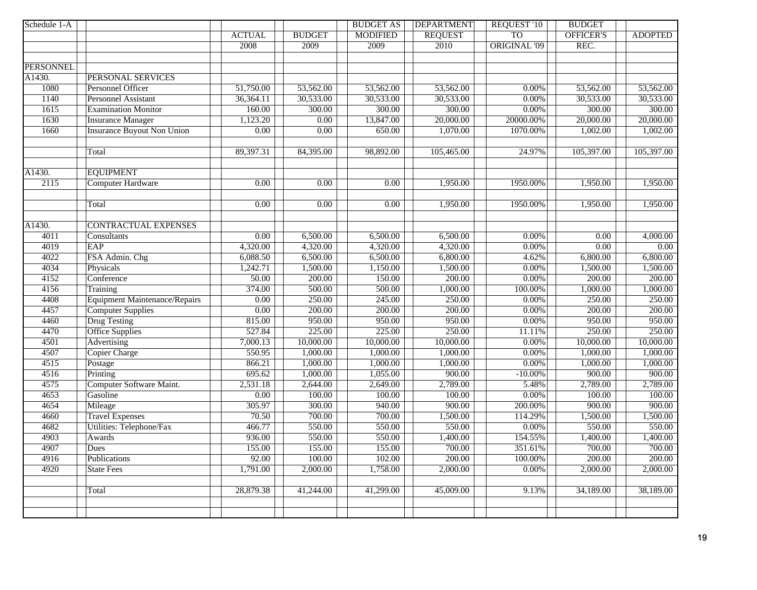| Schedule 1-A | | | | BUDGET AS | DEPARTMENT | REQUEST '10 | BUDGET | |
|---|---|---|---|---|---|---|---|---|
| | | ACTUAL | BUDGET | MODIFIED | REQUEST | TO | OFFICER'S | ADOPTED |
| | | 2008 | 2009 | 2009 | 2010 | ORIGINAL '09 | REC. | |
| | | | | | | | | |
| PERSONNEL | | | | | | | | |
| A1430. | PERSONAL SERVICES | | | | | | | |
| 1080 | Personnel Officer | 51,750.00 | 53,562.00 | 53,562.00 | 53,562.00 | 0.00% | 53,562.00 | 53,562.00 |
| 1140 | Personnel Assistant | 36,364.11 | 30,533.00 | 30,533.00 | 30,533.00 | 0.00% | 30,533.00 | 30,533.00 |
| 1615 | Examination Monitor | 160.00 | 300.00 | 300.00 | 300.00 | 0.00% | 300.00 | 300.00 |
| 1630 | Insurance Manager | 1,123.20 | 0.00 | 13,847.00 | 20,000.00 | 20000.00% | 20,000.00 | 20,000.00 |
| 1660 | Insurance Buyout Non Union | 0.00 | 0.00 | 650.00 | 1,070.00 | 1070.00% | 1,002.00 | 1,002.00 |
| | | | | | | | | |
| | Total | 89,397.31 | 84,395.00 | 98,892.00 | 105,465.00 | 24.97% | 105,397.00 | 105,397.00 |
| | | | | | | | | |
| A1430. | EQUIPMENT | | | | | | | |
| 2115 | Computer Hardware | 0.00 | 0.00 | 0.00 | 1,950.00 | 1950.00% | 1,950.00 | 1,950.00 |
| | | | | | | | | |
| | Total | 0.00 | 0.00 | 0.00 | 1,950.00 | 1950.00% | 1,950.00 | 1,950.00 |
| | | | | | | | | |
| A1430. | CONTRACTUAL EXPENSES | | | | | | | |
| 4011 | Consultants | 0.00 | 6,500.00 | 6,500.00 | 6,500.00 | 0.00% | 0.00 | 4,000.00 |
| 4019 | EAP | 4,320.00 | 4,320.00 | 4,320.00 | 4,320.00 | 0.00% | 0.00 | 0.00 |
| 4022 | FSA Admin. Chg | 6,088.50 | 6,500.00 | 6,500.00 | 6,800.00 | 4.62% | 6,800.00 | 6,800.00 |
| 4034 | Physicals | 1,242.71 | 1,500.00 | 1,150.00 | 1,500.00 | 0.00% | 1,500.00 | 1,500.00 |
| 4152 | Conference | 50.00 | 200.00 | 150.00 | 200.00 | 0.00% | 200.00 | 200.00 |
| 4156 | Training | 374.00 | 500.00 | 500.00 | 1,000.00 | 100.00% | 1,000.00 | 1,000.00 |
| 4408 | Equipment Maintenance/Repairs | 0.00 | 250.00 | 245.00 | 250.00 | 0.00% | 250.00 | 250.00 |
| 4457 | Computer Supplies | 0.00 | 200.00 | 200.00 | 200.00 | 0.00% | 200.00 | 200.00 |
| 4460 | Drug Testing | 815.00 | 950.00 | 950.00 | 950.00 | 0.00% | 950.00 | 950.00 |
| 4470 | Office Supplies | 527.84 | 225.00 | 225.00 | 250.00 | 11.11% | 250.00 | 250.00 |
| 4501 | Advertising | 7,000.13 | 10,000.00 | 10,000.00 | 10,000.00 | 0.00% | 10,000.00 | 10,000.00 |
| 4507 | Copier Charge | 550.95 | 1,000.00 | 1,000.00 | 1,000.00 | 0.00% | 1,000.00 | 1,000.00 |
| 4515 | Postage | 866.21 | 1,000.00 | 1,000.00 | 1,000.00 | 0.00% | 1,000.00 | 1,000.00 |
| 4516 | Printing | 695.62 | 1,000.00 | 1,055.00 | 900.00 | -10.00% | 900.00 | 900.00 |
| 4575 | Computer Software Maint. | 2,531.18 | 2,644.00 | 2,649.00 | 2,789.00 | 5.48% | 2,789.00 | 2,789.00 |
| 4653 | Gasoline | 0.00 | 100.00 | 100.00 | 100.00 | 0.00% | 100.00 | 100.00 |
| 4654 | Mileage | 305.97 | 300.00 | 940.00 | 900.00 | 200.00% | 900.00 | 900.00 |
| 4660 | Travel Expenses | 70.50 | 700.00 | 700.00 | 1,500.00 | 114.29% | 1,500.00 | 1,500.00 |
| 4682 | Utilities: Telephone/Fax | 466.77 | 550.00 | 550.00 | 550.00 | 0.00% | 550.00 | 550.00 |
| 4903 | Awards | 936.00 | 550.00 | 550.00 | 1,400.00 | 154.55% | 1,400.00 | 1,400.00 |
| 4907 | Dues | 155.00 | 155.00 | 155.00 | 700.00 | 351.61% | 700.00 | 700.00 |
| 4916 | Publications | 92.00 | 100.00 | 102.00 | 200.00 | 100.00% | 200.00 | 200.00 |
| 4920 | State Fees | 1,791.00 | 2,000.00 | 1,758.00 | 2,000.00 | 0.00% | 2,000.00 | 2,000.00 |
| | | | | | | | | |
| | Total | 28,879.38 | 41,244.00 | 41,299.00 | 45,009.00 | 9.13% | 34,189.00 | 38,189.00 |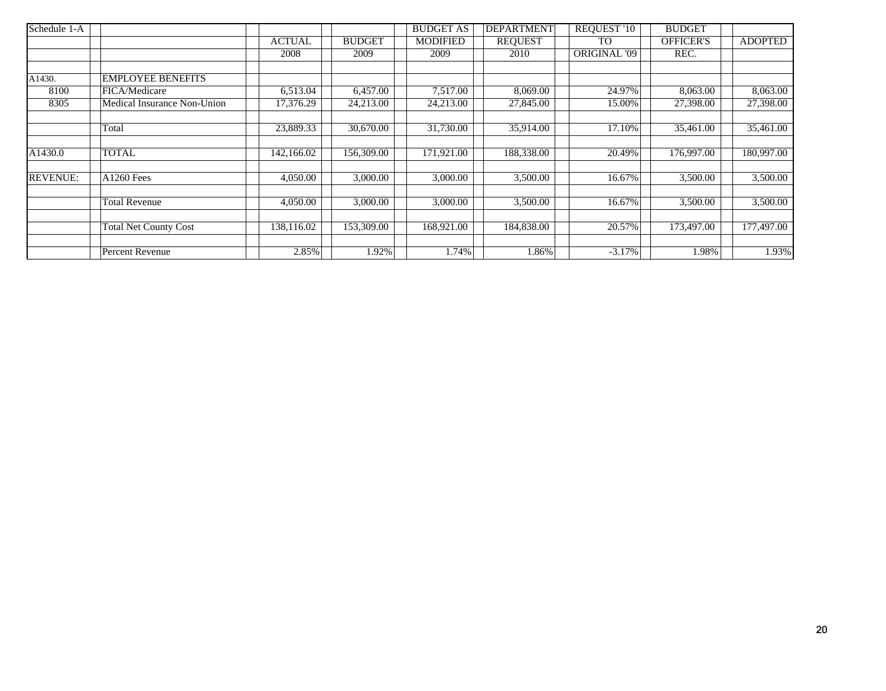| Schedule 1-A | | ACTUAL | BUDGET | BUDGET AS MODIFIED | DEPARTMENT REQUEST | REQUEST '10 TO | BUDGET OFFICER'S | ADOPTED |
|---|---|---|---|---|---|---|---|---|
| | | 2008 | 2009 | 2009 | 2010 | ORIGINAL '09 | REC. | |
| | | | | | | | | |
| A1430. | EMPLOYEE BENEFITS | | | | | | | |
| 8100 | FICA/Medicare | 6,513.04 | 6,457.00 | 7,517.00 | 8,069.00 | 24.97% | 8,063.00 | 8,063.00 |
| 8305 | Medical Insurance Non-Union | 17,376.29 | 24,213.00 | 24,213.00 | 27,845.00 | 15.00% | 27,398.00 | 27,398.00 |
| | | | | | | | | |
| | Total | 23,889.33 | 30,670.00 | 31,730.00 | 35,914.00 | 17.10% | 35,461.00 | 35,461.00 |
| | | | | | | | | |
| A1430.0 | TOTAL | 142,166.02 | 156,309.00 | 171,921.00 | 188,338.00 | 20.49% | 176,997.00 | 180,997.00 |
| | | | | | | | | |
| REVENUE: | A1260 Fees | 4,050.00 | 3,000.00 | 3,000.00 | 3,500.00 | 16.67% | 3,500.00 | 3,500.00 |
| | | | | | | | | |
| | Total Revenue | 4,050.00 | 3,000.00 | 3,000.00 | 3,500.00 | 16.67% | 3,500.00 | 3,500.00 |
| | | | | | | | | |
| | Total Net County Cost | 138,116.02 | 153,309.00 | 168,921.00 | 184,838.00 | 20.57% | 173,497.00 | 177,497.00 |
| | | | | | | | | |
| | Percent Revenue | 2.85% | 1.92% | 1.74% | 1.86% | -3.17% | 1.98% | 1.93% |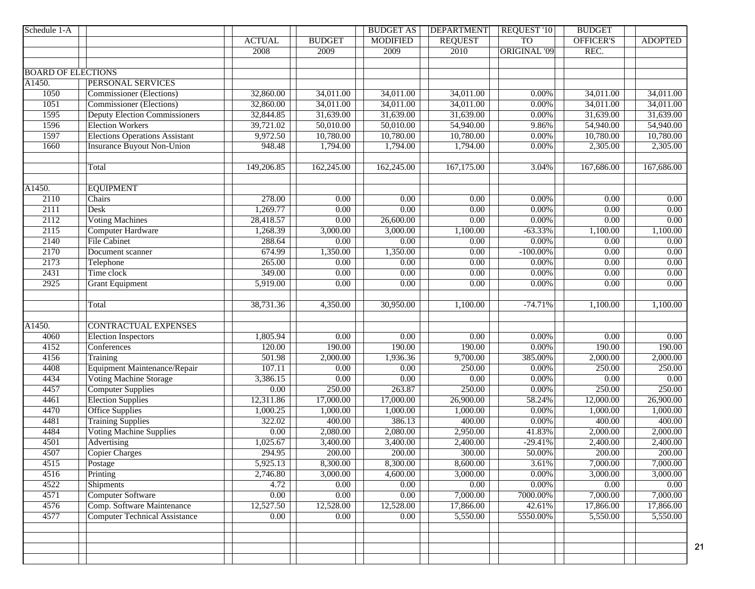| Schedule 1-A | | ACTUAL 2008 | BUDGET 2009 | BUDGET AS MODIFIED 2009 | DEPARTMENT REQUEST 2010 | REQUEST '10 TO ORIGINAL '09 | BUDGET OFFICER'S REC. | ADOPTED |
|---|---|---|---|---|---|---|---|---|
| BOARD OF ELECTIONS | | | | | | | | |
| A1450. | PERSONAL SERVICES | | | | | | | |
| 1050 | Commissioner (Elections) | 32,860.00 | 34,011.00 | 34,011.00 | 34,011.00 | 0.00% | 34,011.00 | 34,011.00 |
| 1051 | Commissioner (Elections) | 32,860.00 | 34,011.00 | 34,011.00 | 34,011.00 | 0.00% | 34,011.00 | 34,011.00 |
| 1595 | Deputy Election Commissioners | 32,844.85 | 31,639.00 | 31,639.00 | 31,639.00 | 0.00% | 31,639.00 | 31,639.00 |
| 1596 | Election Workers | 39,721.02 | 50,010.00 | 50,010.00 | 54,940.00 | 9.86% | 54,940.00 | 54,940.00 |
| 1597 | Elections Operations Assistant | 9,972.50 | 10,780.00 | 10,780.00 | 10,780.00 | 0.00% | 10,780.00 | 10,780.00 |
| 1660 | Insurance Buyout Non-Union | 948.48 | 1,794.00 | 1,794.00 | 1,794.00 | 0.00% | 2,305.00 | 2,305.00 |
| | Total | 149,206.85 | 162,245.00 | 162,245.00 | 167,175.00 | 3.04% | 167,686.00 | 167,686.00 |
| A1450. | EQUIPMENT | | | | | | | |
| 2110 | Chairs | 278.00 | 0.00 | 0.00 | 0.00 | 0.00% | 0.00 | 0.00 |
| 2111 | Desk | 1,269.77 | 0.00 | 0.00 | 0.00 | 0.00% | 0.00 | 0.00 |
| 2112 | Voting Machines | 28,418.57 | 0.00 | 26,600.00 | 0.00 | 0.00% | 0.00 | 0.00 |
| 2115 | Computer Hardware | 1,268.39 | 3,000.00 | 3,000.00 | 1,100.00 | -63.33% | 1,100.00 | 1,100.00 |
| 2140 | File Cabinet | 288.64 | 0.00 | 0.00 | 0.00 | 0.00% | 0.00 | 0.00 |
| 2170 | Document scanner | 674.99 | 1,350.00 | 1,350.00 | 0.00 | -100.00% | 0.00 | 0.00 |
| 2173 | Telephone | 265.00 | 0.00 | 0.00 | 0.00 | 0.00% | 0.00 | 0.00 |
| 2431 | Time clock | 349.00 | 0.00 | 0.00 | 0.00 | 0.00% | 0.00 | 0.00 |
| 2925 | Grant Equipment | 5,919.00 | 0.00 | 0.00 | 0.00 | 0.00% | 0.00 | 0.00 |
| | Total | 38,731.36 | 4,350.00 | 30,950.00 | 1,100.00 | -74.71% | 1,100.00 | 1,100.00 |
| A1450. | CONTRACTUAL EXPENSES | | | | | | | |
| 4060 | Election Inspectors | 1,805.94 | 0.00 | 0.00 | 0.00 | 0.00% | 0.00 | 0.00 |
| 4152 | Conferences | 120.00 | 190.00 | 190.00 | 190.00 | 0.00% | 190.00 | 190.00 |
| 4156 | Training | 501.98 | 2,000.00 | 1,936.36 | 9,700.00 | 385.00% | 2,000.00 | 2,000.00 |
| 4408 | Equipment Maintenance/Repair | 107.11 | 0.00 | 0.00 | 250.00 | 0.00% | 250.00 | 250.00 |
| 4434 | Voting Machine Storage | 3,386.15 | 0.00 | 0.00 | 0.00 | 0.00% | 0.00 | 0.00 |
| 4457 | Computer Supplies | 0.00 | 250.00 | 263.87 | 250.00 | 0.00% | 250.00 | 250.00 |
| 4461 | Election Supplies | 12,311.86 | 17,000.00 | 17,000.00 | 26,900.00 | 58.24% | 12,000.00 | 26,900.00 |
| 4470 | Office Supplies | 1,000.25 | 1,000.00 | 1,000.00 | 1,000.00 | 0.00% | 1,000.00 | 1,000.00 |
| 4481 | Training Supplies | 322.02 | 400.00 | 386.13 | 400.00 | 0.00% | 400.00 | 400.00 |
| 4484 | Voting Machine Supplies | 0.00 | 2,080.00 | 2,080.00 | 2,950.00 | 41.83% | 2,000.00 | 2,000.00 |
| 4501 | Advertising | 1,025.67 | 3,400.00 | 3,400.00 | 2,400.00 | -29.41% | 2,400.00 | 2,400.00 |
| 4507 | Copier Charges | 294.95 | 200.00 | 200.00 | 300.00 | 50.00% | 200.00 | 200.00 |
| 4515 | Postage | 5,925.13 | 8,300.00 | 8,300.00 | 8,600.00 | 3.61% | 7,000.00 | 7,000.00 |
| 4516 | Printing | 2,746.80 | 3,000.00 | 4,600.00 | 3,000.00 | 0.00% | 3,000.00 | 3,000.00 |
| 4522 | Shipments | 4.72 | 0.00 | 0.00 | 0.00 | 0.00% | 0.00 | 0.00 |
| 4571 | Computer Software | 0.00 | 0.00 | 0.00 | 7,000.00 | 7000.00% | 7,000.00 | 7,000.00 |
| 4576 | Comp. Software Maintenance | 12,527.50 | 12,528.00 | 12,528.00 | 17,866.00 | 42.61% | 17,866.00 | 17,866.00 |
| 4577 | Computer Technical Assistance | 0.00 | 0.00 | 0.00 | 5,550.00 | 5550.00% | 5,550.00 | 5,550.00 |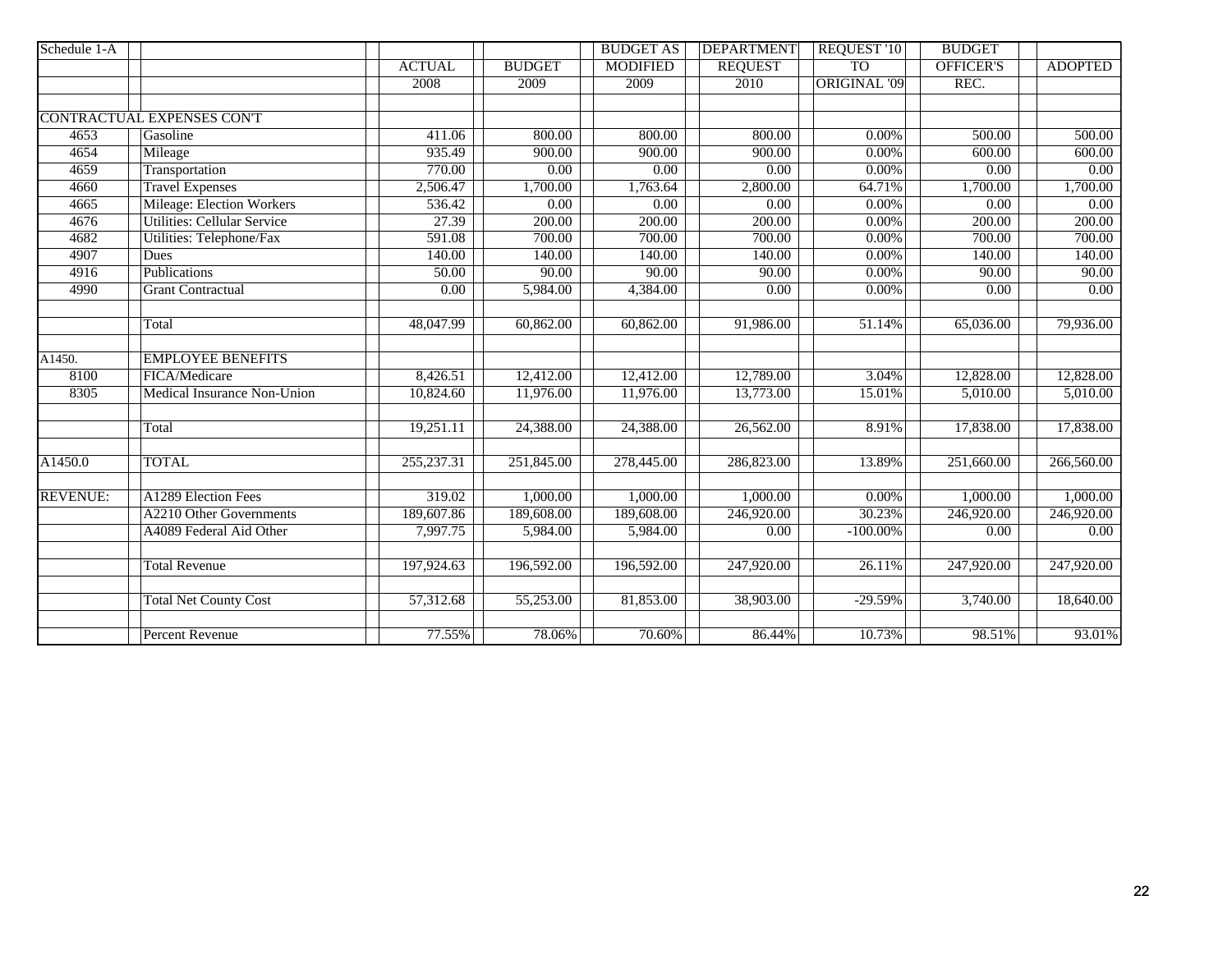| Schedule 1-A | | ACTUAL | BUDGET | BUDGET AS MODIFIED | DEPARTMENT REQUEST | REQUEST '10 TO | BUDGET OFFICER'S | ADOPTED |
|---|---|---|---|---|---|---|---|---|
| | | 2008 | 2009 | 2009 | 2010 | ORIGINAL '09 | REC. | |
| CONTRACTUAL EXPENSES CON'T | | | | | | | | |
| 4653 | Gasoline | 411.06 | 800.00 | 800.00 | 800.00 | 0.00% | 500.00 | 500.00 |
| 4654 | Mileage | 935.49 | 900.00 | 900.00 | 900.00 | 0.00% | 600.00 | 600.00 |
| 4659 | Transportation | 770.00 | 0.00 | 0.00 | 0.00 | 0.00% | 0.00 | 0.00 |
| 4660 | Travel Expenses | 2,506.47 | 1,700.00 | 1,763.64 | 2,800.00 | 64.71% | 1,700.00 | 1,700.00 |
| 4665 | Mileage: Election Workers | 536.42 | 0.00 | 0.00 | 0.00 | 0.00% | 0.00 | 0.00 |
| 4676 | Utilities: Cellular Service | 27.39 | 200.00 | 200.00 | 200.00 | 0.00% | 200.00 | 200.00 |
| 4682 | Utilities: Telephone/Fax | 591.08 | 700.00 | 700.00 | 700.00 | 0.00% | 700.00 | 700.00 |
| 4907 | Dues | 140.00 | 140.00 | 140.00 | 140.00 | 0.00% | 140.00 | 140.00 |
| 4916 | Publications | 50.00 | 90.00 | 90.00 | 90.00 | 0.00% | 90.00 | 90.00 |
| 4990 | Grant Contractual | 0.00 | 5,984.00 | 4,384.00 | 0.00 | 0.00% | 0.00 | 0.00 |
| | Total | 48,047.99 | 60,862.00 | 60,862.00 | 91,986.00 | 51.14% | 65,036.00 | 79,936.00 |
| A1450. | EMPLOYEE BENEFITS | | | | | | | |
| 8100 | FICA/Medicare | 8,426.51 | 12,412.00 | 12,412.00 | 12,789.00 | 3.04% | 12,828.00 | 12,828.00 |
| 8305 | Medical Insurance Non-Union | 10,824.60 | 11,976.00 | 11,976.00 | 13,773.00 | 15.01% | 5,010.00 | 5,010.00 |
| | Total | 19,251.11 | 24,388.00 | 24,388.00 | 26,562.00 | 8.91% | 17,838.00 | 17,838.00 |
| A1450.0 | TOTAL | 255,237.31 | 251,845.00 | 278,445.00 | 286,823.00 | 13.89% | 251,660.00 | 266,560.00 |
| REVENUE: | A1289 Election Fees | 319.02 | 1,000.00 | 1,000.00 | 1,000.00 | 0.00% | 1,000.00 | 1,000.00 |
| | A2210 Other Governments | 189,607.86 | 189,608.00 | 189,608.00 | 246,920.00 | 30.23% | 246,920.00 | 246,920.00 |
| | A4089 Federal Aid Other | 7,997.75 | 5,984.00 | 5,984.00 | 0.00 | -100.00% | 0.00 | 0.00 |
| | Total Revenue | 197,924.63 | 196,592.00 | 196,592.00 | 247,920.00 | 26.11% | 247,920.00 | 247,920.00 |
| | Total Net County Cost | 57,312.68 | 55,253.00 | 81,853.00 | 38,903.00 | -29.59% | 3,740.00 | 18,640.00 |
| | Percent Revenue | 77.55% | 78.06% | 70.60% | 86.44% | 10.73% | 98.51% | 93.01% |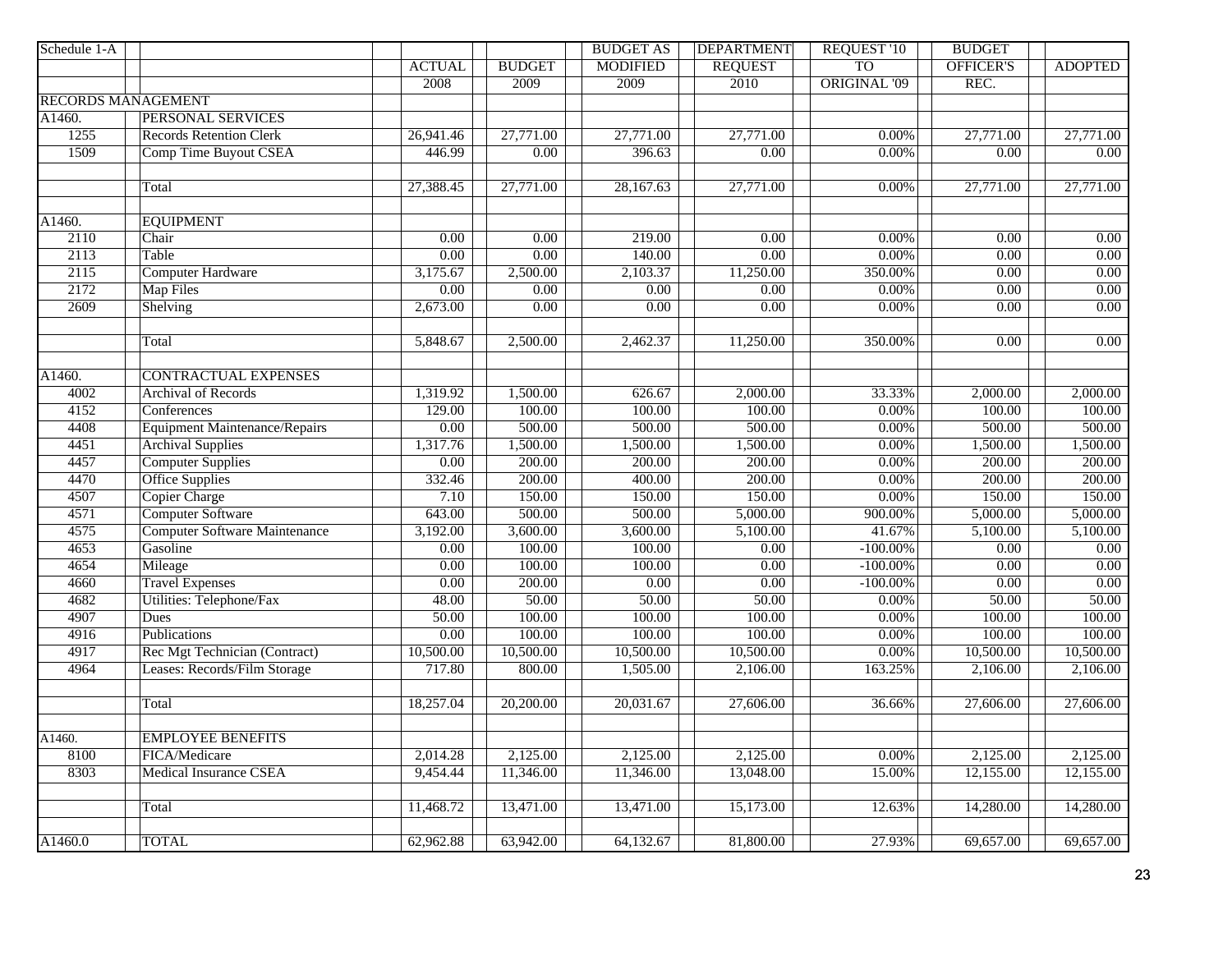| Schedule 1-A | | ACTUAL 2008 | BUDGET 2009 | BUDGET AS MODIFIED 2009 | DEPARTMENT REQUEST 2010 | REQUEST '10 TO ORIGINAL '09 | BUDGET OFFICER'S REC. | ADOPTED |
|---|---|---|---|---|---|---|---|---|
| RECORDS MANAGEMENT | | | | | | | | |
| A1460. | PERSONAL SERVICES | | | | | | | |
| 1255 | Records Retention Clerk | 26,941.46 | 27,771.00 | 27,771.00 | 27,771.00 | 0.00% | 27,771.00 | 27,771.00 |
| 1509 | Comp Time Buyout CSEA | 446.99 | 0.00 | 396.63 | 0.00 | 0.00% | 0.00 | 0.00 |
| | Total | 27,388.45 | 27,771.00 | 28,167.63 | 27,771.00 | 0.00% | 27,771.00 | 27,771.00 |
| A1460. | EQUIPMENT | | | | | | | |
| 2110 | Chair | 0.00 | 0.00 | 219.00 | 0.00 | 0.00% | 0.00 | 0.00 |
| 2113 | Table | 0.00 | 0.00 | 140.00 | 0.00 | 0.00% | 0.00 | 0.00 |
| 2115 | Computer Hardware | 3,175.67 | 2,500.00 | 2,103.37 | 11,250.00 | 350.00% | 0.00 | 0.00 |
| 2172 | Map Files | 0.00 | 0.00 | 0.00 | 0.00 | 0.00% | 0.00 | 0.00 |
| 2609 | Shelving | 2,673.00 | 0.00 | 0.00 | 0.00 | 0.00% | 0.00 | 0.00 |
| | Total | 5,848.67 | 2,500.00 | 2,462.37 | 11,250.00 | 350.00% | 0.00 | 0.00 |
| A1460. | CONTRACTUAL EXPENSES | | | | | | | |
| 4002 | Archival of Records | 1,319.92 | 1,500.00 | 626.67 | 2,000.00 | 33.33% | 2,000.00 | 2,000.00 |
| 4152 | Conferences | 129.00 | 100.00 | 100.00 | 100.00 | 0.00% | 100.00 | 100.00 |
| 4408 | Equipment Maintenance/Repairs | 0.00 | 500.00 | 500.00 | 500.00 | 0.00% | 500.00 | 500.00 |
| 4451 | Archival Supplies | 1,317.76 | 1,500.00 | 1,500.00 | 1,500.00 | 0.00% | 1,500.00 | 1,500.00 |
| 4457 | Computer Supplies | 0.00 | 200.00 | 200.00 | 200.00 | 0.00% | 200.00 | 200.00 |
| 4470 | Office Supplies | 332.46 | 200.00 | 400.00 | 200.00 | 0.00% | 200.00 | 200.00 |
| 4507 | Copier Charge | 7.10 | 150.00 | 150.00 | 150.00 | 0.00% | 150.00 | 150.00 |
| 4571 | Computer Software | 643.00 | 500.00 | 500.00 | 5,000.00 | 900.00% | 5,000.00 | 5,000.00 |
| 4575 | Computer Software Maintenance | 3,192.00 | 3,600.00 | 3,600.00 | 5,100.00 | 41.67% | 5,100.00 | 5,100.00 |
| 4653 | Gasoline | 0.00 | 100.00 | 100.00 | 0.00 | -100.00% | 0.00 | 0.00 |
| 4654 | Mileage | 0.00 | 100.00 | 100.00 | 0.00 | -100.00% | 0.00 | 0.00 |
| 4660 | Travel Expenses | 0.00 | 200.00 | 0.00 | 0.00 | -100.00% | 0.00 | 0.00 |
| 4682 | Utilities: Telephone/Fax | 48.00 | 50.00 | 50.00 | 50.00 | 0.00% | 50.00 | 50.00 |
| 4907 | Dues | 50.00 | 100.00 | 100.00 | 100.00 | 0.00% | 100.00 | 100.00 |
| 4916 | Publications | 0.00 | 100.00 | 100.00 | 100.00 | 0.00% | 100.00 | 100.00 |
| 4917 | Rec Mgt Technician (Contract) | 10,500.00 | 10,500.00 | 10,500.00 | 10,500.00 | 0.00% | 10,500.00 | 10,500.00 |
| 4964 | Leases: Records/Film Storage | 717.80 | 800.00 | 1,505.00 | 2,106.00 | 163.25% | 2,106.00 | 2,106.00 |
| | Total | 18,257.04 | 20,200.00 | 20,031.67 | 27,606.00 | 36.66% | 27,606.00 | 27,606.00 |
| A1460. | EMPLOYEE BENEFITS | | | | | | | |
| 8100 | FICA/Medicare | 2,014.28 | 2,125.00 | 2,125.00 | 2,125.00 | 0.00% | 2,125.00 | 2,125.00 |
| 8303 | Medical Insurance CSEA | 9,454.44 | 11,346.00 | 11,346.00 | 13,048.00 | 15.00% | 12,155.00 | 12,155.00 |
| | Total | 11,468.72 | 13,471.00 | 13,471.00 | 15,173.00 | 12.63% | 14,280.00 | 14,280.00 |
| A1460.0 | TOTAL | 62,962.88 | 63,942.00 | 64,132.67 | 81,800.00 | 27.93% | 69,657.00 | 69,657.00 |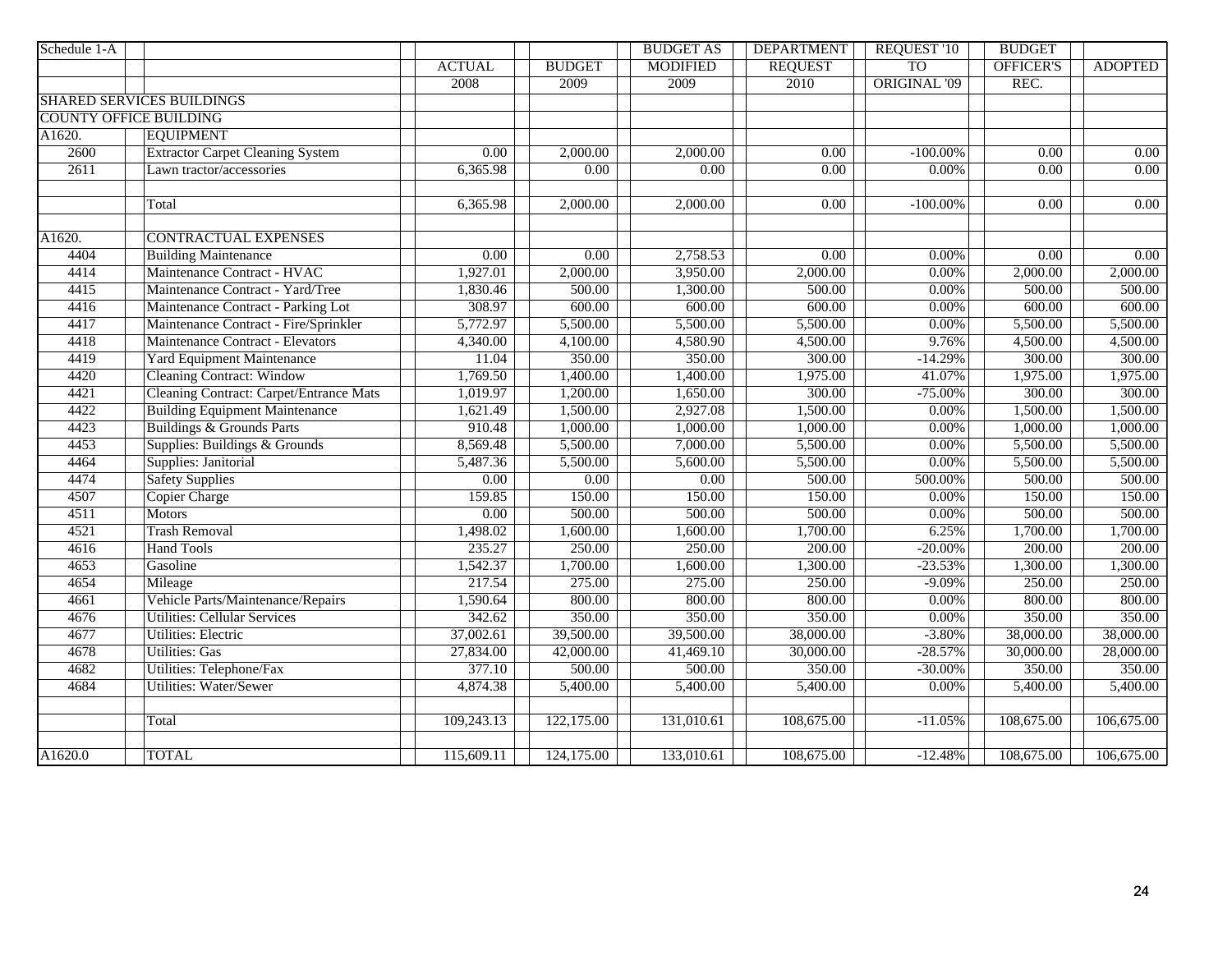| Schedule 1-A | | ACTUAL | BUDGET | BUDGET AS MODIFIED | DEPARTMENT REQUEST | REQUEST '10 TO ORIGINAL '09 | BUDGET OFFICER'S REC. | ADOPTED |
|---|---|---|---|---|---|---|---|---|
| | | 2008 | 2009 | 2009 | 2010 | | | |
| SHARED SERVICES BUILDINGS | | | | | | | | |
| COUNTY OFFICE BUILDING | | | | | | | | |
| A1620. | EQUIPMENT | | | | | | | |
| 2600 | Extractor Carpet Cleaning System | 0.00 | 2,000.00 | 2,000.00 | 0.00 | -100.00% | 0.00 | 0.00 |
| 2611 | Lawn tractor/accessories | 6,365.98 | 0.00 | 0.00 | 0.00 | 0.00% | 0.00 | 0.00 |
| | Total | 6,365.98 | 2,000.00 | 2,000.00 | 0.00 | -100.00% | 0.00 | 0.00 |
| A1620. | CONTRACTUAL EXPENSES | | | | | | | |
| 4404 | Building Maintenance | 0.00 | 0.00 | 2,758.53 | 0.00 | 0.00% | 0.00 | 0.00 |
| 4414 | Maintenance Contract - HVAC | 1,927.01 | 2,000.00 | 3,950.00 | 2,000.00 | 0.00% | 2,000.00 | 2,000.00 |
| 4415 | Maintenance Contract - Yard/Tree | 1,830.46 | 500.00 | 1,300.00 | 500.00 | 0.00% | 500.00 | 500.00 |
| 4416 | Maintenance Contract - Parking Lot | 308.97 | 600.00 | 600.00 | 600.00 | 0.00% | 600.00 | 600.00 |
| 4417 | Maintenance Contract - Fire/Sprinkler | 5,772.97 | 5,500.00 | 5,500.00 | 5,500.00 | 0.00% | 5,500.00 | 5,500.00 |
| 4418 | Maintenance Contract - Elevators | 4,340.00 | 4,100.00 | 4,580.90 | 4,500.00 | 9.76% | 4,500.00 | 4,500.00 |
| 4419 | Yard Equipment Maintenance | 11.04 | 350.00 | 350.00 | 300.00 | -14.29% | 300.00 | 300.00 |
| 4420 | Cleaning Contract: Window | 1,769.50 | 1,400.00 | 1,400.00 | 1,975.00 | 41.07% | 1,975.00 | 1,975.00 |
| 4421 | Cleaning Contract: Carpet/Entrance Mats | 1,019.97 | 1,200.00 | 1,650.00 | 300.00 | -75.00% | 300.00 | 300.00 |
| 4422 | Building Equipment Maintenance | 1,621.49 | 1,500.00 | 2,927.08 | 1,500.00 | 0.00% | 1,500.00 | 1,500.00 |
| 4423 | Buildings & Grounds Parts | 910.48 | 1,000.00 | 1,000.00 | 1,000.00 | 0.00% | 1,000.00 | 1,000.00 |
| 4453 | Supplies: Buildings & Grounds | 8,569.48 | 5,500.00 | 7,000.00 | 5,500.00 | 0.00% | 5,500.00 | 5,500.00 |
| 4464 | Supplies: Janitorial | 5,487.36 | 5,500.00 | 5,600.00 | 5,500.00 | 0.00% | 5,500.00 | 5,500.00 |
| 4474 | Safety Supplies | 0.00 | 0.00 | 0.00 | 500.00 | 500.00% | 500.00 | 500.00 |
| 4507 | Copier Charge | 159.85 | 150.00 | 150.00 | 150.00 | 0.00% | 150.00 | 150.00 |
| 4511 | Motors | 0.00 | 500.00 | 500.00 | 500.00 | 0.00% | 500.00 | 500.00 |
| 4521 | Trash Removal | 1,498.02 | 1,600.00 | 1,600.00 | 1,700.00 | 6.25% | 1,700.00 | 1,700.00 |
| 4616 | Hand Tools | 235.27 | 250.00 | 250.00 | 200.00 | -20.00% | 200.00 | 200.00 |
| 4653 | Gasoline | 1,542.37 | 1,700.00 | 1,600.00 | 1,300.00 | -23.53% | 1,300.00 | 1,300.00 |
| 4654 | Mileage | 217.54 | 275.00 | 275.00 | 250.00 | -9.09% | 250.00 | 250.00 |
| 4661 | Vehicle Parts/Maintenance/Repairs | 1,590.64 | 800.00 | 800.00 | 800.00 | 0.00% | 800.00 | 800.00 |
| 4676 | Utilities: Cellular Services | 342.62 | 350.00 | 350.00 | 350.00 | 0.00% | 350.00 | 350.00 |
| 4677 | Utilities: Electric | 37,002.61 | 39,500.00 | 39,500.00 | 38,000.00 | -3.80% | 38,000.00 | 38,000.00 |
| 4678 | Utilities: Gas | 27,834.00 | 42,000.00 | 41,469.10 | 30,000.00 | -28.57% | 30,000.00 | 28,000.00 |
| 4682 | Utilities: Telephone/Fax | 377.10 | 500.00 | 500.00 | 350.00 | -30.00% | 350.00 | 350.00 |
| 4684 | Utilities: Water/Sewer | 4,874.38 | 5,400.00 | 5,400.00 | 5,400.00 | 0.00% | 5,400.00 | 5,400.00 |
| | Total | 109,243.13 | 122,175.00 | 131,010.61 | 108,675.00 | -11.05% | 108,675.00 | 106,675.00 |
| A1620.0 | TOTAL | 115,609.11 | 124,175.00 | 133,010.61 | 108,675.00 | -12.48% | 108,675.00 | 106,675.00 |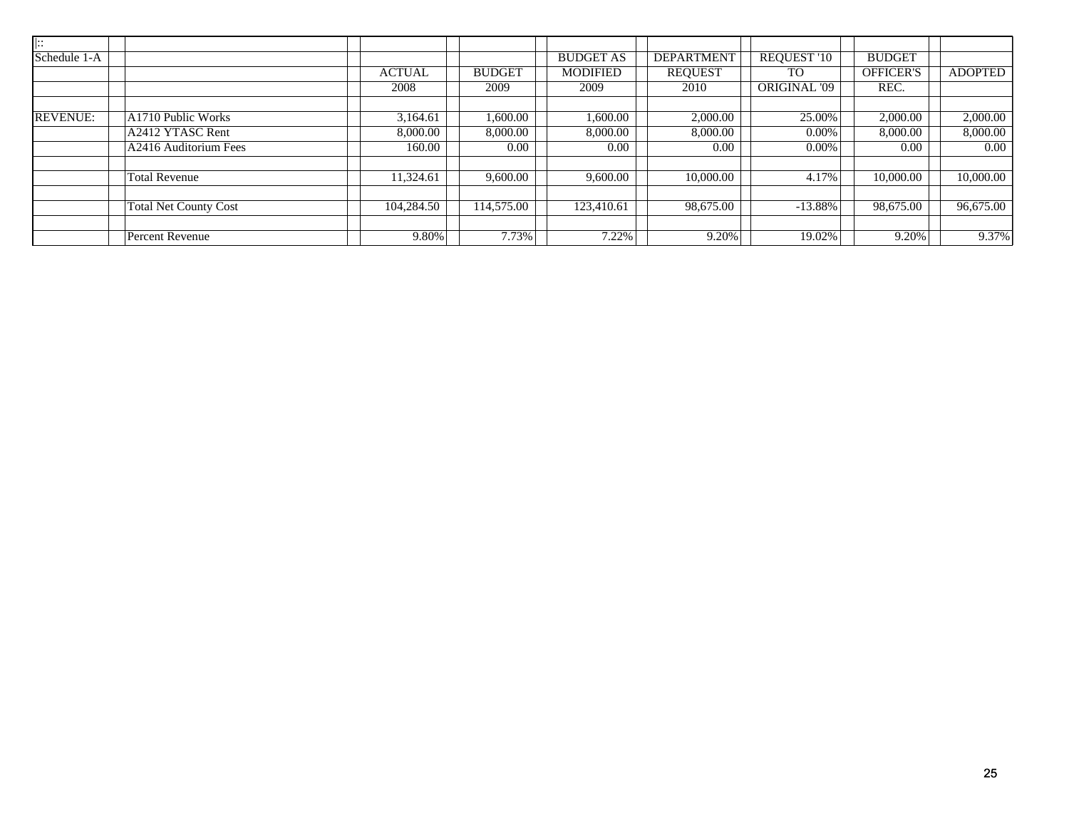| \|:: | | | | | | | | |
|---|---|---|---|---|---|---|---|---|
| Schedule 1-A | | | | BUDGET AS | DEPARTMENT | REQUEST '10 | BUDGET | |
| | | ACTUAL | BUDGET | MODIFIED | REQUEST | TO | OFFICER'S | ADOPTED |
| | | 2008 | 2009 | 2009 | 2010 | ORIGINAL '09 | REC. | |
| | | | | | | | | |
| REVENUE: | A1710 Public Works | 3,164.61 | 1,600.00 | 1,600.00 | 2,000.00 | 25.00% | 2,000.00 | 2,000.00 |
| | A2412 YTASC Rent | 8,000.00 | 8,000.00 | 8,000.00 | 8,000.00 | 0.00% | 8,000.00 | 8,000.00 |
| | A2416 Auditorium Fees | 160.00 | 0.00 | 0.00 | 0.00 | 0.00% | 0.00 | 0.00 |
| | | | | | | | | |
| | Total Revenue | 11,324.61 | 9,600.00 | 9,600.00 | 10,000.00 | 4.17% | 10,000.00 | 10,000.00 |
| | | | | | | | | |
| | Total Net County Cost | 104,284.50 | 114,575.00 | 123,410.61 | 98,675.00 | -13.88% | 98,675.00 | 96,675.00 |
| | | | | | | | | |
| | Percent Revenue | 9.80% | 7.73% | 7.22% | 9.20% | 19.02% | 9.20% | 9.37% |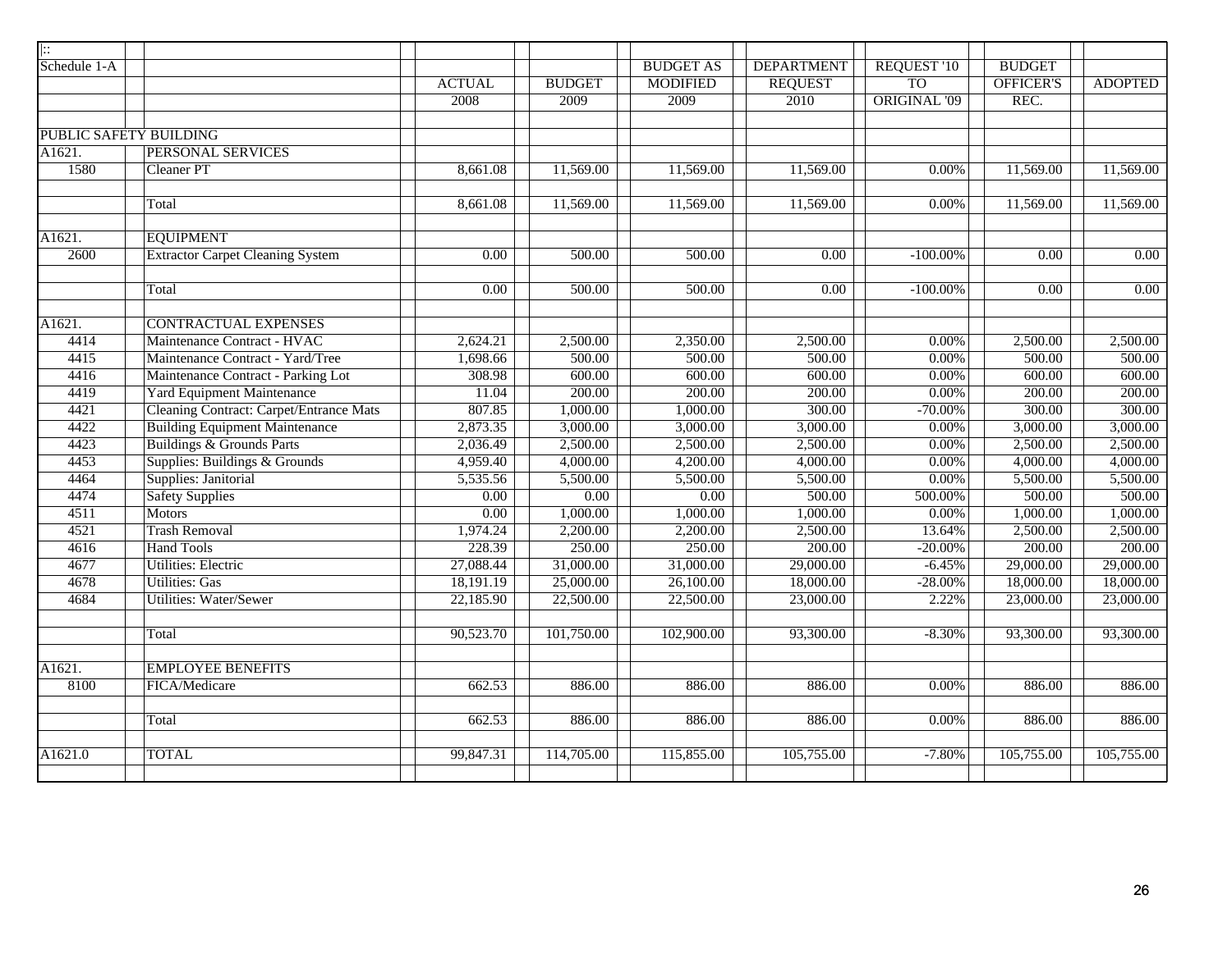| Schedule 1-A | | ACTUAL 2008 | BUDGET 2009 | BUDGET AS MODIFIED 2009 | DEPARTMENT REQUEST 2010 | REQUEST '10 TO ORIGINAL '09 | BUDGET OFFICER'S REC. | ADOPTED |
|---|---|---|---|---|---|---|---|---|
| PUBLIC SAFETY BUILDING | | | | | | | | |
| A1621. | PERSONAL SERVICES | | | | | | | |
| 1580 | Cleaner PT | 8,661.08 | 11,569.00 | 11,569.00 | 11,569.00 | 0.00% | 11,569.00 | 11,569.00 |
| | Total | 8,661.08 | 11,569.00 | 11,569.00 | 11,569.00 | 0.00% | 11,569.00 | 11,569.00 |
| A1621. | EQUIPMENT | | | | | | | |
| 2600 | Extractor Carpet Cleaning System | 0.00 | 500.00 | 500.00 | 0.00 | -100.00% | 0.00 | 0.00 |
| | Total | 0.00 | 500.00 | 500.00 | 0.00 | -100.00% | 0.00 | 0.00 |
| A1621. | CONTRACTUAL EXPENSES | | | | | | | |
| 4414 | Maintenance Contract - HVAC | 2,624.21 | 2,500.00 | 2,350.00 | 2,500.00 | 0.00% | 2,500.00 | 2,500.00 |
| 4415 | Maintenance Contract - Yard/Tree | 1,698.66 | 500.00 | 500.00 | 500.00 | 0.00% | 500.00 | 500.00 |
| 4416 | Maintenance Contract - Parking Lot | 308.98 | 600.00 | 600.00 | 600.00 | 0.00% | 600.00 | 600.00 |
| 4419 | Yard Equipment Maintenance | 11.04 | 200.00 | 200.00 | 200.00 | 0.00% | 200.00 | 200.00 |
| 4421 | Cleaning Contract: Carpet/Entrance Mats | 807.85 | 1,000.00 | 1,000.00 | 300.00 | -70.00% | 300.00 | 300.00 |
| 4422 | Building Equipment Maintenance | 2,873.35 | 3,000.00 | 3,000.00 | 3,000.00 | 0.00% | 3,000.00 | 3,000.00 |
| 4423 | Buildings & Grounds Parts | 2,036.49 | 2,500.00 | 2,500.00 | 2,500.00 | 0.00% | 2,500.00 | 2,500.00 |
| 4453 | Supplies: Buildings & Grounds | 4,959.40 | 4,000.00 | 4,200.00 | 4,000.00 | 0.00% | 4,000.00 | 4,000.00 |
| 4464 | Supplies: Janitorial | 5,535.56 | 5,500.00 | 5,500.00 | 5,500.00 | 0.00% | 5,500.00 | 5,500.00 |
| 4474 | Safety Supplies | 0.00 | 0.00 | 0.00 | 500.00 | 500.00% | 500.00 | 500.00 |
| 4511 | Motors | 0.00 | 1,000.00 | 1,000.00 | 1,000.00 | 0.00% | 1,000.00 | 1,000.00 |
| 4521 | Trash Removal | 1,974.24 | 2,200.00 | 2,200.00 | 2,500.00 | 13.64% | 2,500.00 | 2,500.00 |
| 4616 | Hand Tools | 228.39 | 250.00 | 250.00 | 200.00 | -20.00% | 200.00 | 200.00 |
| 4677 | Utilities: Electric | 27,088.44 | 31,000.00 | 31,000.00 | 29,000.00 | -6.45% | 29,000.00 | 29,000.00 |
| 4678 | Utilities: Gas | 18,191.19 | 25,000.00 | 26,100.00 | 18,000.00 | -28.00% | 18,000.00 | 18,000.00 |
| 4684 | Utilities: Water/Sewer | 22,185.90 | 22,500.00 | 22,500.00 | 23,000.00 | 2.22% | 23,000.00 | 23,000.00 |
| | Total | 90,523.70 | 101,750.00 | 102,900.00 | 93,300.00 | -8.30% | 93,300.00 | 93,300.00 |
| A1621. | EMPLOYEE BENEFITS | | | | | | | |
| 8100 | FICA/Medicare | 662.53 | 886.00 | 886.00 | 886.00 | 0.00% | 886.00 | 886.00 |
| | Total | 662.53 | 886.00 | 886.00 | 886.00 | 0.00% | 886.00 | 886.00 |
| A1621.0 | TOTAL | 99,847.31 | 114,705.00 | 115,855.00 | 105,755.00 | -7.80% | 105,755.00 | 105,755.00 |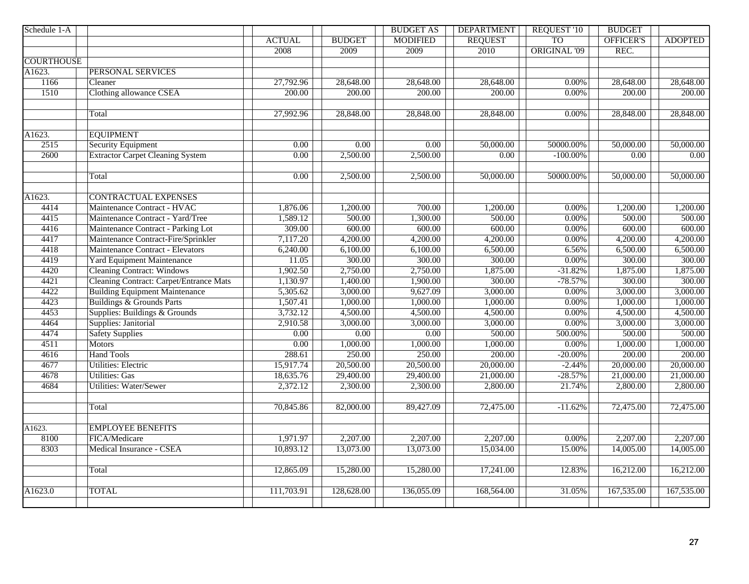| Schedule 1-A | | ACTUAL | BUDGET | BUDGET AS MODIFIED | DEPARTMENT REQUEST | REQUEST '10 TO ORIGINAL '09 | BUDGET OFFICER'S REC. | ADOPTED |
|---|---|---|---|---|---|---|---|---|
| | | 2008 | 2009 | 2009 | 2010 | | | |
| COURTHOUSE | | | | | | | | |
| A1623. | PERSONAL SERVICES | | | | | | | |
| 1166 | Cleaner | 27,792.96 | 28,648.00 | 28,648.00 | 28,648.00 | 0.00% | 28,648.00 | 28,648.00 |
| 1510 | Clothing allowance CSEA | 200.00 | 200.00 | 200.00 | 200.00 | 0.00% | 200.00 | 200.00 |
| | Total | 27,992.96 | 28,848.00 | 28,848.00 | 28,848.00 | 0.00% | 28,848.00 | 28,848.00 |
| A1623. | EQUIPMENT | | | | | | | |
| 2515 | Security Equipment | 0.00 | 0.00 | 0.00 | 50,000.00 | 50000.00% | 50,000.00 | 50,000.00 |
| 2600 | Extractor Carpet Cleaning System | 0.00 | 2,500.00 | 2,500.00 | 0.00 | -100.00% | 0.00 | 0.00 |
| | Total | 0.00 | 2,500.00 | 2,500.00 | 50,000.00 | 50000.00% | 50,000.00 | 50,000.00 |
| A1623. | CONTRACTUAL EXPENSES | | | | | | | |
| 4414 | Maintenance Contract - HVAC | 1,876.06 | 1,200.00 | 700.00 | 1,200.00 | 0.00% | 1,200.00 | 1,200.00 |
| 4415 | Maintenance Contract - Yard/Tree | 1,589.12 | 500.00 | 1,300.00 | 500.00 | 0.00% | 500.00 | 500.00 |
| 4416 | Maintenance Contract - Parking Lot | 309.00 | 600.00 | 600.00 | 600.00 | 0.00% | 600.00 | 600.00 |
| 4417 | Maintenance Contract-Fire/Sprinkler | 7,117.20 | 4,200.00 | 4,200.00 | 4,200.00 | 0.00% | 4,200.00 | 4,200.00 |
| 4418 | Maintenance Contract - Elevators | 6,240.00 | 6,100.00 | 6,100.00 | 6,500.00 | 6.56% | 6,500.00 | 6,500.00 |
| 4419 | Yard Equipment Maintenance | 11.05 | 300.00 | 300.00 | 300.00 | 0.00% | 300.00 | 300.00 |
| 4420 | Cleaning Contract: Windows | 1,902.50 | 2,750.00 | 2,750.00 | 1,875.00 | -31.82% | 1,875.00 | 1,875.00 |
| 4421 | Cleaning Contract: Carpet/Entrance Mats | 1,130.97 | 1,400.00 | 1,900.00 | 300.00 | -78.57% | 300.00 | 300.00 |
| 4422 | Building Equipment Maintenance | 5,305.62 | 3,000.00 | 9,627.09 | 3,000.00 | 0.00% | 3,000.00 | 3,000.00 |
| 4423 | Buildings & Grounds Parts | 1,507.41 | 1,000.00 | 1,000.00 | 1,000.00 | 0.00% | 1,000.00 | 1,000.00 |
| 4453 | Supplies: Buildings & Grounds | 3,732.12 | 4,500.00 | 4,500.00 | 4,500.00 | 0.00% | 4,500.00 | 4,500.00 |
| 4464 | Supplies: Janitorial | 2,910.58 | 3,000.00 | 3,000.00 | 3,000.00 | 0.00% | 3,000.00 | 3,000.00 |
| 4474 | Safety Supplies | 0.00 | 0.00 | 0.00 | 500.00 | 500.00% | 500.00 | 500.00 |
| 4511 | Motors | 0.00 | 1,000.00 | 1,000.00 | 1,000.00 | 0.00% | 1,000.00 | 1,000.00 |
| 4616 | Hand Tools | 288.61 | 250.00 | 250.00 | 200.00 | -20.00% | 200.00 | 200.00 |
| 4677 | Utilities: Electric | 15,917.74 | 20,500.00 | 20,500.00 | 20,000.00 | -2.44% | 20,000.00 | 20,000.00 |
| 4678 | Utilities: Gas | 18,635.76 | 29,400.00 | 29,400.00 | 21,000.00 | -28.57% | 21,000.00 | 21,000.00 |
| 4684 | Utilities: Water/Sewer | 2,372.12 | 2,300.00 | 2,300.00 | 2,800.00 | 21.74% | 2,800.00 | 2,800.00 |
| | Total | 70,845.86 | 82,000.00 | 89,427.09 | 72,475.00 | -11.62% | 72,475.00 | 72,475.00 |
| A1623. | EMPLOYEE BENEFITS | | | | | | | |
| 8100 | FICA/Medicare | 1,971.97 | 2,207.00 | 2,207.00 | 2,207.00 | 0.00% | 2,207.00 | 2,207.00 |
| 8303 | Medical Insurance - CSEA | 10,893.12 | 13,073.00 | 13,073.00 | 15,034.00 | 15.00% | 14,005.00 | 14,005.00 |
| | Total | 12,865.09 | 15,280.00 | 15,280.00 | 17,241.00 | 12.83% | 16,212.00 | 16,212.00 |
| A1623.0 | TOTAL | 111,703.91 | 128,628.00 | 136,055.09 | 168,564.00 | 31.05% | 167,535.00 | 167,535.00 |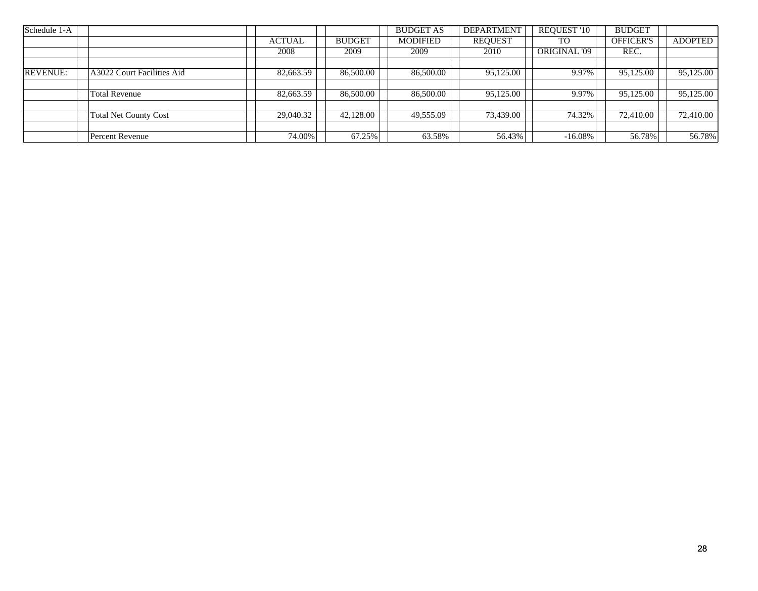| Schedule 1-A | | ACTUAL 2008 | BUDGET 2009 | BUDGET AS MODIFIED 2009 | DEPARTMENT REQUEST 2010 | REQUEST '10 TO ORIGINAL '09 | BUDGET OFFICER'S REC. | ADOPTED |
|---|---|---|---|---|---|---|---|---|
| REVENUE: | A3022 Court Facilities Aid | 82,663.59 | 86,500.00 | 86,500.00 | 95,125.00 | 9.97% | 95,125.00 | 95,125.00 |
| | Total Revenue | 82,663.59 | 86,500.00 | 86,500.00 | 95,125.00 | 9.97% | 95,125.00 | 95,125.00 |
| | Total Net County Cost | 29,040.32 | 42,128.00 | 49,555.09 | 73,439.00 | 74.32% | 72,410.00 | 72,410.00 |
| | Percent Revenue | 74.00% | 67.25% | 63.58% | 56.43% | -16.08% | 56.78% | 56.78% |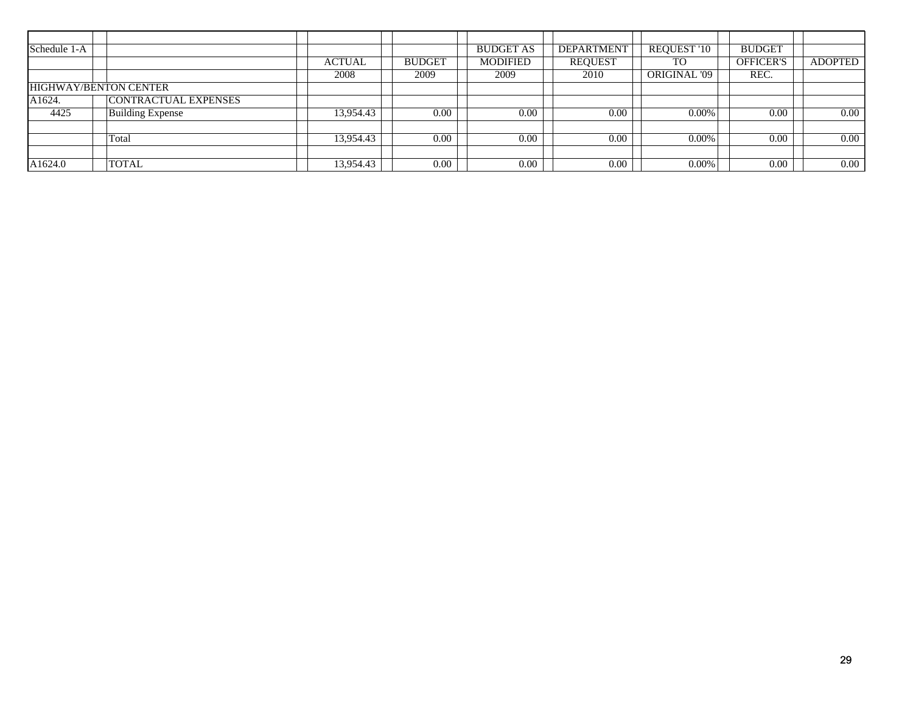| Schedule 1-A | | ACTUAL 2008 | BUDGET 2009 | BUDGET AS MODIFIED 2009 | DEPARTMENT REQUEST 2010 | REQUEST '10 TO ORIGINAL '09 | BUDGET OFFICER'S REC. | ADOPTED |
|---|---|---|---|---|---|---|---|---|
| HIGHWAY/BENTON CENTER | | | | | | | | |
| A1624. | CONTRACTUAL EXPENSES | | | | | | | |
| 4425 | Building Expense | 13,954.43 | 0.00 | 0.00 | 0.00 | 0.00% | 0.00 | 0.00 |
| | | | | | | | | |
| | Total | 13,954.43 | 0.00 | 0.00 | 0.00 | 0.00% | 0.00 | 0.00 |
| | | | | | | | | |
| A1624.0 | TOTAL | 13,954.43 | 0.00 | 0.00 | 0.00 | 0.00% | 0.00 | 0.00 |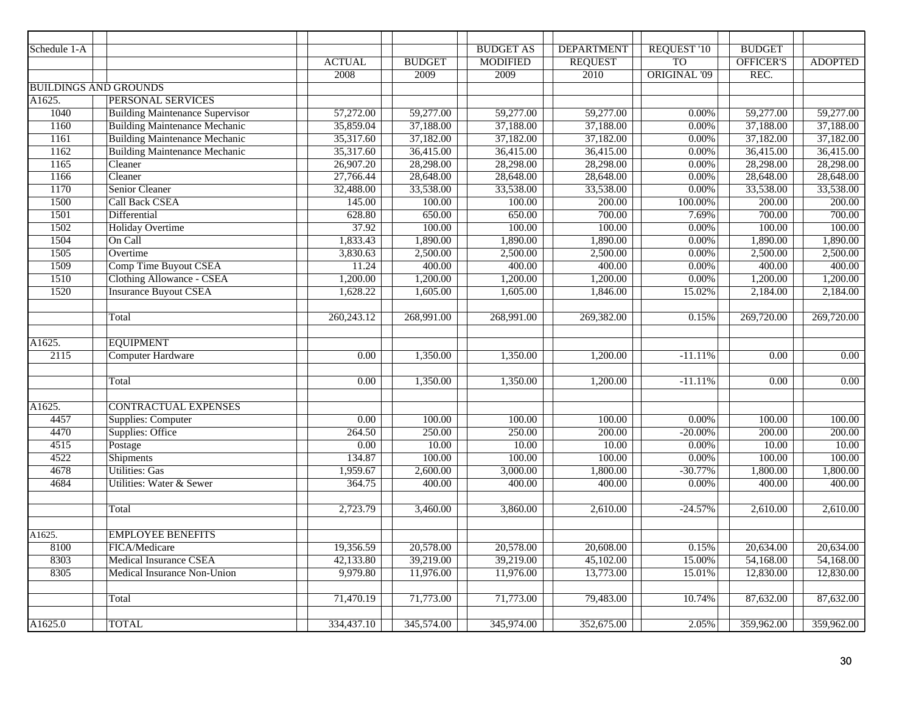| Schedule 1-A | | ACTUAL | BUDGET | BUDGET AS MODIFIED | DEPARTMENT REQUEST | REQUEST '10 TO ORIGINAL '09 | BUDGET OFFICER'S REC. | ADOPTED |
|---|---|---|---|---|---|---|---|---|
| | | 2008 | 2009 | 2009 | 2010 | | | |
| BUILDINGS AND GROUNDS | | | | | | | | |
| A1625. | PERSONAL SERVICES | | | | | | | |
| 1040 | Building Maintenance Supervisor | 57,272.00 | 59,277.00 | 59,277.00 | 59,277.00 | 0.00% | 59,277.00 | 59,277.00 |
| 1160 | Building Maintenance Mechanic | 35,859.04 | 37,188.00 | 37,188.00 | 37,188.00 | 0.00% | 37,188.00 | 37,188.00 |
| 1161 | Building Maintenance Mechanic | 35,317.60 | 37,182.00 | 37,182.00 | 37,182.00 | 0.00% | 37,182.00 | 37,182.00 |
| 1162 | Building Maintenance Mechanic | 35,317.60 | 36,415.00 | 36,415.00 | 36,415.00 | 0.00% | 36,415.00 | 36,415.00 |
| 1165 | Cleaner | 26,907.20 | 28,298.00 | 28,298.00 | 28,298.00 | 0.00% | 28,298.00 | 28,298.00 |
| 1166 | Cleaner | 27,766.44 | 28,648.00 | 28,648.00 | 28,648.00 | 0.00% | 28,648.00 | 28,648.00 |
| 1170 | Senior Cleaner | 32,488.00 | 33,538.00 | 33,538.00 | 33,538.00 | 0.00% | 33,538.00 | 33,538.00 |
| 1500 | Call Back CSEA | 145.00 | 100.00 | 100.00 | 200.00 | 100.00% | 200.00 | 200.00 |
| 1501 | Differential | 628.80 | 650.00 | 650.00 | 700.00 | 7.69% | 700.00 | 700.00 |
| 1502 | Holiday Overtime | 37.92 | 100.00 | 100.00 | 100.00 | 0.00% | 100.00 | 100.00 |
| 1504 | On Call | 1,833.43 | 1,890.00 | 1,890.00 | 1,890.00 | 0.00% | 1,890.00 | 1,890.00 |
| 1505 | Overtime | 3,830.63 | 2,500.00 | 2,500.00 | 2,500.00 | 0.00% | 2,500.00 | 2,500.00 |
| 1509 | Comp Time Buyout CSEA | 11.24 | 400.00 | 400.00 | 400.00 | 0.00% | 400.00 | 400.00 |
| 1510 | Clothing Allowance - CSEA | 1,200.00 | 1,200.00 | 1,200.00 | 1,200.00 | 0.00% | 1,200.00 | 1,200.00 |
| 1520 | Insurance Buyout CSEA | 1,628.22 | 1,605.00 | 1,605.00 | 1,846.00 | 15.02% | 2,184.00 | 2,184.00 |
| | Total | 260,243.12 | 268,991.00 | 268,991.00 | 269,382.00 | 0.15% | 269,720.00 | 269,720.00 |
| A1625. | EQUIPMENT | | | | | | | |
| 2115 | Computer Hardware | 0.00 | 1,350.00 | 1,350.00 | 1,200.00 | -11.11% | 0.00 | 0.00 |
| | Total | 0.00 | 1,350.00 | 1,350.00 | 1,200.00 | -11.11% | 0.00 | 0.00 |
| A1625. | CONTRACTUAL EXPENSES | | | | | | | |
| 4457 | Supplies: Computer | 0.00 | 100.00 | 100.00 | 100.00 | 0.00% | 100.00 | 100.00 |
| 4470 | Supplies: Office | 264.50 | 250.00 | 250.00 | 200.00 | -20.00% | 200.00 | 200.00 |
| 4515 | Postage | 0.00 | 10.00 | 10.00 | 10.00 | 0.00% | 10.00 | 10.00 |
| 4522 | Shipments | 134.87 | 100.00 | 100.00 | 100.00 | 0.00% | 100.00 | 100.00 |
| 4678 | Utilities: Gas | 1,959.67 | 2,600.00 | 3,000.00 | 1,800.00 | -30.77% | 1,800.00 | 1,800.00 |
| 4684 | Utilities: Water & Sewer | 364.75 | 400.00 | 400.00 | 400.00 | 0.00% | 400.00 | 400.00 |
| | Total | 2,723.79 | 3,460.00 | 3,860.00 | 2,610.00 | -24.57% | 2,610.00 | 2,610.00 |
| A1625. | EMPLOYEE BENEFITS | | | | | | | |
| 8100 | FICA/Medicare | 19,356.59 | 20,578.00 | 20,578.00 | 20,608.00 | 0.15% | 20,634.00 | 20,634.00 |
| 8303 | Medical Insurance CSEA | 42,133.80 | 39,219.00 | 39,219.00 | 45,102.00 | 15.00% | 54,168.00 | 54,168.00 |
| 8305 | Medical Insurance Non-Union | 9,979.80 | 11,976.00 | 11,976.00 | 13,773.00 | 15.01% | 12,830.00 | 12,830.00 |
| | Total | 71,470.19 | 71,773.00 | 71,773.00 | 79,483.00 | 10.74% | 87,632.00 | 87,632.00 |
| A1625.0 | TOTAL | 334,437.10 | 345,574.00 | 345,974.00 | 352,675.00 | 2.05% | 359,962.00 | 359,962.00 |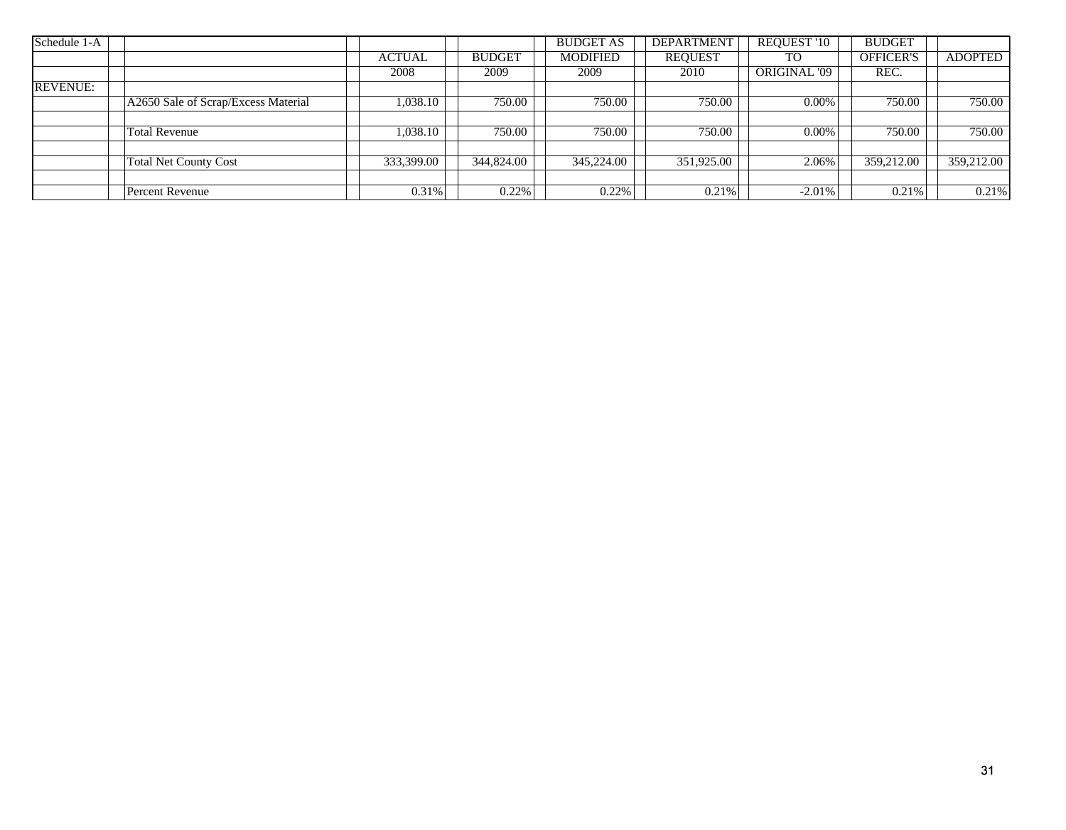| Schedule 1-A | | ACTUAL | BUDGET | BUDGET AS MODIFIED | DEPARTMENT REQUEST | REQUEST '10 TO ORIGINAL '09 | BUDGET OFFICER'S REC. | ADOPTED |
|---|---|---|---|---|---|---|---|---|
| | | 2008 | 2009 | 2009 | 2010 | | | |
| REVENUE: | | | | | | | | |
| | A2650 Sale of Scrap/Excess Material | 1,038.10 | 750.00 | 750.00 | 750.00 | 0.00% | 750.00 | 750.00 |
| | | | | | | | | |
| | Total Revenue | 1,038.10 | 750.00 | 750.00 | 750.00 | 0.00% | 750.00 | 750.00 |
| | | | | | | | | |
| | Total Net County Cost | 333,399.00 | 344,824.00 | 345,224.00 | 351,925.00 | 2.06% | 359,212.00 | 359,212.00 |
| | | | | | | | | |
| | Percent Revenue | 0.31% | 0.22% | 0.22% | 0.21% | -2.01% | 0.21% | 0.21% |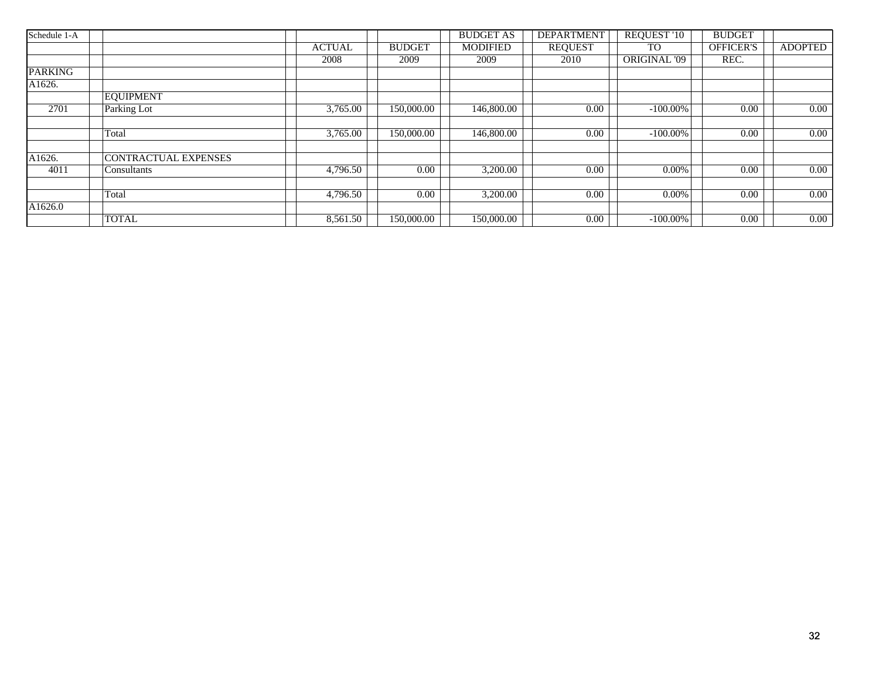| Schedule 1-A | | | | BUDGET AS | DEPARTMENT | REQUEST '10 | BUDGET | |
|---|---|---|---|---|---|---|---|---|
| | | ACTUAL | BUDGET | MODIFIED | REQUEST | TO | OFFICER'S | ADOPTED |
| | | 2008 | 2009 | 2009 | 2010 | ORIGINAL '09 | REC. | |
| PARKING | | | | | | | | |
| A1626. | | | | | | | | |
| | EQUIPMENT | | | | | | | |
| 2701 | Parking Lot | 3,765.00 | 150,000.00 | 146,800.00 | 0.00 | -100.00% | 0.00 | 0.00 |
| | | | | | | | | |
| | Total | 3,765.00 | 150,000.00 | 146,800.00 | 0.00 | -100.00% | 0.00 | 0.00 |
| | | | | | | | | |
| A1626. | CONTRACTUAL EXPENSES | | | | | | | |
| 4011 | Consultants | 4,796.50 | 0.00 | 3,200.00 | 0.00 | 0.00% | 0.00 | 0.00 |
| | | | | | | | | |
| | Total | 4,796.50 | 0.00 | 3,200.00 | 0.00 | 0.00% | 0.00 | 0.00 |
| A1626.0 | | | | | | | | |
| | TOTAL | 8,561.50 | 150,000.00 | 150,000.00 | 0.00 | -100.00% | 0.00 | 0.00 |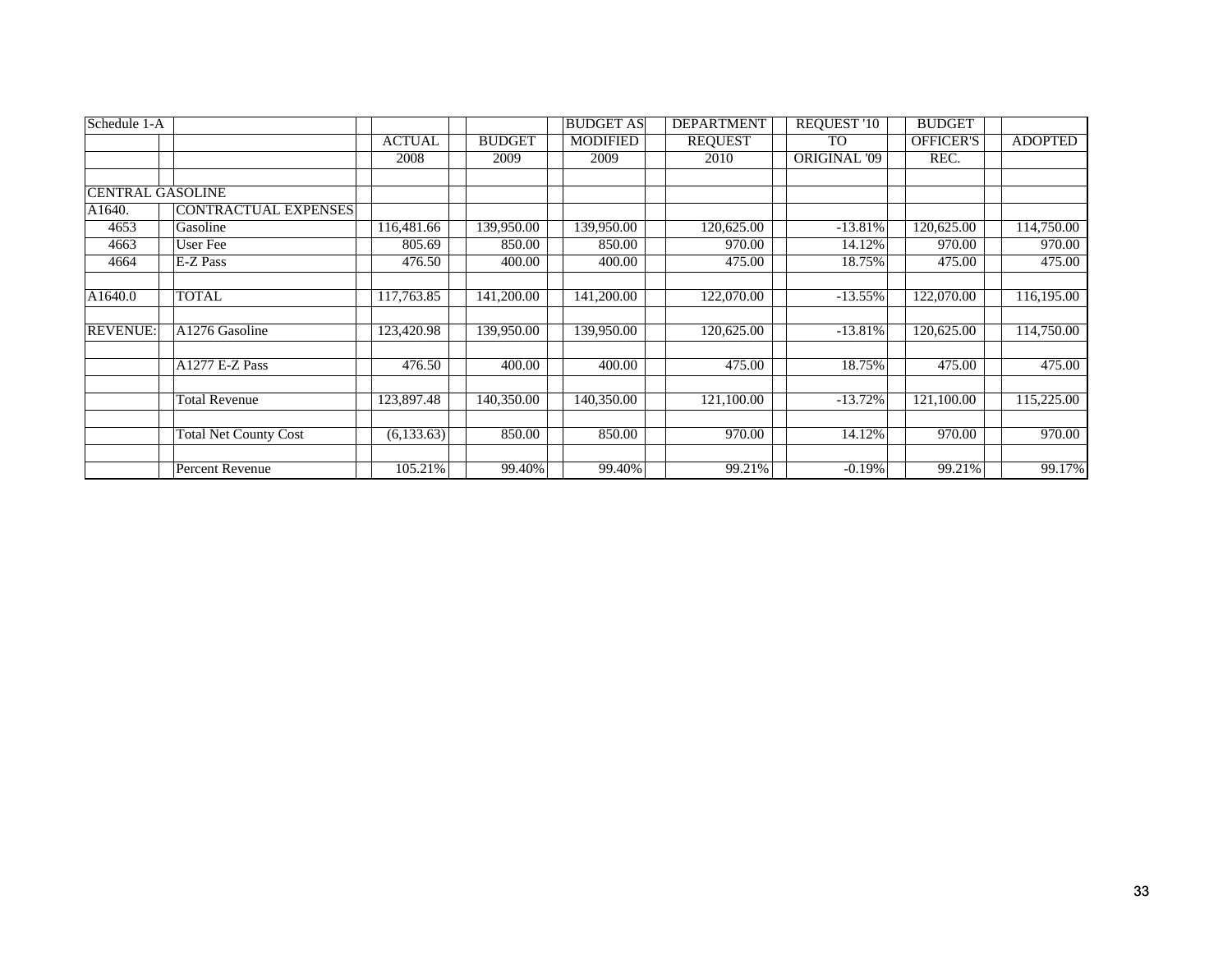| Schedule 1-A | | ACTUAL 2008 | BUDGET 2009 | BUDGET AS MODIFIED 2009 | DEPARTMENT REQUEST 2010 | REQUEST '10 TO ORIGINAL '09 | BUDGET OFFICER'S REC. | ADOPTED |
|---|---|---|---|---|---|---|---|---|
| CENTRAL GASOLINE | | | | | | | | |
| A1640. | CONTRACTUAL EXPENSES | | | | | | | |
| 4653 | Gasoline | 116,481.66 | 139,950.00 | 139,950.00 | 120,625.00 | -13.81% | 120,625.00 | 114,750.00 |
| 4663 | User Fee | 805.69 | 850.00 | 850.00 | 970.00 | 14.12% | 970.00 | 970.00 |
| 4664 | E-Z Pass | 476.50 | 400.00 | 400.00 | 475.00 | 18.75% | 475.00 | 475.00 |
| | | | | | | | | |
| A1640.0 | TOTAL | 117,763.85 | 141,200.00 | 141,200.00 | 122,070.00 | -13.55% | 122,070.00 | 116,195.00 |
| | | | | | | | | |
| REVENUE: | A1276 Gasoline | 123,420.98 | 139,950.00 | 139,950.00 | 120,625.00 | -13.81% | 120,625.00 | 114,750.00 |
| | | | | | | | | |
| | A1277 E-Z Pass | 476.50 | 400.00 | 400.00 | 475.00 | 18.75% | 475.00 | 475.00 |
| | | | | | | | | |
| | Total Revenue | 123,897.48 | 140,350.00 | 140,350.00 | 121,100.00 | -13.72% | 121,100.00 | 115,225.00 |
| | | | | | | | | |
| | Total Net County Cost | (6,133.63) | 850.00 | 850.00 | 970.00 | 14.12% | 970.00 | 970.00 |
| | | | | | | | | |
| | Percent Revenue | 105.21% | 99.40% | 99.40% | 99.21% | -0.19% | 99.21% | 99.17% |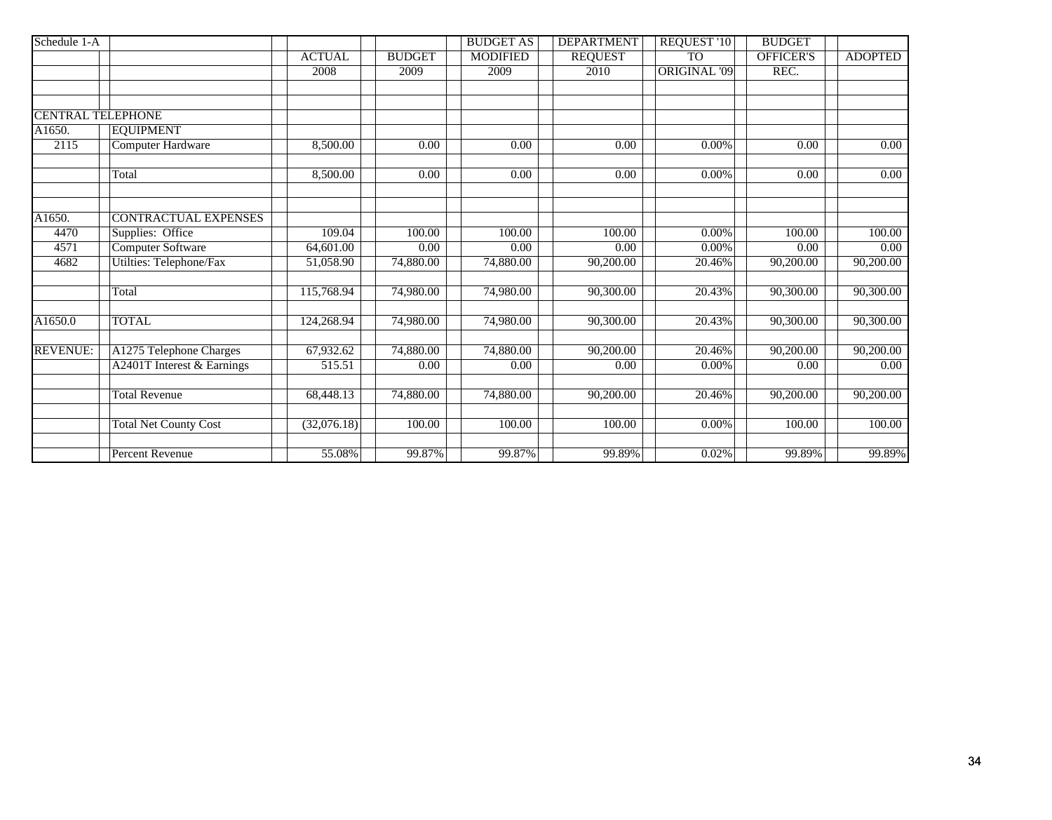| Schedule 1-A | | ACTUAL | BUDGET | BUDGET AS MODIFIED | DEPARTMENT REQUEST | REQUEST '10 TO ORIGINAL '09 | BUDGET OFFICER'S REC. | ADOPTED |
|---|---|---|---|---|---|---|---|---|
| | | 2008 | 2009 | 2009 | 2010 | | | |
| CENTRAL TELEPHONE | | | | | | | | |
| A1650. | EQUIPMENT | | | | | | | |
| 2115 | Computer Hardware | 8,500.00 | 0.00 | 0.00 | 0.00 | 0.00% | 0.00 | 0.00 |
| | Total | 8,500.00 | 0.00 | 0.00 | 0.00 | 0.00% | 0.00 | 0.00 |
| A1650. | CONTRACTUAL EXPENSES | | | | | | | |
| 4470 | Supplies: Office | 109.04 | 100.00 | 100.00 | 100.00 | 0.00% | 100.00 | 100.00 |
| 4571 | Computer Software | 64,601.00 | 0.00 | 0.00 | 0.00 | 0.00% | 0.00 | 0.00 |
| 4682 | Utilties: Telephone/Fax | 51,058.90 | 74,880.00 | 74,880.00 | 90,200.00 | 20.46% | 90,200.00 | 90,200.00 |
| | Total | 115,768.94 | 74,980.00 | 74,980.00 | 90,300.00 | 20.43% | 90,300.00 | 90,300.00 |
| A1650.0 | TOTAL | 124,268.94 | 74,980.00 | 74,980.00 | 90,300.00 | 20.43% | 90,300.00 | 90,300.00 |
| REVENUE: | A1275 Telephone Charges | 67,932.62 | 74,880.00 | 74,880.00 | 90,200.00 | 20.46% | 90,200.00 | 90,200.00 |
| | A2401T Interest & Earnings | 515.51 | 0.00 | 0.00 | 0.00 | 0.00% | 0.00 | 0.00 |
| | Total Revenue | 68,448.13 | 74,880.00 | 74,880.00 | 90,200.00 | 20.46% | 90,200.00 | 90,200.00 |
| | Total Net County Cost | (32,076.18) | 100.00 | 100.00 | 100.00 | 0.00% | 100.00 | 100.00 |
| | Percent Revenue | 55.08% | 99.87% | 99.87% | 99.89% | 0.02% | 99.89% | 99.89% |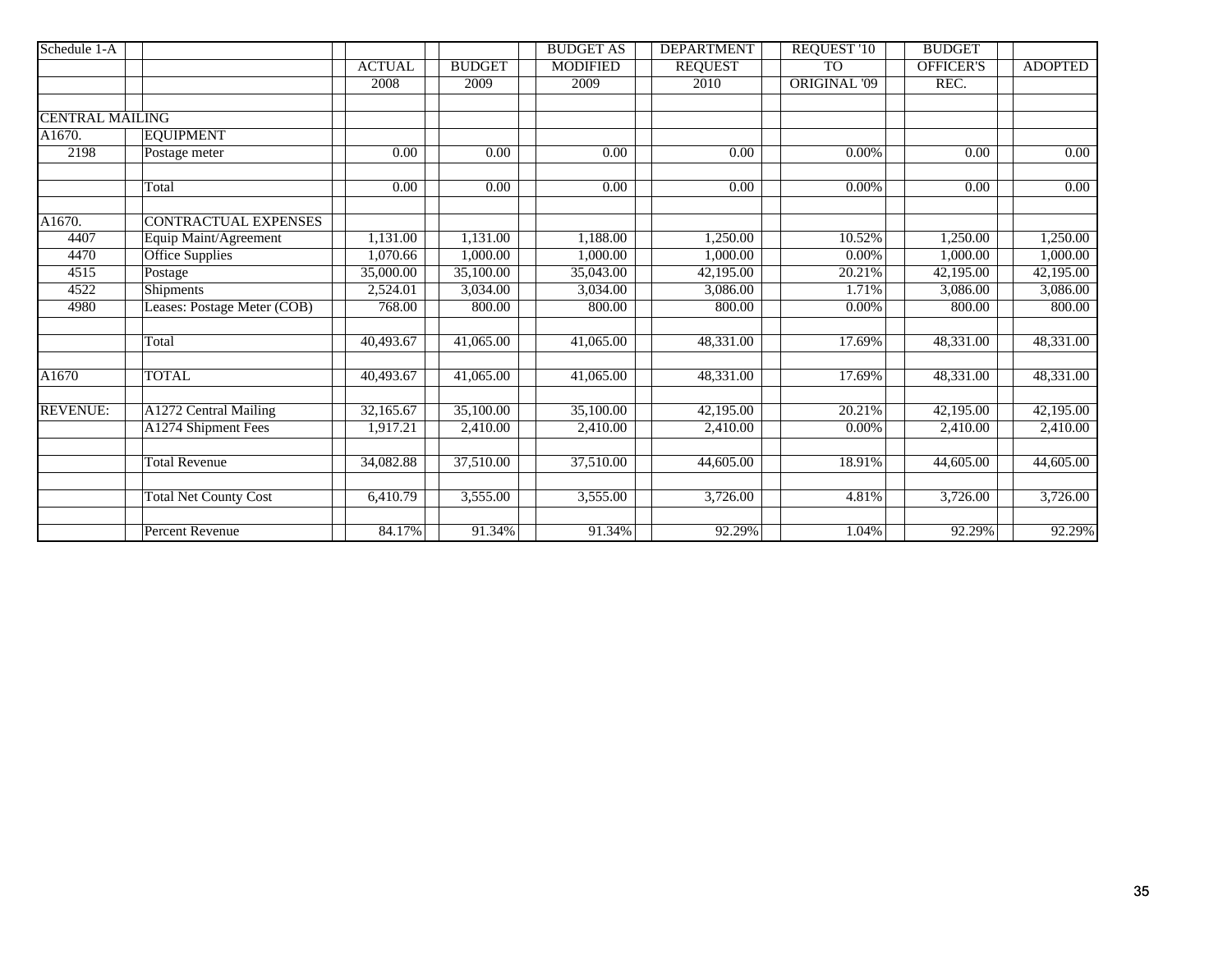| Schedule 1-A | | ACTUAL 2008 | BUDGET 2009 | BUDGET AS MODIFIED 2009 | DEPARTMENT REQUEST 2010 | REQUEST '10 TO ORIGINAL '09 | BUDGET OFFICER'S REC. | ADOPTED |
|---|---|---|---|---|---|---|---|---|
| CENTRAL MAILING | | | | | | | | |
| A1670. | EQUIPMENT | | | | | | | |
| 2198 | Postage meter | 0.00 | 0.00 | 0.00 | 0.00 | 0.00% | 0.00 | 0.00 |
| | Total | 0.00 | 0.00 | 0.00 | 0.00 | 0.00% | 0.00 | 0.00 |
| A1670. | CONTRACTUAL EXPENSES | | | | | | | |
| 4407 | Equip Maint/Agreement | 1,131.00 | 1,131.00 | 1,188.00 | 1,250.00 | 10.52% | 1,250.00 | 1,250.00 |
| 4470 | Office Supplies | 1,070.66 | 1,000.00 | 1,000.00 | 1,000.00 | 0.00% | 1,000.00 | 1,000.00 |
| 4515 | Postage | 35,000.00 | 35,100.00 | 35,043.00 | 42,195.00 | 20.21% | 42,195.00 | 42,195.00 |
| 4522 | Shipments | 2,524.01 | 3,034.00 | 3,034.00 | 3,086.00 | 1.71% | 3,086.00 | 3,086.00 |
| 4980 | Leases: Postage Meter (COB) | 768.00 | 800.00 | 800.00 | 800.00 | 0.00% | 800.00 | 800.00 |
| | Total | 40,493.67 | 41,065.00 | 41,065.00 | 48,331.00 | 17.69% | 48,331.00 | 48,331.00 |
| A1670 | TOTAL | 40,493.67 | 41,065.00 | 41,065.00 | 48,331.00 | 17.69% | 48,331.00 | 48,331.00 |
| REVENUE: | A1272 Central Mailing | 32,165.67 | 35,100.00 | 35,100.00 | 42,195.00 | 20.21% | 42,195.00 | 42,195.00 |
| | A1274 Shipment Fees | 1,917.21 | 2,410.00 | 2,410.00 | 2,410.00 | 0.00% | 2,410.00 | 2,410.00 |
| | Total Revenue | 34,082.88 | 37,510.00 | 37,510.00 | 44,605.00 | 18.91% | 44,605.00 | 44,605.00 |
| | Total Net County Cost | 6,410.79 | 3,555.00 | 3,555.00 | 3,726.00 | 4.81% | 3,726.00 | 3,726.00 |
| | Percent Revenue | 84.17% | 91.34% | 91.34% | 92.29% | 1.04% | 92.29% | 92.29% |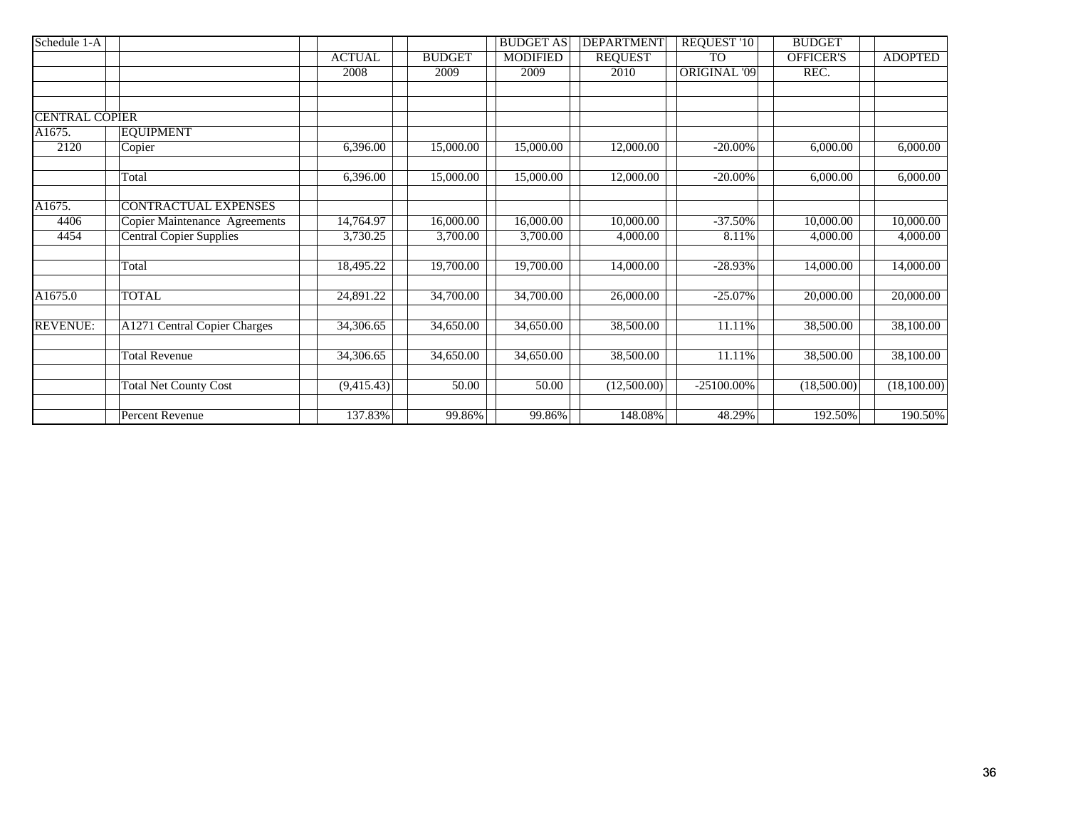| Schedule 1-A | | ACTUAL 2008 | BUDGET 2009 | BUDGET AS MODIFIED 2009 | DEPARTMENT REQUEST 2010 | REQUEST '10 TO ORIGINAL '09 | BUDGET OFFICER'S REC. | ADOPTED |
|---|---|---|---|---|---|---|---|---|
| | | | | | | | | |
| CENTRAL COPIER | | | | | | | | |
| A1675. | EQUIPMENT | | | | | | | |
| 2120 | Copier | 6,396.00 | 15,000.00 | 15,000.00 | 12,000.00 | -20.00% | 6,000.00 | 6,000.00 |
| | Total | 6,396.00 | 15,000.00 | 15,000.00 | 12,000.00 | -20.00% | 6,000.00 | 6,000.00 |
| A1675. | CONTRACTUAL EXPENSES | | | | | | | |
| 4406 | Copier Maintenance Agreements | 14,764.97 | 16,000.00 | 16,000.00 | 10,000.00 | -37.50% | 10,000.00 | 10,000.00 |
| 4454 | Central Copier Supplies | 3,730.25 | 3,700.00 | 3,700.00 | 4,000.00 | 8.11% | 4,000.00 | 4,000.00 |
| | Total | 18,495.22 | 19,700.00 | 19,700.00 | 14,000.00 | -28.93% | 14,000.00 | 14,000.00 |
| A1675.0 | TOTAL | 24,891.22 | 34,700.00 | 34,700.00 | 26,000.00 | -25.07% | 20,000.00 | 20,000.00 |
| REVENUE: | A1271 Central Copier Charges | 34,306.65 | 34,650.00 | 34,650.00 | 38,500.00 | 11.11% | 38,500.00 | 38,100.00 |
| | Total Revenue | 34,306.65 | 34,650.00 | 34,650.00 | 38,500.00 | 11.11% | 38,500.00 | 38,100.00 |
| | Total Net County Cost | (9,415.43) | 50.00 | 50.00 | (12,500.00) | -25100.00% | (18,500.00) | (18,100.00) |
| | Percent Revenue | 137.83% | 99.86% | 99.86% | 148.08% | 48.29% | 192.50% | 190.50% |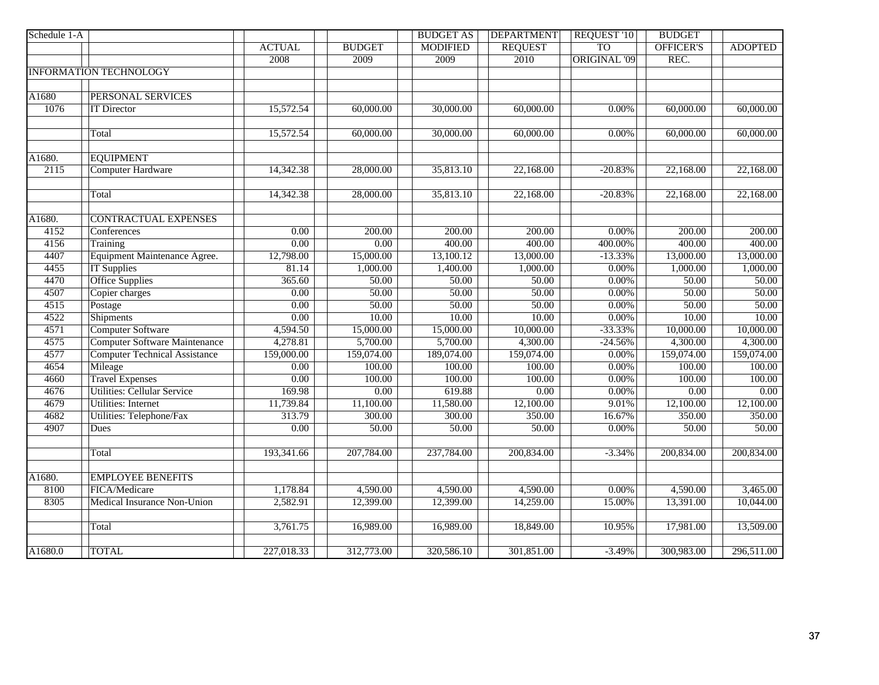| Schedule 1-A | | ACTUAL | BUDGET | BUDGET AS MODIFIED | DEPARTMENT REQUEST | REQUEST '10 TO ORIGINAL '09 | BUDGET OFFICER'S REC. | ADOPTED |
|---|---|---|---|---|---|---|---|---|
| | | 2008 | 2009 | 2009 | 2010 | | | |
| INFORMATION TECHNOLOGY | | | | | | | | |
| A1680 | PERSONAL SERVICES | | | | | | | |
| 1076 | IT Director | 15,572.54 | 60,000.00 | 30,000.00 | 60,000.00 | 0.00% | 60,000.00 | 60,000.00 |
| | Total | 15,572.54 | 60,000.00 | 30,000.00 | 60,000.00 | 0.00% | 60,000.00 | 60,000.00 |
| A1680. | EQUIPMENT | | | | | | | |
| 2115 | Computer Hardware | 14,342.38 | 28,000.00 | 35,813.10 | 22,168.00 | -20.83% | 22,168.00 | 22,168.00 |
| | Total | 14,342.38 | 28,000.00 | 35,813.10 | 22,168.00 | -20.83% | 22,168.00 | 22,168.00 |
| A1680. | CONTRACTUAL EXPENSES | | | | | | | |
| 4152 | Conferences | 0.00 | 200.00 | 200.00 | 200.00 | 0.00% | 200.00 | 200.00 |
| 4156 | Training | 0.00 | 0.00 | 400.00 | 400.00 | 400.00% | 400.00 | 400.00 |
| 4407 | Equipment Maintenance Agree. | 12,798.00 | 15,000.00 | 13,100.12 | 13,000.00 | -13.33% | 13,000.00 | 13,000.00 |
| 4455 | IT Supplies | 81.14 | 1,000.00 | 1,400.00 | 1,000.00 | 0.00% | 1,000.00 | 1,000.00 |
| 4470 | Office Supplies | 365.60 | 50.00 | 50.00 | 50.00 | 0.00% | 50.00 | 50.00 |
| 4507 | Copier charges | 0.00 | 50.00 | 50.00 | 50.00 | 0.00% | 50.00 | 50.00 |
| 4515 | Postage | 0.00 | 50.00 | 50.00 | 50.00 | 0.00% | 50.00 | 50.00 |
| 4522 | Shipments | 0.00 | 10.00 | 10.00 | 10.00 | 0.00% | 10.00 | 10.00 |
| 4571 | Computer Software | 4,594.50 | 15,000.00 | 15,000.00 | 10,000.00 | -33.33% | 10,000.00 | 10,000.00 |
| 4575 | Computer Software Maintenance | 4,278.81 | 5,700.00 | 5,700.00 | 4,300.00 | -24.56% | 4,300.00 | 4,300.00 |
| 4577 | Computer Technical Assistance | 159,000.00 | 159,074.00 | 189,074.00 | 159,074.00 | 0.00% | 159,074.00 | 159,074.00 |
| 4654 | Mileage | 0.00 | 100.00 | 100.00 | 100.00 | 0.00% | 100.00 | 100.00 |
| 4660 | Travel Expenses | 0.00 | 100.00 | 100.00 | 100.00 | 0.00% | 100.00 | 100.00 |
| 4676 | Utilities: Cellular Service | 169.98 | 0.00 | 619.88 | 0.00 | 0.00% | 0.00 | 0.00 |
| 4679 | Utilities: Internet | 11,739.84 | 11,100.00 | 11,580.00 | 12,100.00 | 9.01% | 12,100.00 | 12,100.00 |
| 4682 | Utilities: Telephone/Fax | 313.79 | 300.00 | 300.00 | 350.00 | 16.67% | 350.00 | 350.00 |
| 4907 | Dues | 0.00 | 50.00 | 50.00 | 50.00 | 0.00% | 50.00 | 50.00 |
| | Total | 193,341.66 | 207,784.00 | 237,784.00 | 200,834.00 | -3.34% | 200,834.00 | 200,834.00 |
| A1680. | EMPLOYEE BENEFITS | | | | | | | |
| 8100 | FICA/Medicare | 1,178.84 | 4,590.00 | 4,590.00 | 4,590.00 | 0.00% | 4,590.00 | 3,465.00 |
| 8305 | Medical Insurance Non-Union | 2,582.91 | 12,399.00 | 12,399.00 | 14,259.00 | 15.00% | 13,391.00 | 10,044.00 |
| | Total | 3,761.75 | 16,989.00 | 16,989.00 | 18,849.00 | 10.95% | 17,981.00 | 13,509.00 |
| A1680.0 | TOTAL | 227,018.33 | 312,773.00 | 320,586.10 | 301,851.00 | -3.49% | 300,983.00 | 296,511.00 |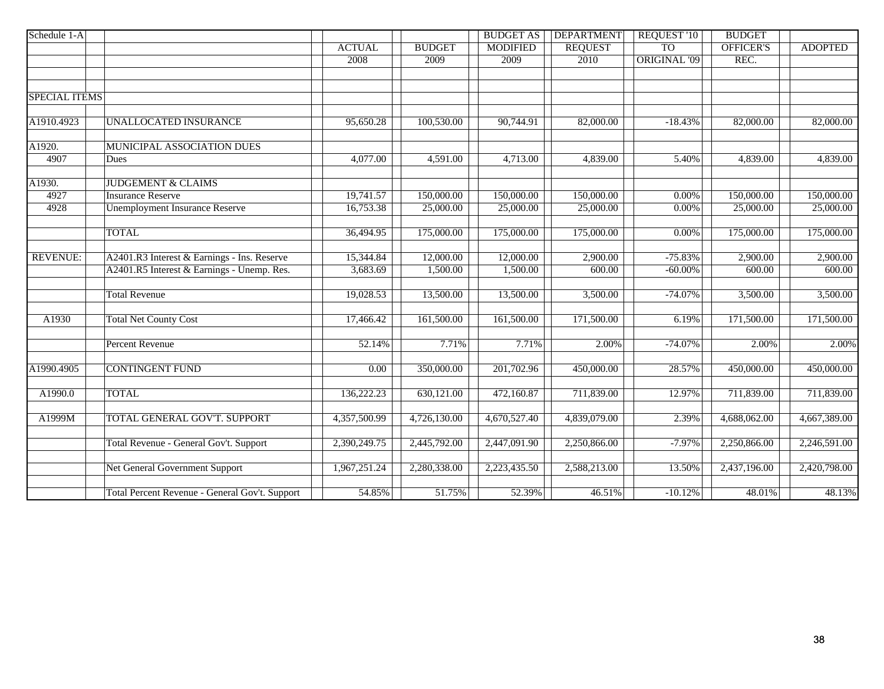| Schedule 1-A | | ACTUAL 2008 | BUDGET 2009 | BUDGET AS MODIFIED 2009 | DEPARTMENT REQUEST 2010 | REQUEST '10 TO ORIGINAL '09 | BUDGET OFFICER'S REC. | ADOPTED |
|---|---|---|---|---|---|---|---|---|
| SPECIAL ITEMS | | | | | | | | |
| A1910.4923 | UNALLOCATED INSURANCE | 95,650.28 | 100,530.00 | 90,744.91 | 82,000.00 | -18.43% | 82,000.00 | 82,000.00 |
| A1920. | MUNICIPAL ASSOCIATION DUES | | | | | | | |
| 4907 | Dues | 4,077.00 | 4,591.00 | 4,713.00 | 4,839.00 | 5.40% | 4,839.00 | 4,839.00 |
| A1930. | JUDGEMENT & CLAIMS | | | | | | | |
| 4927 | Insurance Reserve | 19,741.57 | 150,000.00 | 150,000.00 | 150,000.00 | 0.00% | 150,000.00 | 150,000.00 |
| 4928 | Unemployment Insurance Reserve | 16,753.38 | 25,000.00 | 25,000.00 | 25,000.00 | 0.00% | 25,000.00 | 25,000.00 |
| | TOTAL | 36,494.95 | 175,000.00 | 175,000.00 | 175,000.00 | 0.00% | 175,000.00 | 175,000.00 |
| REVENUE: | A2401.R3 Interest & Earnings - Ins. Reserve | 15,344.84 | 12,000.00 | 12,000.00 | 2,900.00 | -75.83% | 2,900.00 | 2,900.00 |
| | A2401.R5 Interest & Earnings - Unemp. Res. | 3,683.69 | 1,500.00 | 1,500.00 | 600.00 | -60.00% | 600.00 | 600.00 |
| | Total Revenue | 19,028.53 | 13,500.00 | 13,500.00 | 3,500.00 | -74.07% | 3,500.00 | 3,500.00 |
| A1930 | Total Net County Cost | 17,466.42 | 161,500.00 | 161,500.00 | 171,500.00 | 6.19% | 171,500.00 | 171,500.00 |
| | Percent Revenue | 52.14% | 7.71% | 7.71% | 2.00% | -74.07% | 2.00% | 2.00% |
| A1990.4905 | CONTINGENT FUND | 0.00 | 350,000.00 | 201,702.96 | 450,000.00 | 28.57% | 450,000.00 | 450,000.00 |
| A1990.0 | TOTAL | 136,222.23 | 630,121.00 | 472,160.87 | 711,839.00 | 12.97% | 711,839.00 | 711,839.00 |
| A1999M | TOTAL GENERAL GOV'T. SUPPORT | 4,357,500.99 | 4,726,130.00 | 4,670,527.40 | 4,839,079.00 | 2.39% | 4,688,062.00 | 4,667,389.00 |
| | Total Revenue - General Gov't. Support | 2,390,249.75 | 2,445,792.00 | 2,447,091.90 | 2,250,866.00 | -7.97% | 2,250,866.00 | 2,246,591.00 |
| | Net General Government Support | 1,967,251.24 | 2,280,338.00 | 2,223,435.50 | 2,588,213.00 | 13.50% | 2,437,196.00 | 2,420,798.00 |
| | Total Percent Revenue - General Gov't. Support | 54.85% | 51.75% | 52.39% | 46.51% | -10.12% | 48.01% | 48.13% |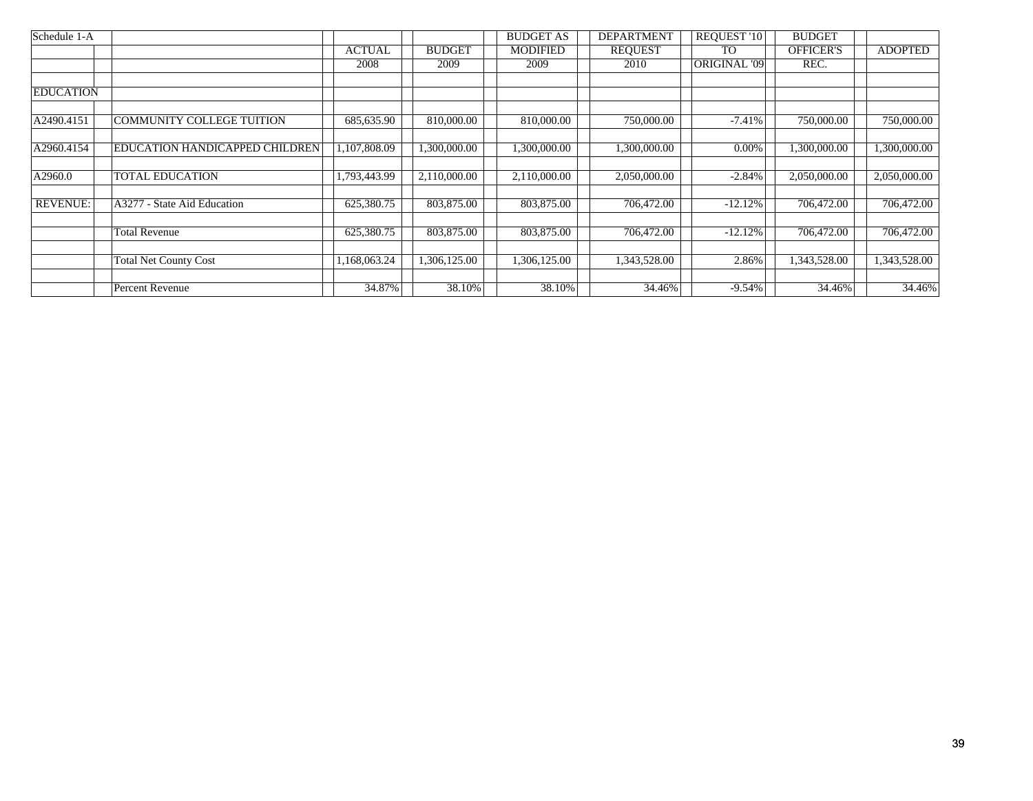| Schedule 1-A | | ACTUAL 2008 | BUDGET 2009 | BUDGET AS MODIFIED 2009 | DEPARTMENT REQUEST 2010 | REQUEST '10 TO ORIGINAL '09 | BUDGET OFFICER'S REC. | ADOPTED |
|---|---|---|---|---|---|---|---|---|
| EDUCATION | | | | | | | | |
| A2490.4151 | COMMUNITY COLLEGE TUITION | 685,635.90 | 810,000.00 | 810,000.00 | 750,000.00 | -7.41% | 750,000.00 | 750,000.00 |
| A2960.4154 | EDUCATION HANDICAPPED CHILDREN | 1,107,808.09 | 1,300,000.00 | 1,300,000.00 | 1,300,000.00 | 0.00% | 1,300,000.00 | 1,300,000.00 |
| A2960.0 | TOTAL EDUCATION | 1,793,443.99 | 2,110,000.00 | 2,110,000.00 | 2,050,000.00 | -2.84% | 2,050,000.00 | 2,050,000.00 |
| REVENUE: | A3277 - State Aid Education | 625,380.75 | 803,875.00 | 803,875.00 | 706,472.00 | -12.12% | 706,472.00 | 706,472.00 |
| | Total Revenue | 625,380.75 | 803,875.00 | 803,875.00 | 706,472.00 | -12.12% | 706,472.00 | 706,472.00 |
| | Total Net County Cost | 1,168,063.24 | 1,306,125.00 | 1,306,125.00 | 1,343,528.00 | 2.86% | 1,343,528.00 | 1,343,528.00 |
| | Percent Revenue | 34.87% | 38.10% | 38.10% | 34.46% | -9.54% | 34.46% | 34.46% |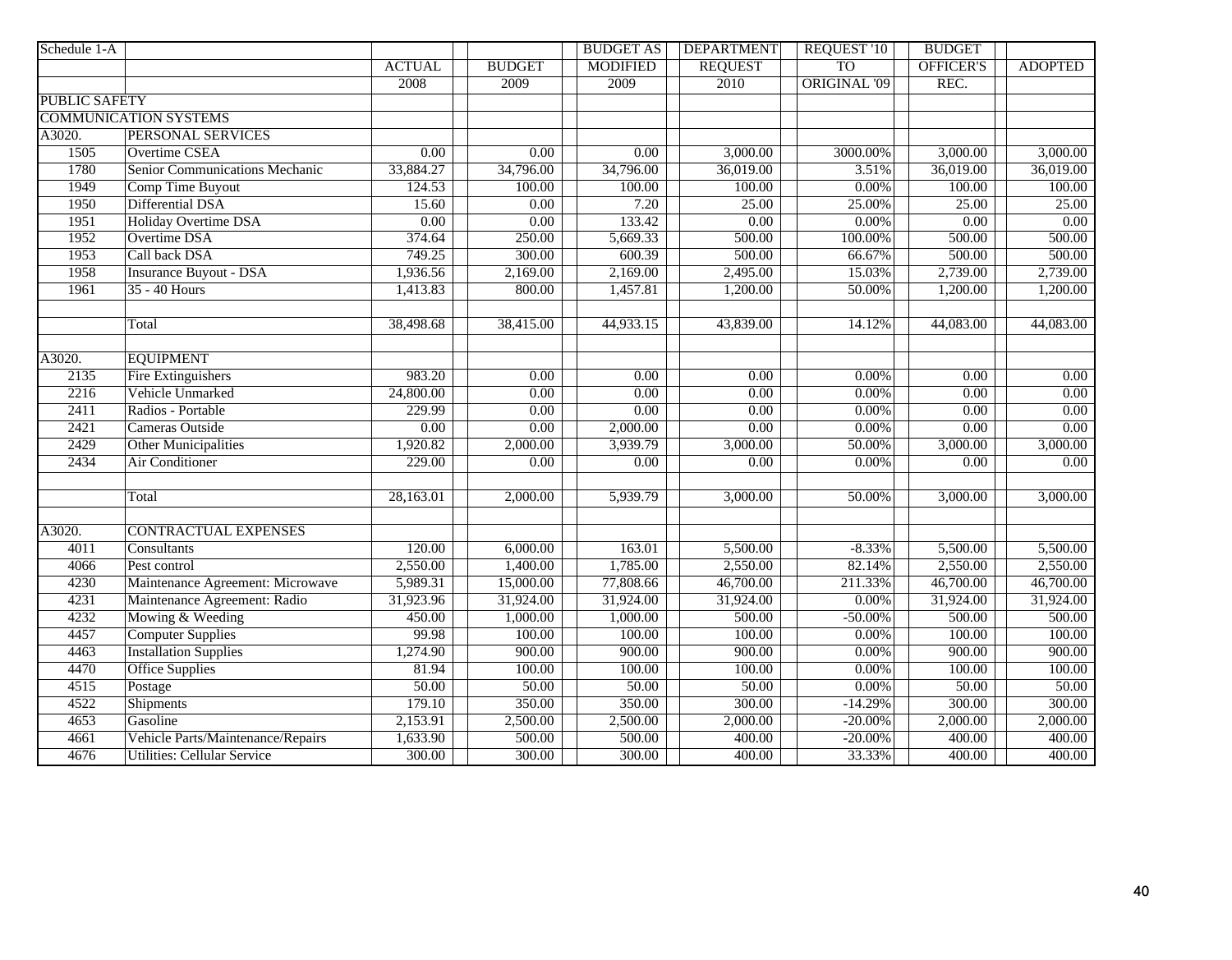| Schedule 1-A | | ACTUAL | BUDGET | BUDGET AS MODIFIED | DEPARTMENT REQUEST | REQUEST '10 TO | BUDGET OFFICER'S | ADOPTED |
|---|---|---|---|---|---|---|---|---|
| | | 2008 | 2009 | 2009 | 2010 | ORIGINAL '09 | REC. | |
| PUBLIC SAFETY | | | | | | | | |
| COMMUNICATION SYSTEMS | | | | | | | | |
| A3020. | PERSONAL SERVICES | | | | | | | |
| 1505 | Overtime CSEA | 0.00 | 0.00 | 0.00 | 3,000.00 | 3000.00% | 3,000.00 | 3,000.00 |
| 1780 | Senior Communications Mechanic | 33,884.27 | 34,796.00 | 34,796.00 | 36,019.00 | 3.51% | 36,019.00 | 36,019.00 |
| 1949 | Comp Time Buyout | 124.53 | 100.00 | 100.00 | 100.00 | 0.00% | 100.00 | 100.00 |
| 1950 | Differential DSA | 15.60 | 0.00 | 7.20 | 25.00 | 25.00% | 25.00 | 25.00 |
| 1951 | Holiday Overtime DSA | 0.00 | 0.00 | 133.42 | 0.00 | 0.00% | 0.00 | 0.00 |
| 1952 | Overtime DSA | 374.64 | 250.00 | 5,669.33 | 500.00 | 100.00% | 500.00 | 500.00 |
| 1953 | Call back DSA | 749.25 | 300.00 | 600.39 | 500.00 | 66.67% | 500.00 | 500.00 |
| 1958 | Insurance Buyout - DSA | 1,936.56 | 2,169.00 | 2,169.00 | 2,495.00 | 15.03% | 2,739.00 | 2,739.00 |
| 1961 | 35 - 40 Hours | 1,413.83 | 800.00 | 1,457.81 | 1,200.00 | 50.00% | 1,200.00 | 1,200.00 |
| | | | | | | | | |
| | Total | 38,498.68 | 38,415.00 | 44,933.15 | 43,839.00 | 14.12% | 44,083.00 | 44,083.00 |
| | | | | | | | | |
| A3020. | EQUIPMENT | | | | | | | |
| 2135 | Fire Extinguishers | 983.20 | 0.00 | 0.00 | 0.00 | 0.00% | 0.00 | 0.00 |
| 2216 | Vehicle Unmarked | 24,800.00 | 0.00 | 0.00 | 0.00 | 0.00% | 0.00 | 0.00 |
| 2411 | Radios - Portable | 229.99 | 0.00 | 0.00 | 0.00 | 0.00% | 0.00 | 0.00 |
| 2421 | Cameras Outside | 0.00 | 0.00 | 2,000.00 | 0.00 | 0.00% | 0.00 | 0.00 |
| 2429 | Other Municipalities | 1,920.82 | 2,000.00 | 3,939.79 | 3,000.00 | 50.00% | 3,000.00 | 3,000.00 |
| 2434 | Air Conditioner | 229.00 | 0.00 | 0.00 | 0.00 | 0.00% | 0.00 | 0.00 |
| | | | | | | | | |
| | Total | 28,163.01 | 2,000.00 | 5,939.79 | 3,000.00 | 50.00% | 3,000.00 | 3,000.00 |
| | | | | | | | | |
| A3020. | CONTRACTUAL EXPENSES | | | | | | | |
| 4011 | Consultants | 120.00 | 6,000.00 | 163.01 | 5,500.00 | -8.33% | 5,500.00 | 5,500.00 |
| 4066 | Pest control | 2,550.00 | 1,400.00 | 1,785.00 | 2,550.00 | 82.14% | 2,550.00 | 2,550.00 |
| 4230 | Maintenance Agreement: Microwave | 5,989.31 | 15,000.00 | 77,808.66 | 46,700.00 | 211.33% | 46,700.00 | 46,700.00 |
| 4231 | Maintenance Agreement: Radio | 31,923.96 | 31,924.00 | 31,924.00 | 31,924.00 | 0.00% | 31,924.00 | 31,924.00 |
| 4232 | Mowing & Weeding | 450.00 | 1,000.00 | 1,000.00 | 500.00 | -50.00% | 500.00 | 500.00 |
| 4457 | Computer Supplies | 99.98 | 100.00 | 100.00 | 100.00 | 0.00% | 100.00 | 100.00 |
| 4463 | Installation Supplies | 1,274.90 | 900.00 | 900.00 | 900.00 | 0.00% | 900.00 | 900.00 |
| 4470 | Office Supplies | 81.94 | 100.00 | 100.00 | 100.00 | 0.00% | 100.00 | 100.00 |
| 4515 | Postage | 50.00 | 50.00 | 50.00 | 50.00 | 0.00% | 50.00 | 50.00 |
| 4522 | Shipments | 179.10 | 350.00 | 350.00 | 300.00 | -14.29% | 300.00 | 300.00 |
| 4653 | Gasoline | 2,153.91 | 2,500.00 | 2,500.00 | 2,000.00 | -20.00% | 2,000.00 | 2,000.00 |
| 4661 | Vehicle Parts/Maintenance/Repairs | 1,633.90 | 500.00 | 500.00 | 400.00 | -20.00% | 400.00 | 400.00 |
| 4676 | Utilities: Cellular Service | 300.00 | 300.00 | 300.00 | 400.00 | 33.33% | 400.00 | 400.00 |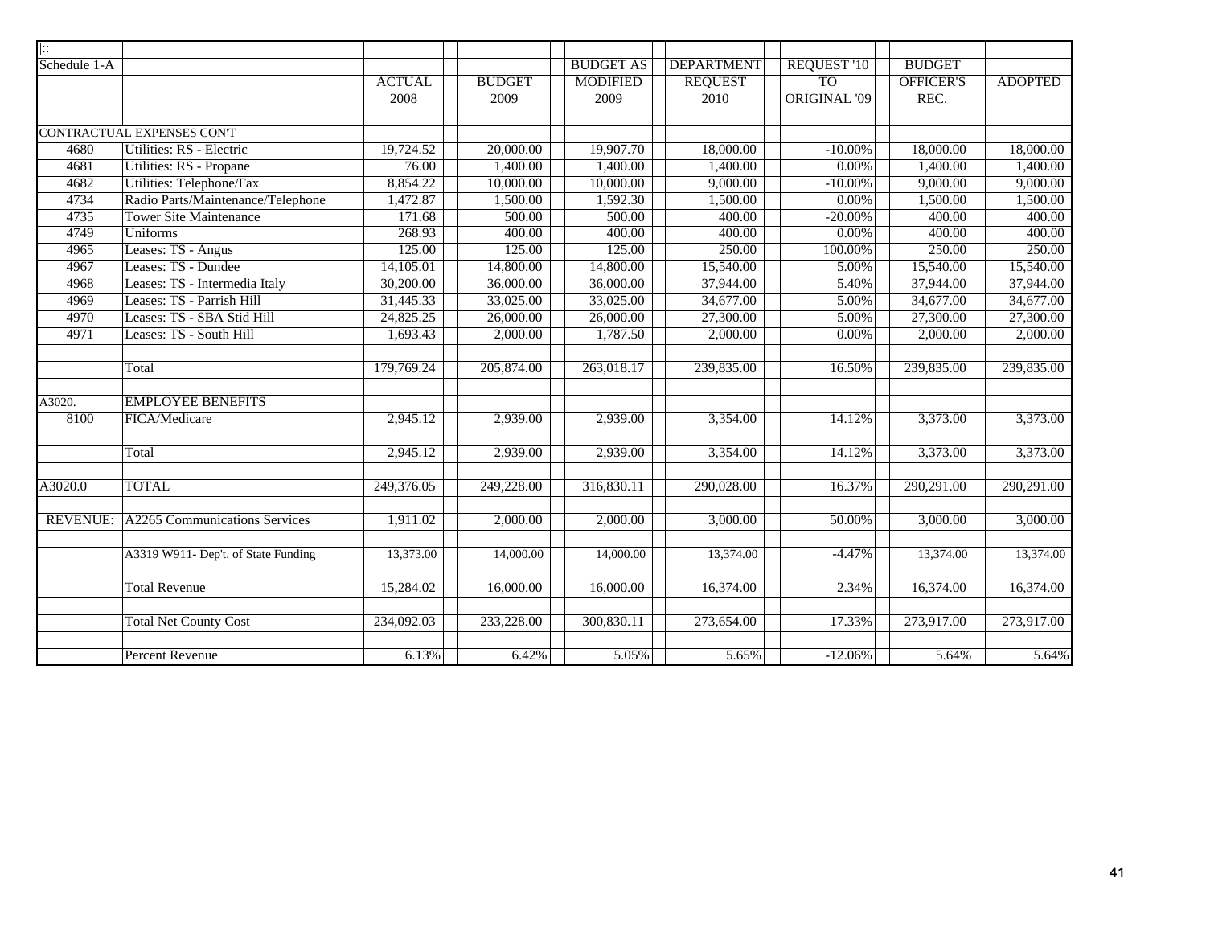| \|:: | | | | | | | | |
|---|---|---|---|---|---|---|---|---|
| Schedule 1-A | | | | BUDGET AS | DEPARTMENT | REQUEST '10 | BUDGET | |
| | | ACTUAL | BUDGET | MODIFIED | REQUEST | TO | OFFICER'S | ADOPTED |
| | | 2008 | 2009 | 2009 | 2010 | ORIGINAL '09 | REC. | |
| | | | | | | | | |
| CONTRACTUAL EXPENSES CON'T | | | | | | | | |
| 4680 | Utilities: RS - Electric | 19,724.52 | 20,000.00 | 19,907.70 | 18,000.00 | -10.00% | 18,000.00 | 18,000.00 |
| 4681 | Utilities: RS - Propane | 76.00 | 1,400.00 | 1,400.00 | 1,400.00 | 0.00% | 1,400.00 | 1,400.00 |
| 4682 | Utilities: Telephone/Fax | 8,854.22 | 10,000.00 | 10,000.00 | 9,000.00 | -10.00% | 9,000.00 | 9,000.00 |
| 4734 | Radio Parts/Maintenance/Telephone | 1,472.87 | 1,500.00 | 1,592.30 | 1,500.00 | 0.00% | 1,500.00 | 1,500.00 |
| 4735 | Tower Site Maintenance | 171.68 | 500.00 | 500.00 | 400.00 | -20.00% | 400.00 | 400.00 |
| 4749 | Uniforms | 268.93 | 400.00 | 400.00 | 400.00 | 0.00% | 400.00 | 400.00 |
| 4965 | Leases: TS - Angus | 125.00 | 125.00 | 125.00 | 250.00 | 100.00% | 250.00 | 250.00 |
| 4967 | Leases: TS - Dundee | 14,105.01 | 14,800.00 | 14,800.00 | 15,540.00 | 5.00% | 15,540.00 | 15,540.00 |
| 4968 | Leases: TS - Intermedia Italy | 30,200.00 | 36,000.00 | 36,000.00 | 37,944.00 | 5.40% | 37,944.00 | 37,944.00 |
| 4969 | Leases: TS - Parrish Hill | 31,445.33 | 33,025.00 | 33,025.00 | 34,677.00 | 5.00% | 34,677.00 | 34,677.00 |
| 4970 | Leases: TS - SBA Stid Hill | 24,825.25 | 26,000.00 | 26,000.00 | 27,300.00 | 5.00% | 27,300.00 | 27,300.00 |
| 4971 | Leases: TS - South Hill | 1,693.43 | 2,000.00 | 1,787.50 | 2,000.00 | 0.00% | 2,000.00 | 2,000.00 |
| | | | | | | | | |
| | Total | 179,769.24 | 205,874.00 | 263,018.17 | 239,835.00 | 16.50% | 239,835.00 | 239,835.00 |
| | | | | | | | | |
| A3020. | EMPLOYEE BENEFITS | | | | | | | |
| 8100 | FICA/Medicare | 2,945.12 | 2,939.00 | 2,939.00 | 3,354.00 | 14.12% | 3,373.00 | 3,373.00 |
| | | | | | | | | |
| | Total | 2,945.12 | 2,939.00 | 2,939.00 | 3,354.00 | 14.12% | 3,373.00 | 3,373.00 |
| | | | | | | | | |
| A3020.0 | TOTAL | 249,376.05 | 249,228.00 | 316,830.11 | 290,028.00 | 16.37% | 290,291.00 | 290,291.00 |
| | | | | | | | | |
| REVENUE: | A2265 Communications Services | 1,911.02 | 2,000.00 | 2,000.00 | 3,000.00 | 50.00% | 3,000.00 | 3,000.00 |
| | | | | | | | | |
| | A3319 W911- Dep't. of State Funding | 13,373.00 | 14,000.00 | 14,000.00 | 13,374.00 | -4.47% | 13,374.00 | 13,374.00 |
| | | | | | | | | |
| | Total Revenue | 15,284.02 | 16,000.00 | 16,000.00 | 16,374.00 | 2.34% | 16,374.00 | 16,374.00 |
| | | | | | | | | |
| | Total Net County Cost | 234,092.03 | 233,228.00 | 300,830.11 | 273,654.00 | 17.33% | 273,917.00 | 273,917.00 |
| | | | | | | | | |
| | Percent Revenue | 6.13% | 6.42% | 5.05% | 5.65% | -12.06% | 5.64% | 5.64% |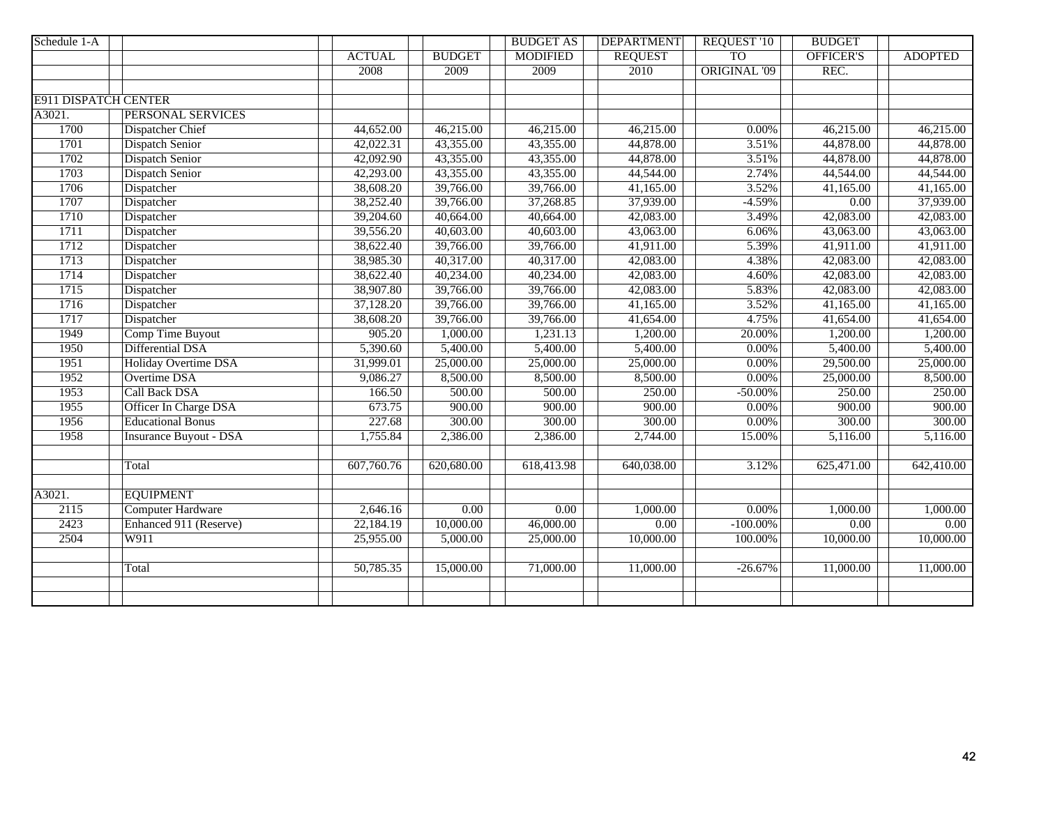| Schedule 1-A | | ACTUAL | BUDGET | BUDGET AS MODIFIED | DEPARTMENT REQUEST | REQUEST '10 TO ORIGINAL '09 | BUDGET OFFICER'S REC. | ADOPTED |
|---|---|---|---|---|---|---|---|---|
| | | 2008 | 2009 | 2009 | 2010 | | | |
| | | | | | | | | |
| E911 DISPATCH CENTER | | | | | | | | |
| A3021. | PERSONAL SERVICES | | | | | | | |
| 1700 | Dispatcher Chief | 44,652.00 | 46,215.00 | 46,215.00 | 46,215.00 | 0.00% | 46,215.00 | 46,215.00 |
| 1701 | Dispatch Senior | 42,022.31 | 43,355.00 | 43,355.00 | 44,878.00 | 3.51% | 44,878.00 | 44,878.00 |
| 1702 | Dispatch Senior | 42,092.90 | 43,355.00 | 43,355.00 | 44,878.00 | 3.51% | 44,878.00 | 44,878.00 |
| 1703 | Dispatch Senior | 42,293.00 | 43,355.00 | 43,355.00 | 44,544.00 | 2.74% | 44,544.00 | 44,544.00 |
| 1706 | Dispatcher | 38,608.20 | 39,766.00 | 39,766.00 | 41,165.00 | 3.52% | 41,165.00 | 41,165.00 |
| 1707 | Dispatcher | 38,252.40 | 39,766.00 | 37,268.85 | 37,939.00 | -4.59% | 0.00 | 37,939.00 |
| 1710 | Dispatcher | 39,204.60 | 40,664.00 | 40,664.00 | 42,083.00 | 3.49% | 42,083.00 | 42,083.00 |
| 1711 | Dispatcher | 39,556.20 | 40,603.00 | 40,603.00 | 43,063.00 | 6.06% | 43,063.00 | 43,063.00 |
| 1712 | Dispatcher | 38,622.40 | 39,766.00 | 39,766.00 | 41,911.00 | 5.39% | 41,911.00 | 41,911.00 |
| 1713 | Dispatcher | 38,985.30 | 40,317.00 | 40,317.00 | 42,083.00 | 4.38% | 42,083.00 | 42,083.00 |
| 1714 | Dispatcher | 38,622.40 | 40,234.00 | 40,234.00 | 42,083.00 | 4.60% | 42,083.00 | 42,083.00 |
| 1715 | Dispatcher | 38,907.80 | 39,766.00 | 39,766.00 | 42,083.00 | 5.83% | 42,083.00 | 42,083.00 |
| 1716 | Dispatcher | 37,128.20 | 39,766.00 | 39,766.00 | 41,165.00 | 3.52% | 41,165.00 | 41,165.00 |
| 1717 | Dispatcher | 38,608.20 | 39,766.00 | 39,766.00 | 41,654.00 | 4.75% | 41,654.00 | 41,654.00 |
| 1949 | Comp Time Buyout | 905.20 | 1,000.00 | 1,231.13 | 1,200.00 | 20.00% | 1,200.00 | 1,200.00 |
| 1950 | Differential DSA | 5,390.60 | 5,400.00 | 5,400.00 | 5,400.00 | 0.00% | 5,400.00 | 5,400.00 |
| 1951 | Holiday Overtime DSA | 31,999.01 | 25,000.00 | 25,000.00 | 25,000.00 | 0.00% | 29,500.00 | 25,000.00 |
| 1952 | Overtime DSA | 9,086.27 | 8,500.00 | 8,500.00 | 8,500.00 | 0.00% | 25,000.00 | 8,500.00 |
| 1953 | Call Back DSA | 166.50 | 500.00 | 500.00 | 250.00 | -50.00% | 250.00 | 250.00 |
| 1955 | Officer In Charge DSA | 673.75 | 900.00 | 900.00 | 900.00 | 0.00% | 900.00 | 900.00 |
| 1956 | Educational Bonus | 227.68 | 300.00 | 300.00 | 300.00 | 0.00% | 300.00 | 300.00 |
| 1958 | Insurance Buyout - DSA | 1,755.84 | 2,386.00 | 2,386.00 | 2,744.00 | 15.00% | 5,116.00 | 5,116.00 |
| | | | | | | | | |
| | Total | 607,760.76 | 620,680.00 | 618,413.98 | 640,038.00 | 3.12% | 625,471.00 | 642,410.00 |
| | | | | | | | | |
| A3021. | EQUIPMENT | | | | | | | |
| 2115 | Computer Hardware | 2,646.16 | 0.00 | 0.00 | 1,000.00 | 0.00% | 1,000.00 | 1,000.00 |
| 2423 | Enhanced 911 (Reserve) | 22,184.19 | 10,000.00 | 46,000.00 | 0.00 | -100.00% | 0.00 | 0.00 |
| 2504 | W911 | 25,955.00 | 5,000.00 | 25,000.00 | 10,000.00 | 100.00% | 10,000.00 | 10,000.00 |
| | | | | | | | | |
| | Total | 50,785.35 | 15,000.00 | 71,000.00 | 11,000.00 | -26.67% | 11,000.00 | 11,000.00 |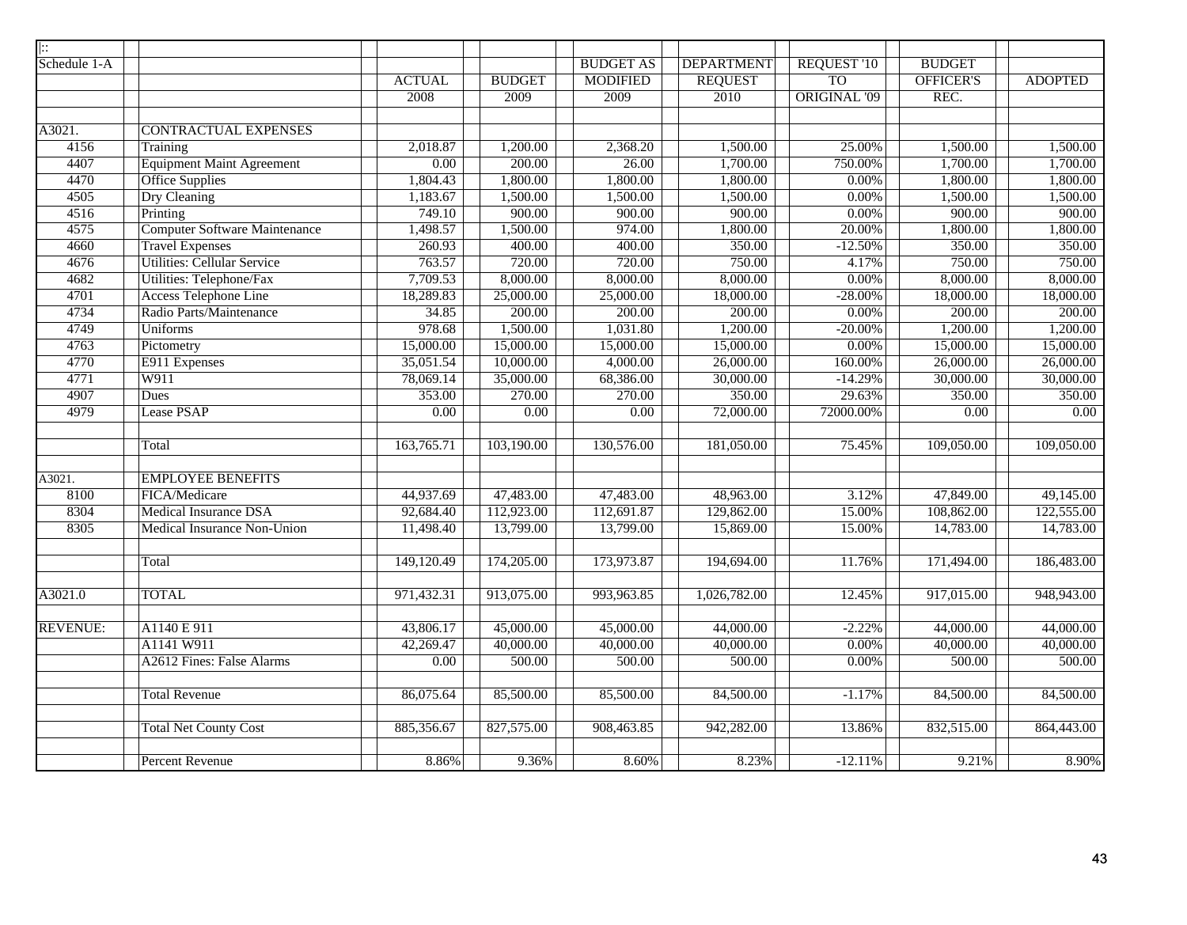| ⁝: | | | | | | | | |
|---|---|---|---|---|---|---|---|---|
| Schedule 1-A | | | | BUDGET AS | DEPARTMENT | REQUEST '10 | BUDGET | |
| | | ACTUAL | BUDGET | MODIFIED | REQUEST | TO | OFFICER'S | ADOPTED |
| | | 2008 | 2009 | 2009 | 2010 | ORIGINAL '09 | REC. | |
| | | | | | | | | |
| A3021. | CONTRACTUAL EXPENSES | | | | | | | |
| 4156 | Training | 2,018.87 | 1,200.00 | 2,368.20 | 1,500.00 | 25.00% | 1,500.00 | 1,500.00 |
| 4407 | Equipment Maint Agreement | 0.00 | 200.00 | 26.00 | 1,700.00 | 750.00% | 1,700.00 | 1,700.00 |
| 4470 | Office Supplies | 1,804.43 | 1,800.00 | 1,800.00 | 1,800.00 | 0.00% | 1,800.00 | 1,800.00 |
| 4505 | Dry Cleaning | 1,183.67 | 1,500.00 | 1,500.00 | 1,500.00 | 0.00% | 1,500.00 | 1,500.00 |
| 4516 | Printing | 749.10 | 900.00 | 900.00 | 900.00 | 0.00% | 900.00 | 900.00 |
| 4575 | Computer Software Maintenance | 1,498.57 | 1,500.00 | 974.00 | 1,800.00 | 20.00% | 1,800.00 | 1,800.00 |
| 4660 | Travel Expenses | 260.93 | 400.00 | 400.00 | 350.00 | -12.50% | 350.00 | 350.00 |
| 4676 | Utilities: Cellular Service | 763.57 | 720.00 | 720.00 | 750.00 | 4.17% | 750.00 | 750.00 |
| 4682 | Utilities: Telephone/Fax | 7,709.53 | 8,000.00 | 8,000.00 | 8,000.00 | 0.00% | 8,000.00 | 8,000.00 |
| 4701 | Access Telephone Line | 18,289.83 | 25,000.00 | 25,000.00 | 18,000.00 | -28.00% | 18,000.00 | 18,000.00 |
| 4734 | Radio Parts/Maintenance | 34.85 | 200.00 | 200.00 | 200.00 | 0.00% | 200.00 | 200.00 |
| 4749 | Uniforms | 978.68 | 1,500.00 | 1,031.80 | 1,200.00 | -20.00% | 1,200.00 | 1,200.00 |
| 4763 | Pictometry | 15,000.00 | 15,000.00 | 15,000.00 | 15,000.00 | 0.00% | 15,000.00 | 15,000.00 |
| 4770 | E911 Expenses | 35,051.54 | 10,000.00 | 4,000.00 | 26,000.00 | 160.00% | 26,000.00 | 26,000.00 |
| 4771 | W911 | 78,069.14 | 35,000.00 | 68,386.00 | 30,000.00 | -14.29% | 30,000.00 | 30,000.00 |
| 4907 | Dues | 353.00 | 270.00 | 270.00 | 350.00 | 29.63% | 350.00 | 350.00 |
| 4979 | Lease PSAP | 0.00 | 0.00 | 0.00 | 72,000.00 | 72000.00% | 0.00 | 0.00 |
| | | | | | | | | |
| | Total | 163,765.71 | 103,190.00 | 130,576.00 | 181,050.00 | 75.45% | 109,050.00 | 109,050.00 |
| | | | | | | | | |
| A3021. | EMPLOYEE BENEFITS | | | | | | | |
| 8100 | FICA/Medicare | 44,937.69 | 47,483.00 | 47,483.00 | 48,963.00 | 3.12% | 47,849.00 | 49,145.00 |
| 8304 | Medical Insurance DSA | 92,684.40 | 112,923.00 | 112,691.87 | 129,862.00 | 15.00% | 108,862.00 | 122,555.00 |
| 8305 | Medical Insurance Non-Union | 11,498.40 | 13,799.00 | 13,799.00 | 15,869.00 | 15.00% | 14,783.00 | 14,783.00 |
| | | | | | | | | |
| | Total | 149,120.49 | 174,205.00 | 173,973.87 | 194,694.00 | 11.76% | 171,494.00 | 186,483.00 |
| | | | | | | | | |
| A3021.0 | TOTAL | 971,432.31 | 913,075.00 | 993,963.85 | 1,026,782.00 | 12.45% | 917,015.00 | 948,943.00 |
| | | | | | | | | |
| REVENUE: | A1140 E 911 | 43,806.17 | 45,000.00 | 45,000.00 | 44,000.00 | -2.22% | 44,000.00 | 44,000.00 |
| | A1141 W911 | 42,269.47 | 40,000.00 | 40,000.00 | 40,000.00 | 0.00% | 40,000.00 | 40,000.00 |
| | A2612 Fines: False Alarms | 0.00 | 500.00 | 500.00 | 500.00 | 0.00% | 500.00 | 500.00 |
| | | | | | | | | |
| | Total Revenue | 86,075.64 | 85,500.00 | 85,500.00 | 84,500.00 | -1.17% | 84,500.00 | 84,500.00 |
| | | | | | | | | |
| | Total Net County Cost | 885,356.67 | 827,575.00 | 908,463.85 | 942,282.00 | 13.86% | 832,515.00 | 864,443.00 |
| | | | | | | | | |
| | Percent Revenue | 8.86% | 9.36% | 8.60% | 8.23% | -12.11% | 9.21% | 8.90% |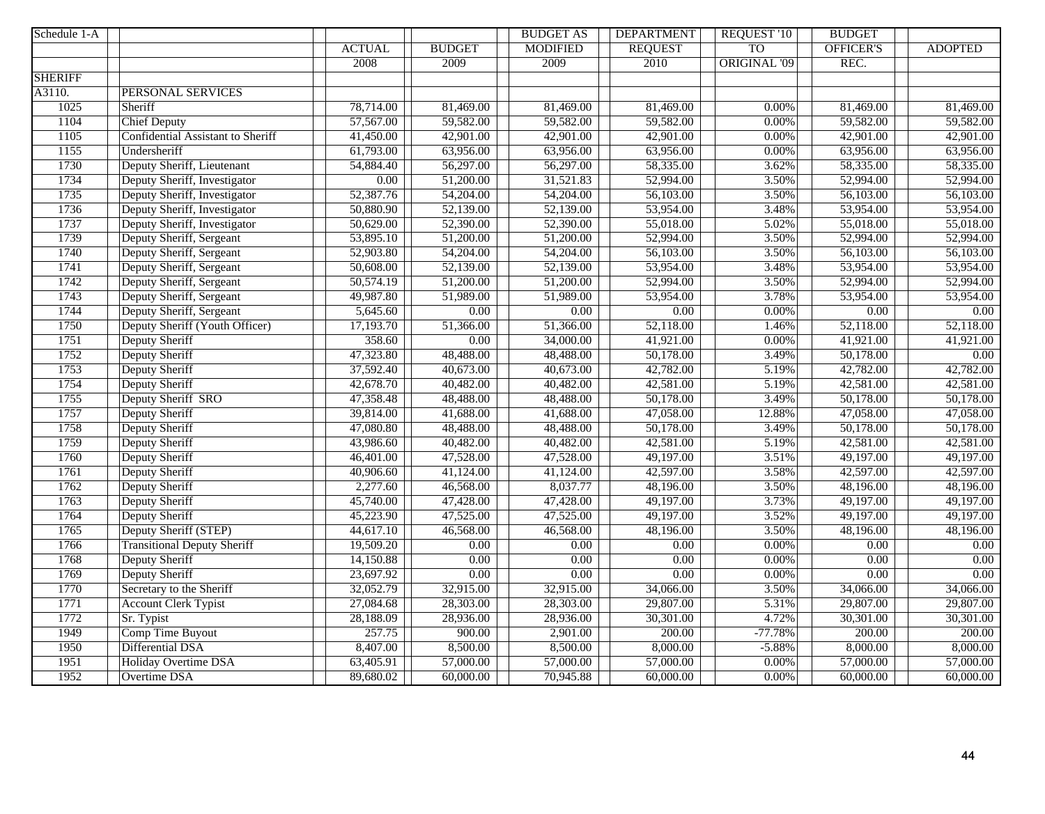| Schedule 1-A | | ACTUAL | BUDGET | BUDGET AS MODIFIED | DEPARTMENT REQUEST | REQUEST '10 TO ORIGINAL '09 | BUDGET OFFICER'S REC. | ADOPTED |
|---|---|---|---|---|---|---|---|---|
| | | 2008 | 2009 | 2009 | 2010 | | | |
| SHERIFF | | | | | | | | |
| A3110. | PERSONAL SERVICES | | | | | | | |
| 1025 | Sheriff | 78,714.00 | 81,469.00 | 81,469.00 | 81,469.00 | 0.00% | 81,469.00 | 81,469.00 |
| 1104 | Chief Deputy | 57,567.00 | 59,582.00 | 59,582.00 | 59,582.00 | 0.00% | 59,582.00 | 59,582.00 |
| 1105 | Confidential Assistant to Sheriff | 41,450.00 | 42,901.00 | 42,901.00 | 42,901.00 | 0.00% | 42,901.00 | 42,901.00 |
| 1155 | Undersheriff | 61,793.00 | 63,956.00 | 63,956.00 | 63,956.00 | 0.00% | 63,956.00 | 63,956.00 |
| 1730 | Deputy Sheriff, Lieutenant | 54,884.40 | 56,297.00 | 56,297.00 | 58,335.00 | 3.62% | 58,335.00 | 58,335.00 |
| 1734 | Deputy Sheriff, Investigator | 0.00 | 51,200.00 | 31,521.83 | 52,994.00 | 3.50% | 52,994.00 | 52,994.00 |
| 1735 | Deputy Sheriff, Investigator | 52,387.76 | 54,204.00 | 54,204.00 | 56,103.00 | 3.50% | 56,103.00 | 56,103.00 |
| 1736 | Deputy Sheriff, Investigator | 50,880.90 | 52,139.00 | 52,139.00 | 53,954.00 | 3.48% | 53,954.00 | 53,954.00 |
| 1737 | Deputy Sheriff, Investigator | 50,629.00 | 52,390.00 | 52,390.00 | 55,018.00 | 5.02% | 55,018.00 | 55,018.00 |
| 1739 | Deputy Sheriff, Sergeant | 53,895.10 | 51,200.00 | 51,200.00 | 52,994.00 | 3.50% | 52,994.00 | 52,994.00 |
| 1740 | Deputy Sheriff, Sergeant | 52,903.80 | 54,204.00 | 54,204.00 | 56,103.00 | 3.50% | 56,103.00 | 56,103.00 |
| 1741 | Deputy Sheriff, Sergeant | 50,608.00 | 52,139.00 | 52,139.00 | 53,954.00 | 3.48% | 53,954.00 | 53,954.00 |
| 1742 | Deputy Sheriff, Sergeant | 50,574.19 | 51,200.00 | 51,200.00 | 52,994.00 | 3.50% | 52,994.00 | 52,994.00 |
| 1743 | Deputy Sheriff, Sergeant | 49,987.80 | 51,989.00 | 51,989.00 | 53,954.00 | 3.78% | 53,954.00 | 53,954.00 |
| 1744 | Deputy Sheriff, Sergeant | 5,645.60 | 0.00 | 0.00 | 0.00 | 0.00% | 0.00 | 0.00 |
| 1750 | Deputy Sheriff (Youth Officer) | 17,193.70 | 51,366.00 | 51,366.00 | 52,118.00 | 1.46% | 52,118.00 | 52,118.00 |
| 1751 | Deputy Sheriff | 358.60 | 0.00 | 34,000.00 | 41,921.00 | 0.00% | 41,921.00 | 41,921.00 |
| 1752 | Deputy Sheriff | 47,323.80 | 48,488.00 | 48,488.00 | 50,178.00 | 3.49% | 50,178.00 | 0.00 |
| 1753 | Deputy Sheriff | 37,592.40 | 40,673.00 | 40,673.00 | 42,782.00 | 5.19% | 42,782.00 | 42,782.00 |
| 1754 | Deputy Sheriff | 42,678.70 | 40,482.00 | 40,482.00 | 42,581.00 | 5.19% | 42,581.00 | 42,581.00 |
| 1755 | Deputy Sheriff SRO | 47,358.48 | 48,488.00 | 48,488.00 | 50,178.00 | 3.49% | 50,178.00 | 50,178.00 |
| 1757 | Deputy Sheriff | 39,814.00 | 41,688.00 | 41,688.00 | 47,058.00 | 12.88% | 47,058.00 | 47,058.00 |
| 1758 | Deputy Sheriff | 47,080.80 | 48,488.00 | 48,488.00 | 50,178.00 | 3.49% | 50,178.00 | 50,178.00 |
| 1759 | Deputy Sheriff | 43,986.60 | 40,482.00 | 40,482.00 | 42,581.00 | 5.19% | 42,581.00 | 42,581.00 |
| 1760 | Deputy Sheriff | 46,401.00 | 47,528.00 | 47,528.00 | 49,197.00 | 3.51% | 49,197.00 | 49,197.00 |
| 1761 | Deputy Sheriff | 40,906.60 | 41,124.00 | 41,124.00 | 42,597.00 | 3.58% | 42,597.00 | 42,597.00 |
| 1762 | Deputy Sheriff | 2,277.60 | 46,568.00 | 8,037.77 | 48,196.00 | 3.50% | 48,196.00 | 48,196.00 |
| 1763 | Deputy Sheriff | 45,740.00 | 47,428.00 | 47,428.00 | 49,197.00 | 3.73% | 49,197.00 | 49,197.00 |
| 1764 | Deputy Sheriff | 45,223.90 | 47,525.00 | 47,525.00 | 49,197.00 | 3.52% | 49,197.00 | 49,197.00 |
| 1765 | Deputy Sheriff (STEP) | 44,617.10 | 46,568.00 | 46,568.00 | 48,196.00 | 3.50% | 48,196.00 | 48,196.00 |
| 1766 | Transitional Deputy Sheriff | 19,509.20 | 0.00 | 0.00 | 0.00 | 0.00% | 0.00 | 0.00 |
| 1768 | Deputy Sheriff | 14,150.88 | 0.00 | 0.00 | 0.00 | 0.00% | 0.00 | 0.00 |
| 1769 | Deputy Sheriff | 23,697.92 | 0.00 | 0.00 | 0.00 | 0.00% | 0.00 | 0.00 |
| 1770 | Secretary to the Sheriff | 32,052.79 | 32,915.00 | 32,915.00 | 34,066.00 | 3.50% | 34,066.00 | 34,066.00 |
| 1771 | Account Clerk Typist | 27,084.68 | 28,303.00 | 28,303.00 | 29,807.00 | 5.31% | 29,807.00 | 29,807.00 |
| 1772 | Sr. Typist | 28,188.09 | 28,936.00 | 28,936.00 | 30,301.00 | 4.72% | 30,301.00 | 30,301.00 |
| 1949 | Comp Time Buyout | 257.75 | 900.00 | 2,901.00 | 200.00 | -77.78% | 200.00 | 200.00 |
| 1950 | Differential DSA | 8,407.00 | 8,500.00 | 8,500.00 | 8,000.00 | -5.88% | 8,000.00 | 8,000.00 |
| 1951 | Holiday Overtime DSA | 63,405.91 | 57,000.00 | 57,000.00 | 57,000.00 | 0.00% | 57,000.00 | 57,000.00 |
| 1952 | Overtime DSA | 89,680.02 | 60,000.00 | 70,945.88 | 60,000.00 | 0.00% | 60,000.00 | 60,000.00 |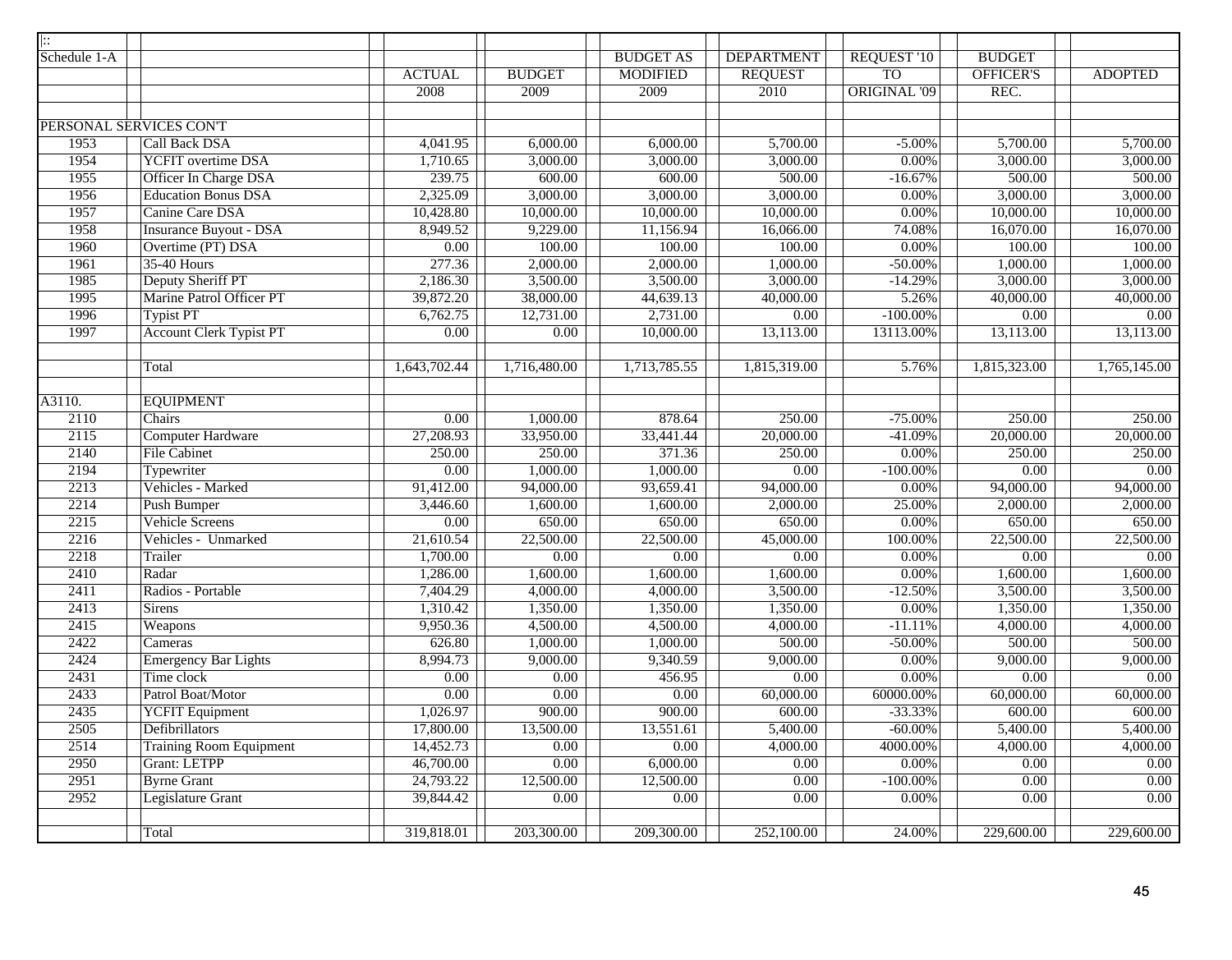| \|:: | | | | | | | | |
|---|---|---|---|---|---|---|---|---|
| Schedule 1-A | | | | BUDGET AS | DEPARTMENT | REQUEST '10 | BUDGET | |
| | | ACTUAL | BUDGET | MODIFIED | REQUEST | TO | OFFICER'S | ADOPTED |
| | | 2008 | 2009 | 2009 | 2010 | ORIGINAL '09 | REC. | |
| | | | | | | | | |
| PERSONAL SERVICES CON'T | | | | | | | | |
| 1953 | Call Back DSA | 4,041.95 | 6,000.00 | 6,000.00 | 5,700.00 | -5.00% | 5,700.00 | 5,700.00 |
| 1954 | YCFIT overtime DSA | 1,710.65 | 3,000.00 | 3,000.00 | 3,000.00 | 0.00% | 3,000.00 | 3,000.00 |
| 1955 | Officer In Charge DSA | 239.75 | 600.00 | 600.00 | 500.00 | -16.67% | 500.00 | 500.00 |
| 1956 | Education Bonus DSA | 2,325.09 | 3,000.00 | 3,000.00 | 3,000.00 | 0.00% | 3,000.00 | 3,000.00 |
| 1957 | Canine Care DSA | 10,428.80 | 10,000.00 | 10,000.00 | 10,000.00 | 0.00% | 10,000.00 | 10,000.00 |
| 1958 | Insurance Buyout - DSA | 8,949.52 | 9,229.00 | 11,156.94 | 16,066.00 | 74.08% | 16,070.00 | 16,070.00 |
| 1960 | Overtime (PT) DSA | 0.00 | 100.00 | 100.00 | 100.00 | 0.00% | 100.00 | 100.00 |
| 1961 | 35-40 Hours | 277.36 | 2,000.00 | 2,000.00 | 1,000.00 | -50.00% | 1,000.00 | 1,000.00 |
| 1985 | Deputy Sheriff PT | 2,186.30 | 3,500.00 | 3,500.00 | 3,000.00 | -14.29% | 3,000.00 | 3,000.00 |
| 1995 | Marine Patrol Officer PT | 39,872.20 | 38,000.00 | 44,639.13 | 40,000.00 | 5.26% | 40,000.00 | 40,000.00 |
| 1996 | Typist PT | 6,762.75 | 12,731.00 | 2,731.00 | 0.00 | -100.00% | 0.00 | 0.00 |
| 1997 | Account Clerk Typist PT | 0.00 | 0.00 | 10,000.00 | 13,113.00 | 13113.00% | 13,113.00 | 13,113.00 |
| | | | | | | | | |
| | Total | 1,643,702.44 | 1,716,480.00 | 1,713,785.55 | 1,815,319.00 | 5.76% | 1,815,323.00 | 1,765,145.00 |
| | | | | | | | | |
| A3110. | EQUIPMENT | | | | | | | |
| 2110 | Chairs | 0.00 | 1,000.00 | 878.64 | 250.00 | -75.00% | 250.00 | 250.00 |
| 2115 | Computer Hardware | 27,208.93 | 33,950.00 | 33,441.44 | 20,000.00 | -41.09% | 20,000.00 | 20,000.00 |
| 2140 | File Cabinet | 250.00 | 250.00 | 371.36 | 250.00 | 0.00% | 250.00 | 250.00 |
| 2194 | Typewriter | 0.00 | 1,000.00 | 1,000.00 | 0.00 | -100.00% | 0.00 | 0.00 |
| 2213 | Vehicles - Marked | 91,412.00 | 94,000.00 | 93,659.41 | 94,000.00 | 0.00% | 94,000.00 | 94,000.00 |
| 2214 | Push Bumper | 3,446.60 | 1,600.00 | 1,600.00 | 2,000.00 | 25.00% | 2,000.00 | 2,000.00 |
| 2215 | Vehicle Screens | 0.00 | 650.00 | 650.00 | 650.00 | 0.00% | 650.00 | 650.00 |
| 2216 | Vehicles - Unmarked | 21,610.54 | 22,500.00 | 22,500.00 | 45,000.00 | 100.00% | 22,500.00 | 22,500.00 |
| 2218 | Trailer | 1,700.00 | 0.00 | 0.00 | 0.00 | 0.00% | 0.00 | 0.00 |
| 2410 | Radar | 1,286.00 | 1,600.00 | 1,600.00 | 1,600.00 | 0.00% | 1,600.00 | 1,600.00 |
| 2411 | Radios - Portable | 7,404.29 | 4,000.00 | 4,000.00 | 3,500.00 | -12.50% | 3,500.00 | 3,500.00 |
| 2413 | Sirens | 1,310.42 | 1,350.00 | 1,350.00 | 1,350.00 | 0.00% | 1,350.00 | 1,350.00 |
| 2415 | Weapons | 9,950.36 | 4,500.00 | 4,500.00 | 4,000.00 | -11.11% | 4,000.00 | 4,000.00 |
| 2422 | Cameras | 626.80 | 1,000.00 | 1,000.00 | 500.00 | -50.00% | 500.00 | 500.00 |
| 2424 | Emergency Bar Lights | 8,994.73 | 9,000.00 | 9,340.59 | 9,000.00 | 0.00% | 9,000.00 | 9,000.00 |
| 2431 | Time clock | 0.00 | 0.00 | 456.95 | 0.00 | 0.00% | 0.00 | 0.00 |
| 2433 | Patrol Boat/Motor | 0.00 | 0.00 | 0.00 | 60,000.00 | 60000.00% | 60,000.00 | 60,000.00 |
| 2435 | YCFIT Equipment | 1,026.97 | 900.00 | 900.00 | 600.00 | -33.33% | 600.00 | 600.00 |
| 2505 | Defibrillators | 17,800.00 | 13,500.00 | 13,551.61 | 5,400.00 | -60.00% | 5,400.00 | 5,400.00 |
| 2514 | Training Room Equipment | 14,452.73 | 0.00 | 0.00 | 4,000.00 | 4000.00% | 4,000.00 | 4,000.00 |
| 2950 | Grant: LETPP | 46,700.00 | 0.00 | 6,000.00 | 0.00 | 0.00% | 0.00 | 0.00 |
| 2951 | Byrne Grant | 24,793.22 | 12,500.00 | 12,500.00 | 0.00 | -100.00% | 0.00 | 0.00 |
| 2952 | Legislature Grant | 39,844.42 | 0.00 | 0.00 | 0.00 | 0.00% | 0.00 | 0.00 |
| | | | | | | | | |
| | Total | 319,818.01 | 203,300.00 | 209,300.00 | 252,100.00 | 24.00% | 229,600.00 | 229,600.00 |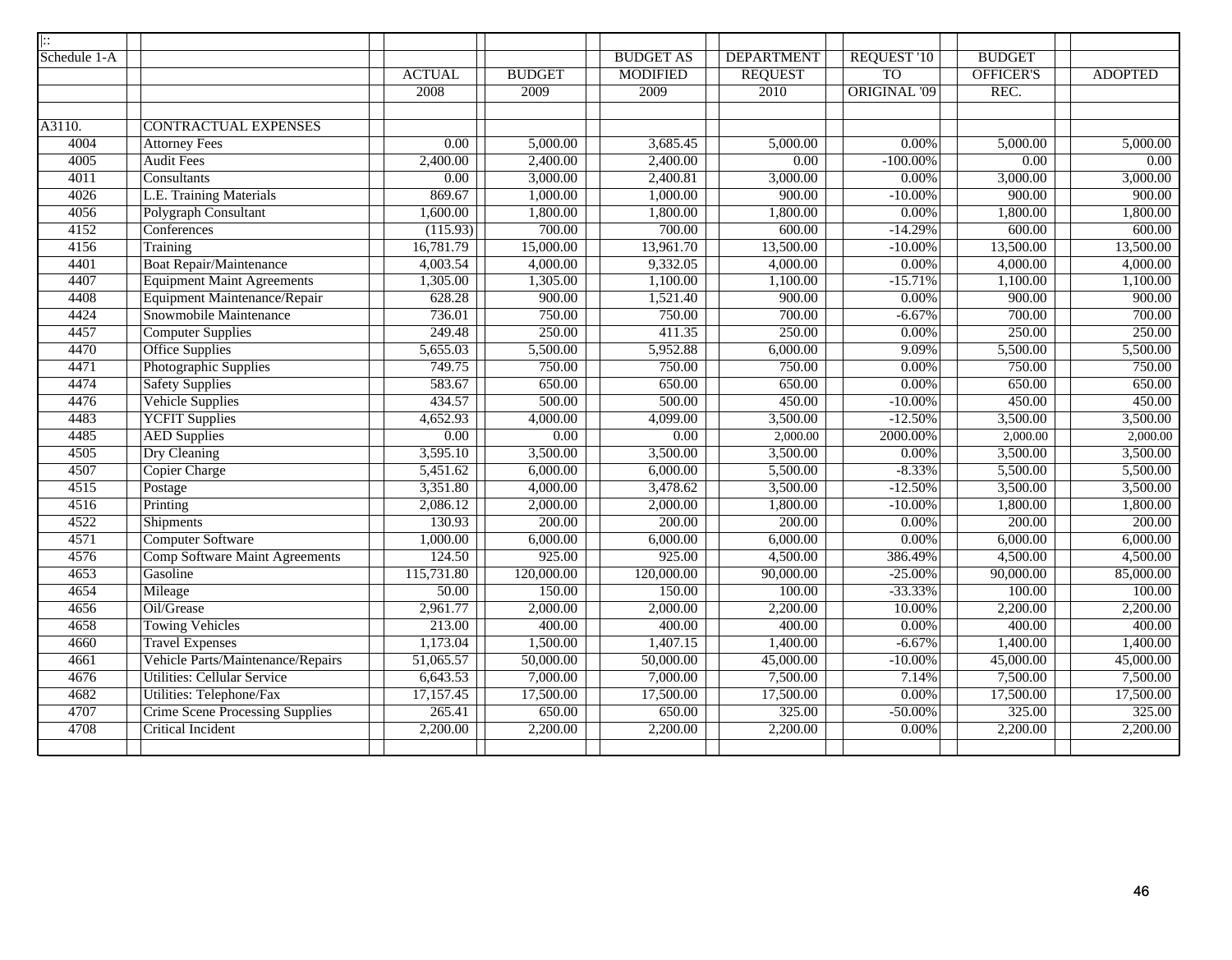| Schedule 1-A | | ACTUAL 2008 | BUDGET 2009 | BUDGET AS MODIFIED 2009 | DEPARTMENT REQUEST 2010 | REQUEST '10 TO ORIGINAL '09 | BUDGET OFFICER'S REC. | ADOPTED |
|---|---|---|---|---|---|---|---|---|
| A3110. | CONTRACTUAL EXPENSES | | | | | | | |
| 4004 | Attorney Fees | 0.00 | 5,000.00 | 3,685.45 | 5,000.00 | 0.00% | 5,000.00 | 5,000.00 |
| 4005 | Audit Fees | 2,400.00 | 2,400.00 | 2,400.00 | 0.00 | -100.00% | 0.00 | 0.00 |
| 4011 | Consultants | 0.00 | 3,000.00 | 2,400.81 | 3,000.00 | 0.00% | 3,000.00 | 3,000.00 |
| 4026 | L.E. Training Materials | 869.67 | 1,000.00 | 1,000.00 | 900.00 | -10.00% | 900.00 | 900.00 |
| 4056 | Polygraph Consultant | 1,600.00 | 1,800.00 | 1,800.00 | 1,800.00 | 0.00% | 1,800.00 | 1,800.00 |
| 4152 | Conferences | (115.93) | 700.00 | 700.00 | 600.00 | -14.29% | 600.00 | 600.00 |
| 4156 | Training | 16,781.79 | 15,000.00 | 13,961.70 | 13,500.00 | -10.00% | 13,500.00 | 13,500.00 |
| 4401 | Boat Repair/Maintenance | 4,003.54 | 4,000.00 | 9,332.05 | 4,000.00 | 0.00% | 4,000.00 | 4,000.00 |
| 4407 | Equipment Maint Agreements | 1,305.00 | 1,305.00 | 1,100.00 | 1,100.00 | -15.71% | 1,100.00 | 1,100.00 |
| 4408 | Equipment Maintenance/Repair | 628.28 | 900.00 | 1,521.40 | 900.00 | 0.00% | 900.00 | 900.00 |
| 4424 | Snowmobile Maintenance | 736.01 | 750.00 | 750.00 | 700.00 | -6.67% | 700.00 | 700.00 |
| 4457 | Computer Supplies | 249.48 | 250.00 | 411.35 | 250.00 | 0.00% | 250.00 | 250.00 |
| 4470 | Office Supplies | 5,655.03 | 5,500.00 | 5,952.88 | 6,000.00 | 9.09% | 5,500.00 | 5,500.00 |
| 4471 | Photographic Supplies | 749.75 | 750.00 | 750.00 | 750.00 | 0.00% | 750.00 | 750.00 |
| 4474 | Safety Supplies | 583.67 | 650.00 | 650.00 | 650.00 | 0.00% | 650.00 | 650.00 |
| 4476 | Vehicle Supplies | 434.57 | 500.00 | 500.00 | 450.00 | -10.00% | 450.00 | 450.00 |
| 4483 | YCFIT Supplies | 4,652.93 | 4,000.00 | 4,099.00 | 3,500.00 | -12.50% | 3,500.00 | 3,500.00 |
| 4485 | AED Supplies | 0.00 | 0.00 | 0.00 | 2,000.00 | 2000.00% | 2,000.00 | 2,000.00 |
| 4505 | Dry Cleaning | 3,595.10 | 3,500.00 | 3,500.00 | 3,500.00 | 0.00% | 3,500.00 | 3,500.00 |
| 4507 | Copier Charge | 5,451.62 | 6,000.00 | 6,000.00 | 5,500.00 | -8.33% | 5,500.00 | 5,500.00 |
| 4515 | Postage | 3,351.80 | 4,000.00 | 3,478.62 | 3,500.00 | -12.50% | 3,500.00 | 3,500.00 |
| 4516 | Printing | 2,086.12 | 2,000.00 | 2,000.00 | 1,800.00 | -10.00% | 1,800.00 | 1,800.00 |
| 4522 | Shipments | 130.93 | 200.00 | 200.00 | 200.00 | 0.00% | 200.00 | 200.00 |
| 4571 | Computer Software | 1,000.00 | 6,000.00 | 6,000.00 | 6,000.00 | 0.00% | 6,000.00 | 6,000.00 |
| 4576 | Comp Software Maint Agreements | 124.50 | 925.00 | 925.00 | 4,500.00 | 386.49% | 4,500.00 | 4,500.00 |
| 4653 | Gasoline | 115,731.80 | 120,000.00 | 120,000.00 | 90,000.00 | -25.00% | 90,000.00 | 85,000.00 |
| 4654 | Mileage | 50.00 | 150.00 | 150.00 | 100.00 | -33.33% | 100.00 | 100.00 |
| 4656 | Oil/Grease | 2,961.77 | 2,000.00 | 2,000.00 | 2,200.00 | 10.00% | 2,200.00 | 2,200.00 |
| 4658 | Towing Vehicles | 213.00 | 400.00 | 400.00 | 400.00 | 0.00% | 400.00 | 400.00 |
| 4660 | Travel Expenses | 1,173.04 | 1,500.00 | 1,407.15 | 1,400.00 | -6.67% | 1,400.00 | 1,400.00 |
| 4661 | Vehicle Parts/Maintenance/Repairs | 51,065.57 | 50,000.00 | 50,000.00 | 45,000.00 | -10.00% | 45,000.00 | 45,000.00 |
| 4676 | Utilities: Cellular Service | 6,643.53 | 7,000.00 | 7,000.00 | 7,500.00 | 7.14% | 7,500.00 | 7,500.00 |
| 4682 | Utilities: Telephone/Fax | 17,157.45 | 17,500.00 | 17,500.00 | 17,500.00 | 0.00% | 17,500.00 | 17,500.00 |
| 4707 | Crime Scene Processing Supplies | 265.41 | 650.00 | 650.00 | 325.00 | -50.00% | 325.00 | 325.00 |
| 4708 | Critical Incident | 2,200.00 | 2,200.00 | 2,200.00 | 2,200.00 | 0.00% | 2,200.00 | 2,200.00 |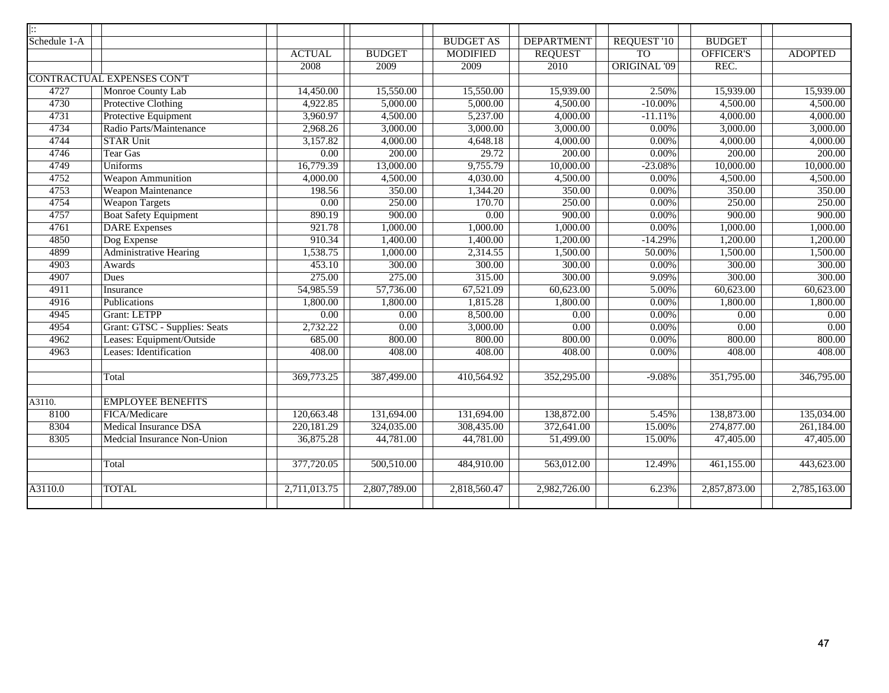| Schedule 1-A | | ACTUAL | BUDGET | BUDGET AS MODIFIED | DEPARTMENT REQUEST | REQUEST '10 TO ORIGINAL '09 | BUDGET OFFICER'S REC. | ADOPTED |
|---|---|---|---|---|---|---|---|---|
| | | 2008 | 2009 | 2009 | 2010 | | | |
| CONTRACTUAL EXPENSES CON'T | | | | | | | | |
| 4727 | Monroe County Lab | 14,450.00 | 15,550.00 | 15,550.00 | 15,939.00 | 2.50% | 15,939.00 | 15,939.00 |
| 4730 | Protective Clothing | 4,922.85 | 5,000.00 | 5,000.00 | 4,500.00 | -10.00% | 4,500.00 | 4,500.00 |
| 4731 | Protective Equipment | 3,960.97 | 4,500.00 | 5,237.00 | 4,000.00 | -11.11% | 4,000.00 | 4,000.00 |
| 4734 | Radio Parts/Maintenance | 2,968.26 | 3,000.00 | 3,000.00 | 3,000.00 | 0.00% | 3,000.00 | 3,000.00 |
| 4744 | STAR Unit | 3,157.82 | 4,000.00 | 4,648.18 | 4,000.00 | 0.00% | 4,000.00 | 4,000.00 |
| 4746 | Tear Gas | 0.00 | 200.00 | 29.72 | 200.00 | 0.00% | 200.00 | 200.00 |
| 4749 | Uniforms | 16,779.39 | 13,000.00 | 9,755.79 | 10,000.00 | -23.08% | 10,000.00 | 10,000.00 |
| 4752 | Weapon Ammunition | 4,000.00 | 4,500.00 | 4,030.00 | 4,500.00 | 0.00% | 4,500.00 | 4,500.00 |
| 4753 | Weapon Maintenance | 198.56 | 350.00 | 1,344.20 | 350.00 | 0.00% | 350.00 | 350.00 |
| 4754 | Weapon Targets | 0.00 | 250.00 | 170.70 | 250.00 | 0.00% | 250.00 | 250.00 |
| 4757 | Boat Safety Equipment | 890.19 | 900.00 | 0.00 | 900.00 | 0.00% | 900.00 | 900.00 |
| 4761 | DARE Expenses | 921.78 | 1,000.00 | 1,000.00 | 1,000.00 | 0.00% | 1,000.00 | 1,000.00 |
| 4850 | Dog Expense | 910.34 | 1,400.00 | 1,400.00 | 1,200.00 | -14.29% | 1,200.00 | 1,200.00 |
| 4899 | Administrative Hearing | 1,538.75 | 1,000.00 | 2,314.55 | 1,500.00 | 50.00% | 1,500.00 | 1,500.00 |
| 4903 | Awards | 453.10 | 300.00 | 300.00 | 300.00 | 0.00% | 300.00 | 300.00 |
| 4907 | Dues | 275.00 | 275.00 | 315.00 | 300.00 | 9.09% | 300.00 | 300.00 |
| 4911 | Insurance | 54,985.59 | 57,736.00 | 67,521.09 | 60,623.00 | 5.00% | 60,623.00 | 60,623.00 |
| 4916 | Publications | 1,800.00 | 1,800.00 | 1,815.28 | 1,800.00 | 0.00% | 1,800.00 | 1,800.00 |
| 4945 | Grant: LETPP | 0.00 | 0.00 | 8,500.00 | 0.00 | 0.00% | 0.00 | 0.00 |
| 4954 | Grant: GTSC - Supplies: Seats | 2,732.22 | 0.00 | 3,000.00 | 0.00 | 0.00% | 0.00 | 0.00 |
| 4962 | Leases: Equipment/Outside | 685.00 | 800.00 | 800.00 | 800.00 | 0.00% | 800.00 | 800.00 |
| 4963 | Leases: Identification | 408.00 | 408.00 | 408.00 | 408.00 | 0.00% | 408.00 | 408.00 |
| | | | | | | | | |
| | Total | 369,773.25 | 387,499.00 | 410,564.92 | 352,295.00 | -9.08% | 351,795.00 | 346,795.00 |
| | | | | | | | | |
| A3110. | EMPLOYEE BENEFITS | | | | | | | |
| 8100 | FICA/Medicare | 120,663.48 | 131,694.00 | 131,694.00 | 138,872.00 | 5.45% | 138,873.00 | 135,034.00 |
| 8304 | Medical Insurance DSA | 220,181.29 | 324,035.00 | 308,435.00 | 372,641.00 | 15.00% | 274,877.00 | 261,184.00 |
| 8305 | Medcial Insurance Non-Union | 36,875.28 | 44,781.00 | 44,781.00 | 51,499.00 | 15.00% | 47,405.00 | 47,405.00 |
| | | | | | | | | |
| | Total | 377,720.05 | 500,510.00 | 484,910.00 | 563,012.00 | 12.49% | 461,155.00 | 443,623.00 |
| | | | | | | | | |
| A3110.0 | TOTAL | 2,711,013.75 | 2,807,789.00 | 2,818,560.47 | 2,982,726.00 | 6.23% | 2,857,873.00 | 2,785,163.00 |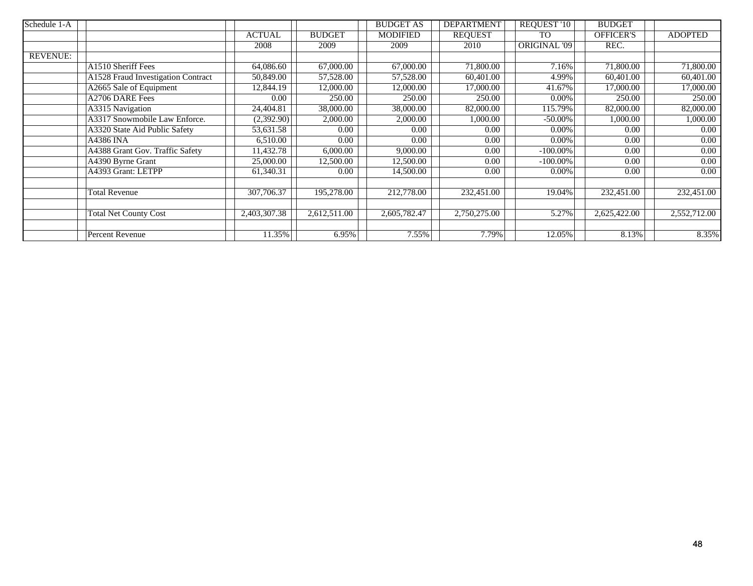| Schedule 1-A | | ACTUAL 2008 | BUDGET 2009 | BUDGET AS MODIFIED 2009 | DEPARTMENT REQUEST 2010 | REQUEST '10 TO ORIGINAL '09 | BUDGET OFFICER'S REC. | ADOPTED |
|---|---|---|---|---|---|---|---|---|
| REVENUE: | | | | | | | | |
| | A1510 Sheriff Fees | 64,086.60 | 67,000.00 | 67,000.00 | 71,800.00 | 7.16% | 71,800.00 | 71,800.00 |
| | A1528 Fraud Investigation Contract | 50,849.00 | 57,528.00 | 57,528.00 | 60,401.00 | 4.99% | 60,401.00 | 60,401.00 |
| | A2665 Sale of Equipment | 12,844.19 | 12,000.00 | 12,000.00 | 17,000.00 | 41.67% | 17,000.00 | 17,000.00 |
| | A2706 DARE Fees | 0.00 | 250.00 | 250.00 | 250.00 | 0.00% | 250.00 | 250.00 |
| | A3315 Navigation | 24,404.81 | 38,000.00 | 38,000.00 | 82,000.00 | 115.79% | 82,000.00 | 82,000.00 |
| | A3317 Snowmobile Law Enforce. | (2,392.90) | 2,000.00 | 2,000.00 | 1,000.00 | -50.00% | 1,000.00 | 1,000.00 |
| | A3320 State Aid Public Safety | 53,631.58 | 0.00 | 0.00 | 0.00 | 0.00% | 0.00 | 0.00 |
| | A4386 INA | 6,510.00 | 0.00 | 0.00 | 0.00 | 0.00% | 0.00 | 0.00 |
| | A4388 Grant Gov. Traffic Safety | 11,432.78 | 6,000.00 | 9,000.00 | 0.00 | -100.00% | 0.00 | 0.00 |
| | A4390 Byrne Grant | 25,000.00 | 12,500.00 | 12,500.00 | 0.00 | -100.00% | 0.00 | 0.00 |
| | A4393 Grant: LETPP | 61,340.31 | 0.00 | 14,500.00 | 0.00 | 0.00% | 0.00 | 0.00 |
| | | | | | | | | |
| | Total Revenue | 307,706.37 | 195,278.00 | 212,778.00 | 232,451.00 | 19.04% | 232,451.00 | 232,451.00 |
| | | | | | | | | |
| | Total Net County Cost | 2,403,307.38 | 2,612,511.00 | 2,605,782.47 | 2,750,275.00 | 5.27% | 2,625,422.00 | 2,552,712.00 |
| | | | | | | | | |
| | Percent Revenue | 11.35% | 6.95% | 7.55% | 7.79% | 12.05% | 8.13% | 8.35% |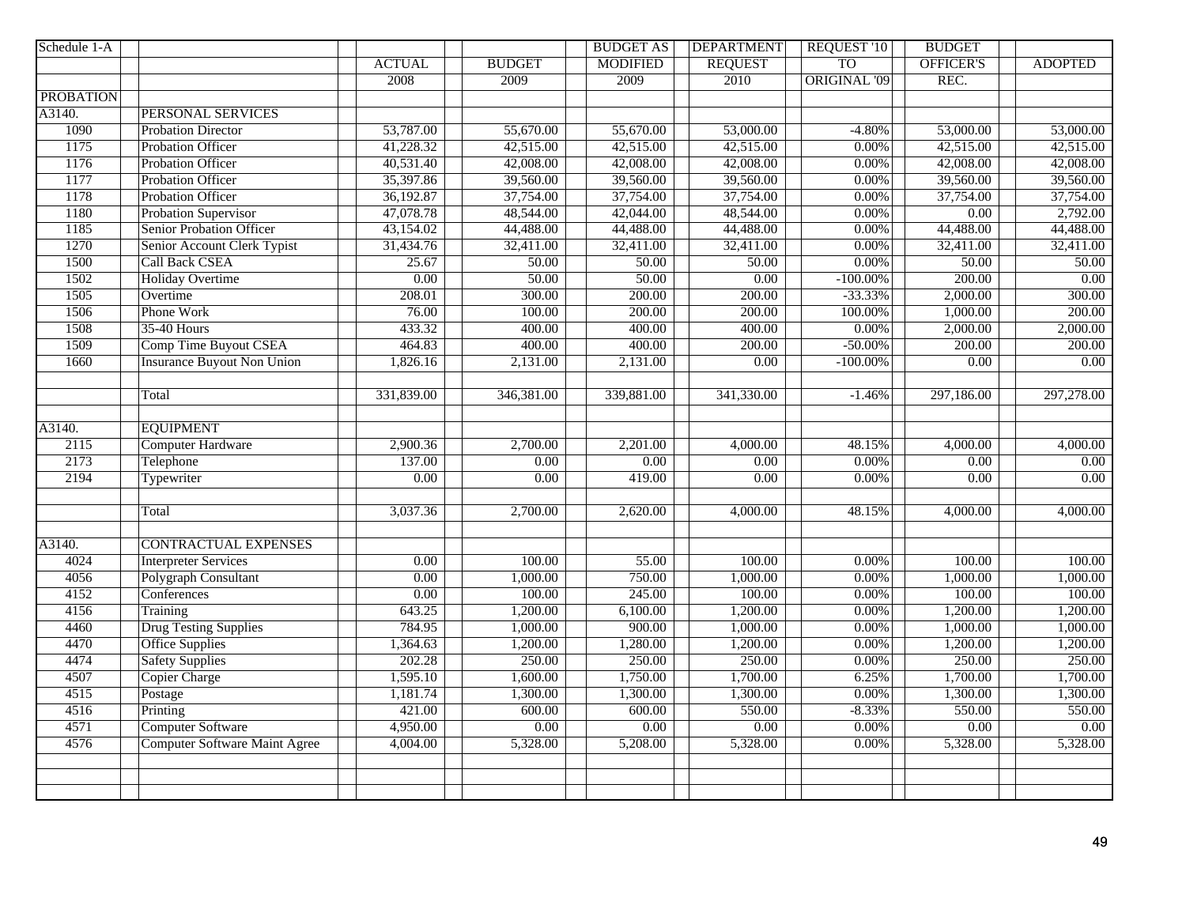| Schedule 1-A | | ACTUAL | BUDGET | BUDGET AS MODIFIED | DEPARTMENT REQUEST | REQUEST '10 TO ORIGINAL '09 | BUDGET OFFICER'S REC. | ADOPTED |
|---|---|---|---|---|---|---|---|---|
| | | 2008 | 2009 | 2009 | 2010 | | | |
| PROBATION | | | | | | | | |
| A3140. | PERSONAL SERVICES | | | | | | | |
| 1090 | Probation Director | 53,787.00 | 55,670.00 | 55,670.00 | 53,000.00 | -4.80% | 53,000.00 | 53,000.00 |
| 1175 | Probation Officer | 41,228.32 | 42,515.00 | 42,515.00 | 42,515.00 | 0.00% | 42,515.00 | 42,515.00 |
| 1176 | Probation Officer | 40,531.40 | 42,008.00 | 42,008.00 | 42,008.00 | 0.00% | 42,008.00 | 42,008.00 |
| 1177 | Probation Officer | 35,397.86 | 39,560.00 | 39,560.00 | 39,560.00 | 0.00% | 39,560.00 | 39,560.00 |
| 1178 | Probation Officer | 36,192.87 | 37,754.00 | 37,754.00 | 37,754.00 | 0.00% | 37,754.00 | 37,754.00 |
| 1180 | Probation Supervisor | 47,078.78 | 48,544.00 | 42,044.00 | 48,544.00 | 0.00% | 0.00 | 2,792.00 |
| 1185 | Senior Probation Officer | 43,154.02 | 44,488.00 | 44,488.00 | 44,488.00 | 0.00% | 44,488.00 | 44,488.00 |
| 1270 | Senior Account Clerk Typist | 31,434.76 | 32,411.00 | 32,411.00 | 32,411.00 | 0.00% | 32,411.00 | 32,411.00 |
| 1500 | Call Back CSEA | 25.67 | 50.00 | 50.00 | 50.00 | 0.00% | 50.00 | 50.00 |
| 1502 | Holiday Overtime | 0.00 | 50.00 | 50.00 | 0.00 | -100.00% | 200.00 | 0.00 |
| 1505 | Overtime | 208.01 | 300.00 | 200.00 | 200.00 | -33.33% | 2,000.00 | 300.00 |
| 1506 | Phone Work | 76.00 | 100.00 | 200.00 | 200.00 | 100.00% | 1,000.00 | 200.00 |
| 1508 | 35-40 Hours | 433.32 | 400.00 | 400.00 | 400.00 | 0.00% | 2,000.00 | 2,000.00 |
| 1509 | Comp Time Buyout CSEA | 464.83 | 400.00 | 400.00 | 200.00 | -50.00% | 200.00 | 200.00 |
| 1660 | Insurance Buyout Non Union | 1,826.16 | 2,131.00 | 2,131.00 | 0.00 | -100.00% | 0.00 | 0.00 |
| | | | | | | | | |
| | Total | 331,839.00 | 346,381.00 | 339,881.00 | 341,330.00 | -1.46% | 297,186.00 | 297,278.00 |
| | | | | | | | | |
| A3140. | EQUIPMENT | | | | | | | |
| 2115 | Computer Hardware | 2,900.36 | 2,700.00 | 2,201.00 | 4,000.00 | 48.15% | 4,000.00 | 4,000.00 |
| 2173 | Telephone | 137.00 | 0.00 | 0.00 | 0.00 | 0.00% | 0.00 | 0.00 |
| 2194 | Typewriter | 0.00 | 0.00 | 419.00 | 0.00 | 0.00% | 0.00 | 0.00 |
| | | | | | | | | |
| | Total | 3,037.36 | 2,700.00 | 2,620.00 | 4,000.00 | 48.15% | 4,000.00 | 4,000.00 |
| | | | | | | | | |
| A3140. | CONTRACTUAL EXPENSES | | | | | | | |
| 4024 | Interpreter Services | 0.00 | 100.00 | 55.00 | 100.00 | 0.00% | 100.00 | 100.00 |
| 4056 | Polygraph Consultant | 0.00 | 1,000.00 | 750.00 | 1,000.00 | 0.00% | 1,000.00 | 1,000.00 |
| 4152 | Conferences | 0.00 | 100.00 | 245.00 | 100.00 | 0.00% | 100.00 | 100.00 |
| 4156 | Training | 643.25 | 1,200.00 | 6,100.00 | 1,200.00 | 0.00% | 1,200.00 | 1,200.00 |
| 4460 | Drug Testing Supplies | 784.95 | 1,000.00 | 900.00 | 1,000.00 | 0.00% | 1,000.00 | 1,000.00 |
| 4470 | Office Supplies | 1,364.63 | 1,200.00 | 1,280.00 | 1,200.00 | 0.00% | 1,200.00 | 1,200.00 |
| 4474 | Safety Supplies | 202.28 | 250.00 | 250.00 | 250.00 | 0.00% | 250.00 | 250.00 |
| 4507 | Copier Charge | 1,595.10 | 1,600.00 | 1,750.00 | 1,700.00 | 6.25% | 1,700.00 | 1,700.00 |
| 4515 | Postage | 1,181.74 | 1,300.00 | 1,300.00 | 1,300.00 | 0.00% | 1,300.00 | 1,300.00 |
| 4516 | Printing | 421.00 | 600.00 | 600.00 | 550.00 | -8.33% | 550.00 | 550.00 |
| 4571 | Computer Software | 4,950.00 | 0.00 | 0.00 | 0.00 | 0.00% | 0.00 | 0.00 |
| 4576 | Computer Software Maint Agree | 4,004.00 | 5,328.00 | 5,208.00 | 5,328.00 | 0.00% | 5,328.00 | 5,328.00 |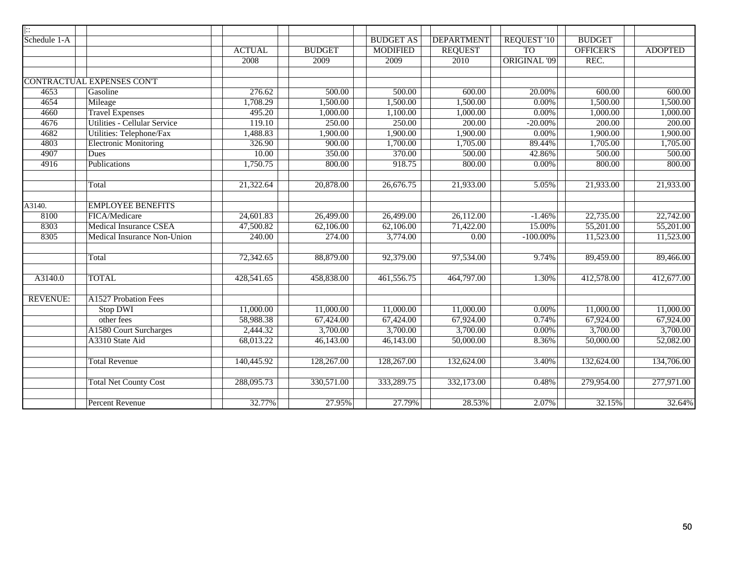| \|:: | | | | | | | | |
|---|---|---|---|---|---|---|---|---|
| Schedule 1-A | | | | BUDGET AS | DEPARTMENT | REQUEST '10 | BUDGET | |
| | | ACTUAL | BUDGET | MODIFIED | REQUEST | TO | OFFICER'S | ADOPTED |
| | | 2008 | 2009 | 2009 | 2010 | ORIGINAL '09 | REC. | |
| | | | | | | | | |
| CONTRACTUAL EXPENSES CON'T | | | | | | | | |
| 4653 | Gasoline | 276.62 | 500.00 | 500.00 | 600.00 | 20.00% | 600.00 | 600.00 |
| 4654 | Mileage | 1,708.29 | 1,500.00 | 1,500.00 | 1,500.00 | 0.00% | 1,500.00 | 1,500.00 |
| 4660 | Travel Expenses | 495.20 | 1,000.00 | 1,100.00 | 1,000.00 | 0.00% | 1,000.00 | 1,000.00 |
| 4676 | Utilities - Cellular Service | 119.10 | 250.00 | 250.00 | 200.00 | -20.00% | 200.00 | 200.00 |
| 4682 | Utilities: Telephone/Fax | 1,488.83 | 1,900.00 | 1,900.00 | 1,900.00 | 0.00% | 1,900.00 | 1,900.00 |
| 4803 | Electronic Monitoring | 326.90 | 900.00 | 1,700.00 | 1,705.00 | 89.44% | 1,705.00 | 1,705.00 |
| 4907 | Dues | 10.00 | 350.00 | 370.00 | 500.00 | 42.86% | 500.00 | 500.00 |
| 4916 | Publications | 1,750.75 | 800.00 | 918.75 | 800.00 | 0.00% | 800.00 | 800.00 |
| | | | | | | | | |
| | Total | 21,322.64 | 20,878.00 | 26,676.75 | 21,933.00 | 5.05% | 21,933.00 | 21,933.00 |
| | | | | | | | | |
| A3140. | EMPLOYEE BENEFITS | | | | | | | |
| 8100 | FICA/Medicare | 24,601.83 | 26,499.00 | 26,499.00 | 26,112.00 | -1.46% | 22,735.00 | 22,742.00 |
| 8303 | Medical Insurance CSEA | 47,500.82 | 62,106.00 | 62,106.00 | 71,422.00 | 15.00% | 55,201.00 | 55,201.00 |
| 8305 | Medical Insurance Non-Union | 240.00 | 274.00 | 3,774.00 | 0.00 | -100.00% | 11,523.00 | 11,523.00 |
| | | | | | | | | |
| | Total | 72,342.65 | 88,879.00 | 92,379.00 | 97,534.00 | 9.74% | 89,459.00 | 89,466.00 |
| | | | | | | | | |
| A3140.0 | TOTAL | 428,541.65 | 458,838.00 | 461,556.75 | 464,797.00 | 1.30% | 412,578.00 | 412,677.00 |
| | | | | | | | | |
| REVENUE: | A1527 Probation Fees | | | | | | | |
| | Stop DWI | 11,000.00 | 11,000.00 | 11,000.00 | 11,000.00 | 0.00% | 11,000.00 | 11,000.00 |
| | other fees | 58,988.38 | 67,424.00 | 67,424.00 | 67,924.00 | 0.74% | 67,924.00 | 67,924.00 |
| | A1580 Court Surcharges | 2,444.32 | 3,700.00 | 3,700.00 | 3,700.00 | 0.00% | 3,700.00 | 3,700.00 |
| | A3310 State Aid | 68,013.22 | 46,143.00 | 46,143.00 | 50,000.00 | 8.36% | 50,000.00 | 52,082.00 |
| | | | | | | | | |
| | Total Revenue | 140,445.92 | 128,267.00 | 128,267.00 | 132,624.00 | 3.40% | 132,624.00 | 134,706.00 |
| | | | | | | | | |
| | Total Net County Cost | 288,095.73 | 330,571.00 | 333,289.75 | 332,173.00 | 0.48% | 279,954.00 | 277,971.00 |
| | | | | | | | | |
| | Percent Revenue | 32.77% | 27.95% | 27.79% | 28.53% | 2.07% | 32.15% | 32.64% |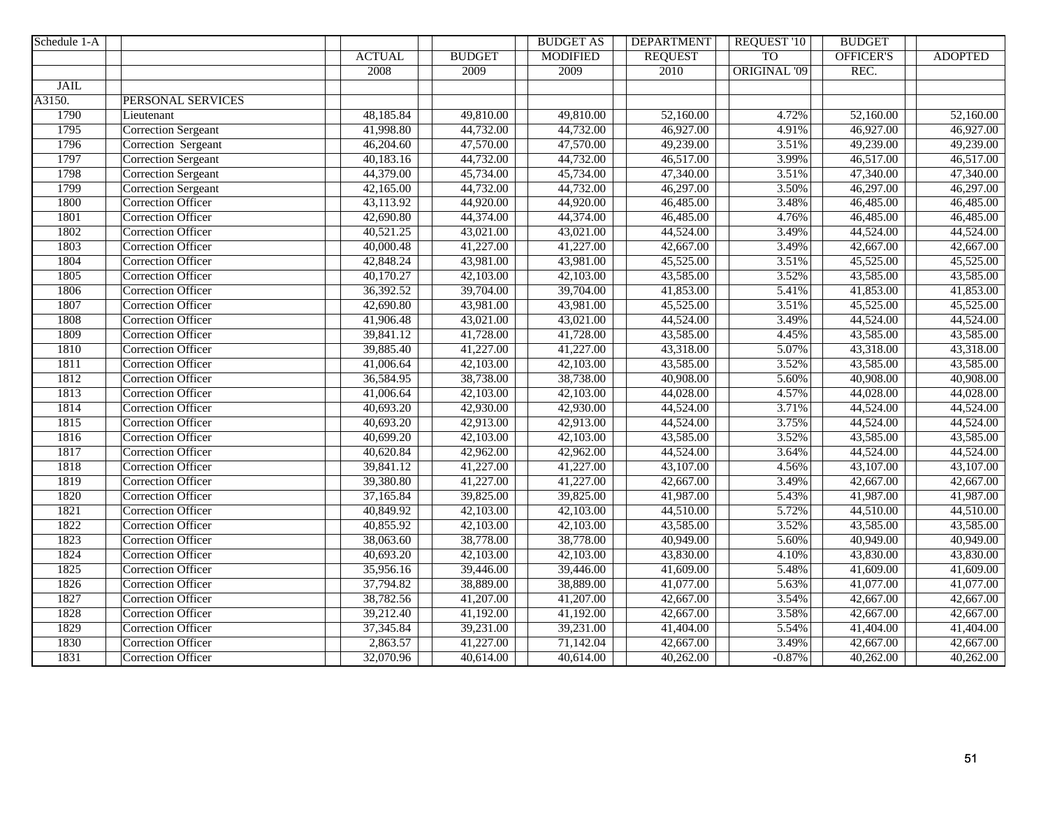| Schedule 1-A | | ACTUAL 2008 | BUDGET 2009 | BUDGET AS MODIFIED 2009 | DEPARTMENT REQUEST 2010 | REQUEST '10 TO ORIGINAL '09 | BUDGET OFFICER'S REC. | ADOPTED |
|---|---|---|---|---|---|---|---|---|
| JAIL | | | | | | | | |
| A3150. | PERSONAL SERVICES | | | | | | | |
| 1790 | Lieutenant | 48,185.84 | 49,810.00 | 49,810.00 | 52,160.00 | 4.72% | 52,160.00 | 52,160.00 |
| 1795 | Correction Sergeant | 41,998.80 | 44,732.00 | 44,732.00 | 46,927.00 | 4.91% | 46,927.00 | 46,927.00 |
| 1796 | Correction Sergeant | 46,204.60 | 47,570.00 | 47,570.00 | 49,239.00 | 3.51% | 49,239.00 | 49,239.00 |
| 1797 | Correction Sergeant | 40,183.16 | 44,732.00 | 44,732.00 | 46,517.00 | 3.99% | 46,517.00 | 46,517.00 |
| 1798 | Correction Sergeant | 44,379.00 | 45,734.00 | 45,734.00 | 47,340.00 | 3.51% | 47,340.00 | 47,340.00 |
| 1799 | Correction Sergeant | 42,165.00 | 44,732.00 | 44,732.00 | 46,297.00 | 3.50% | 46,297.00 | 46,297.00 |
| 1800 | Correction Officer | 43,113.92 | 44,920.00 | 44,920.00 | 46,485.00 | 3.48% | 46,485.00 | 46,485.00 |
| 1801 | Correction Officer | 42,690.80 | 44,374.00 | 44,374.00 | 46,485.00 | 4.76% | 46,485.00 | 46,485.00 |
| 1802 | Correction Officer | 40,521.25 | 43,021.00 | 43,021.00 | 44,524.00 | 3.49% | 44,524.00 | 44,524.00 |
| 1803 | Correction Officer | 40,000.48 | 41,227.00 | 41,227.00 | 42,667.00 | 3.49% | 42,667.00 | 42,667.00 |
| 1804 | Correction Officer | 42,848.24 | 43,981.00 | 43,981.00 | 45,525.00 | 3.51% | 45,525.00 | 45,525.00 |
| 1805 | Correction Officer | 40,170.27 | 42,103.00 | 42,103.00 | 43,585.00 | 3.52% | 43,585.00 | 43,585.00 |
| 1806 | Correction Officer | 36,392.52 | 39,704.00 | 39,704.00 | 41,853.00 | 5.41% | 41,853.00 | 41,853.00 |
| 1807 | Correction Officer | 42,690.80 | 43,981.00 | 43,981.00 | 45,525.00 | 3.51% | 45,525.00 | 45,525.00 |
| 1808 | Correction Officer | 41,906.48 | 43,021.00 | 43,021.00 | 44,524.00 | 3.49% | 44,524.00 | 44,524.00 |
| 1809 | Correction Officer | 39,841.12 | 41,728.00 | 41,728.00 | 43,585.00 | 4.45% | 43,585.00 | 43,585.00 |
| 1810 | Correction Officer | 39,885.40 | 41,227.00 | 41,227.00 | 43,318.00 | 5.07% | 43,318.00 | 43,318.00 |
| 1811 | Correction Officer | 41,006.64 | 42,103.00 | 42,103.00 | 43,585.00 | 3.52% | 43,585.00 | 43,585.00 |
| 1812 | Correction Officer | 36,584.95 | 38,738.00 | 38,738.00 | 40,908.00 | 5.60% | 40,908.00 | 40,908.00 |
| 1813 | Correction Officer | 41,006.64 | 42,103.00 | 42,103.00 | 44,028.00 | 4.57% | 44,028.00 | 44,028.00 |
| 1814 | Correction Officer | 40,693.20 | 42,930.00 | 42,930.00 | 44,524.00 | 3.71% | 44,524.00 | 44,524.00 |
| 1815 | Correction Officer | 40,693.20 | 42,913.00 | 42,913.00 | 44,524.00 | 3.75% | 44,524.00 | 44,524.00 |
| 1816 | Correction Officer | 40,699.20 | 42,103.00 | 42,103.00 | 43,585.00 | 3.52% | 43,585.00 | 43,585.00 |
| 1817 | Correction Officer | 40,620.84 | 42,962.00 | 42,962.00 | 44,524.00 | 3.64% | 44,524.00 | 44,524.00 |
| 1818 | Correction Officer | 39,841.12 | 41,227.00 | 41,227.00 | 43,107.00 | 4.56% | 43,107.00 | 43,107.00 |
| 1819 | Correction Officer | 39,380.80 | 41,227.00 | 41,227.00 | 42,667.00 | 3.49% | 42,667.00 | 42,667.00 |
| 1820 | Correction Officer | 37,165.84 | 39,825.00 | 39,825.00 | 41,987.00 | 5.43% | 41,987.00 | 41,987.00 |
| 1821 | Correction Officer | 40,849.92 | 42,103.00 | 42,103.00 | 44,510.00 | 5.72% | 44,510.00 | 44,510.00 |
| 1822 | Correction Officer | 40,855.92 | 42,103.00 | 42,103.00 | 43,585.00 | 3.52% | 43,585.00 | 43,585.00 |
| 1823 | Correction Officer | 38,063.60 | 38,778.00 | 38,778.00 | 40,949.00 | 5.60% | 40,949.00 | 40,949.00 |
| 1824 | Correction Officer | 40,693.20 | 42,103.00 | 42,103.00 | 43,830.00 | 4.10% | 43,830.00 | 43,830.00 |
| 1825 | Correction Officer | 35,956.16 | 39,446.00 | 39,446.00 | 41,609.00 | 5.48% | 41,609.00 | 41,609.00 |
| 1826 | Correction Officer | 37,794.82 | 38,889.00 | 38,889.00 | 41,077.00 | 5.63% | 41,077.00 | 41,077.00 |
| 1827 | Correction Officer | 38,782.56 | 41,207.00 | 41,207.00 | 42,667.00 | 3.54% | 42,667.00 | 42,667.00 |
| 1828 | Correction Officer | 39,212.40 | 41,192.00 | 41,192.00 | 42,667.00 | 3.58% | 42,667.00 | 42,667.00 |
| 1829 | Correction Officer | 37,345.84 | 39,231.00 | 39,231.00 | 41,404.00 | 5.54% | 41,404.00 | 41,404.00 |
| 1830 | Correction Officer | 2,863.57 | 41,227.00 | 71,142.04 | 42,667.00 | 3.49% | 42,667.00 | 42,667.00 |
| 1831 | Correction Officer | 32,070.96 | 40,614.00 | 40,614.00 | 40,262.00 | -0.87% | 40,262.00 | 40,262.00 |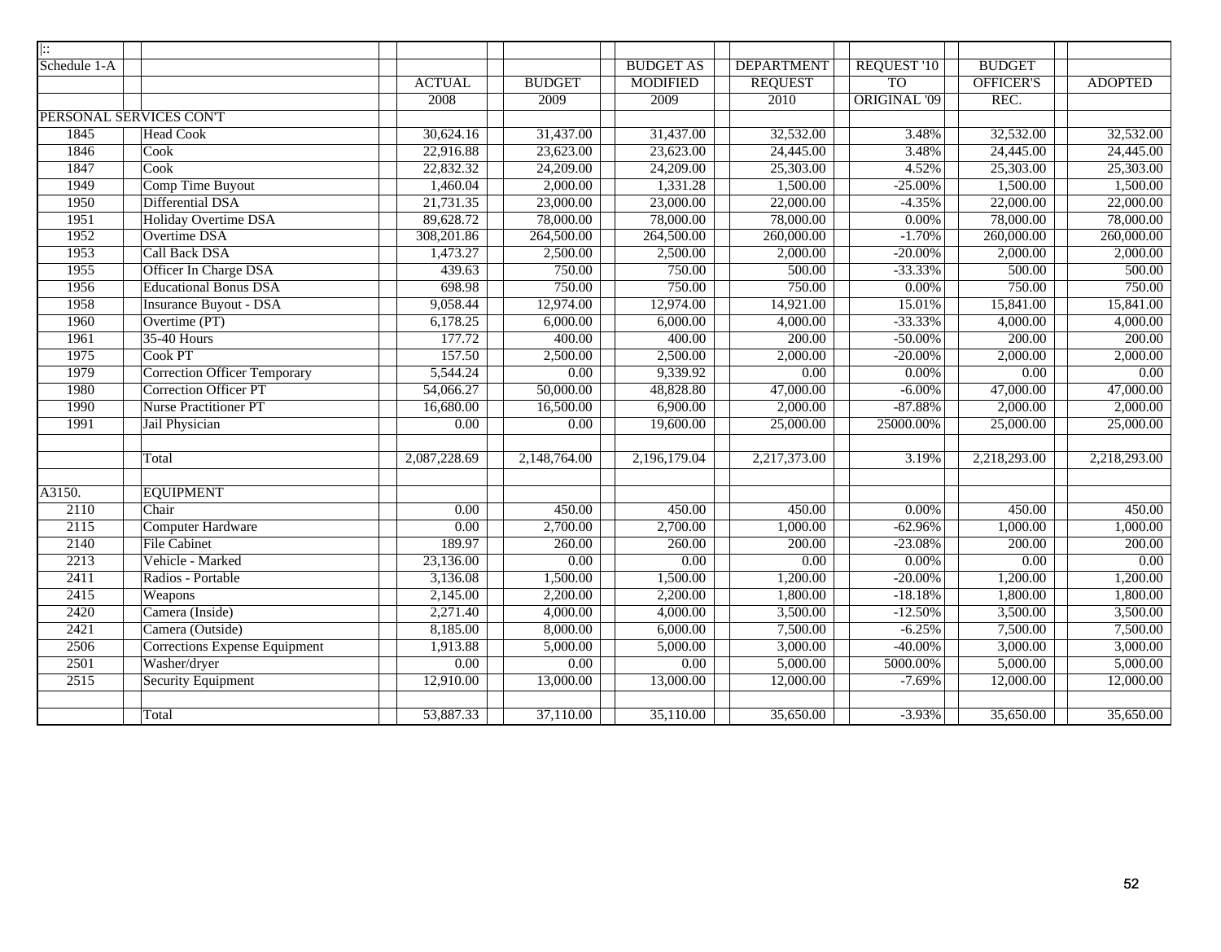| \|:: | | | | | | | | |
|---|---|---|---|---|---|---|---|---|
| Schedule 1-A | | | | BUDGET AS | DEPARTMENT | REQUEST '10 | BUDGET | |
| | | ACTUAL | BUDGET | MODIFIED | REQUEST | TO | OFFICER'S | ADOPTED |
| | | 2008 | 2009 | 2009 | 2010 | ORIGINAL '09 | REC. | |
| PERSONAL SERVICES CON'T | | | | | | | | |
| 1845 | Head Cook | 30,624.16 | 31,437.00 | 31,437.00 | 32,532.00 | 3.48% | 32,532.00 | 32,532.00 |
| 1846 | Cook | 22,916.88 | 23,623.00 | 23,623.00 | 24,445.00 | 3.48% | 24,445.00 | 24,445.00 |
| 1847 | Cook | 22,832.32 | 24,209.00 | 24,209.00 | 25,303.00 | 4.52% | 25,303.00 | 25,303.00 |
| 1949 | Comp Time Buyout | 1,460.04 | 2,000.00 | 1,331.28 | 1,500.00 | -25.00% | 1,500.00 | 1,500.00 |
| 1950 | Differential DSA | 21,731.35 | 23,000.00 | 23,000.00 | 22,000.00 | -4.35% | 22,000.00 | 22,000.00 |
| 1951 | Holiday Overtime DSA | 89,628.72 | 78,000.00 | 78,000.00 | 78,000.00 | 0.00% | 78,000.00 | 78,000.00 |
| 1952 | Overtime DSA | 308,201.86 | 264,500.00 | 264,500.00 | 260,000.00 | -1.70% | 260,000.00 | 260,000.00 |
| 1953 | Call Back DSA | 1,473.27 | 2,500.00 | 2,500.00 | 2,000.00 | -20.00% | 2,000.00 | 2,000.00 |
| 1955 | Officer In Charge DSA | 439.63 | 750.00 | 750.00 | 500.00 | -33.33% | 500.00 | 500.00 |
| 1956 | Educational Bonus DSA | 698.98 | 750.00 | 750.00 | 750.00 | 0.00% | 750.00 | 750.00 |
| 1958 | Insurance Buyout - DSA | 9,058.44 | 12,974.00 | 12,974.00 | 14,921.00 | 15.01% | 15,841.00 | 15,841.00 |
| 1960 | Overtime (PT) | 6,178.25 | 6,000.00 | 6,000.00 | 4,000.00 | -33.33% | 4,000.00 | 4,000.00 |
| 1961 | 35-40 Hours | 177.72 | 400.00 | 400.00 | 200.00 | -50.00% | 200.00 | 200.00 |
| 1975 | Cook PT | 157.50 | 2,500.00 | 2,500.00 | 2,000.00 | -20.00% | 2,000.00 | 2,000.00 |
| 1979 | Correction Officer Temporary | 5,544.24 | 0.00 | 9,339.92 | 0.00 | 0.00% | 0.00 | 0.00 |
| 1980 | Correction Officer PT | 54,066.27 | 50,000.00 | 48,828.80 | 47,000.00 | -6.00% | 47,000.00 | 47,000.00 |
| 1990 | Nurse Practitioner PT | 16,680.00 | 16,500.00 | 6,900.00 | 2,000.00 | -87.88% | 2,000.00 | 2,000.00 |
| 1991 | Jail Physician | 0.00 | 0.00 | 19,600.00 | 25,000.00 | 25000.00% | 25,000.00 | 25,000.00 |
| | | | | | | | | |
| | Total | 2,087,228.69 | 2,148,764.00 | 2,196,179.04 | 2,217,373.00 | 3.19% | 2,218,293.00 | 2,218,293.00 |
| | | | | | | | | |
| A3150. | EQUIPMENT | | | | | | | |
| 2110 | Chair | 0.00 | 450.00 | 450.00 | 450.00 | 0.00% | 450.00 | 450.00 |
| 2115 | Computer Hardware | 0.00 | 2,700.00 | 2,700.00 | 1,000.00 | -62.96% | 1,000.00 | 1,000.00 |
| 2140 | File Cabinet | 189.97 | 260.00 | 260.00 | 200.00 | -23.08% | 200.00 | 200.00 |
| 2213 | Vehicle - Marked | 23,136.00 | 0.00 | 0.00 | 0.00 | 0.00% | 0.00 | 0.00 |
| 2411 | Radios - Portable | 3,136.08 | 1,500.00 | 1,500.00 | 1,200.00 | -20.00% | 1,200.00 | 1,200.00 |
| 2415 | Weapons | 2,145.00 | 2,200.00 | 2,200.00 | 1,800.00 | -18.18% | 1,800.00 | 1,800.00 |
| 2420 | Camera (Inside) | 2,271.40 | 4,000.00 | 4,000.00 | 3,500.00 | -12.50% | 3,500.00 | 3,500.00 |
| 2421 | Camera (Outside) | 8,185.00 | 8,000.00 | 6,000.00 | 7,500.00 | -6.25% | 7,500.00 | 7,500.00 |
| 2506 | Corrections Expense Equipment | 1,913.88 | 5,000.00 | 5,000.00 | 3,000.00 | -40.00% | 3,000.00 | 3,000.00 |
| 2501 | Washer/dryer | 0.00 | 0.00 | 0.00 | 5,000.00 | 5000.00% | 5,000.00 | 5,000.00 |
| 2515 | Security Equipment | 12,910.00 | 13,000.00 | 13,000.00 | 12,000.00 | -7.69% | 12,000.00 | 12,000.00 |
| | | | | | | | | |
| | Total | 53,887.33 | 37,110.00 | 35,110.00 | 35,650.00 | -3.93% | 35,650.00 | 35,650.00 |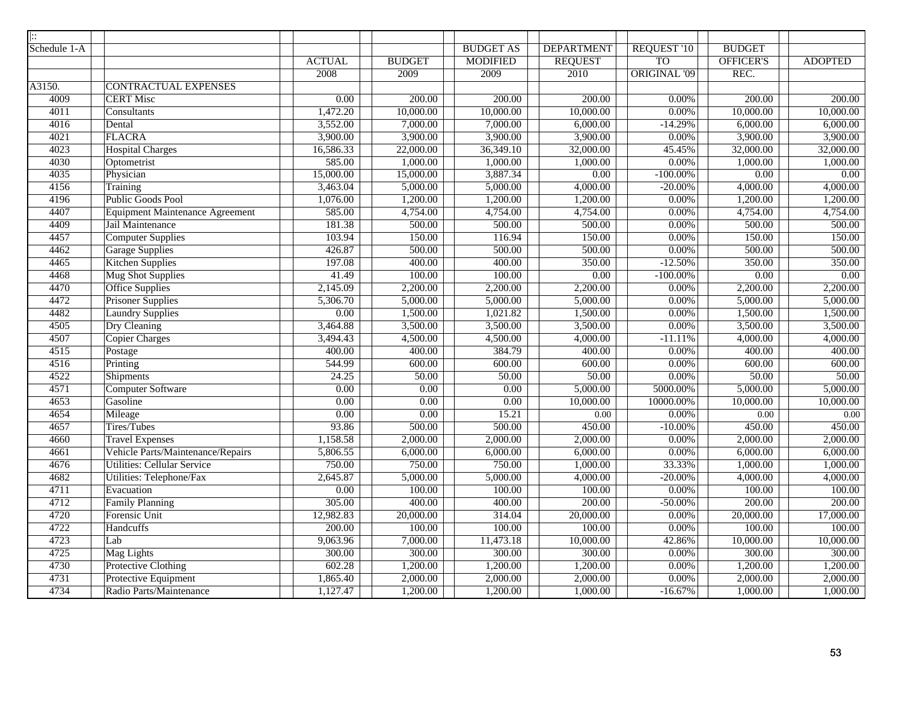| Schedule 1-A | | ACTUAL 2008 | BUDGET 2009 | BUDGET AS MODIFIED 2009 | DEPARTMENT REQUEST 2010 | REQUEST '10 TO ORIGINAL '09 | BUDGET OFFICER'S REC. | ADOPTED |
|---|---|---|---|---|---|---|---|---|
| A3150. | CONTRACTUAL EXPENSES | | | | | | | |
| 4009 | CERT Misc | 0.00 | 200.00 | 200.00 | 200.00 | 0.00% | 200.00 | 200.00 |
| 4011 | Consultants | 1,472.20 | 10,000.00 | 10,000.00 | 10,000.00 | 0.00% | 10,000.00 | 10,000.00 |
| 4016 | Dental | 3,552.00 | 7,000.00 | 7,000.00 | 6,000.00 | -14.29% | 6,000.00 | 6,000.00 |
| 4021 | FLACRA | 3,900.00 | 3,900.00 | 3,900.00 | 3,900.00 | 0.00% | 3,900.00 | 3,900.00 |
| 4023 | Hospital Charges | 16,586.33 | 22,000.00 | 36,349.10 | 32,000.00 | 45.45% | 32,000.00 | 32,000.00 |
| 4030 | Optometrist | 585.00 | 1,000.00 | 1,000.00 | 1,000.00 | 0.00% | 1,000.00 | 1,000.00 |
| 4035 | Physician | 15,000.00 | 15,000.00 | 3,887.34 | 0.00 | -100.00% | 0.00 | 0.00 |
| 4156 | Training | 3,463.04 | 5,000.00 | 5,000.00 | 4,000.00 | -20.00% | 4,000.00 | 4,000.00 |
| 4196 | Public Goods Pool | 1,076.00 | 1,200.00 | 1,200.00 | 1,200.00 | 0.00% | 1,200.00 | 1,200.00 |
| 4407 | Equipment Maintenance Agreement | 585.00 | 4,754.00 | 4,754.00 | 4,754.00 | 0.00% | 4,754.00 | 4,754.00 |
| 4409 | Jail Maintenance | 181.38 | 500.00 | 500.00 | 500.00 | 0.00% | 500.00 | 500.00 |
| 4457 | Computer Supplies | 103.94 | 150.00 | 116.94 | 150.00 | 0.00% | 150.00 | 150.00 |
| 4462 | Garage Supplies | 426.87 | 500.00 | 500.00 | 500.00 | 0.00% | 500.00 | 500.00 |
| 4465 | Kitchen Supplies | 197.08 | 400.00 | 400.00 | 350.00 | -12.50% | 350.00 | 350.00 |
| 4468 | Mug Shot Supplies | 41.49 | 100.00 | 100.00 | 0.00 | -100.00% | 0.00 | 0.00 |
| 4470 | Office Supplies | 2,145.09 | 2,200.00 | 2,200.00 | 2,200.00 | 0.00% | 2,200.00 | 2,200.00 |
| 4472 | Prisoner Supplies | 5,306.70 | 5,000.00 | 5,000.00 | 5,000.00 | 0.00% | 5,000.00 | 5,000.00 |
| 4482 | Laundry Supplies | 0.00 | 1,500.00 | 1,021.82 | 1,500.00 | 0.00% | 1,500.00 | 1,500.00 |
| 4505 | Dry Cleaning | 3,464.88 | 3,500.00 | 3,500.00 | 3,500.00 | 0.00% | 3,500.00 | 3,500.00 |
| 4507 | Copier Charges | 3,494.43 | 4,500.00 | 4,500.00 | 4,000.00 | -11.11% | 4,000.00 | 4,000.00 |
| 4515 | Postage | 400.00 | 400.00 | 384.79 | 400.00 | 0.00% | 400.00 | 400.00 |
| 4516 | Printing | 544.99 | 600.00 | 600.00 | 600.00 | 0.00% | 600.00 | 600.00 |
| 4522 | Shipments | 24.25 | 50.00 | 50.00 | 50.00 | 0.00% | 50.00 | 50.00 |
| 4571 | Computer Software | 0.00 | 0.00 | 0.00 | 5,000.00 | 5000.00% | 5,000.00 | 5,000.00 |
| 4653 | Gasoline | 0.00 | 0.00 | 0.00 | 10,000.00 | 10000.00% | 10,000.00 | 10,000.00 |
| 4654 | Mileage | 0.00 | 0.00 | 15.21 | 0.00 | 0.00% | 0.00 | 0.00 |
| 4657 | Tires/Tubes | 93.86 | 500.00 | 500.00 | 450.00 | -10.00% | 450.00 | 450.00 |
| 4660 | Travel Expenses | 1,158.58 | 2,000.00 | 2,000.00 | 2,000.00 | 0.00% | 2,000.00 | 2,000.00 |
| 4661 | Vehicle Parts/Maintenance/Repairs | 5,806.55 | 6,000.00 | 6,000.00 | 6,000.00 | 0.00% | 6,000.00 | 6,000.00 |
| 4676 | Utilities: Cellular Service | 750.00 | 750.00 | 750.00 | 1,000.00 | 33.33% | 1,000.00 | 1,000.00 |
| 4682 | Utilities: Telephone/Fax | 2,645.87 | 5,000.00 | 5,000.00 | 4,000.00 | -20.00% | 4,000.00 | 4,000.00 |
| 4711 | Evacuation | 0.00 | 100.00 | 100.00 | 100.00 | 0.00% | 100.00 | 100.00 |
| 4712 | Family Planning | 305.00 | 400.00 | 400.00 | 200.00 | -50.00% | 200.00 | 200.00 |
| 4720 | Forensic Unit | 12,982.83 | 20,000.00 | 314.04 | 20,000.00 | 0.00% | 20,000.00 | 17,000.00 |
| 4722 | Handcuffs | 200.00 | 100.00 | 100.00 | 100.00 | 0.00% | 100.00 | 100.00 |
| 4723 | Lab | 9,063.96 | 7,000.00 | 11,473.18 | 10,000.00 | 42.86% | 10,000.00 | 10,000.00 |
| 4725 | Mag Lights | 300.00 | 300.00 | 300.00 | 300.00 | 0.00% | 300.00 | 300.00 |
| 4730 | Protective Clothing | 602.28 | 1,200.00 | 1,200.00 | 1,200.00 | 0.00% | 1,200.00 | 1,200.00 |
| 4731 | Protective Equipment | 1,865.40 | 2,000.00 | 2,000.00 | 2,000.00 | 0.00% | 2,000.00 | 2,000.00 |
| 4734 | Radio Parts/Maintenance | 1,127.47 | 1,200.00 | 1,200.00 | 1,000.00 | -16.67% | 1,000.00 | 1,000.00 |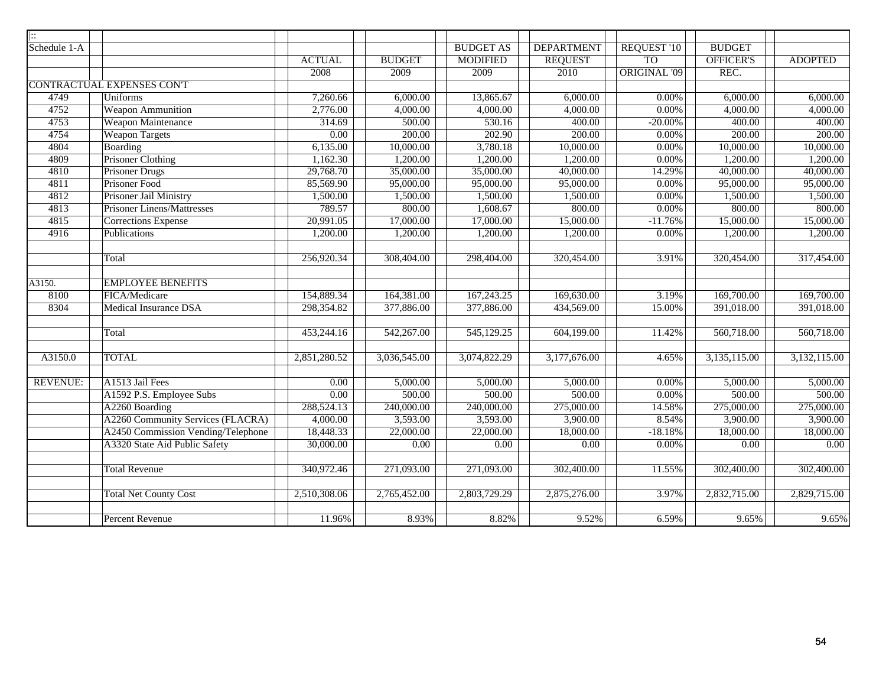| Schedule 1-A | | ACTUAL 2008 | BUDGET 2009 | BUDGET AS MODIFIED 2009 | DEPARTMENT REQUEST 2010 | REQUEST '10 TO ORIGINAL '09 | BUDGET OFFICER'S REC. | ADOPTED |
|---|---|---|---|---|---|---|---|---|
| CONTRACTUAL EXPENSES CON'T | | | | | | | | |
| 4749 | Uniforms | 7,260.66 | 6,000.00 | 13,865.67 | 6,000.00 | 0.00% | 6,000.00 | 6,000.00 |
| 4752 | Weapon Ammunition | 2,776.00 | 4,000.00 | 4,000.00 | 4,000.00 | 0.00% | 4,000.00 | 4,000.00 |
| 4753 | Weapon Maintenance | 314.69 | 500.00 | 530.16 | 400.00 | -20.00% | 400.00 | 400.00 |
| 4754 | Weapon Targets | 0.00 | 200.00 | 202.90 | 200.00 | 0.00% | 200.00 | 200.00 |
| 4804 | Boarding | 6,135.00 | 10,000.00 | 3,780.18 | 10,000.00 | 0.00% | 10,000.00 | 10,000.00 |
| 4809 | Prisoner Clothing | 1,162.30 | 1,200.00 | 1,200.00 | 1,200.00 | 0.00% | 1,200.00 | 1,200.00 |
| 4810 | Prisoner Drugs | 29,768.70 | 35,000.00 | 35,000.00 | 40,000.00 | 14.29% | 40,000.00 | 40,000.00 |
| 4811 | Prisoner Food | 85,569.90 | 95,000.00 | 95,000.00 | 95,000.00 | 0.00% | 95,000.00 | 95,000.00 |
| 4812 | Prisoner Jail Ministry | 1,500.00 | 1,500.00 | 1,500.00 | 1,500.00 | 0.00% | 1,500.00 | 1,500.00 |
| 4813 | Prisoner Linens/Mattresses | 789.57 | 800.00 | 1,608.67 | 800.00 | 0.00% | 800.00 | 800.00 |
| 4815 | Corrections Expense | 20,991.05 | 17,000.00 | 17,000.00 | 15,000.00 | -11.76% | 15,000.00 | 15,000.00 |
| 4916 | Publications | 1,200.00 | 1,200.00 | 1,200.00 | 1,200.00 | 0.00% | 1,200.00 | 1,200.00 |
| | Total | 256,920.34 | 308,404.00 | 298,404.00 | 320,454.00 | 3.91% | 320,454.00 | 317,454.00 |
| A3150. | EMPLOYEE BENEFITS | | | | | | | |
| 8100 | FICA/Medicare | 154,889.34 | 164,381.00 | 167,243.25 | 169,630.00 | 3.19% | 169,700.00 | 169,700.00 |
| 8304 | Medical Insurance DSA | 298,354.82 | 377,886.00 | 377,886.00 | 434,569.00 | 15.00% | 391,018.00 | 391,018.00 |
| | Total | 453,244.16 | 542,267.00 | 545,129.25 | 604,199.00 | 11.42% | 560,718.00 | 560,718.00 |
| A3150.0 | TOTAL | 2,851,280.52 | 3,036,545.00 | 3,074,822.29 | 3,177,676.00 | 4.65% | 3,135,115.00 | 3,132,115.00 |
| REVENUE: | A1513 Jail Fees | 0.00 | 5,000.00 | 5,000.00 | 5,000.00 | 0.00% | 5,000.00 | 5,000.00 |
| | A1592 P.S. Employee Subs | 0.00 | 500.00 | 500.00 | 500.00 | 0.00% | 500.00 | 500.00 |
| | A2260 Boarding | 288,524.13 | 240,000.00 | 240,000.00 | 275,000.00 | 14.58% | 275,000.00 | 275,000.00 |
| | A2260 Community Services (FLACRA) | 4,000.00 | 3,593.00 | 3,593.00 | 3,900.00 | 8.54% | 3,900.00 | 3,900.00 |
| | A2450 Commission Vending/Telephone | 18,448.33 | 22,000.00 | 22,000.00 | 18,000.00 | -18.18% | 18,000.00 | 18,000.00 |
| | A3320 State Aid Public Safety | 30,000.00 | 0.00 | 0.00 | 0.00 | 0.00% | 0.00 | 0.00 |
| | Total Revenue | 340,972.46 | 271,093.00 | 271,093.00 | 302,400.00 | 11.55% | 302,400.00 | 302,400.00 |
| | Total Net County Cost | 2,510,308.06 | 2,765,452.00 | 2,803,729.29 | 2,875,276.00 | 3.97% | 2,832,715.00 | 2,829,715.00 |
| | Percent Revenue | 11.96% | 8.93% | 8.82% | 9.52% | 6.59% | 9.65% | 9.65% |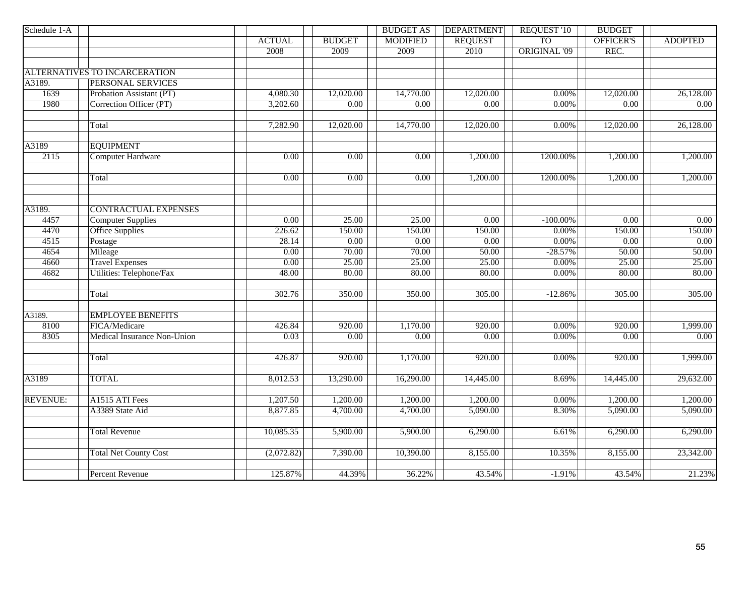| Schedule 1-A | | ACTUAL 2008 | BUDGET 2009 | BUDGET AS MODIFIED 2009 | DEPARTMENT REQUEST 2010 | REQUEST '10 TO ORIGINAL '09 | BUDGET OFFICER'S REC. | ADOPTED |
|---|---|---|---|---|---|---|---|---|
| ALTERNATIVES TO INCARCERATION | | | | | | | | |
| A3189. | PERSONAL SERVICES | | | | | | | |
| 1639 | Probation Assistant (PT) | 4,080.30 | 12,020.00 | 14,770.00 | 12,020.00 | 0.00% | 12,020.00 | 26,128.00 |
| 1980 | Correction Officer (PT) | 3,202.60 | 0.00 | 0.00 | 0.00 | 0.00% | 0.00 | 0.00 |
| | Total | 7,282.90 | 12,020.00 | 14,770.00 | 12,020.00 | 0.00% | 12,020.00 | 26,128.00 |
| A3189 | EQUIPMENT | | | | | | | |
| 2115 | Computer Hardware | 0.00 | 0.00 | 0.00 | 1,200.00 | 1200.00% | 1,200.00 | 1,200.00 |
| | Total | 0.00 | 0.00 | 0.00 | 1,200.00 | 1200.00% | 1,200.00 | 1,200.00 |
| A3189. | CONTRACTUAL EXPENSES | | | | | | | |
| 4457 | Computer Supplies | 0.00 | 25.00 | 25.00 | 0.00 | -100.00% | 0.00 | 0.00 |
| 4470 | Office Supplies | 226.62 | 150.00 | 150.00 | 150.00 | 0.00% | 150.00 | 150.00 |
| 4515 | Postage | 28.14 | 0.00 | 0.00 | 0.00 | 0.00% | 0.00 | 0.00 |
| 4654 | Mileage | 0.00 | 70.00 | 70.00 | 50.00 | -28.57% | 50.00 | 50.00 |
| 4660 | Travel Expenses | 0.00 | 25.00 | 25.00 | 25.00 | 0.00% | 25.00 | 25.00 |
| 4682 | Utilities: Telephone/Fax | 48.00 | 80.00 | 80.00 | 80.00 | 0.00% | 80.00 | 80.00 |
| | Total | 302.76 | 350.00 | 350.00 | 305.00 | -12.86% | 305.00 | 305.00 |
| A3189. | EMPLOYEE BENEFITS | | | | | | | |
| 8100 | FICA/Medicare | 426.84 | 920.00 | 1,170.00 | 920.00 | 0.00% | 920.00 | 1,999.00 |
| 8305 | Medical Insurance Non-Union | 0.03 | 0.00 | 0.00 | 0.00 | 0.00% | 0.00 | 0.00 |
| | Total | 426.87 | 920.00 | 1,170.00 | 920.00 | 0.00% | 920.00 | 1,999.00 |
| A3189 | TOTAL | 8,012.53 | 13,290.00 | 16,290.00 | 14,445.00 | 8.69% | 14,445.00 | 29,632.00 |
| REVENUE: | A1515 ATI Fees | 1,207.50 | 1,200.00 | 1,200.00 | 1,200.00 | 0.00% | 1,200.00 | 1,200.00 |
| | A3389 State Aid | 8,877.85 | 4,700.00 | 4,700.00 | 5,090.00 | 8.30% | 5,090.00 | 5,090.00 |
| | Total Revenue | 10,085.35 | 5,900.00 | 5,900.00 | 6,290.00 | 6.61% | 6,290.00 | 6,290.00 |
| | Total Net County Cost | (2,072.82) | 7,390.00 | 10,390.00 | 8,155.00 | 10.35% | 8,155.00 | 23,342.00 |
| | Percent Revenue | 125.87% | 44.39% | 36.22% | 43.54% | -1.91% | 43.54% | 21.23% |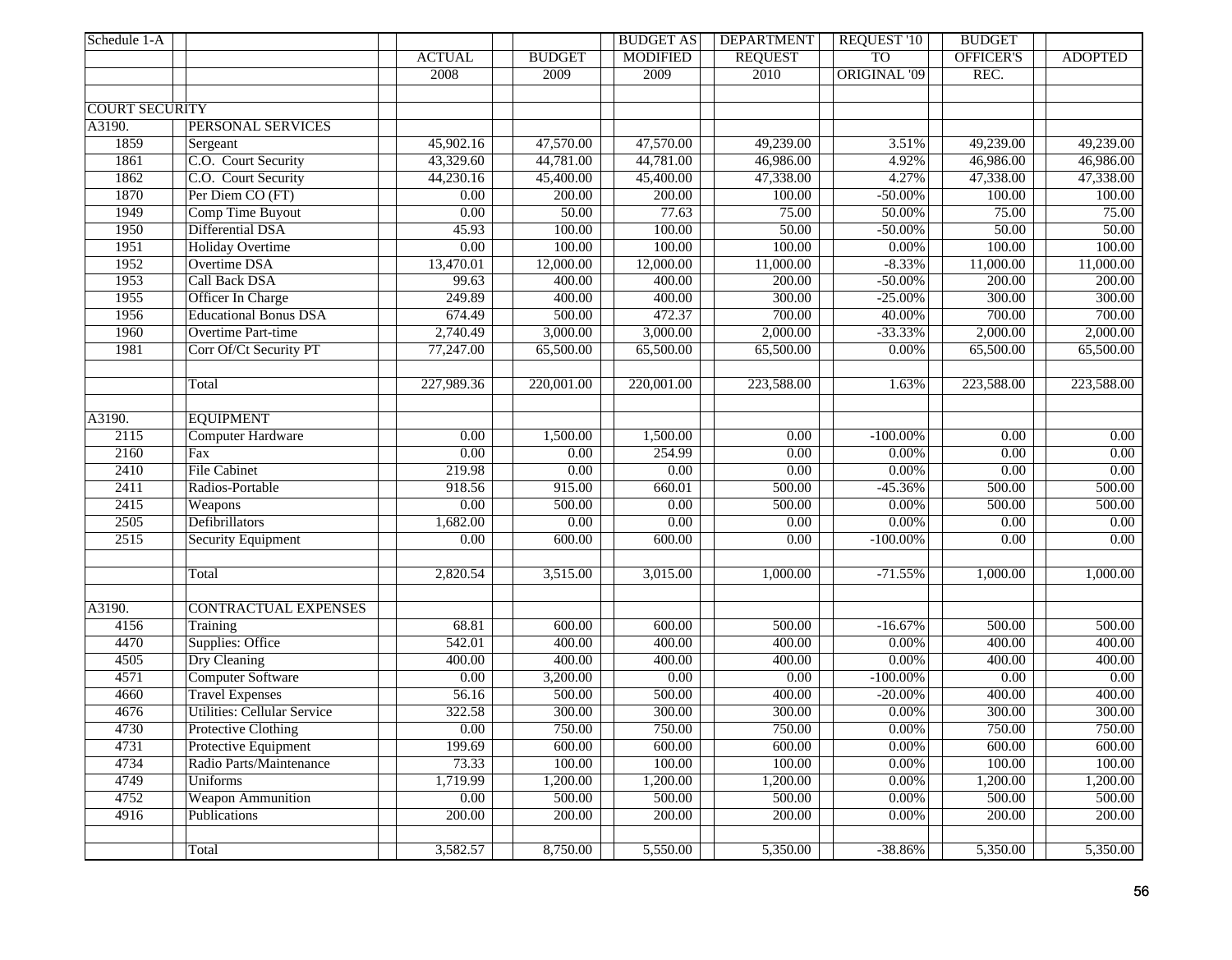| Schedule 1-A | | ACTUAL 2008 | BUDGET 2009 | BUDGET AS MODIFIED 2009 | DEPARTMENT REQUEST 2010 | REQUEST '10 TO ORIGINAL '09 | BUDGET OFFICER'S REC. | ADOPTED |
|---|---|---|---|---|---|---|---|---|
| COURT SECURITY | | | | | | | | |
| A3190. | PERSONAL SERVICES | | | | | | | |
| 1859 | Sergeant | 45,902.16 | 47,570.00 | 47,570.00 | 49,239.00 | 3.51% | 49,239.00 | 49,239.00 |
| 1861 | C.O. Court Security | 43,329.60 | 44,781.00 | 44,781.00 | 46,986.00 | 4.92% | 46,986.00 | 46,986.00 |
| 1862 | C.O. Court Security | 44,230.16 | 45,400.00 | 45,400.00 | 47,338.00 | 4.27% | 47,338.00 | 47,338.00 |
| 1870 | Per Diem CO (FT) | 0.00 | 200.00 | 200.00 | 100.00 | -50.00% | 100.00 | 100.00 |
| 1949 | Comp Time Buyout | 0.00 | 50.00 | 77.63 | 75.00 | 50.00% | 75.00 | 75.00 |
| 1950 | Differential DSA | 45.93 | 100.00 | 100.00 | 50.00 | -50.00% | 50.00 | 50.00 |
| 1951 | Holiday Overtime | 0.00 | 100.00 | 100.00 | 100.00 | 0.00% | 100.00 | 100.00 |
| 1952 | Overtime DSA | 13,470.01 | 12,000.00 | 12,000.00 | 11,000.00 | -8.33% | 11,000.00 | 11,000.00 |
| 1953 | Call Back DSA | 99.63 | 400.00 | 400.00 | 200.00 | -50.00% | 200.00 | 200.00 |
| 1955 | Officer In Charge | 249.89 | 400.00 | 400.00 | 300.00 | -25.00% | 300.00 | 300.00 |
| 1956 | Educational Bonus DSA | 674.49 | 500.00 | 472.37 | 700.00 | 40.00% | 700.00 | 700.00 |
| 1960 | Overtime Part-time | 2,740.49 | 3,000.00 | 3,000.00 | 2,000.00 | -33.33% | 2,000.00 | 2,000.00 |
| 1981 | Corr Of/Ct Security PT | 77,247.00 | 65,500.00 | 65,500.00 | 65,500.00 | 0.00% | 65,500.00 | 65,500.00 |
| | Total | 227,989.36 | 220,001.00 | 220,001.00 | 223,588.00 | 1.63% | 223,588.00 | 223,588.00 |
| A3190. | EQUIPMENT | | | | | | | |
| 2115 | Computer Hardware | 0.00 | 1,500.00 | 1,500.00 | 0.00 | -100.00% | 0.00 | 0.00 |
| 2160 | Fax | 0.00 | 0.00 | 254.99 | 0.00 | 0.00% | 0.00 | 0.00 |
| 2410 | File Cabinet | 219.98 | 0.00 | 0.00 | 0.00 | 0.00% | 0.00 | 0.00 |
| 2411 | Radios-Portable | 918.56 | 915.00 | 660.01 | 500.00 | -45.36% | 500.00 | 500.00 |
| 2415 | Weapons | 0.00 | 500.00 | 0.00 | 500.00 | 0.00% | 500.00 | 500.00 |
| 2505 | Defibrillators | 1,682.00 | 0.00 | 0.00 | 0.00 | 0.00% | 0.00 | 0.00 |
| 2515 | Security Equipment | 0.00 | 600.00 | 600.00 | 0.00 | -100.00% | 0.00 | 0.00 |
| | Total | 2,820.54 | 3,515.00 | 3,015.00 | 1,000.00 | -71.55% | 1,000.00 | 1,000.00 |
| A3190. | CONTRACTUAL EXPENSES | | | | | | | |
| 4156 | Training | 68.81 | 600.00 | 600.00 | 500.00 | -16.67% | 500.00 | 500.00 |
| 4470 | Supplies: Office | 542.01 | 400.00 | 400.00 | 400.00 | 0.00% | 400.00 | 400.00 |
| 4505 | Dry Cleaning | 400.00 | 400.00 | 400.00 | 400.00 | 0.00% | 400.00 | 400.00 |
| 4571 | Computer Software | 0.00 | 3,200.00 | 0.00 | 0.00 | -100.00% | 0.00 | 0.00 |
| 4660 | Travel Expenses | 56.16 | 500.00 | 500.00 | 400.00 | -20.00% | 400.00 | 400.00 |
| 4676 | Utilities: Cellular Service | 322.58 | 300.00 | 300.00 | 300.00 | 0.00% | 300.00 | 300.00 |
| 4730 | Protective Clothing | 0.00 | 750.00 | 750.00 | 750.00 | 0.00% | 750.00 | 750.00 |
| 4731 | Protective Equipment | 199.69 | 600.00 | 600.00 | 600.00 | 0.00% | 600.00 | 600.00 |
| 4734 | Radio Parts/Maintenance | 73.33 | 100.00 | 100.00 | 100.00 | 0.00% | 100.00 | 100.00 |
| 4749 | Uniforms | 1,719.99 | 1,200.00 | 1,200.00 | 1,200.00 | 0.00% | 1,200.00 | 1,200.00 |
| 4752 | Weapon Ammunition | 0.00 | 500.00 | 500.00 | 500.00 | 0.00% | 500.00 | 500.00 |
| 4916 | Publications | 200.00 | 200.00 | 200.00 | 200.00 | 0.00% | 200.00 | 200.00 |
| | Total | 3,582.57 | 8,750.00 | 5,550.00 | 5,350.00 | -38.86% | 5,350.00 | 5,350.00 |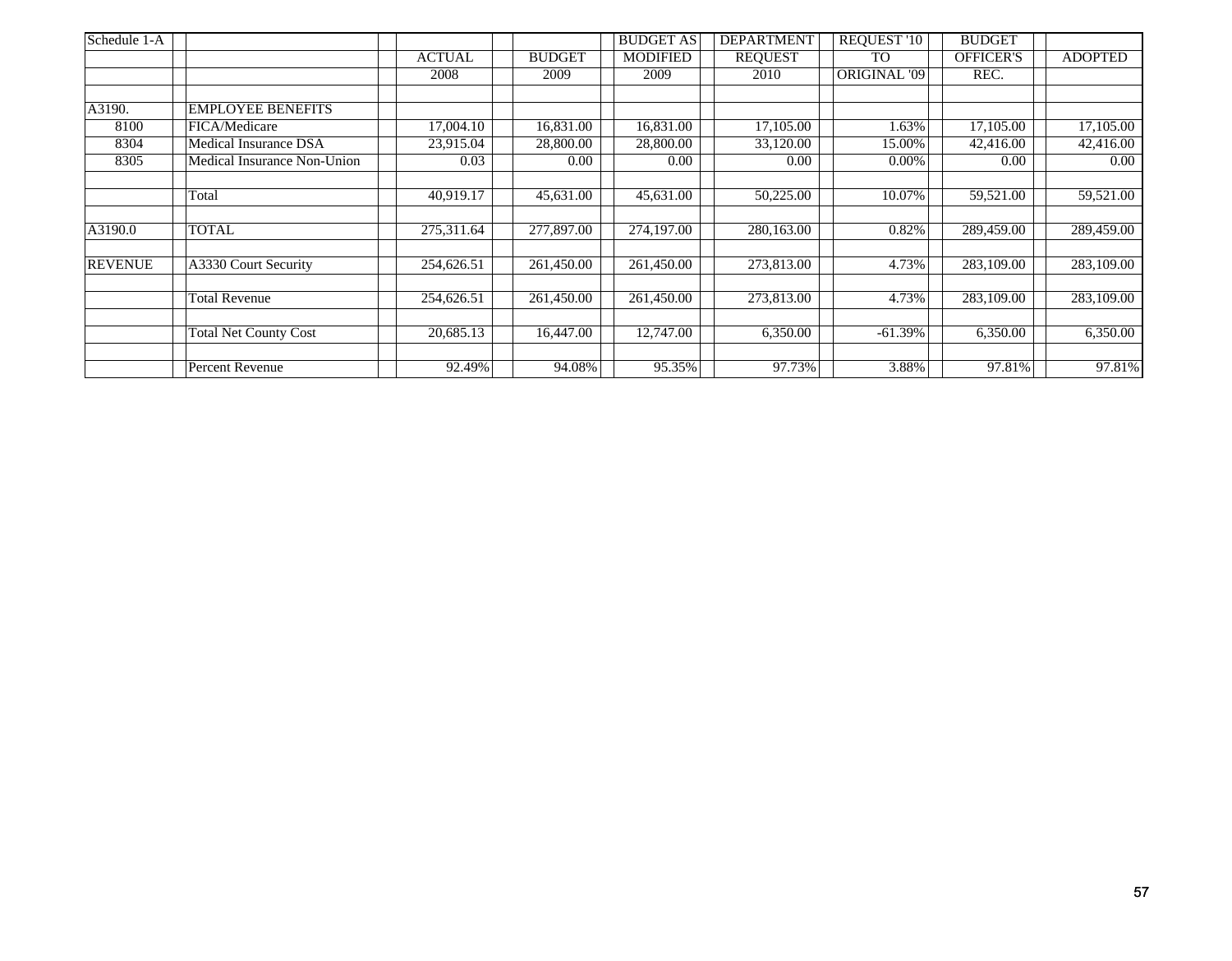| Schedule 1-A | | ACTUAL 2008 | BUDGET 2009 | BUDGET AS MODIFIED 2009 | DEPARTMENT REQUEST 2010 | REQUEST '10 TO ORIGINAL '09 | BUDGET OFFICER'S REC. | ADOPTED |
|---|---|---|---|---|---|---|---|---|
| A3190. | EMPLOYEE BENEFITS | | | | | | | |
| 8100 | FICA/Medicare | 17,004.10 | 16,831.00 | 16,831.00 | 17,105.00 | 1.63% | 17,105.00 | 17,105.00 |
| 8304 | Medical Insurance DSA | 23,915.04 | 28,800.00 | 28,800.00 | 33,120.00 | 15.00% | 42,416.00 | 42,416.00 |
| 8305 | Medical Insurance Non-Union | 0.03 | 0.00 | 0.00 | 0.00 | 0.00% | 0.00 | 0.00 |
| | Total | 40,919.17 | 45,631.00 | 45,631.00 | 50,225.00 | 10.07% | 59,521.00 | 59,521.00 |
| A3190.0 | TOTAL | 275,311.64 | 277,897.00 | 274,197.00 | 280,163.00 | 0.82% | 289,459.00 | 289,459.00 |
| REVENUE | A3330 Court Security | 254,626.51 | 261,450.00 | 261,450.00 | 273,813.00 | 4.73% | 283,109.00 | 283,109.00 |
| | Total Revenue | 254,626.51 | 261,450.00 | 261,450.00 | 273,813.00 | 4.73% | 283,109.00 | 283,109.00 |
| | Total Net County Cost | 20,685.13 | 16,447.00 | 12,747.00 | 6,350.00 | -61.39% | 6,350.00 | 6,350.00 |
| | Percent Revenue | 92.49% | 94.08% | 95.35% | 97.73% | 3.88% | 97.81% | 97.81% |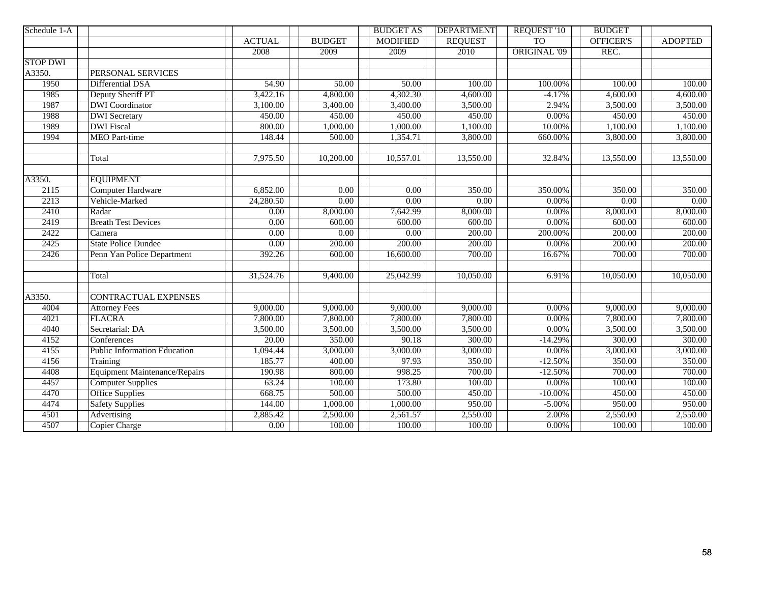| Schedule 1-A | | ACTUAL | BUDGET | BUDGET AS MODIFIED | DEPARTMENT REQUEST | REQUEST '10 TO ORIGINAL '09 | BUDGET OFFICER'S REC. | ADOPTED |
|---|---|---|---|---|---|---|---|---|
| | | 2008 | 2009 | 2009 | 2010 | | | |
| STOP DWI | | | | | | | | |
| A3350. | PERSONAL SERVICES | | | | | | | |
| 1950 | Differential DSA | 54.90 | 50.00 | 50.00 | 100.00 | 100.00% | 100.00 | 100.00 |
| 1985 | Deputy Sheriff PT | 3,422.16 | 4,800.00 | 4,302.30 | 4,600.00 | -4.17% | 4,600.00 | 4,600.00 |
| 1987 | DWI Coordinator | 3,100.00 | 3,400.00 | 3,400.00 | 3,500.00 | 2.94% | 3,500.00 | 3,500.00 |
| 1988 | DWI Secretary | 450.00 | 450.00 | 450.00 | 450.00 | 0.00% | 450.00 | 450.00 |
| 1989 | DWI Fiscal | 800.00 | 1,000.00 | 1,000.00 | 1,100.00 | 10.00% | 1,100.00 | 1,100.00 |
| 1994 | MEO Part-time | 148.44 | 500.00 | 1,354.71 | 3,800.00 | 660.00% | 3,800.00 | 3,800.00 |
| | | | | | | | | |
| | Total | 7,975.50 | 10,200.00 | 10,557.01 | 13,550.00 | 32.84% | 13,550.00 | 13,550.00 |
| | | | | | | | | |
| A3350. | EQUIPMENT | | | | | | | |
| 2115 | Computer Hardware | 6,852.00 | 0.00 | 0.00 | 350.00 | 350.00% | 350.00 | 350.00 |
| 2213 | Vehicle-Marked | 24,280.50 | 0.00 | 0.00 | 0.00 | 0.00% | 0.00 | 0.00 |
| 2410 | Radar | 0.00 | 8,000.00 | 7,642.99 | 8,000.00 | 0.00% | 8,000.00 | 8,000.00 |
| 2419 | Breath Test Devices | 0.00 | 600.00 | 600.00 | 600.00 | 0.00% | 600.00 | 600.00 |
| 2422 | Camera | 0.00 | 0.00 | 0.00 | 200.00 | 200.00% | 200.00 | 200.00 |
| 2425 | State Police Dundee | 0.00 | 200.00 | 200.00 | 200.00 | 0.00% | 200.00 | 200.00 |
| 2426 | Penn Yan Police Department | 392.26 | 600.00 | 16,600.00 | 700.00 | 16.67% | 700.00 | 700.00 |
| | | | | | | | | |
| | Total | 31,524.76 | 9,400.00 | 25,042.99 | 10,050.00 | 6.91% | 10,050.00 | 10,050.00 |
| | | | | | | | | |
| A3350. | CONTRACTUAL EXPENSES | | | | | | | |
| 4004 | Attorney Fees | 9,000.00 | 9,000.00 | 9,000.00 | 9,000.00 | 0.00% | 9,000.00 | 9,000.00 |
| 4021 | FLACRA | 7,800.00 | 7,800.00 | 7,800.00 | 7,800.00 | 0.00% | 7,800.00 | 7,800.00 |
| 4040 | Secretarial: DA | 3,500.00 | 3,500.00 | 3,500.00 | 3,500.00 | 0.00% | 3,500.00 | 3,500.00 |
| 4152 | Conferences | 20.00 | 350.00 | 90.18 | 300.00 | -14.29% | 300.00 | 300.00 |
| 4155 | Public Information Education | 1,094.44 | 3,000.00 | 3,000.00 | 3,000.00 | 0.00% | 3,000.00 | 3,000.00 |
| 4156 | Training | 185.77 | 400.00 | 97.93 | 350.00 | -12.50% | 350.00 | 350.00 |
| 4408 | Equipment Maintenance/Repairs | 190.98 | 800.00 | 998.25 | 700.00 | -12.50% | 700.00 | 700.00 |
| 4457 | Computer Supplies | 63.24 | 100.00 | 173.80 | 100.00 | 0.00% | 100.00 | 100.00 |
| 4470 | Office Supplies | 668.75 | 500.00 | 500.00 | 450.00 | -10.00% | 450.00 | 450.00 |
| 4474 | Safety Supplies | 144.00 | 1,000.00 | 1,000.00 | 950.00 | -5.00% | 950.00 | 950.00 |
| 4501 | Advertising | 2,885.42 | 2,500.00 | 2,561.57 | 2,550.00 | 2.00% | 2,550.00 | 2,550.00 |
| 4507 | Copier Charge | 0.00 | 100.00 | 100.00 | 100.00 | 0.00% | 100.00 | 100.00 |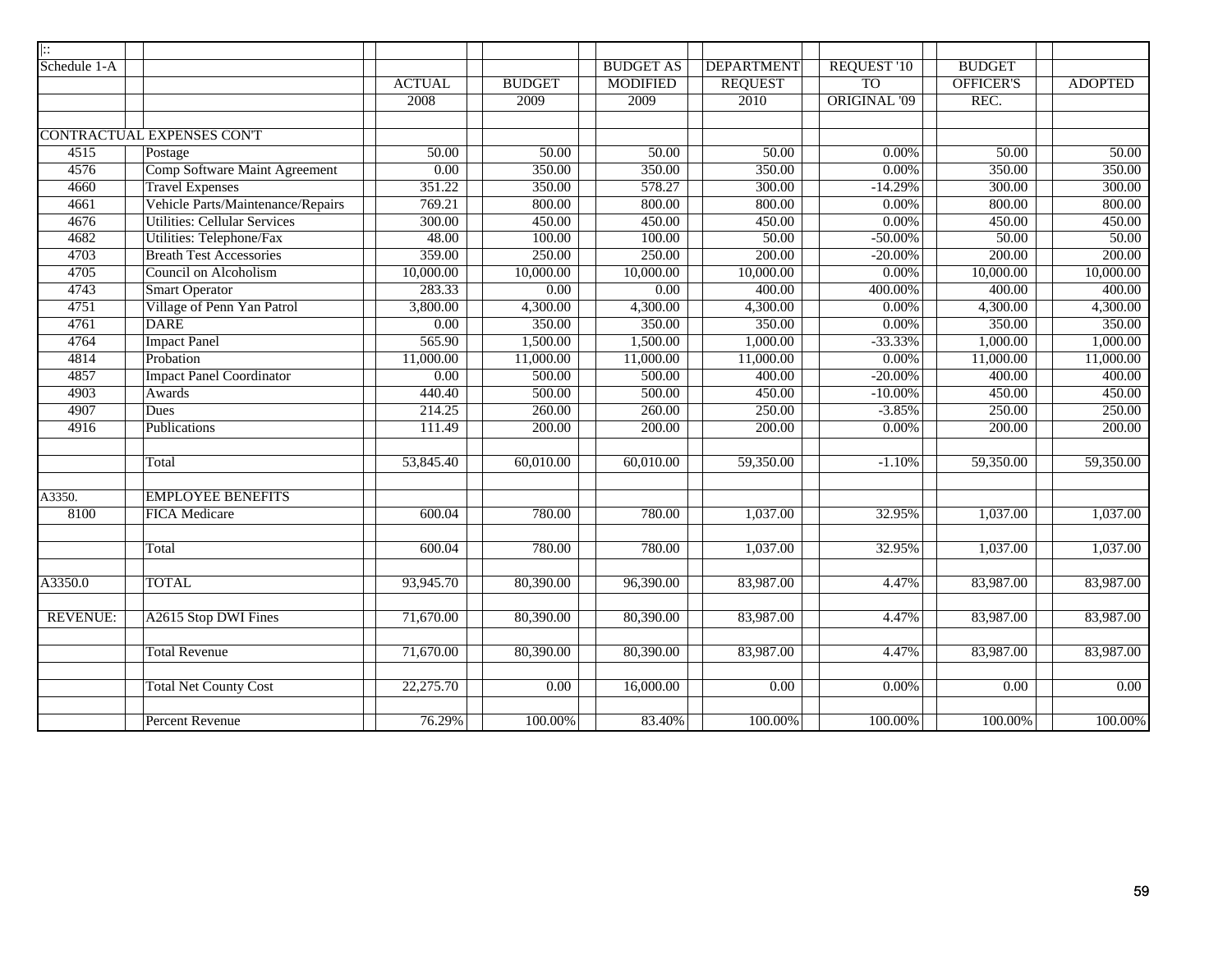| Schedule 1-A | | ACTUAL 2008 | BUDGET 2009 | BUDGET AS MODIFIED 2009 | DEPARTMENT REQUEST 2010 | REQUEST '10 TO ORIGINAL '09 | BUDGET OFFICER'S REC. | ADOPTED |
|---|---|---|---|---|---|---|---|---|
| CONTRACTUAL EXPENSES CON'T | | | | | | | | |
| 4515 | Postage | 50.00 | 50.00 | 50.00 | 50.00 | 0.00% | 50.00 | 50.00 |
| 4576 | Comp Software Maint Agreement | 0.00 | 350.00 | 350.00 | 350.00 | 0.00% | 350.00 | 350.00 |
| 4660 | Travel Expenses | 351.22 | 350.00 | 578.27 | 300.00 | -14.29% | 300.00 | 300.00 |
| 4661 | Vehicle Parts/Maintenance/Repairs | 769.21 | 800.00 | 800.00 | 800.00 | 0.00% | 800.00 | 800.00 |
| 4676 | Utilities: Cellular Services | 300.00 | 450.00 | 450.00 | 450.00 | 0.00% | 450.00 | 450.00 |
| 4682 | Utilities: Telephone/Fax | 48.00 | 100.00 | 100.00 | 50.00 | -50.00% | 50.00 | 50.00 |
| 4703 | Breath Test Accessories | 359.00 | 250.00 | 250.00 | 200.00 | -20.00% | 200.00 | 200.00 |
| 4705 | Council on Alcoholism | 10,000.00 | 10,000.00 | 10,000.00 | 10,000.00 | 0.00% | 10,000.00 | 10,000.00 |
| 4743 | Smart Operator | 283.33 | 0.00 | 0.00 | 400.00 | 400.00% | 400.00 | 400.00 |
| 4751 | Village of Penn Yan Patrol | 3,800.00 | 4,300.00 | 4,300.00 | 4,300.00 | 0.00% | 4,300.00 | 4,300.00 |
| 4761 | DARE | 0.00 | 350.00 | 350.00 | 350.00 | 0.00% | 350.00 | 350.00 |
| 4764 | Impact Panel | 565.90 | 1,500.00 | 1,500.00 | 1,000.00 | -33.33% | 1,000.00 | 1,000.00 |
| 4814 | Probation | 11,000.00 | 11,000.00 | 11,000.00 | 11,000.00 | 0.00% | 11,000.00 | 11,000.00 |
| 4857 | Impact Panel Coordinator | 0.00 | 500.00 | 500.00 | 400.00 | -20.00% | 400.00 | 400.00 |
| 4903 | Awards | 440.40 | 500.00 | 500.00 | 450.00 | -10.00% | 450.00 | 450.00 |
| 4907 | Dues | 214.25 | 260.00 | 260.00 | 250.00 | -3.85% | 250.00 | 250.00 |
| 4916 | Publications | 111.49 | 200.00 | 200.00 | 200.00 | 0.00% | 200.00 | 200.00 |
| | Total | 53,845.40 | 60,010.00 | 60,010.00 | 59,350.00 | -1.10% | 59,350.00 | 59,350.00 |
| A3350. | EMPLOYEE BENEFITS | | | | | | | |
| 8100 | FICA Medicare | 600.04 | 780.00 | 780.00 | 1,037.00 | 32.95% | 1,037.00 | 1,037.00 |
| | Total | 600.04 | 780.00 | 780.00 | 1,037.00 | 32.95% | 1,037.00 | 1,037.00 |
| A3350.0 | TOTAL | 93,945.70 | 80,390.00 | 96,390.00 | 83,987.00 | 4.47% | 83,987.00 | 83,987.00 |
| REVENUE: | A2615 Stop DWI Fines | 71,670.00 | 80,390.00 | 80,390.00 | 83,987.00 | 4.47% | 83,987.00 | 83,987.00 |
| | Total Revenue | 71,670.00 | 80,390.00 | 80,390.00 | 83,987.00 | 4.47% | 83,987.00 | 83,987.00 |
| | Total Net County Cost | 22,275.70 | 0.00 | 16,000.00 | 0.00 | 0.00% | 0.00 | 0.00 |
| | Percent Revenue | 76.29% | 100.00% | 83.40% | 100.00% | 100.00% | 100.00% | 100.00% |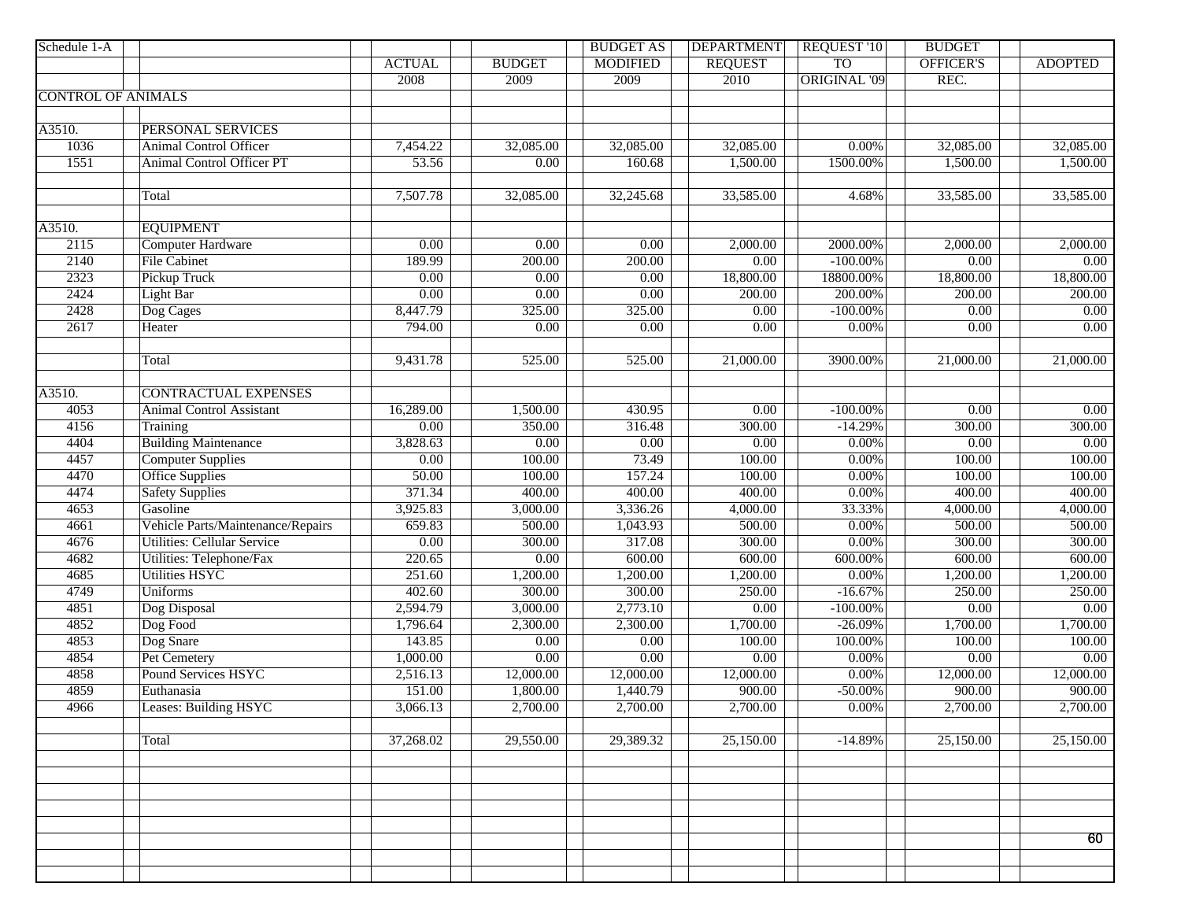| Schedule 1-A | | ACTUAL | BUDGET | BUDGET AS MODIFIED | DEPARTMENT REQUEST | REQUEST '10 TO ORIGINAL '09 | BUDGET OFFICER'S REC. | ADOPTED |
|---|---|---|---|---|---|---|---|---|
| | | 2008 | 2009 | 2009 | 2010 | | | |
| CONTROL OF ANIMALS | | | | | | | | |
| | | | | | | | | |
| A3510. | PERSONAL SERVICES | | | | | | | |
| 1036 | Animal Control Officer | 7,454.22 | 32,085.00 | 32,085.00 | 32,085.00 | 0.00% | 32,085.00 | 32,085.00 |
| 1551 | Animal Control Officer PT | 53.56 | 0.00 | 160.68 | 1,500.00 | 1500.00% | 1,500.00 | 1,500.00 |
| | | | | | | | | |
| | Total | 7,507.78 | 32,085.00 | 32,245.68 | 33,585.00 | 4.68% | 33,585.00 | 33,585.00 |
| | | | | | | | | |
| A3510. | EQUIPMENT | | | | | | | |
| 2115 | Computer Hardware | 0.00 | 0.00 | 0.00 | 2,000.00 | 2000.00% | 2,000.00 | 2,000.00 |
| 2140 | File Cabinet | 189.99 | 200.00 | 200.00 | 0.00 | -100.00% | 0.00 | 0.00 |
| 2323 | Pickup Truck | 0.00 | 0.00 | 0.00 | 18,800.00 | 18800.00% | 18,800.00 | 18,800.00 |
| 2424 | Light Bar | 0.00 | 0.00 | 0.00 | 200.00 | 200.00% | 200.00 | 200.00 |
| 2428 | Dog Cages | 8,447.79 | 325.00 | 325.00 | 0.00 | -100.00% | 0.00 | 0.00 |
| 2617 | Heater | 794.00 | 0.00 | 0.00 | 0.00 | 0.00% | 0.00 | 0.00 |
| | | | | | | | | |
| | Total | 9,431.78 | 525.00 | 525.00 | 21,000.00 | 3900.00% | 21,000.00 | 21,000.00 |
| | | | | | | | | |
| A3510. | CONTRACTUAL EXPENSES | | | | | | | |
| 4053 | Animal Control Assistant | 16,289.00 | 1,500.00 | 430.95 | 0.00 | -100.00% | 0.00 | 0.00 |
| 4156 | Training | 0.00 | 350.00 | 316.48 | 300.00 | -14.29% | 300.00 | 300.00 |
| 4404 | Building Maintenance | 3,828.63 | 0.00 | 0.00 | 0.00 | 0.00% | 0.00 | 0.00 |
| 4457 | Computer Supplies | 0.00 | 100.00 | 73.49 | 100.00 | 0.00% | 100.00 | 100.00 |
| 4470 | Office Supplies | 50.00 | 100.00 | 157.24 | 100.00 | 0.00% | 100.00 | 100.00 |
| 4474 | Safety Supplies | 371.34 | 400.00 | 400.00 | 400.00 | 0.00% | 400.00 | 400.00 |
| 4653 | Gasoline | 3,925.83 | 3,000.00 | 3,336.26 | 4,000.00 | 33.33% | 4,000.00 | 4,000.00 |
| 4661 | Vehicle Parts/Maintenance/Repairs | 659.83 | 500.00 | 1,043.93 | 500.00 | 0.00% | 500.00 | 500.00 |
| 4676 | Utilities: Cellular Service | 0.00 | 300.00 | 317.08 | 300.00 | 0.00% | 300.00 | 300.00 |
| 4682 | Utilities: Telephone/Fax | 220.65 | 0.00 | 600.00 | 600.00 | 600.00% | 600.00 | 600.00 |
| 4685 | Utilities HSYC | 251.60 | 1,200.00 | 1,200.00 | 1,200.00 | 0.00% | 1,200.00 | 1,200.00 |
| 4749 | Uniforms | 402.60 | 300.00 | 300.00 | 250.00 | -16.67% | 250.00 | 250.00 |
| 4851 | Dog Disposal | 2,594.79 | 3,000.00 | 2,773.10 | 0.00 | -100.00% | 0.00 | 0.00 |
| 4852 | Dog Food | 1,796.64 | 2,300.00 | 2,300.00 | 1,700.00 | -26.09% | 1,700.00 | 1,700.00 |
| 4853 | Dog Snare | 143.85 | 0.00 | 0.00 | 100.00 | 100.00% | 100.00 | 100.00 |
| 4854 | Pet Cemetery | 1,000.00 | 0.00 | 0.00 | 0.00 | 0.00% | 0.00 | 0.00 |
| 4858 | Pound Services HSYC | 2,516.13 | 12,000.00 | 12,000.00 | 12,000.00 | 0.00% | 12,000.00 | 12,000.00 |
| 4859 | Euthanasia | 151.00 | 1,800.00 | 1,440.79 | 900.00 | -50.00% | 900.00 | 900.00 |
| 4966 | Leases: Building HSYC | 3,066.13 | 2,700.00 | 2,700.00 | 2,700.00 | 0.00% | 2,700.00 | 2,700.00 |
| | | | | | | | | |
| | Total | 37,268.02 | 29,550.00 | 29,389.32 | 25,150.00 | -14.89% | 25,150.00 | 25,150.00 |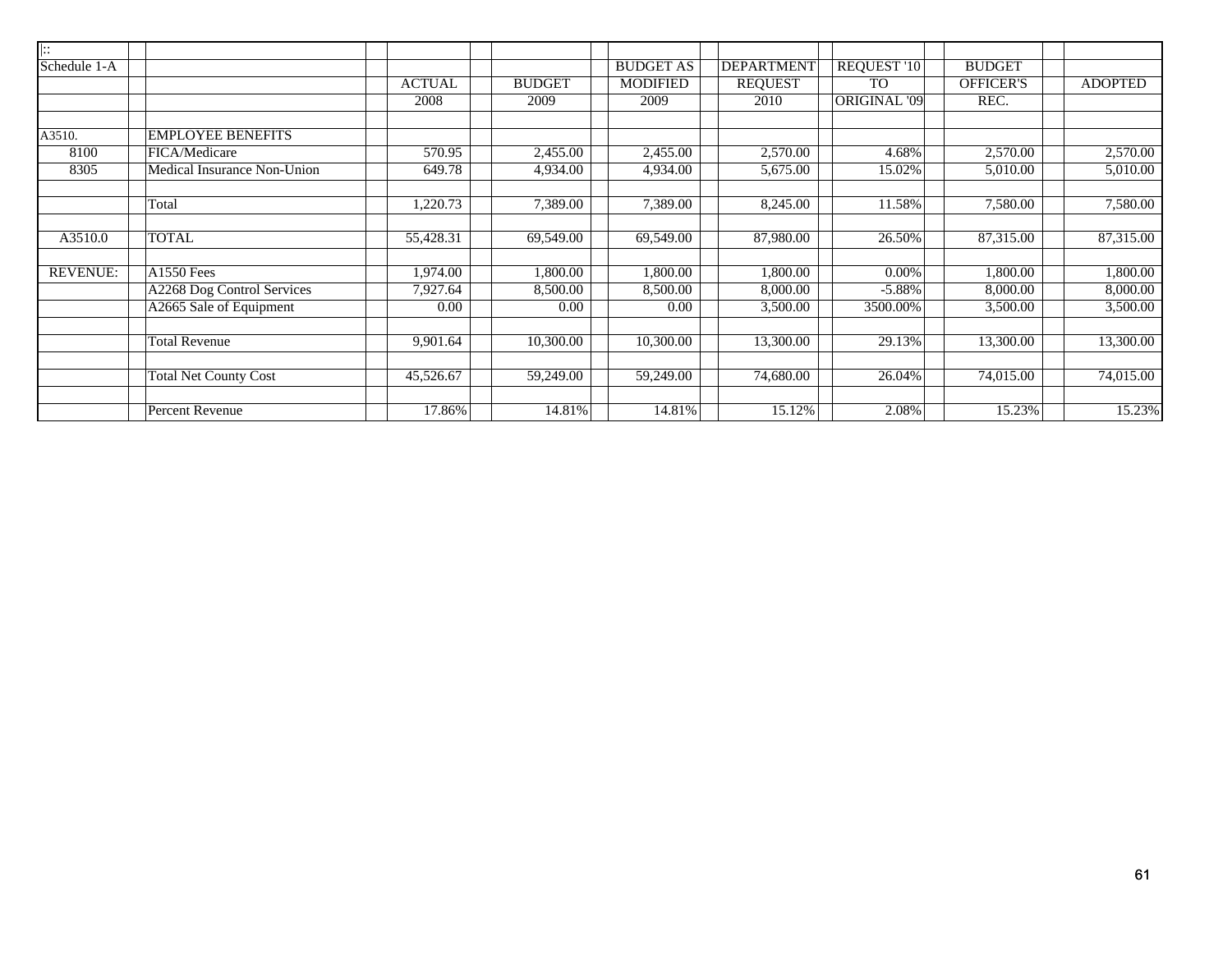| \|:: | | | | | | | | |
|---|---|---|---|---|---|---|---|---|
| Schedule 1-A | | | | BUDGET AS | DEPARTMENT | REQUEST '10 | BUDGET | |
| | | ACTUAL | BUDGET | MODIFIED | REQUEST | TO | OFFICER'S | ADOPTED |
| | | 2008 | 2009 | 2009 | 2010 | ORIGINAL '09 | REC. | |
| | | | | | | | | |
| A3510. | EMPLOYEE BENEFITS | | | | | | | |
| 8100 | FICA/Medicare | 570.95 | 2,455.00 | 2,455.00 | 2,570.00 | 4.68% | 2,570.00 | 2,570.00 |
| 8305 | Medical Insurance Non-Union | 649.78 | 4,934.00 | 4,934.00 | 5,675.00 | 15.02% | 5,010.00 | 5,010.00 |
| | | | | | | | | |
| | Total | 1,220.73 | 7,389.00 | 7,389.00 | 8,245.00 | 11.58% | 7,580.00 | 7,580.00 |
| | | | | | | | | |
| A3510.0 | TOTAL | 55,428.31 | 69,549.00 | 69,549.00 | 87,980.00 | 26.50% | 87,315.00 | 87,315.00 |
| | | | | | | | | |
| REVENUE: | A1550 Fees | 1,974.00 | 1,800.00 | 1,800.00 | 1,800.00 | 0.00% | 1,800.00 | 1,800.00 |
| | A2268 Dog Control Services | 7,927.64 | 8,500.00 | 8,500.00 | 8,000.00 | -5.88% | 8,000.00 | 8,000.00 |
| | A2665 Sale of Equipment | 0.00 | 0.00 | 0.00 | 3,500.00 | 3500.00% | 3,500.00 | 3,500.00 |
| | | | | | | | | |
| | Total Revenue | 9,901.64 | 10,300.00 | 10,300.00 | 13,300.00 | 29.13% | 13,300.00 | 13,300.00 |
| | | | | | | | | |
| | Total Net County Cost | 45,526.67 | 59,249.00 | 59,249.00 | 74,680.00 | 26.04% | 74,015.00 | 74,015.00 |
| | | | | | | | | |
| | Percent Revenue | 17.86% | 14.81% | 14.81% | 15.12% | 2.08% | 15.23% | 15.23% |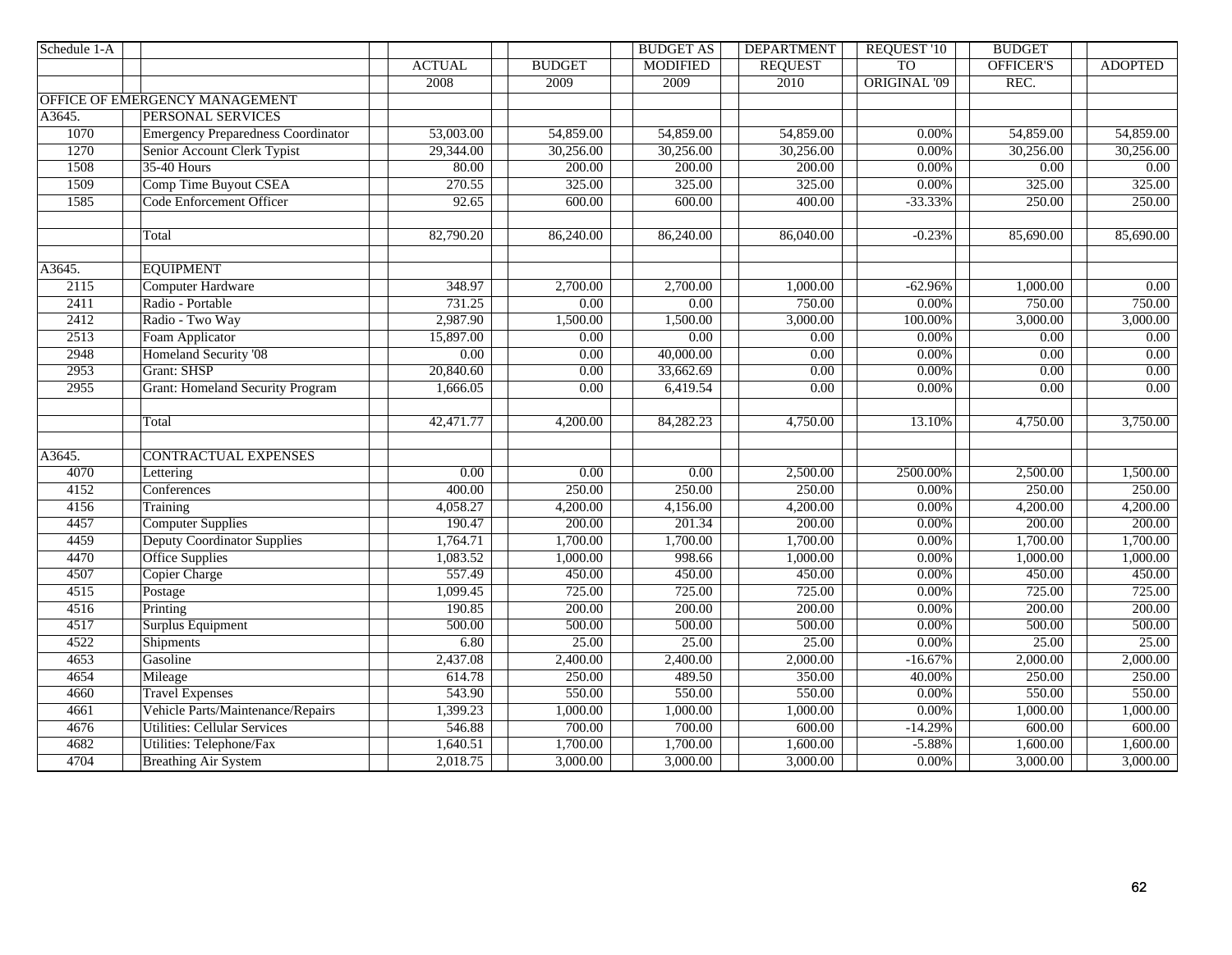| Schedule 1-A | | ACTUAL | BUDGET | BUDGET AS MODIFIED | DEPARTMENT REQUEST | REQUEST '10 TO ORIGINAL '09 | BUDGET OFFICER'S REC. | ADOPTED |
|---|---|---|---|---|---|---|---|---|
| | | 2008 | 2009 | 2009 | 2010 | | | |
| OFFICE OF EMERGENCY MANAGEMENT | | | | | | | | |
| A3645. | PERSONAL SERVICES | | | | | | | |
| 1070 | Emergency Preparedness Coordinator | 53,003.00 | 54,859.00 | 54,859.00 | 54,859.00 | 0.00% | 54,859.00 | 54,859.00 |
| 1270 | Senior Account Clerk Typist | 29,344.00 | 30,256.00 | 30,256.00 | 30,256.00 | 0.00% | 30,256.00 | 30,256.00 |
| 1508 | 35-40 Hours | 80.00 | 200.00 | 200.00 | 200.00 | 0.00% | 0.00 | 0.00 |
| 1509 | Comp Time Buyout CSEA | 270.55 | 325.00 | 325.00 | 325.00 | 0.00% | 325.00 | 325.00 |
| 1585 | Code Enforcement Officer | 92.65 | 600.00 | 600.00 | 400.00 | -33.33% | 250.00 | 250.00 |
| | Total | 82,790.20 | 86,240.00 | 86,240.00 | 86,040.00 | -0.23% | 85,690.00 | 85,690.00 |
| A3645. | EQUIPMENT | | | | | | | |
| 2115 | Computer Hardware | 348.97 | 2,700.00 | 2,700.00 | 1,000.00 | -62.96% | 1,000.00 | 0.00 |
| 2411 | Radio - Portable | 731.25 | 0.00 | 0.00 | 750.00 | 0.00% | 750.00 | 750.00 |
| 2412 | Radio - Two Way | 2,987.90 | 1,500.00 | 1,500.00 | 3,000.00 | 100.00% | 3,000.00 | 3,000.00 |
| 2513 | Foam Applicator | 15,897.00 | 0.00 | 0.00 | 0.00 | 0.00% | 0.00 | 0.00 |
| 2948 | Homeland Security '08 | 0.00 | 0.00 | 40,000.00 | 0.00 | 0.00% | 0.00 | 0.00 |
| 2953 | Grant: SHSP | 20,840.60 | 0.00 | 33,662.69 | 0.00 | 0.00% | 0.00 | 0.00 |
| 2955 | Grant: Homeland Security Program | 1,666.05 | 0.00 | 6,419.54 | 0.00 | 0.00% | 0.00 | 0.00 |
| | Total | 42,471.77 | 4,200.00 | 84,282.23 | 4,750.00 | 13.10% | 4,750.00 | 3,750.00 |
| A3645. | CONTRACTUAL EXPENSES | | | | | | | |
| 4070 | Lettering | 0.00 | 0.00 | 0.00 | 2,500.00 | 2500.00% | 2,500.00 | 1,500.00 |
| 4152 | Conferences | 400.00 | 250.00 | 250.00 | 250.00 | 0.00% | 250.00 | 250.00 |
| 4156 | Training | 4,058.27 | 4,200.00 | 4,156.00 | 4,200.00 | 0.00% | 4,200.00 | 4,200.00 |
| 4457 | Computer Supplies | 190.47 | 200.00 | 201.34 | 200.00 | 0.00% | 200.00 | 200.00 |
| 4459 | Deputy Coordinator Supplies | 1,764.71 | 1,700.00 | 1,700.00 | 1,700.00 | 0.00% | 1,700.00 | 1,700.00 |
| 4470 | Office Supplies | 1,083.52 | 1,000.00 | 998.66 | 1,000.00 | 0.00% | 1,000.00 | 1,000.00 |
| 4507 | Copier Charge | 557.49 | 450.00 | 450.00 | 450.00 | 0.00% | 450.00 | 450.00 |
| 4515 | Postage | 1,099.45 | 725.00 | 725.00 | 725.00 | 0.00% | 725.00 | 725.00 |
| 4516 | Printing | 190.85 | 200.00 | 200.00 | 200.00 | 0.00% | 200.00 | 200.00 |
| 4517 | Surplus Equipment | 500.00 | 500.00 | 500.00 | 500.00 | 0.00% | 500.00 | 500.00 |
| 4522 | Shipments | 6.80 | 25.00 | 25.00 | 25.00 | 0.00% | 25.00 | 25.00 |
| 4653 | Gasoline | 2,437.08 | 2,400.00 | 2,400.00 | 2,000.00 | -16.67% | 2,000.00 | 2,000.00 |
| 4654 | Mileage | 614.78 | 250.00 | 489.50 | 350.00 | 40.00% | 250.00 | 250.00 |
| 4660 | Travel Expenses | 543.90 | 550.00 | 550.00 | 550.00 | 0.00% | 550.00 | 550.00 |
| 4661 | Vehicle Parts/Maintenance/Repairs | 1,399.23 | 1,000.00 | 1,000.00 | 1,000.00 | 0.00% | 1,000.00 | 1,000.00 |
| 4676 | Utilities: Cellular Services | 546.88 | 700.00 | 700.00 | 600.00 | -14.29% | 600.00 | 600.00 |
| 4682 | Utilities: Telephone/Fax | 1,640.51 | 1,700.00 | 1,700.00 | 1,600.00 | -5.88% | 1,600.00 | 1,600.00 |
| 4704 | Breathing Air System | 2,018.75 | 3,000.00 | 3,000.00 | 3,000.00 | 0.00% | 3,000.00 | 3,000.00 |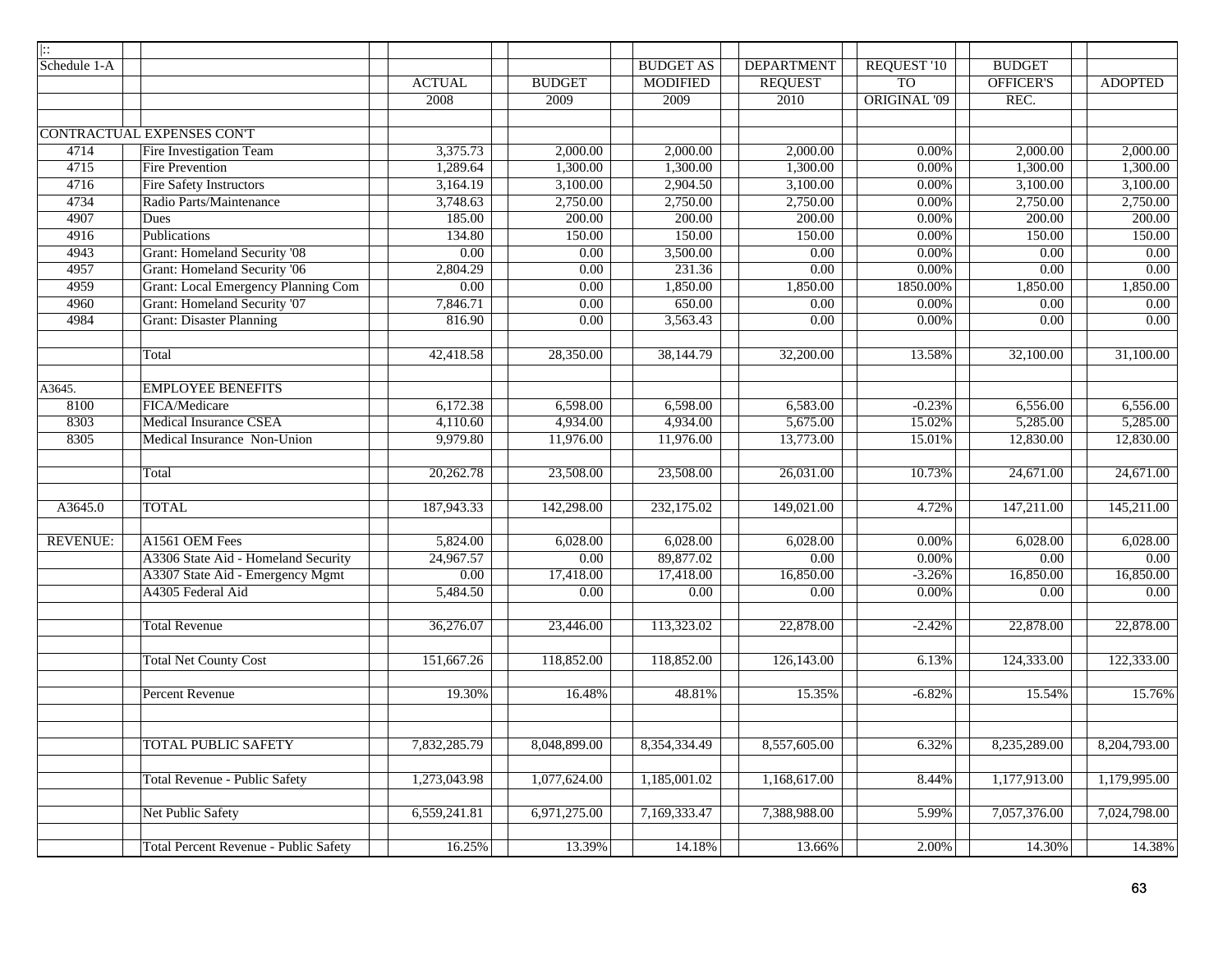| Schedule 1-A | | ACTUAL 2008 | BUDGET 2009 | BUDGET AS MODIFIED 2009 | DEPARTMENT REQUEST 2010 | REQUEST '10 TO ORIGINAL '09 | BUDGET OFFICER'S REC. | ADOPTED |
|---|---|---|---|---|---|---|---|---|
| | | | | | | | | |
| CONTRACTUAL EXPENSES CON'T | | | | | | | | |
| 4714 | Fire Investigation Team | 3,375.73 | 2,000.00 | 2,000.00 | 2,000.00 | 0.00% | 2,000.00 | 2,000.00 |
| 4715 | Fire Prevention | 1,289.64 | 1,300.00 | 1,300.00 | 1,300.00 | 0.00% | 1,300.00 | 1,300.00 |
| 4716 | Fire Safety Instructors | 3,164.19 | 3,100.00 | 2,904.50 | 3,100.00 | 0.00% | 3,100.00 | 3,100.00 |
| 4734 | Radio Parts/Maintenance | 3,748.63 | 2,750.00 | 2,750.00 | 2,750.00 | 0.00% | 2,750.00 | 2,750.00 |
| 4907 | Dues | 185.00 | 200.00 | 200.00 | 200.00 | 0.00% | 200.00 | 200.00 |
| 4916 | Publications | 134.80 | 150.00 | 150.00 | 150.00 | 0.00% | 150.00 | 150.00 |
| 4943 | Grant: Homeland Security '08 | 0.00 | 0.00 | 3,500.00 | 0.00 | 0.00% | 0.00 | 0.00 |
| 4957 | Grant: Homeland Security '06 | 2,804.29 | 0.00 | 231.36 | 0.00 | 0.00% | 0.00 | 0.00 |
| 4959 | Grant: Local Emergency Planning Com | 0.00 | 0.00 | 1,850.00 | 1,850.00 | 1850.00% | 1,850.00 | 1,850.00 |
| 4960 | Grant: Homeland Security '07 | 7,846.71 | 0.00 | 650.00 | 0.00 | 0.00% | 0.00 | 0.00 |
| 4984 | Grant: Disaster Planning | 816.90 | 0.00 | 3,563.43 | 0.00 | 0.00% | 0.00 | 0.00 |
| | | | | | | | | |
| | Total | 42,418.58 | 28,350.00 | 38,144.79 | 32,200.00 | 13.58% | 32,100.00 | 31,100.00 |
| | | | | | | | | |
| A3645. | EMPLOYEE BENEFITS | | | | | | | |
| 8100 | FICA/Medicare | 6,172.38 | 6,598.00 | 6,598.00 | 6,583.00 | -0.23% | 6,556.00 | 6,556.00 |
| 8303 | Medical Insurance CSEA | 4,110.60 | 4,934.00 | 4,934.00 | 5,675.00 | 15.02% | 5,285.00 | 5,285.00 |
| 8305 | Medical Insurance Non-Union | 9,979.80 | 11,976.00 | 11,976.00 | 13,773.00 | 15.01% | 12,830.00 | 12,830.00 |
| | | | | | | | | |
| | Total | 20,262.78 | 23,508.00 | 23,508.00 | 26,031.00 | 10.73% | 24,671.00 | 24,671.00 |
| | | | | | | | | |
| A3645.0 | TOTAL | 187,943.33 | 142,298.00 | 232,175.02 | 149,021.00 | 4.72% | 147,211.00 | 145,211.00 |
| | | | | | | | | |
| REVENUE: | A1561 OEM Fees | 5,824.00 | 6,028.00 | 6,028.00 | 6,028.00 | 0.00% | 6,028.00 | 6,028.00 |
| | A3306 State Aid - Homeland Security | 24,967.57 | 0.00 | 89,877.02 | 0.00 | 0.00% | 0.00 | 0.00 |
| | A3307 State Aid - Emergency Mgmt | 0.00 | 17,418.00 | 17,418.00 | 16,850.00 | -3.26% | 16,850.00 | 16,850.00 |
| | A4305 Federal Aid | 5,484.50 | 0.00 | 0.00 | 0.00 | 0.00% | 0.00 | 0.00 |
| | | | | | | | | |
| | Total Revenue | 36,276.07 | 23,446.00 | 113,323.02 | 22,878.00 | -2.42% | 22,878.00 | 22,878.00 |
| | | | | | | | | |
| | Total Net County Cost | 151,667.26 | 118,852.00 | 118,852.00 | 126,143.00 | 6.13% | 124,333.00 | 122,333.00 |
| | | | | | | | | |
| | Percent Revenue | 19.30% | 16.48% | 48.81% | 15.35% | -6.82% | 15.54% | 15.76% |
| | | | | | | | | |
| | | | | | | | | |
| | TOTAL PUBLIC SAFETY | 7,832,285.79 | 8,048,899.00 | 8,354,334.49 | 8,557,605.00 | 6.32% | 8,235,289.00 | 8,204,793.00 |
| | | | | | | | | |
| | Total Revenue - Public Safety | 1,273,043.98 | 1,077,624.00 | 1,185,001.02 | 1,168,617.00 | 8.44% | 1,177,913.00 | 1,179,995.00 |
| | | | | | | | | |
| | Net Public Safety | 6,559,241.81 | 6,971,275.00 | 7,169,333.47 | 7,388,988.00 | 5.99% | 7,057,376.00 | 7,024,798.00 |
| | | | | | | | | |
| | Total Percent Revenue - Public Safety | 16.25% | 13.39% | 14.18% | 13.66% | 2.00% | 14.30% | 14.38% |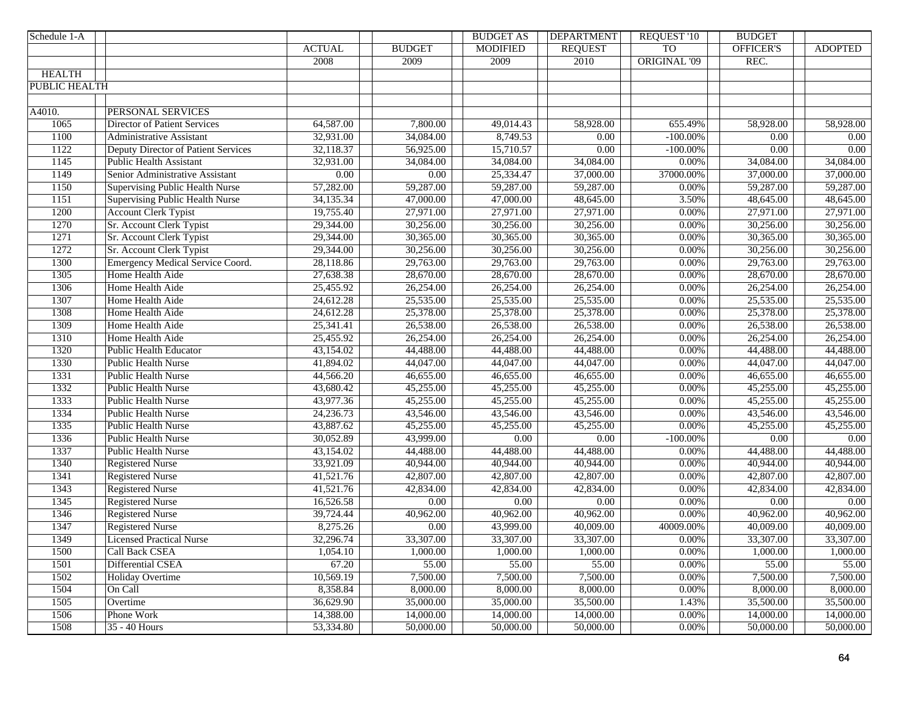| Schedule 1-A | | ACTUAL | BUDGET | BUDGET AS MODIFIED | DEPARTMENT REQUEST | REQUEST '10 TO ORIGINAL '09 | BUDGET OFFICER'S REC. | ADOPTED |
|---|---|---|---|---|---|---|---|---|
| | | 2008 | 2009 | 2009 | 2010 | | | |
| HEALTH | | | | | | | | |
| PUBLIC HEALTH | | | | | | | | |
| | | | | | | | | |
| A4010. | PERSONAL SERVICES | | | | | | | |
| 1065 | Director of Patient Services | 64,587.00 | 7,800.00 | 49,014.43 | 58,928.00 | 655.49% | 58,928.00 | 58,928.00 |
| 1100 | Administrative Assistant | 32,931.00 | 34,084.00 | 8,749.53 | 0.00 | -100.00% | 0.00 | 0.00 |
| 1122 | Deputy Director of Patient Services | 32,118.37 | 56,925.00 | 15,710.57 | 0.00 | -100.00% | 0.00 | 0.00 |
| 1145 | Public Health Assistant | 32,931.00 | 34,084.00 | 34,084.00 | 34,084.00 | 0.00% | 34,084.00 | 34,084.00 |
| 1149 | Senior Administrative Assistant | 0.00 | 0.00 | 25,334.47 | 37,000.00 | 37000.00% | 37,000.00 | 37,000.00 |
| 1150 | Supervising Public Health Nurse | 57,282.00 | 59,287.00 | 59,287.00 | 59,287.00 | 0.00% | 59,287.00 | 59,287.00 |
| 1151 | Supervising Public Health Nurse | 34,135.34 | 47,000.00 | 47,000.00 | 48,645.00 | 3.50% | 48,645.00 | 48,645.00 |
| 1200 | Account Clerk Typist | 19,755.40 | 27,971.00 | 27,971.00 | 27,971.00 | 0.00% | 27,971.00 | 27,971.00 |
| 1270 | Sr. Account Clerk Typist | 29,344.00 | 30,256.00 | 30,256.00 | 30,256.00 | 0.00% | 30,256.00 | 30,256.00 |
| 1271 | Sr. Account Clerk Typist | 29,344.00 | 30,365.00 | 30,365.00 | 30,365.00 | 0.00% | 30,365.00 | 30,365.00 |
| 1272 | Sr. Account Clerk Typist | 29,344.00 | 30,256.00 | 30,256.00 | 30,256.00 | 0.00% | 30,256.00 | 30,256.00 |
| 1300 | Emergency Medical Service Coord. | 28,118.86 | 29,763.00 | 29,763.00 | 29,763.00 | 0.00% | 29,763.00 | 29,763.00 |
| 1305 | Home Health Aide | 27,638.38 | 28,670.00 | 28,670.00 | 28,670.00 | 0.00% | 28,670.00 | 28,670.00 |
| 1306 | Home Health Aide | 25,455.92 | 26,254.00 | 26,254.00 | 26,254.00 | 0.00% | 26,254.00 | 26,254.00 |
| 1307 | Home Health Aide | 24,612.28 | 25,535.00 | 25,535.00 | 25,535.00 | 0.00% | 25,535.00 | 25,535.00 |
| 1308 | Home Health Aide | 24,612.28 | 25,378.00 | 25,378.00 | 25,378.00 | 0.00% | 25,378.00 | 25,378.00 |
| 1309 | Home Health Aide | 25,341.41 | 26,538.00 | 26,538.00 | 26,538.00 | 0.00% | 26,538.00 | 26,538.00 |
| 1310 | Home Health Aide | 25,455.92 | 26,254.00 | 26,254.00 | 26,254.00 | 0.00% | 26,254.00 | 26,254.00 |
| 1320 | Public Health Educator | 43,154.02 | 44,488.00 | 44,488.00 | 44,488.00 | 0.00% | 44,488.00 | 44,488.00 |
| 1330 | Public Health Nurse | 41,894.02 | 44,047.00 | 44,047.00 | 44,047.00 | 0.00% | 44,047.00 | 44,047.00 |
| 1331 | Public Health Nurse | 44,566.20 | 46,655.00 | 46,655.00 | 46,655.00 | 0.00% | 46,655.00 | 46,655.00 |
| 1332 | Public Health Nurse | 43,680.42 | 45,255.00 | 45,255.00 | 45,255.00 | 0.00% | 45,255.00 | 45,255.00 |
| 1333 | Public Health Nurse | 43,977.36 | 45,255.00 | 45,255.00 | 45,255.00 | 0.00% | 45,255.00 | 45,255.00 |
| 1334 | Public Health Nurse | 24,236.73 | 43,546.00 | 43,546.00 | 43,546.00 | 0.00% | 43,546.00 | 43,546.00 |
| 1335 | Public Health Nurse | 43,887.62 | 45,255.00 | 45,255.00 | 45,255.00 | 0.00% | 45,255.00 | 45,255.00 |
| 1336 | Public Health Nurse | 30,052.89 | 43,999.00 | 0.00 | 0.00 | -100.00% | 0.00 | 0.00 |
| 1337 | Public Health Nurse | 43,154.02 | 44,488.00 | 44,488.00 | 44,488.00 | 0.00% | 44,488.00 | 44,488.00 |
| 1340 | Registered Nurse | 33,921.09 | 40,944.00 | 40,944.00 | 40,944.00 | 0.00% | 40,944.00 | 40,944.00 |
| 1341 | Registered Nurse | 41,521.76 | 42,807.00 | 42,807.00 | 42,807.00 | 0.00% | 42,807.00 | 42,807.00 |
| 1343 | Registered Nurse | 41,521.76 | 42,834.00 | 42,834.00 | 42,834.00 | 0.00% | 42,834.00 | 42,834.00 |
| 1345 | Registered Nurse | 16,526.58 | 0.00 | 0.00 | 0.00 | 0.00% | 0.00 | 0.00 |
| 1346 | Registered Nurse | 39,724.44 | 40,962.00 | 40,962.00 | 40,962.00 | 0.00% | 40,962.00 | 40,962.00 |
| 1347 | Registered Nurse | 8,275.26 | 0.00 | 43,999.00 | 40,009.00 | 40009.00% | 40,009.00 | 40,009.00 |
| 1349 | Licensed Practical Nurse | 32,296.74 | 33,307.00 | 33,307.00 | 33,307.00 | 0.00% | 33,307.00 | 33,307.00 |
| 1500 | Call Back CSEA | 1,054.10 | 1,000.00 | 1,000.00 | 1,000.00 | 0.00% | 1,000.00 | 1,000.00 |
| 1501 | Differential CSEA | 67.20 | 55.00 | 55.00 | 55.00 | 0.00% | 55.00 | 55.00 |
| 1502 | Holiday Overtime | 10,569.19 | 7,500.00 | 7,500.00 | 7,500.00 | 0.00% | 7,500.00 | 7,500.00 |
| 1504 | On Call | 8,358.84 | 8,000.00 | 8,000.00 | 8,000.00 | 0.00% | 8,000.00 | 8,000.00 |
| 1505 | Overtime | 36,629.90 | 35,000.00 | 35,000.00 | 35,500.00 | 1.43% | 35,500.00 | 35,500.00 |
| 1506 | Phone Work | 14,388.00 | 14,000.00 | 14,000.00 | 14,000.00 | 0.00% | 14,000.00 | 14,000.00 |
| 1508 | 35 - 40 Hours | 53,334.80 | 50,000.00 | 50,000.00 | 50,000.00 | 0.00% | 50,000.00 | 50,000.00 |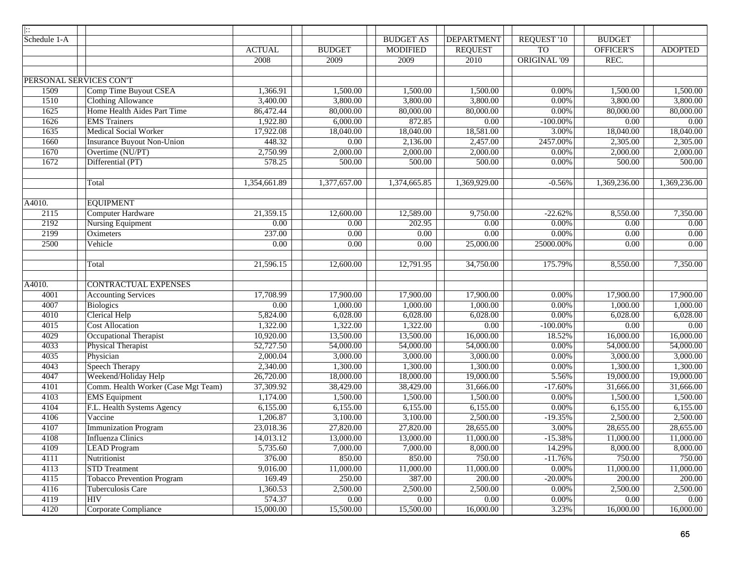| Schedule 1-A | | ACTUAL 2008 | BUDGET 2009 | BUDGET AS MODIFIED 2009 | DEPARTMENT REQUEST 2010 | REQUEST '10 TO ORIGINAL '09 | BUDGET OFFICER'S REC. | ADOPTED |
|---|---|---|---|---|---|---|---|---|
| PERSONAL SERVICES CON'T | | | | | | | | |
| 1509 | Comp Time Buyout CSEA | 1,366.91 | 1,500.00 | 1,500.00 | 1,500.00 | 0.00% | 1,500.00 | 1,500.00 |
| 1510 | Clothing Allowance | 3,400.00 | 3,800.00 | 3,800.00 | 3,800.00 | 0.00% | 3,800.00 | 3,800.00 |
| 1625 | Home Health Aides Part Time | 86,472.44 | 80,000.00 | 80,000.00 | 80,000.00 | 0.00% | 80,000.00 | 80,000.00 |
| 1626 | EMS Trainers | 1,922.80 | 6,000.00 | 872.85 | 0.00 | -100.00% | 0.00 | 0.00 |
| 1635 | Medical Social Worker | 17,922.08 | 18,040.00 | 18,040.00 | 18,581.00 | 3.00% | 18,040.00 | 18,040.00 |
| 1660 | Insurance Buyout Non-Union | 448.32 | 0.00 | 2,136.00 | 2,457.00 | 2457.00% | 2,305.00 | 2,305.00 |
| 1670 | Overtime (NU/PT) | 2,750.99 | 2,000.00 | 2,000.00 | 2,000.00 | 0.00% | 2,000.00 | 2,000.00 |
| 1672 | Differential (PT) | 578.25 | 500.00 | 500.00 | 500.00 | 0.00% | 500.00 | 500.00 |
| | Total | 1,354,661.89 | 1,377,657.00 | 1,374,665.85 | 1,369,929.00 | -0.56% | 1,369,236.00 | 1,369,236.00 |
| A4010. | EQUIPMENT | | | | | | | |
| 2115 | Computer Hardware | 21,359.15 | 12,600.00 | 12,589.00 | 9,750.00 | -22.62% | 8,550.00 | 7,350.00 |
| 2192 | Nursing Equipment | 0.00 | 0.00 | 202.95 | 0.00 | 0.00% | 0.00 | 0.00 |
| 2199 | Oximeters | 237.00 | 0.00 | 0.00 | 0.00 | 0.00% | 0.00 | 0.00 |
| 2500 | Vehicle | 0.00 | 0.00 | 0.00 | 25,000.00 | 25000.00% | 0.00 | 0.00 |
| | Total | 21,596.15 | 12,600.00 | 12,791.95 | 34,750.00 | 175.79% | 8,550.00 | 7,350.00 |
| A4010. | CONTRACTUAL EXPENSES | | | | | | | |
| 4001 | Accounting Services | 17,708.99 | 17,900.00 | 17,900.00 | 17,900.00 | 0.00% | 17,900.00 | 17,900.00 |
| 4007 | Biologics | 0.00 | 1,000.00 | 1,000.00 | 1,000.00 | 0.00% | 1,000.00 | 1,000.00 |
| 4010 | Clerical Help | 5,824.00 | 6,028.00 | 6,028.00 | 6,028.00 | 0.00% | 6,028.00 | 6,028.00 |
| 4015 | Cost Allocation | 1,322.00 | 1,322.00 | 1,322.00 | 0.00 | -100.00% | 0.00 | 0.00 |
| 4029 | Occupational Therapist | 10,920.00 | 13,500.00 | 13,500.00 | 16,000.00 | 18.52% | 16,000.00 | 16,000.00 |
| 4033 | Physical Therapist | 52,727.50 | 54,000.00 | 54,000.00 | 54,000.00 | 0.00% | 54,000.00 | 54,000.00 |
| 4035 | Physician | 2,000.04 | 3,000.00 | 3,000.00 | 3,000.00 | 0.00% | 3,000.00 | 3,000.00 |
| 4043 | Speech Therapy | 2,340.00 | 1,300.00 | 1,300.00 | 1,300.00 | 0.00% | 1,300.00 | 1,300.00 |
| 4047 | Weekend/Holiday Help | 26,720.00 | 18,000.00 | 18,000.00 | 19,000.00 | 5.56% | 19,000.00 | 19,000.00 |
| 4101 | Comm. Health Worker (Case Mgt Team) | 37,309.92 | 38,429.00 | 38,429.00 | 31,666.00 | -17.60% | 31,666.00 | 31,666.00 |
| 4103 | EMS Equipment | 1,174.00 | 1,500.00 | 1,500.00 | 1,500.00 | 0.00% | 1,500.00 | 1,500.00 |
| 4104 | F.L. Health Systems Agency | 6,155.00 | 6,155.00 | 6,155.00 | 6,155.00 | 0.00% | 6,155.00 | 6,155.00 |
| 4106 | Vaccine | 1,206.87 | 3,100.00 | 3,100.00 | 2,500.00 | -19.35% | 2,500.00 | 2,500.00 |
| 4107 | Immunization Program | 23,018.36 | 27,820.00 | 27,820.00 | 28,655.00 | 3.00% | 28,655.00 | 28,655.00 |
| 4108 | Influenza Clinics | 14,013.12 | 13,000.00 | 13,000.00 | 11,000.00 | -15.38% | 11,000.00 | 11,000.00 |
| 4109 | LEAD Program | 5,735.60 | 7,000.00 | 7,000.00 | 8,000.00 | 14.29% | 8,000.00 | 8,000.00 |
| 4111 | Nutritionist | 376.00 | 850.00 | 850.00 | 750.00 | -11.76% | 750.00 | 750.00 |
| 4113 | STD Treatment | 9,016.00 | 11,000.00 | 11,000.00 | 11,000.00 | 0.00% | 11,000.00 | 11,000.00 |
| 4115 | Tobacco Prevention Program | 169.49 | 250.00 | 387.00 | 200.00 | -20.00% | 200.00 | 200.00 |
| 4116 | Tuberculosis Care | 1,360.53 | 2,500.00 | 2,500.00 | 2,500.00 | 0.00% | 2,500.00 | 2,500.00 |
| 4119 | HIV | 574.37 | 0.00 | 0.00 | 0.00 | 0.00% | 0.00 | 0.00 |
| 4120 | Corporate Compliance | 15,000.00 | 15,500.00 | 15,500.00 | 16,000.00 | 3.23% | 16,000.00 | 16,000.00 |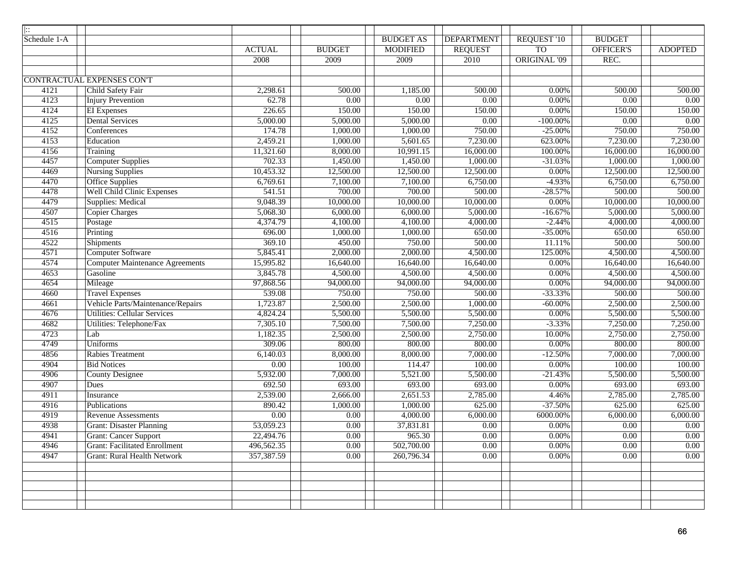| Schedule 1-A | | ACTUAL 2008 | BUDGET 2009 | BUDGET AS MODIFIED 2009 | DEPARTMENT REQUEST 2010 | REQUEST '10 TO ORIGINAL '09 | BUDGET OFFICER'S REC. | ADOPTED |
|---|---|---|---|---|---|---|---|---|
| | CONTRACTUAL EXPENSES CON'T | | | | | | | |
| 4121 | Child Safety Fair | 2,298.61 | 500.00 | 1,185.00 | 500.00 | 0.00% | 500.00 | 500.00 |
| 4123 | Injury Prevention | 62.78 | 0.00 | 0.00 | 0.00 | 0.00% | 0.00 | 0.00 |
| 4124 | EI Expenses | 226.65 | 150.00 | 150.00 | 150.00 | 0.00% | 150.00 | 150.00 |
| 4125 | Dental Services | 5,000.00 | 5,000.00 | 5,000.00 | 0.00 | -100.00% | 0.00 | 0.00 |
| 4152 | Conferences | 174.78 | 1,000.00 | 1,000.00 | 750.00 | -25.00% | 750.00 | 750.00 |
| 4153 | Education | 2,459.21 | 1,000.00 | 5,601.65 | 7,230.00 | 623.00% | 7,230.00 | 7,230.00 |
| 4156 | Training | 11,321.60 | 8,000.00 | 10,991.15 | 16,000.00 | 100.00% | 16,000.00 | 16,000.00 |
| 4457 | Computer Supplies | 702.33 | 1,450.00 | 1,450.00 | 1,000.00 | -31.03% | 1,000.00 | 1,000.00 |
| 4469 | Nursing Supplies | 10,453.32 | 12,500.00 | 12,500.00 | 12,500.00 | 0.00% | 12,500.00 | 12,500.00 |
| 4470 | Office Supplies | 6,769.61 | 7,100.00 | 7,100.00 | 6,750.00 | -4.93% | 6,750.00 | 6,750.00 |
| 4478 | Well Child Clinic Expenses | 541.51 | 700.00 | 700.00 | 500.00 | -28.57% | 500.00 | 500.00 |
| 4479 | Supplies: Medical | 9,048.39 | 10,000.00 | 10,000.00 | 10,000.00 | 0.00% | 10,000.00 | 10,000.00 |
| 4507 | Copier Charges | 5,068.30 | 6,000.00 | 6,000.00 | 5,000.00 | -16.67% | 5,000.00 | 5,000.00 |
| 4515 | Postage | 4,374.79 | 4,100.00 | 4,100.00 | 4,000.00 | -2.44% | 4,000.00 | 4,000.00 |
| 4516 | Printing | 696.00 | 1,000.00 | 1,000.00 | 650.00 | -35.00% | 650.00 | 650.00 |
| 4522 | Shipments | 369.10 | 450.00 | 750.00 | 500.00 | 11.11% | 500.00 | 500.00 |
| 4571 | Computer Software | 5,845.41 | 2,000.00 | 2,000.00 | 4,500.00 | 125.00% | 4,500.00 | 4,500.00 |
| 4574 | Computer Maintenance Agreements | 15,995.82 | 16,640.00 | 16,640.00 | 16,640.00 | 0.00% | 16,640.00 | 16,640.00 |
| 4653 | Gasoline | 3,845.78 | 4,500.00 | 4,500.00 | 4,500.00 | 0.00% | 4,500.00 | 4,500.00 |
| 4654 | Mileage | 97,868.56 | 94,000.00 | 94,000.00 | 94,000.00 | 0.00% | 94,000.00 | 94,000.00 |
| 4660 | Travel Expenses | 539.08 | 750.00 | 750.00 | 500.00 | -33.33% | 500.00 | 500.00 |
| 4661 | Vehicle Parts/Maintenance/Repairs | 1,723.87 | 2,500.00 | 2,500.00 | 1,000.00 | -60.00% | 2,500.00 | 2,500.00 |
| 4676 | Utilities: Cellular Services | 4,824.24 | 5,500.00 | 5,500.00 | 5,500.00 | 0.00% | 5,500.00 | 5,500.00 |
| 4682 | Utilities: Telephone/Fax | 7,305.10 | 7,500.00 | 7,500.00 | 7,250.00 | -3.33% | 7,250.00 | 7,250.00 |
| 4723 | Lab | 1,182.35 | 2,500.00 | 2,500.00 | 2,750.00 | 10.00% | 2,750.00 | 2,750.00 |
| 4749 | Uniforms | 309.06 | 800.00 | 800.00 | 800.00 | 0.00% | 800.00 | 800.00 |
| 4856 | Rabies Treatment | 6,140.03 | 8,000.00 | 8,000.00 | 7,000.00 | -12.50% | 7,000.00 | 7,000.00 |
| 4904 | Bid Notices | 0.00 | 100.00 | 114.47 | 100.00 | 0.00% | 100.00 | 100.00 |
| 4906 | County Designee | 5,932.00 | 7,000.00 | 5,521.00 | 5,500.00 | -21.43% | 5,500.00 | 5,500.00 |
| 4907 | Dues | 692.50 | 693.00 | 693.00 | 693.00 | 0.00% | 693.00 | 693.00 |
| 4911 | Insurance | 2,539.00 | 2,666.00 | 2,651.53 | 2,785.00 | 4.46% | 2,785.00 | 2,785.00 |
| 4916 | Publications | 890.42 | 1,000.00 | 1,000.00 | 625.00 | -37.50% | 625.00 | 625.00 |
| 4919 | Revenue Assessments | 0.00 | 0.00 | 4,000.00 | 6,000.00 | 6000.00% | 6,000.00 | 6,000.00 |
| 4938 | Grant: Disaster Planning | 53,059.23 | 0.00 | 37,831.81 | 0.00 | 0.00% | 0.00 | 0.00 |
| 4941 | Grant: Cancer Support | 22,494.76 | 0.00 | 965.30 | 0.00 | 0.00% | 0.00 | 0.00 |
| 4946 | Grant: Facilitated Enrollment | 496,562.35 | 0.00 | 502,700.00 | 0.00 | 0.00% | 0.00 | 0.00 |
| 4947 | Grant: Rural Health Network | 357,387.59 | 0.00 | 260,796.34 | 0.00 | 0.00% | 0.00 | 0.00 |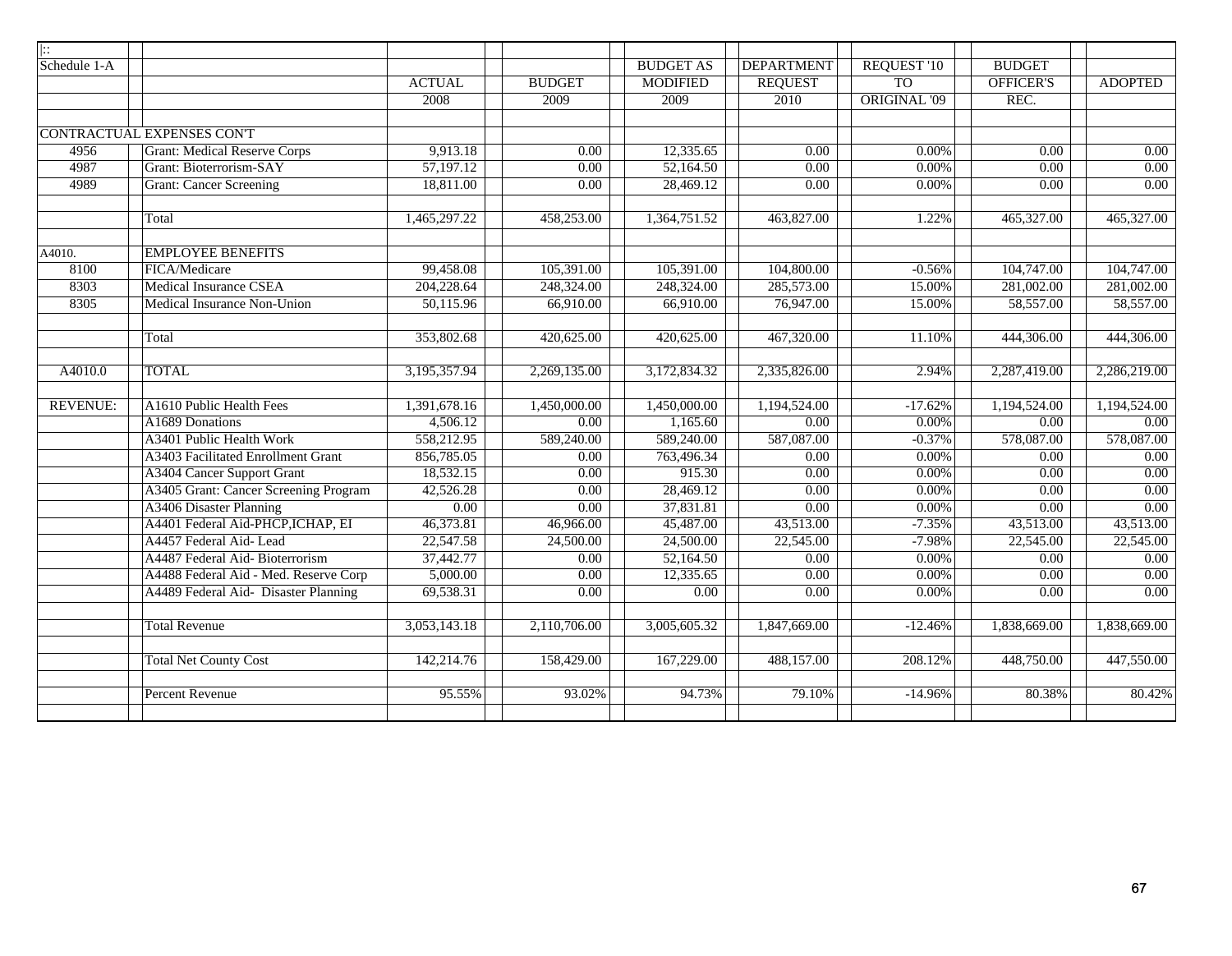| Schedule 1-A | | ACTUAL 2008 | BUDGET 2009 | BUDGET AS MODIFIED 2009 | DEPARTMENT REQUEST 2010 | REQUEST '10 TO ORIGINAL '09 | BUDGET OFFICER'S REC. | ADOPTED |
|---|---|---|---|---|---|---|---|---|
| CONTRACTUAL EXPENSES CON'T | | | | | | | | |
| 4956 | Grant: Medical Reserve Corps | 9,913.18 | 0.00 | 12,335.65 | 0.00 | 0.00% | 0.00 | 0.00 |
| 4987 | Grant: Bioterrorism-SAY | 57,197.12 | 0.00 | 52,164.50 | 0.00 | 0.00% | 0.00 | 0.00 |
| 4989 | Grant: Cancer Screening | 18,811.00 | 0.00 | 28,469.12 | 0.00 | 0.00% | 0.00 | 0.00 |
| | Total | 1,465,297.22 | 458,253.00 | 1,364,751.52 | 463,827.00 | 1.22% | 465,327.00 | 465,327.00 |
| A4010. | EMPLOYEE BENEFITS | | | | | | | |
| 8100 | FICA/Medicare | 99,458.08 | 105,391.00 | 105,391.00 | 104,800.00 | -0.56% | 104,747.00 | 104,747.00 |
| 8303 | Medical Insurance CSEA | 204,228.64 | 248,324.00 | 248,324.00 | 285,573.00 | 15.00% | 281,002.00 | 281,002.00 |
| 8305 | Medical Insurance Non-Union | 50,115.96 | 66,910.00 | 66,910.00 | 76,947.00 | 15.00% | 58,557.00 | 58,557.00 |
| | Total | 353,802.68 | 420,625.00 | 420,625.00 | 467,320.00 | 11.10% | 444,306.00 | 444,306.00 |
| A4010.0 | TOTAL | 3,195,357.94 | 2,269,135.00 | 3,172,834.32 | 2,335,826.00 | 2.94% | 2,287,419.00 | 2,286,219.00 |
| REVENUE: | A1610 Public Health Fees | 1,391,678.16 | 1,450,000.00 | 1,450,000.00 | 1,194,524.00 | -17.62% | 1,194,524.00 | 1,194,524.00 |
| | A1689 Donations | 4,506.12 | 0.00 | 1,165.60 | 0.00 | 0.00% | 0.00 | 0.00 |
| | A3401 Public Health Work | 558,212.95 | 589,240.00 | 589,240.00 | 587,087.00 | -0.37% | 578,087.00 | 578,087.00 |
| | A3403 Facilitated Enrollment Grant | 856,785.05 | 0.00 | 763,496.34 | 0.00 | 0.00% | 0.00 | 0.00 |
| | A3404 Cancer Support Grant | 18,532.15 | 0.00 | 915.30 | 0.00 | 0.00% | 0.00 | 0.00 |
| | A3405 Grant: Cancer Screening Program | 42,526.28 | 0.00 | 28,469.12 | 0.00 | 0.00% | 0.00 | 0.00 |
| | A3406 Disaster Planning | 0.00 | 0.00 | 37,831.81 | 0.00 | 0.00% | 0.00 | 0.00 |
| | A4401 Federal Aid-PHCP,ICHAP, EI | 46,373.81 | 46,966.00 | 45,487.00 | 43,513.00 | -7.35% | 43,513.00 | 43,513.00 |
| | A4457 Federal Aid- Lead | 22,547.58 | 24,500.00 | 24,500.00 | 22,545.00 | -7.98% | 22,545.00 | 22,545.00 |
| | A4487 Federal Aid- Bioterrorism | 37,442.77 | 0.00 | 52,164.50 | 0.00 | 0.00% | 0.00 | 0.00 |
| | A4488 Federal Aid - Med. Reserve Corp | 5,000.00 | 0.00 | 12,335.65 | 0.00 | 0.00% | 0.00 | 0.00 |
| | A4489 Federal Aid- Disaster Planning | 69,538.31 | 0.00 | 0.00 | 0.00 | 0.00% | 0.00 | 0.00 |
| | Total Revenue | 3,053,143.18 | 2,110,706.00 | 3,005,605.32 | 1,847,669.00 | -12.46% | 1,838,669.00 | 1,838,669.00 |
| | Total Net County Cost | 142,214.76 | 158,429.00 | 167,229.00 | 488,157.00 | 208.12% | 448,750.00 | 447,550.00 |
| | Percent Revenue | 95.55% | 93.02% | 94.73% | 79.10% | -14.96% | 80.38% | 80.42% |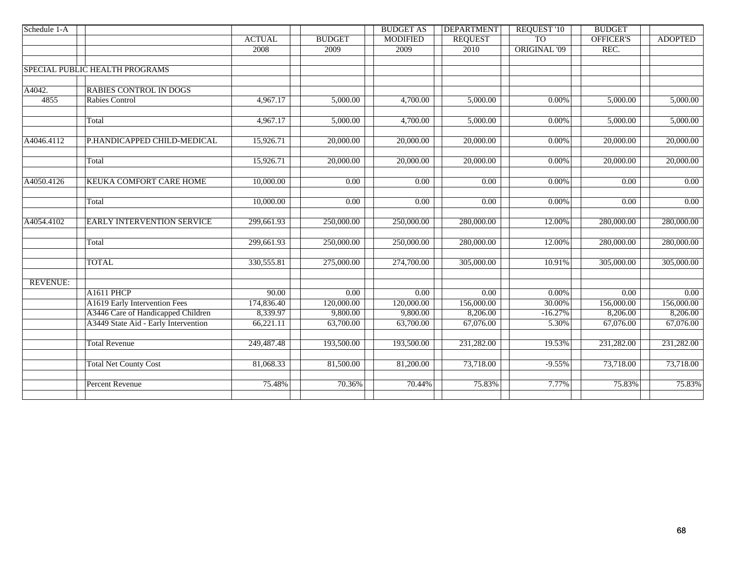| Schedule 1-A | | ACTUAL 2008 | BUDGET 2009 | BUDGET AS MODIFIED 2009 | DEPARTMENT REQUEST 2010 | REQUEST '10 TO ORIGINAL '09 | BUDGET OFFICER'S REC. | ADOPTED |
|---|---|---|---|---|---|---|---|---|
| SPECIAL PUBLIC HEALTH PROGRAMS | | | | | | | | |
| A4042. | RABIES CONTROL IN DOGS | | | | | | | |
| 4855 | Rabies Control | 4,967.17 | 5,000.00 | 4,700.00 | 5,000.00 | 0.00% | 5,000.00 | 5,000.00 |
| | Total | 4,967.17 | 5,000.00 | 4,700.00 | 5,000.00 | 0.00% | 5,000.00 | 5,000.00 |
| A4046.4112 | P.HANDICAPPED CHILD-MEDICAL | 15,926.71 | 20,000.00 | 20,000.00 | 20,000.00 | 0.00% | 20,000.00 | 20,000.00 |
| | Total | 15,926.71 | 20,000.00 | 20,000.00 | 20,000.00 | 0.00% | 20,000.00 | 20,000.00 |
| A4050.4126 | KEUKA COMFORT CARE HOME | 10,000.00 | 0.00 | 0.00 | 0.00 | 0.00% | 0.00 | 0.00 |
| | Total | 10,000.00 | 0.00 | 0.00 | 0.00 | 0.00% | 0.00 | 0.00 |
| A4054.4102 | EARLY INTERVENTION SERVICE | 299,661.93 | 250,000.00 | 250,000.00 | 280,000.00 | 12.00% | 280,000.00 | 280,000.00 |
| | Total | 299,661.93 | 250,000.00 | 250,000.00 | 280,000.00 | 12.00% | 280,000.00 | 280,000.00 |
| | TOTAL | 330,555.81 | 275,000.00 | 274,700.00 | 305,000.00 | 10.91% | 305,000.00 | 305,000.00 |
| REVENUE: | | | | | | | | |
| | A1611 PHCP | 90.00 | 0.00 | 0.00 | 0.00 | 0.00% | 0.00 | 0.00 |
| | A1619 Early Intervention Fees | 174,836.40 | 120,000.00 | 120,000.00 | 156,000.00 | 30.00% | 156,000.00 | 156,000.00 |
| | A3446 Care of Handicapped Children | 8,339.97 | 9,800.00 | 9,800.00 | 8,206.00 | -16.27% | 8,206.00 | 8,206.00 |
| | A3449 State Aid - Early Intervention | 66,221.11 | 63,700.00 | 63,700.00 | 67,076.00 | 5.30% | 67,076.00 | 67,076.00 |
| | Total Revenue | 249,487.48 | 193,500.00 | 193,500.00 | 231,282.00 | 19.53% | 231,282.00 | 231,282.00 |
| | Total Net County Cost | 81,068.33 | 81,500.00 | 81,200.00 | 73,718.00 | -9.55% | 73,718.00 | 73,718.00 |
| | Percent Revenue | 75.48% | 70.36% | 70.44% | 75.83% | 7.77% | 75.83% | 75.83% |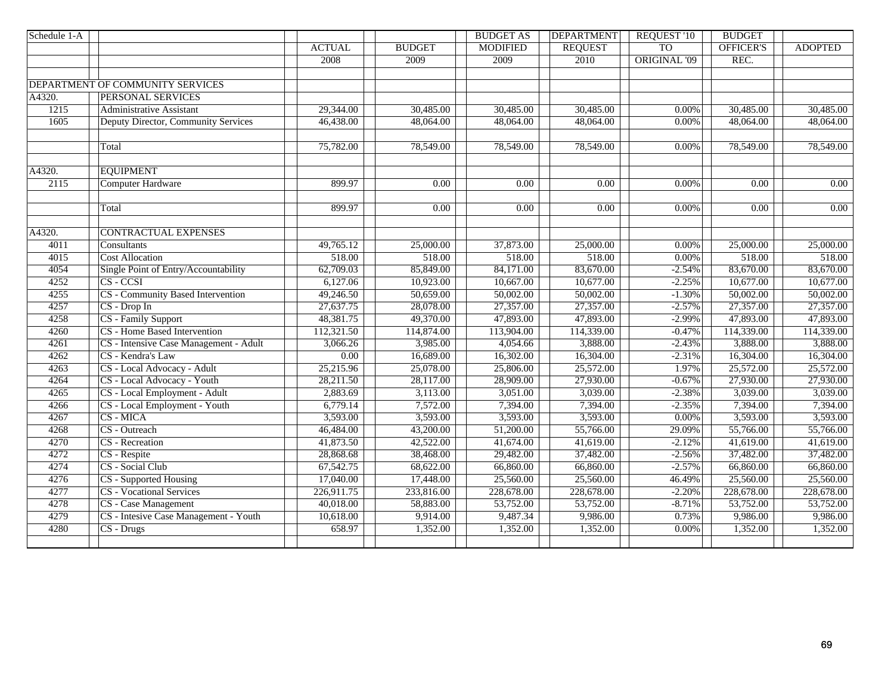| Schedule 1-A | | ACTUAL | BUDGET | BUDGET AS MODIFIED | DEPARTMENT REQUEST | REQUEST '10 TO ORIGINAL '09 | BUDGET OFFICER'S REC. | ADOPTED |
|---|---|---|---|---|---|---|---|---|
| | | 2008 | 2009 | 2009 | 2010 | | | |
| | | | | | | | | |
| DEPARTMENT OF COMMUNITY SERVICES | | | | | | | | |
| A4320. | PERSONAL SERVICES | | | | | | | |
| 1215 | Administrative Assistant | 29,344.00 | 30,485.00 | 30,485.00 | 30,485.00 | 0.00% | 30,485.00 | 30,485.00 |
| 1605 | Deputy Director, Community Services | 46,438.00 | 48,064.00 | 48,064.00 | 48,064.00 | 0.00% | 48,064.00 | 48,064.00 |
| | | | | | | | | |
| | Total | 75,782.00 | 78,549.00 | 78,549.00 | 78,549.00 | 0.00% | 78,549.00 | 78,549.00 |
| | | | | | | | | |
| A4320. | EQUIPMENT | | | | | | | |
| 2115 | Computer Hardware | 899.97 | 0.00 | 0.00 | 0.00 | 0.00% | 0.00 | 0.00 |
| | | | | | | | | |
| | Total | 899.97 | 0.00 | 0.00 | 0.00 | 0.00% | 0.00 | 0.00 |
| | | | | | | | | |
| A4320. | CONTRACTUAL EXPENSES | | | | | | | |
| 4011 | Consultants | 49,765.12 | 25,000.00 | 37,873.00 | 25,000.00 | 0.00% | 25,000.00 | 25,000.00 |
| 4015 | Cost Allocation | 518.00 | 518.00 | 518.00 | 518.00 | 0.00% | 518.00 | 518.00 |
| 4054 | Single Point of Entry/Accountability | 62,709.03 | 85,849.00 | 84,171.00 | 83,670.00 | -2.54% | 83,670.00 | 83,670.00 |
| 4252 | CS - CCSI | 6,127.06 | 10,923.00 | 10,667.00 | 10,677.00 | -2.25% | 10,677.00 | 10,677.00 |
| 4255 | CS - Community Based Intervention | 49,246.50 | 50,659.00 | 50,002.00 | 50,002.00 | -1.30% | 50,002.00 | 50,002.00 |
| 4257 | CS - Drop In | 27,637.75 | 28,078.00 | 27,357.00 | 27,357.00 | -2.57% | 27,357.00 | 27,357.00 |
| 4258 | CS - Family Support | 48,381.75 | 49,370.00 | 47,893.00 | 47,893.00 | -2.99% | 47,893.00 | 47,893.00 |
| 4260 | CS - Home Based Intervention | 112,321.50 | 114,874.00 | 113,904.00 | 114,339.00 | -0.47% | 114,339.00 | 114,339.00 |
| 4261 | CS - Intensive Case Management - Adult | 3,066.26 | 3,985.00 | 4,054.66 | 3,888.00 | -2.43% | 3,888.00 | 3,888.00 |
| 4262 | CS - Kendra's Law | 0.00 | 16,689.00 | 16,302.00 | 16,304.00 | -2.31% | 16,304.00 | 16,304.00 |
| 4263 | CS - Local Advocacy - Adult | 25,215.96 | 25,078.00 | 25,806.00 | 25,572.00 | 1.97% | 25,572.00 | 25,572.00 |
| 4264 | CS - Local Advocacy - Youth | 28,211.50 | 28,117.00 | 28,909.00 | 27,930.00 | -0.67% | 27,930.00 | 27,930.00 |
| 4265 | CS - Local Employment - Adult | 2,883.69 | 3,113.00 | 3,051.00 | 3,039.00 | -2.38% | 3,039.00 | 3,039.00 |
| 4266 | CS - Local Employment - Youth | 6,779.14 | 7,572.00 | 7,394.00 | 7,394.00 | -2.35% | 7,394.00 | 7,394.00 |
| 4267 | CS - MICA | 3,593.00 | 3,593.00 | 3,593.00 | 3,593.00 | 0.00% | 3,593.00 | 3,593.00 |
| 4268 | CS - Outreach | 46,484.00 | 43,200.00 | 51,200.00 | 55,766.00 | 29.09% | 55,766.00 | 55,766.00 |
| 4270 | CS - Recreation | 41,873.50 | 42,522.00 | 41,674.00 | 41,619.00 | -2.12% | 41,619.00 | 41,619.00 |
| 4272 | CS - Respite | 28,868.68 | 38,468.00 | 29,482.00 | 37,482.00 | -2.56% | 37,482.00 | 37,482.00 |
| 4274 | CS - Social Club | 67,542.75 | 68,622.00 | 66,860.00 | 66,860.00 | -2.57% | 66,860.00 | 66,860.00 |
| 4276 | CS - Supported Housing | 17,040.00 | 17,448.00 | 25,560.00 | 25,560.00 | 46.49% | 25,560.00 | 25,560.00 |
| 4277 | CS - Vocational Services | 226,911.75 | 233,816.00 | 228,678.00 | 228,678.00 | -2.20% | 228,678.00 | 228,678.00 |
| 4278 | CS - Case Management | 40,018.00 | 58,883.00 | 53,752.00 | 53,752.00 | -8.71% | 53,752.00 | 53,752.00 |
| 4279 | CS - Intesive Case Management - Youth | 10,618.00 | 9,914.00 | 9,487.34 | 9,986.00 | 0.73% | 9,986.00 | 9,986.00 |
| 4280 | CS - Drugs | 658.97 | 1,352.00 | 1,352.00 | 1,352.00 | 0.00% | 1,352.00 | 1,352.00 |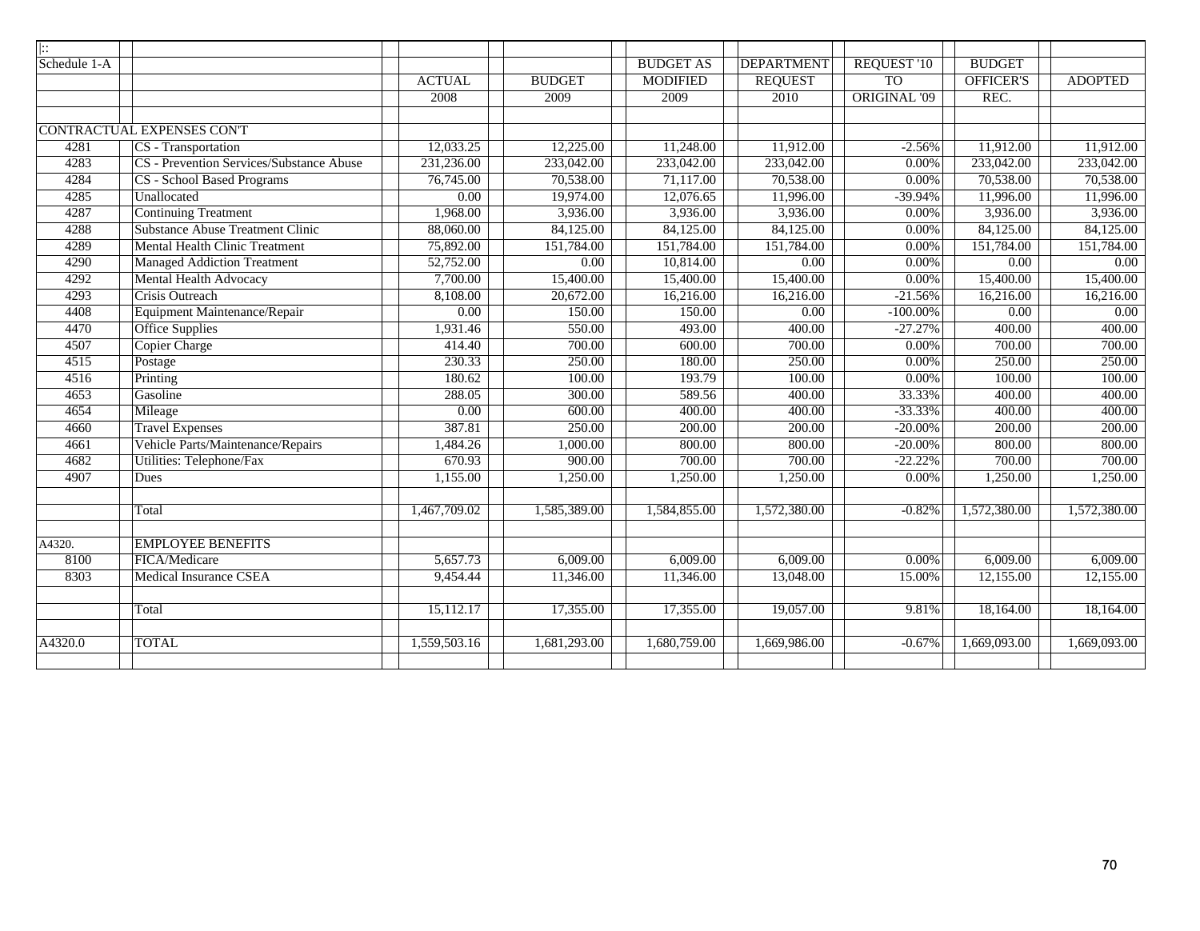| Schedule 1-A | | ACTUAL 2008 | BUDGET 2009 | BUDGET AS MODIFIED 2009 | DEPARTMENT REQUEST 2010 | REQUEST '10 TO ORIGINAL '09 | BUDGET OFFICER'S REC. | ADOPTED |
|---|---|---|---|---|---|---|---|---|
| | CONTRACTUAL EXPENSES CON'T | | | | | | | |
| 4281 | CS - Transportation | 12,033.25 | 12,225.00 | 11,248.00 | 11,912.00 | -2.56% | 11,912.00 | 11,912.00 |
| 4283 | CS - Prevention Services/Substance Abuse | 231,236.00 | 233,042.00 | 233,042.00 | 233,042.00 | 0.00% | 233,042.00 | 233,042.00 |
| 4284 | CS - School Based Programs | 76,745.00 | 70,538.00 | 71,117.00 | 70,538.00 | 0.00% | 70,538.00 | 70,538.00 |
| 4285 | Unallocated | 0.00 | 19,974.00 | 12,076.65 | 11,996.00 | -39.94% | 11,996.00 | 11,996.00 |
| 4287 | Continuing Treatment | 1,968.00 | 3,936.00 | 3,936.00 | 3,936.00 | 0.00% | 3,936.00 | 3,936.00 |
| 4288 | Substance Abuse Treatment Clinic | 88,060.00 | 84,125.00 | 84,125.00 | 84,125.00 | 0.00% | 84,125.00 | 84,125.00 |
| 4289 | Mental Health Clinic Treatment | 75,892.00 | 151,784.00 | 151,784.00 | 151,784.00 | 0.00% | 151,784.00 | 151,784.00 |
| 4290 | Managed Addiction Treatment | 52,752.00 | 0.00 | 10,814.00 | 0.00 | 0.00% | 0.00 | 0.00 |
| 4292 | Mental Health Advocacy | 7,700.00 | 15,400.00 | 15,400.00 | 15,400.00 | 0.00% | 15,400.00 | 15,400.00 |
| 4293 | Crisis Outreach | 8,108.00 | 20,672.00 | 16,216.00 | 16,216.00 | -21.56% | 16,216.00 | 16,216.00 |
| 4408 | Equipment Maintenance/Repair | 0.00 | 150.00 | 150.00 | 0.00 | -100.00% | 0.00 | 0.00 |
| 4470 | Office Supplies | 1,931.46 | 550.00 | 493.00 | 400.00 | -27.27% | 400.00 | 400.00 |
| 4507 | Copier Charge | 414.40 | 700.00 | 600.00 | 700.00 | 0.00% | 700.00 | 700.00 |
| 4515 | Postage | 230.33 | 250.00 | 180.00 | 250.00 | 0.00% | 250.00 | 250.00 |
| 4516 | Printing | 180.62 | 100.00 | 193.79 | 100.00 | 0.00% | 100.00 | 100.00 |
| 4653 | Gasoline | 288.05 | 300.00 | 589.56 | 400.00 | 33.33% | 400.00 | 400.00 |
| 4654 | Mileage | 0.00 | 600.00 | 400.00 | 400.00 | -33.33% | 400.00 | 400.00 |
| 4660 | Travel Expenses | 387.81 | 250.00 | 200.00 | 200.00 | -20.00% | 200.00 | 200.00 |
| 4661 | Vehicle Parts/Maintenance/Repairs | 1,484.26 | 1,000.00 | 800.00 | 800.00 | -20.00% | 800.00 | 800.00 |
| 4682 | Utilities: Telephone/Fax | 670.93 | 900.00 | 700.00 | 700.00 | -22.22% | 700.00 | 700.00 |
| 4907 | Dues | 1,155.00 | 1,250.00 | 1,250.00 | 1,250.00 | 0.00% | 1,250.00 | 1,250.00 |
| | Total | 1,467,709.02 | 1,585,389.00 | 1,584,855.00 | 1,572,380.00 | -0.82% | 1,572,380.00 | 1,572,380.00 |
| A4320. | EMPLOYEE BENEFITS | | | | | | | |
| 8100 | FICA/Medicare | 5,657.73 | 6,009.00 | 6,009.00 | 6,009.00 | 0.00% | 6,009.00 | 6,009.00 |
| 8303 | Medical Insurance CSEA | 9,454.44 | 11,346.00 | 11,346.00 | 13,048.00 | 15.00% | 12,155.00 | 12,155.00 |
| | Total | 15,112.17 | 17,355.00 | 17,355.00 | 19,057.00 | 9.81% | 18,164.00 | 18,164.00 |
| A4320.0 | TOTAL | 1,559,503.16 | 1,681,293.00 | 1,680,759.00 | 1,669,986.00 | -0.67% | 1,669,093.00 | 1,669,093.00 |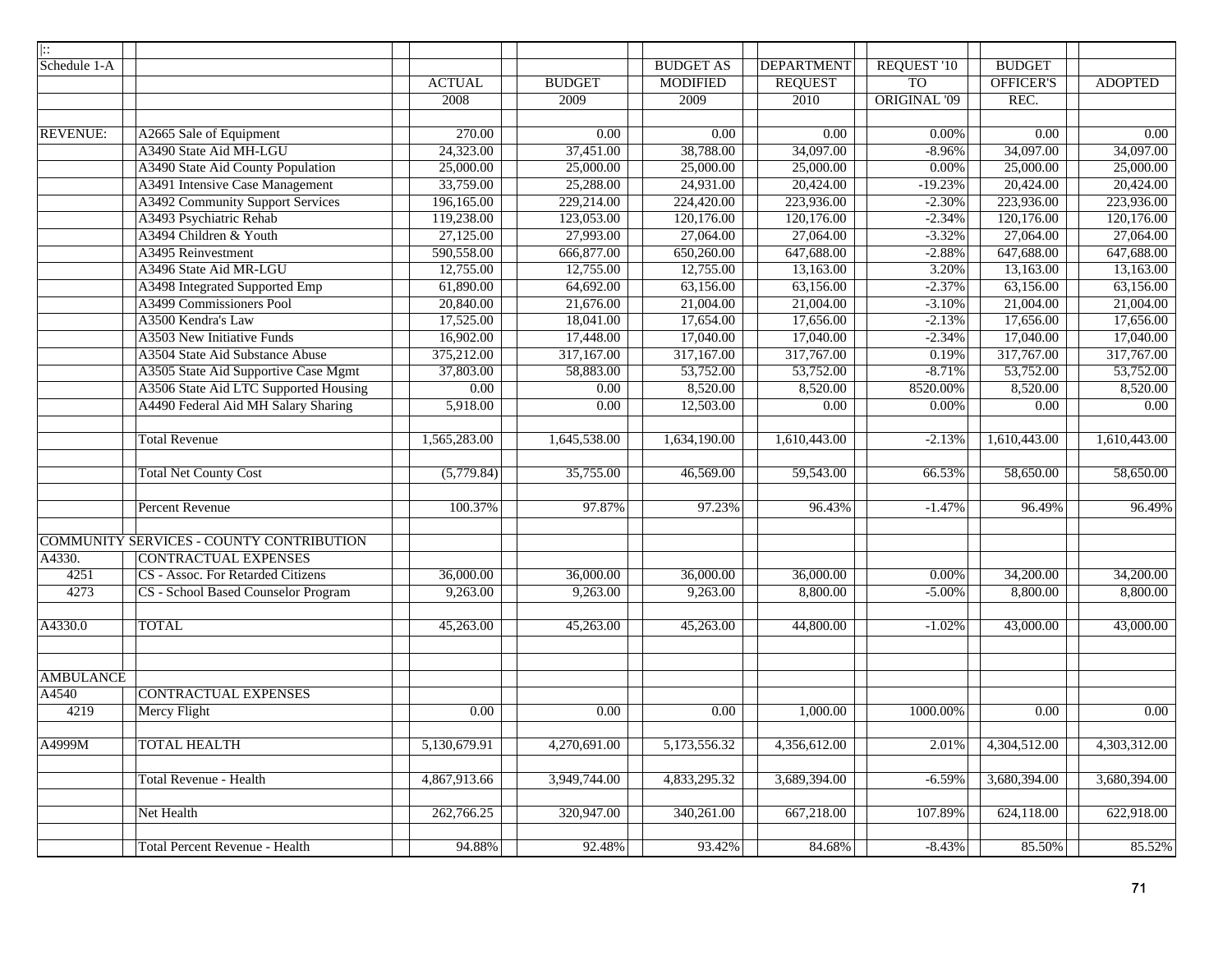| \|:: | | | | | | | | |
|---|---|---|---|---|---|---|---|---|
| Schedule 1-A | | | | BUDGET AS | DEPARTMENT | REQUEST '10 | BUDGET | |
| | | ACTUAL | BUDGET | MODIFIED | REQUEST | TO | OFFICER'S | ADOPTED |
| | | 2008 | 2009 | 2009 | 2010 | ORIGINAL '09 | REC. | |
| | | | | | | | | |
| REVENUE: | A2665 Sale of Equipment | 270.00 | 0.00 | 0.00 | 0.00 | 0.00% | 0.00 | 0.00 |
| | A3490 State Aid MH-LGU | 24,323.00 | 37,451.00 | 38,788.00 | 34,097.00 | -8.96% | 34,097.00 | 34,097.00 |
| | A3490 State Aid County Population | 25,000.00 | 25,000.00 | 25,000.00 | 25,000.00 | 0.00% | 25,000.00 | 25,000.00 |
| | A3491 Intensive Case Management | 33,759.00 | 25,288.00 | 24,931.00 | 20,424.00 | -19.23% | 20,424.00 | 20,424.00 |
| | A3492 Community Support Services | 196,165.00 | 229,214.00 | 224,420.00 | 223,936.00 | -2.30% | 223,936.00 | 223,936.00 |
| | A3493 Psychiatric Rehab | 119,238.00 | 123,053.00 | 120,176.00 | 120,176.00 | -2.34% | 120,176.00 | 120,176.00 |
| | A3494 Children & Youth | 27,125.00 | 27,993.00 | 27,064.00 | 27,064.00 | -3.32% | 27,064.00 | 27,064.00 |
| | A3495 Reinvestment | 590,558.00 | 666,877.00 | 650,260.00 | 647,688.00 | -2.88% | 647,688.00 | 647,688.00 |
| | A3496 State Aid MR-LGU | 12,755.00 | 12,755.00 | 12,755.00 | 13,163.00 | 3.20% | 13,163.00 | 13,163.00 |
| | A3498 Integrated Supported Emp | 61,890.00 | 64,692.00 | 63,156.00 | 63,156.00 | -2.37% | 63,156.00 | 63,156.00 |
| | A3499 Commissioners Pool | 20,840.00 | 21,676.00 | 21,004.00 | 21,004.00 | -3.10% | 21,004.00 | 21,004.00 |
| | A3500 Kendra's Law | 17,525.00 | 18,041.00 | 17,654.00 | 17,656.00 | -2.13% | 17,656.00 | 17,656.00 |
| | A3503 New Initiative Funds | 16,902.00 | 17,448.00 | 17,040.00 | 17,040.00 | -2.34% | 17,040.00 | 17,040.00 |
| | A3504 State Aid Substance Abuse | 375,212.00 | 317,167.00 | 317,167.00 | 317,767.00 | 0.19% | 317,767.00 | 317,767.00 |
| | A3505 State Aid Supportive Case Mgmt | 37,803.00 | 58,883.00 | 53,752.00 | 53,752.00 | -8.71% | 53,752.00 | 53,752.00 |
| | A3506 State Aid LTC Supported Housing | 0.00 | 0.00 | 8,520.00 | 8,520.00 | 8520.00% | 8,520.00 | 8,520.00 |
| | A4490 Federal Aid MH Salary Sharing | 5,918.00 | 0.00 | 12,503.00 | 0.00 | 0.00% | 0.00 | 0.00 |
| | | | | | | | | |
| | Total Revenue | 1,565,283.00 | 1,645,538.00 | 1,634,190.00 | 1,610,443.00 | -2.13% | 1,610,443.00 | 1,610,443.00 |
| | | | | | | | | |
| | Total Net County Cost | (5,779.84) | 35,755.00 | 46,569.00 | 59,543.00 | 66.53% | 58,650.00 | 58,650.00 |
| | | | | | | | | |
| | Percent Revenue | 100.37% | 97.87% | 97.23% | 96.43% | -1.47% | 96.49% | 96.49% |
| | | | | | | | | |
| COMMUNITY SERVICES - COUNTY CONTRIBUTION | | | | | | | | |
| A4330. | CONTRACTUAL EXPENSES | | | | | | | |
| 4251 | CS - Assoc. For Retarded Citizens | 36,000.00 | 36,000.00 | 36,000.00 | 36,000.00 | 0.00% | 34,200.00 | 34,200.00 |
| 4273 | CS - School Based Counselor Program | 9,263.00 | 9,263.00 | 9,263.00 | 8,800.00 | -5.00% | 8,800.00 | 8,800.00 |
| | | | | | | | | |
| A4330.0 | TOTAL | 45,263.00 | 45,263.00 | 45,263.00 | 44,800.00 | -1.02% | 43,000.00 | 43,000.00 |
| | | | | | | | | |
| | | | | | | | | |
| AMBULANCE | | | | | | | | |
| A4540 | CONTRACTUAL EXPENSES | | | | | | | |
| 4219 | Mercy Flight | 0.00 | 0.00 | 0.00 | 1,000.00 | 1000.00% | 0.00 | 0.00 |
| | | | | | | | | |
| A4999M | TOTAL HEALTH | 5,130,679.91 | 4,270,691.00 | 5,173,556.32 | 4,356,612.00 | 2.01% | 4,304,512.00 | 4,303,312.00 |
| | | | | | | | | |
| | Total Revenue - Health | 4,867,913.66 | 3,949,744.00 | 4,833,295.32 | 3,689,394.00 | -6.59% | 3,680,394.00 | 3,680,394.00 |
| | | | | | | | | |
| | Net Health | 262,766.25 | 320,947.00 | 340,261.00 | 667,218.00 | 107.89% | 624,118.00 | 622,918.00 |
| | | | | | | | | |
| | Total Percent Revenue - Health | 94.88% | 92.48% | 93.42% | 84.68% | -8.43% | 85.50% | 85.52% |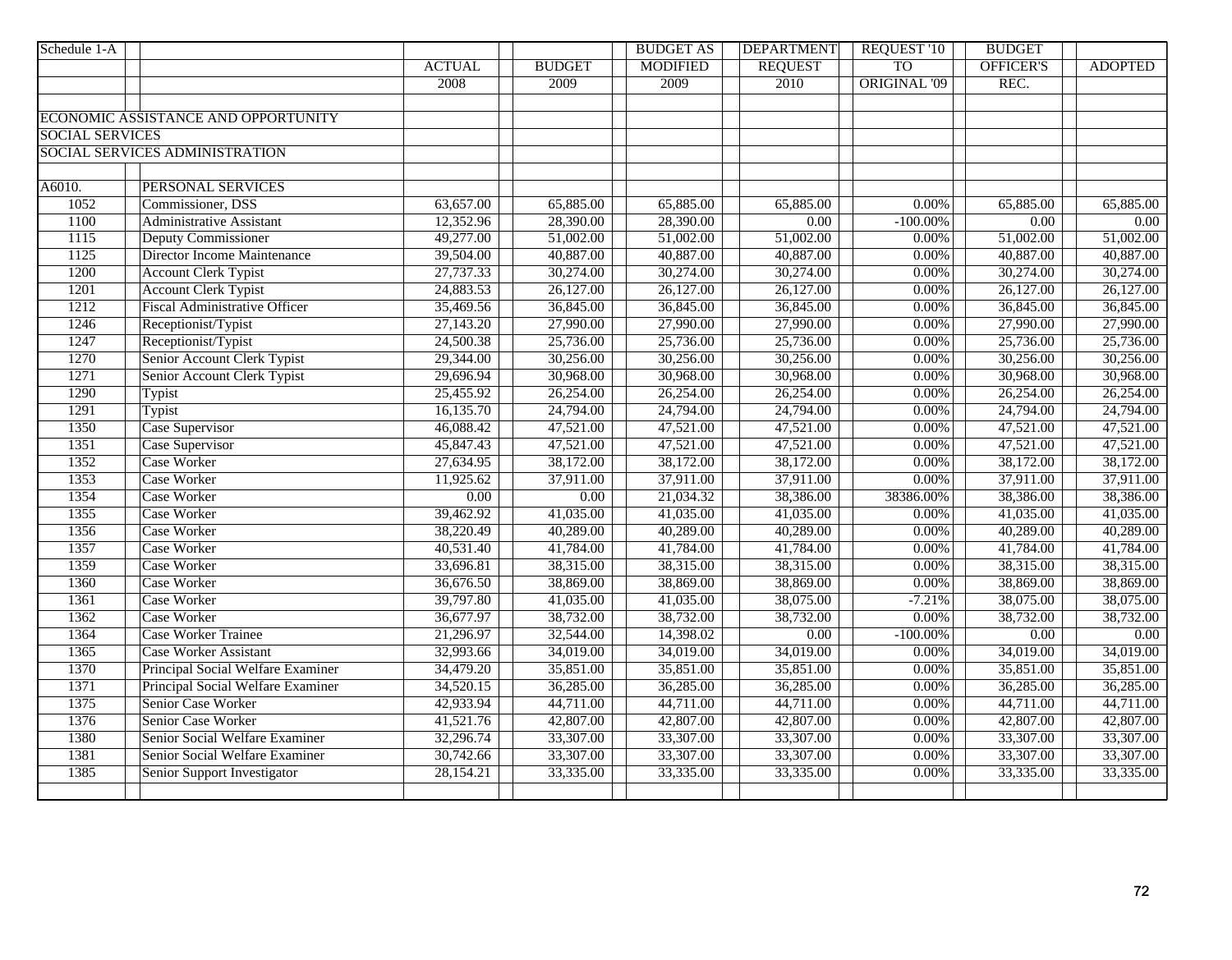| Schedule 1-A | | ACTUAL | BUDGET | BUDGET AS MODIFIED | DEPARTMENT REQUEST | REQUEST '10 TO ORIGINAL '09 | BUDGET OFFICER'S REC. | ADOPTED |
|---|---|---|---|---|---|---|---|---|
| | | 2008 | 2009 | 2009 | 2010 | | | |
| ECONOMIC ASSISTANCE AND OPPORTUNITY | | | | | | | | |
| SOCIAL SERVICES | | | | | | | | |
| SOCIAL SERVICES ADMINISTRATION | | | | | | | | |
| A6010. | PERSONAL SERVICES | | | | | | | |
| 1052 | Commissioner, DSS | 63,657.00 | 65,885.00 | 65,885.00 | 65,885.00 | 0.00% | 65,885.00 | 65,885.00 |
| 1100 | Administrative Assistant | 12,352.96 | 28,390.00 | 28,390.00 | 0.00 | -100.00% | 0.00 | 0.00 |
| 1115 | Deputy Commissioner | 49,277.00 | 51,002.00 | 51,002.00 | 51,002.00 | 0.00% | 51,002.00 | 51,002.00 |
| 1125 | Director Income Maintenance | 39,504.00 | 40,887.00 | 40,887.00 | 40,887.00 | 0.00% | 40,887.00 | 40,887.00 |
| 1200 | Account Clerk Typist | 27,737.33 | 30,274.00 | 30,274.00 | 30,274.00 | 0.00% | 30,274.00 | 30,274.00 |
| 1201 | Account Clerk Typist | 24,883.53 | 26,127.00 | 26,127.00 | 26,127.00 | 0.00% | 26,127.00 | 26,127.00 |
| 1212 | Fiscal Administrative Officer | 35,469.56 | 36,845.00 | 36,845.00 | 36,845.00 | 0.00% | 36,845.00 | 36,845.00 |
| 1246 | Receptionist/Typist | 27,143.20 | 27,990.00 | 27,990.00 | 27,990.00 | 0.00% | 27,990.00 | 27,990.00 |
| 1247 | Receptionist/Typist | 24,500.38 | 25,736.00 | 25,736.00 | 25,736.00 | 0.00% | 25,736.00 | 25,736.00 |
| 1270 | Senior Account Clerk Typist | 29,344.00 | 30,256.00 | 30,256.00 | 30,256.00 | 0.00% | 30,256.00 | 30,256.00 |
| 1271 | Senior Account Clerk Typist | 29,696.94 | 30,968.00 | 30,968.00 | 30,968.00 | 0.00% | 30,968.00 | 30,968.00 |
| 1290 | Typist | 25,455.92 | 26,254.00 | 26,254.00 | 26,254.00 | 0.00% | 26,254.00 | 26,254.00 |
| 1291 | Typist | 16,135.70 | 24,794.00 | 24,794.00 | 24,794.00 | 0.00% | 24,794.00 | 24,794.00 |
| 1350 | Case Supervisor | 46,088.42 | 47,521.00 | 47,521.00 | 47,521.00 | 0.00% | 47,521.00 | 47,521.00 |
| 1351 | Case Supervisor | 45,847.43 | 47,521.00 | 47,521.00 | 47,521.00 | 0.00% | 47,521.00 | 47,521.00 |
| 1352 | Case Worker | 27,634.95 | 38,172.00 | 38,172.00 | 38,172.00 | 0.00% | 38,172.00 | 38,172.00 |
| 1353 | Case Worker | 11,925.62 | 37,911.00 | 37,911.00 | 37,911.00 | 0.00% | 37,911.00 | 37,911.00 |
| 1354 | Case Worker | 0.00 | 0.00 | 21,034.32 | 38,386.00 | 38386.00% | 38,386.00 | 38,386.00 |
| 1355 | Case Worker | 39,462.92 | 41,035.00 | 41,035.00 | 41,035.00 | 0.00% | 41,035.00 | 41,035.00 |
| 1356 | Case Worker | 38,220.49 | 40,289.00 | 40,289.00 | 40,289.00 | 0.00% | 40,289.00 | 40,289.00 |
| 1357 | Case Worker | 40,531.40 | 41,784.00 | 41,784.00 | 41,784.00 | 0.00% | 41,784.00 | 41,784.00 |
| 1359 | Case Worker | 33,696.81 | 38,315.00 | 38,315.00 | 38,315.00 | 0.00% | 38,315.00 | 38,315.00 |
| 1360 | Case Worker | 36,676.50 | 38,869.00 | 38,869.00 | 38,869.00 | 0.00% | 38,869.00 | 38,869.00 |
| 1361 | Case Worker | 39,797.80 | 41,035.00 | 41,035.00 | 38,075.00 | -7.21% | 38,075.00 | 38,075.00 |
| 1362 | Case Worker | 36,677.97 | 38,732.00 | 38,732.00 | 38,732.00 | 0.00% | 38,732.00 | 38,732.00 |
| 1364 | Case Worker Trainee | 21,296.97 | 32,544.00 | 14,398.02 | 0.00 | -100.00% | 0.00 | 0.00 |
| 1365 | Case Worker Assistant | 32,993.66 | 34,019.00 | 34,019.00 | 34,019.00 | 0.00% | 34,019.00 | 34,019.00 |
| 1370 | Principal Social Welfare Examiner | 34,479.20 | 35,851.00 | 35,851.00 | 35,851.00 | 0.00% | 35,851.00 | 35,851.00 |
| 1371 | Principal Social Welfare Examiner | 34,520.15 | 36,285.00 | 36,285.00 | 36,285.00 | 0.00% | 36,285.00 | 36,285.00 |
| 1375 | Senior Case Worker | 42,933.94 | 44,711.00 | 44,711.00 | 44,711.00 | 0.00% | 44,711.00 | 44,711.00 |
| 1376 | Senior Case Worker | 41,521.76 | 42,807.00 | 42,807.00 | 42,807.00 | 0.00% | 42,807.00 | 42,807.00 |
| 1380 | Senior Social Welfare Examiner | 32,296.74 | 33,307.00 | 33,307.00 | 33,307.00 | 0.00% | 33,307.00 | 33,307.00 |
| 1381 | Senior Social Welfare Examiner | 30,742.66 | 33,307.00 | 33,307.00 | 33,307.00 | 0.00% | 33,307.00 | 33,307.00 |
| 1385 | Senior Support Investigator | 28,154.21 | 33,335.00 | 33,335.00 | 33,335.00 | 0.00% | 33,335.00 | 33,335.00 |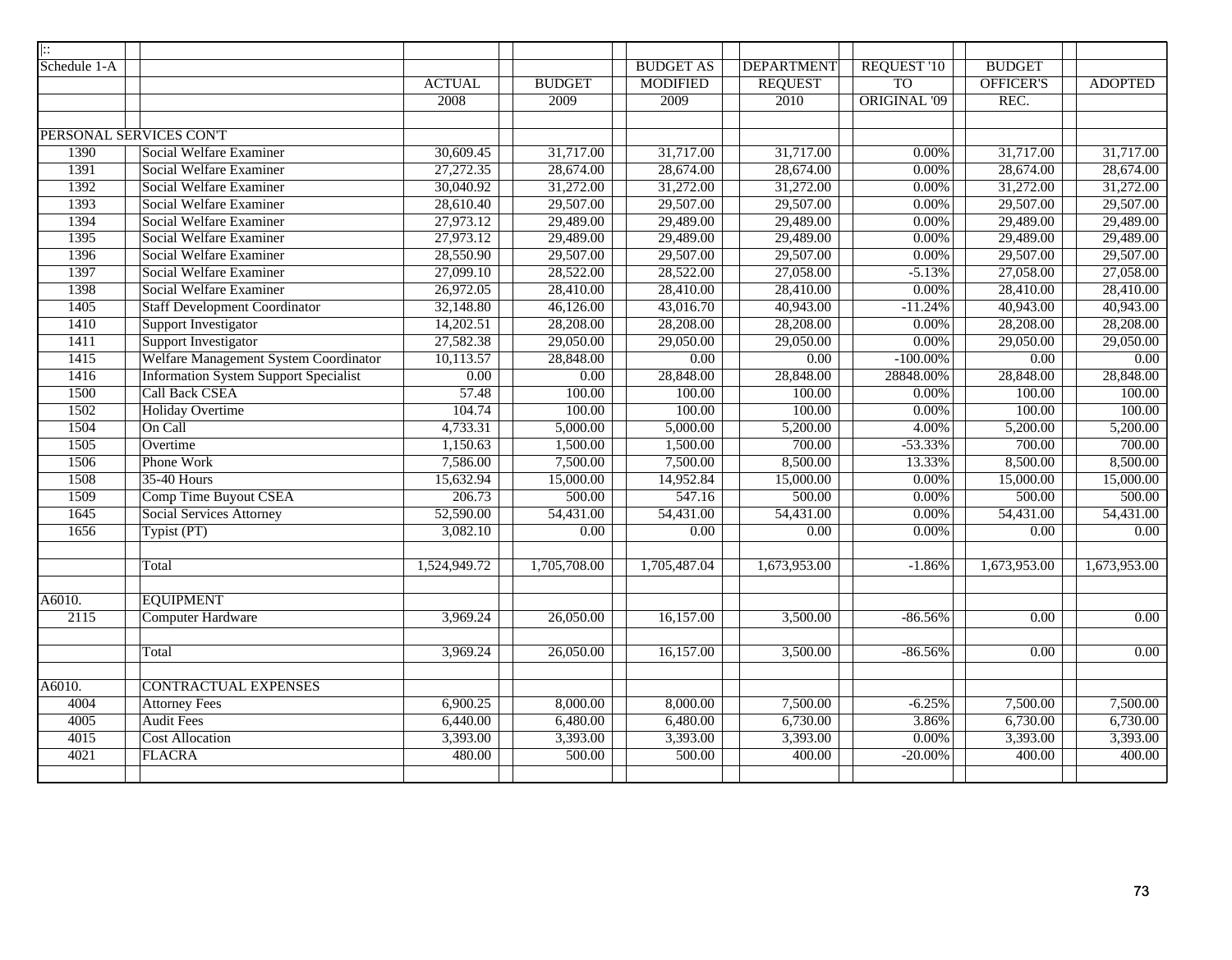| Schedule 1-A | | ACTUAL | BUDGET | BUDGET AS MODIFIED | DEPARTMENT REQUEST | REQUEST '10 TO ORIGINAL '09 | BUDGET OFFICER'S REC. | ADOPTED |
|---|---|---|---|---|---|---|---|---|
| | | 2008 | 2009 | 2009 | 2010 | | | |
| PERSONAL SERVICES CON'T | | | | | | | | |
| 1390 | Social Welfare Examiner | 30,609.45 | 31,717.00 | 31,717.00 | 31,717.00 | 0.00% | 31,717.00 | 31,717.00 |
| 1391 | Social Welfare Examiner | 27,272.35 | 28,674.00 | 28,674.00 | 28,674.00 | 0.00% | 28,674.00 | 28,674.00 |
| 1392 | Social Welfare Examiner | 30,040.92 | 31,272.00 | 31,272.00 | 31,272.00 | 0.00% | 31,272.00 | 31,272.00 |
| 1393 | Social Welfare Examiner | 28,610.40 | 29,507.00 | 29,507.00 | 29,507.00 | 0.00% | 29,507.00 | 29,507.00 |
| 1394 | Social Welfare Examiner | 27,973.12 | 29,489.00 | 29,489.00 | 29,489.00 | 0.00% | 29,489.00 | 29,489.00 |
| 1395 | Social Welfare Examiner | 27,973.12 | 29,489.00 | 29,489.00 | 29,489.00 | 0.00% | 29,489.00 | 29,489.00 |
| 1396 | Social Welfare Examiner | 28,550.90 | 29,507.00 | 29,507.00 | 29,507.00 | 0.00% | 29,507.00 | 29,507.00 |
| 1397 | Social Welfare Examiner | 27,099.10 | 28,522.00 | 28,522.00 | 27,058.00 | -5.13% | 27,058.00 | 27,058.00 |
| 1398 | Social Welfare Examiner | 26,972.05 | 28,410.00 | 28,410.00 | 28,410.00 | 0.00% | 28,410.00 | 28,410.00 |
| 1405 | Staff Development Coordinator | 32,148.80 | 46,126.00 | 43,016.70 | 40,943.00 | -11.24% | 40,943.00 | 40,943.00 |
| 1410 | Support Investigator | 14,202.51 | 28,208.00 | 28,208.00 | 28,208.00 | 0.00% | 28,208.00 | 28,208.00 |
| 1411 | Support Investigator | 27,582.38 | 29,050.00 | 29,050.00 | 29,050.00 | 0.00% | 29,050.00 | 29,050.00 |
| 1415 | Welfare Management System Coordinator | 10,113.57 | 28,848.00 | 0.00 | 0.00 | -100.00% | 0.00 | 0.00 |
| 1416 | Information System Support Specialist | 0.00 | 0.00 | 28,848.00 | 28,848.00 | 28848.00% | 28,848.00 | 28,848.00 |
| 1500 | Call Back CSEA | 57.48 | 100.00 | 100.00 | 100.00 | 0.00% | 100.00 | 100.00 |
| 1502 | Holiday Overtime | 104.74 | 100.00 | 100.00 | 100.00 | 0.00% | 100.00 | 100.00 |
| 1504 | On Call | 4,733.31 | 5,000.00 | 5,000.00 | 5,200.00 | 4.00% | 5,200.00 | 5,200.00 |
| 1505 | Overtime | 1,150.63 | 1,500.00 | 1,500.00 | 700.00 | -53.33% | 700.00 | 700.00 |
| 1506 | Phone Work | 7,586.00 | 7,500.00 | 7,500.00 | 8,500.00 | 13.33% | 8,500.00 | 8,500.00 |
| 1508 | 35-40 Hours | 15,632.94 | 15,000.00 | 14,952.84 | 15,000.00 | 0.00% | 15,000.00 | 15,000.00 |
| 1509 | Comp Time Buyout CSEA | 206.73 | 500.00 | 547.16 | 500.00 | 0.00% | 500.00 | 500.00 |
| 1645 | Social Services Attorney | 52,590.00 | 54,431.00 | 54,431.00 | 54,431.00 | 0.00% | 54,431.00 | 54,431.00 |
| 1656 | Typist (PT) | 3,082.10 | 0.00 | 0.00 | 0.00 | 0.00% | 0.00 | 0.00 |
| | | | | | | | | |
| | Total | 1,524,949.72 | 1,705,708.00 | 1,705,487.04 | 1,673,953.00 | -1.86% | 1,673,953.00 | 1,673,953.00 |
| | | | | | | | | |
| A6010. | EQUIPMENT | | | | | | | |
| 2115 | Computer Hardware | 3,969.24 | 26,050.00 | 16,157.00 | 3,500.00 | -86.56% | 0.00 | 0.00 |
| | | | | | | | | |
| | Total | 3,969.24 | 26,050.00 | 16,157.00 | 3,500.00 | -86.56% | 0.00 | 0.00 |
| | | | | | | | | |
| A6010. | CONTRACTUAL EXPENSES | | | | | | | |
| 4004 | Attorney Fees | 6,900.25 | 8,000.00 | 8,000.00 | 7,500.00 | -6.25% | 7,500.00 | 7,500.00 |
| 4005 | Audit Fees | 6,440.00 | 6,480.00 | 6,480.00 | 6,730.00 | 3.86% | 6,730.00 | 6,730.00 |
| 4015 | Cost Allocation | 3,393.00 | 3,393.00 | 3,393.00 | 3,393.00 | 0.00% | 3,393.00 | 3,393.00 |
| 4021 | FLACRA | 480.00 | 500.00 | 500.00 | 400.00 | -20.00% | 400.00 | 400.00 |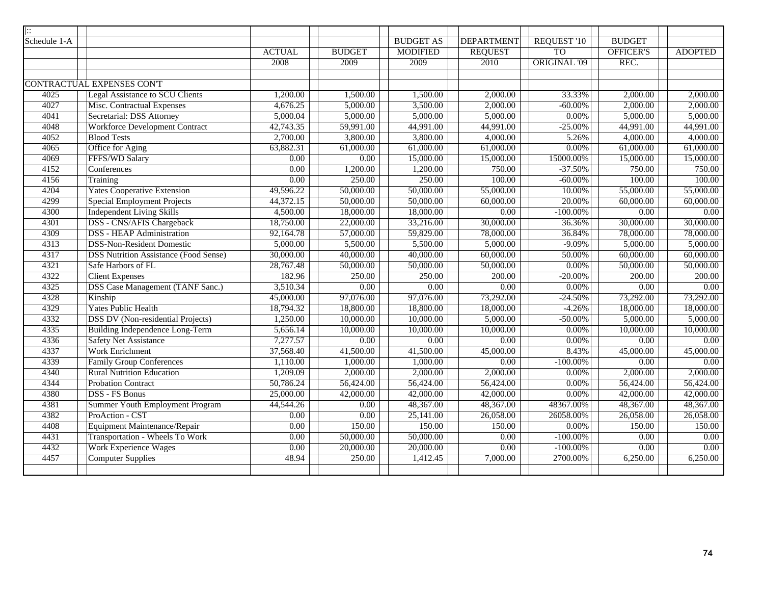| Schedule 1-A | | ACTUAL | BUDGET | BUDGET AS MODIFIED | DEPARTMENT REQUEST | REQUEST '10 TO ORIGINAL '09 | BUDGET OFFICER'S REC. | ADOPTED |
|---|---|---|---|---|---|---|---|---|
| | | 2008 | 2009 | 2009 | 2010 | | | |
| CONTRACTUAL EXPENSES CON'T | | | | | | | | |
| 4025 | Legal Assistance to SCU Clients | 1,200.00 | 1,500.00 | 1,500.00 | 2,000.00 | 33.33% | 2,000.00 | 2,000.00 |
| 4027 | Misc. Contractual Expenses | 4,676.25 | 5,000.00 | 3,500.00 | 2,000.00 | -60.00% | 2,000.00 | 2,000.00 |
| 4041 | Secretarial: DSS Attorney | 5,000.04 | 5,000.00 | 5,000.00 | 5,000.00 | 0.00% | 5,000.00 | 5,000.00 |
| 4048 | Workforce Development Contract | 42,743.35 | 59,991.00 | 44,991.00 | 44,991.00 | -25.00% | 44,991.00 | 44,991.00 |
| 4052 | Blood Tests | 2,700.00 | 3,800.00 | 3,800.00 | 4,000.00 | 5.26% | 4,000.00 | 4,000.00 |
| 4065 | Office for Aging | 63,882.31 | 61,000.00 | 61,000.00 | 61,000.00 | 0.00% | 61,000.00 | 61,000.00 |
| 4069 | FFFS/WD Salary | 0.00 | 0.00 | 15,000.00 | 15,000.00 | 15000.00% | 15,000.00 | 15,000.00 |
| 4152 | Conferences | 0.00 | 1,200.00 | 1,200.00 | 750.00 | -37.50% | 750.00 | 750.00 |
| 4156 | Training | 0.00 | 250.00 | 250.00 | 100.00 | -60.00% | 100.00 | 100.00 |
| 4204 | Yates Cooperative Extension | 49,596.22 | 50,000.00 | 50,000.00 | 55,000.00 | 10.00% | 55,000.00 | 55,000.00 |
| 4299 | Special Employment Projects | 44,372.15 | 50,000.00 | 50,000.00 | 60,000.00 | 20.00% | 60,000.00 | 60,000.00 |
| 4300 | Independent Living Skills | 4,500.00 | 18,000.00 | 18,000.00 | 0.00 | -100.00% | 0.00 | 0.00 |
| 4301 | DSS - CNS/AFIS Chargeback | 18,750.00 | 22,000.00 | 33,216.00 | 30,000.00 | 36.36% | 30,000.00 | 30,000.00 |
| 4309 | DSS - HEAP Administration | 92,164.78 | 57,000.00 | 59,829.00 | 78,000.00 | 36.84% | 78,000.00 | 78,000.00 |
| 4313 | DSS-Non-Resident Domestic | 5,000.00 | 5,500.00 | 5,500.00 | 5,000.00 | -9.09% | 5,000.00 | 5,000.00 |
| 4317 | DSS Nutrition Assistance (Food Sense) | 30,000.00 | 40,000.00 | 40,000.00 | 60,000.00 | 50.00% | 60,000.00 | 60,000.00 |
| 4321 | Safe Harbors of FL | 28,767.48 | 50,000.00 | 50,000.00 | 50,000.00 | 0.00% | 50,000.00 | 50,000.00 |
| 4322 | Client Expenses | 182.96 | 250.00 | 250.00 | 200.00 | -20.00% | 200.00 | 200.00 |
| 4325 | DSS Case Management (TANF Sanc.) | 3,510.34 | 0.00 | 0.00 | 0.00 | 0.00% | 0.00 | 0.00 |
| 4328 | Kinship | 45,000.00 | 97,076.00 | 97,076.00 | 73,292.00 | -24.50% | 73,292.00 | 73,292.00 |
| 4329 | Yates Public Health | 18,794.32 | 18,800.00 | 18,800.00 | 18,000.00 | -4.26% | 18,000.00 | 18,000.00 |
| 4332 | DSS DV (Non-residential Projects) | 1,250.00 | 10,000.00 | 10,000.00 | 5,000.00 | -50.00% | 5,000.00 | 5,000.00 |
| 4335 | Building Independence Long-Term | 5,656.14 | 10,000.00 | 10,000.00 | 10,000.00 | 0.00% | 10,000.00 | 10,000.00 |
| 4336 | Safety Net Assistance | 7,277.57 | 0.00 | 0.00 | 0.00 | 0.00% | 0.00 | 0.00 |
| 4337 | Work Enrichment | 37,568.40 | 41,500.00 | 41,500.00 | 45,000.00 | 8.43% | 45,000.00 | 45,000.00 |
| 4339 | Family Group Conferences | 1,110.00 | 1,000.00 | 1,000.00 | 0.00 | -100.00% | 0.00 | 0.00 |
| 4340 | Rural Nutrition Education | 1,209.09 | 2,000.00 | 2,000.00 | 2,000.00 | 0.00% | 2,000.00 | 2,000.00 |
| 4344 | Probation Contract | 50,786.24 | 56,424.00 | 56,424.00 | 56,424.00 | 0.00% | 56,424.00 | 56,424.00 |
| 4380 | DSS - FS Bonus | 25,000.00 | 42,000.00 | 42,000.00 | 42,000.00 | 0.00% | 42,000.00 | 42,000.00 |
| 4381 | Summer Youth Employment Program | 44,544.26 | 0.00 | 48,367.00 | 48,367.00 | 48367.00% | 48,367.00 | 48,367.00 |
| 4382 | ProAction - CST | 0.00 | 0.00 | 25,141.00 | 26,058.00 | 26058.00% | 26,058.00 | 26,058.00 |
| 4408 | Equipment Maintenance/Repair | 0.00 | 150.00 | 150.00 | 150.00 | 0.00% | 150.00 | 150.00 |
| 4431 | Transportation - Wheels To Work | 0.00 | 50,000.00 | 50,000.00 | 0.00 | -100.00% | 0.00 | 0.00 |
| 4432 | Work Experience Wages | 0.00 | 20,000.00 | 20,000.00 | 0.00 | -100.00% | 0.00 | 0.00 |
| 4457 | Computer Supplies | 48.94 | 250.00 | 1,412.45 | 7,000.00 | 2700.00% | 6,250.00 | 6,250.00 |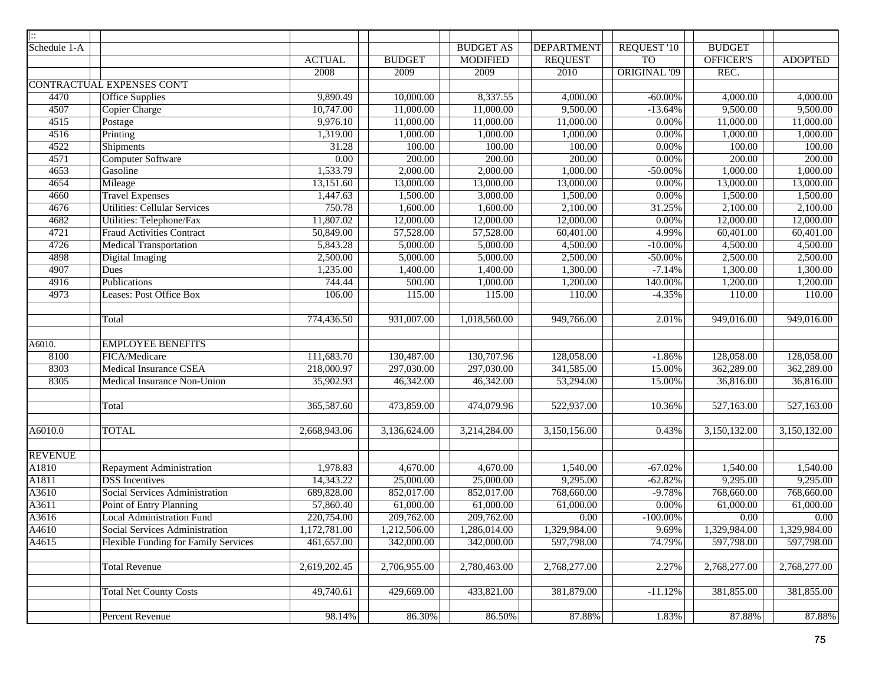| \|:: | | | | | | | | |
|---|---|---|---|---|---|---|---|---|
| Schedule 1-A | | | | BUDGET AS | DEPARTMENT | REQUEST '10 | BUDGET | |
| | | ACTUAL | BUDGET | MODIFIED | REQUEST | TO | OFFICER'S | ADOPTED |
| | | 2008 | 2009 | 2009 | 2010 | ORIGINAL '09 | REC. | |
| CONTRACTUAL EXPENSES CON'T | | | | | | | | |
| 4470 | Office Supplies | 9,890.49 | 10,000.00 | 8,337.55 | 4,000.00 | -60.00% | 4,000.00 | 4,000.00 |
| 4507 | Copier Charge | 10,747.00 | 11,000.00 | 11,000.00 | 9,500.00 | -13.64% | 9,500.00 | 9,500.00 |
| 4515 | Postage | 9,976.10 | 11,000.00 | 11,000.00 | 11,000.00 | 0.00% | 11,000.00 | 11,000.00 |
| 4516 | Printing | 1,319.00 | 1,000.00 | 1,000.00 | 1,000.00 | 0.00% | 1,000.00 | 1,000.00 |
| 4522 | Shipments | 31.28 | 100.00 | 100.00 | 100.00 | 0.00% | 100.00 | 100.00 |
| 4571 | Computer Software | 0.00 | 200.00 | 200.00 | 200.00 | 0.00% | 200.00 | 200.00 |
| 4653 | Gasoline | 1,533.79 | 2,000.00 | 2,000.00 | 1,000.00 | -50.00% | 1,000.00 | 1,000.00 |
| 4654 | Mileage | 13,151.60 | 13,000.00 | 13,000.00 | 13,000.00 | 0.00% | 13,000.00 | 13,000.00 |
| 4660 | Travel Expenses | 1,447.63 | 1,500.00 | 3,000.00 | 1,500.00 | 0.00% | 1,500.00 | 1,500.00 |
| 4676 | Utilities: Cellular Services | 750.78 | 1,600.00 | 1,600.00 | 2,100.00 | 31.25% | 2,100.00 | 2,100.00 |
| 4682 | Utilities: Telephone/Fax | 11,807.02 | 12,000.00 | 12,000.00 | 12,000.00 | 0.00% | 12,000.00 | 12,000.00 |
| 4721 | Fraud Activities Contract | 50,849.00 | 57,528.00 | 57,528.00 | 60,401.00 | 4.99% | 60,401.00 | 60,401.00 |
| 4726 | Medical Transportation | 5,843.28 | 5,000.00 | 5,000.00 | 4,500.00 | -10.00% | 4,500.00 | 4,500.00 |
| 4898 | Digital Imaging | 2,500.00 | 5,000.00 | 5,000.00 | 2,500.00 | -50.00% | 2,500.00 | 2,500.00 |
| 4907 | Dues | 1,235.00 | 1,400.00 | 1,400.00 | 1,300.00 | -7.14% | 1,300.00 | 1,300.00 |
| 4916 | Publications | 744.44 | 500.00 | 1,000.00 | 1,200.00 | 140.00% | 1,200.00 | 1,200.00 |
| 4973 | Leases: Post Office Box | 106.00 | 115.00 | 115.00 | 110.00 | -4.35% | 110.00 | 110.00 |
| | | | | | | | | |
| | Total | 774,436.50 | 931,007.00 | 1,018,560.00 | 949,766.00 | 2.01% | 949,016.00 | 949,016.00 |
| | | | | | | | | |
| A6010. | EMPLOYEE BENEFITS | | | | | | | |
| 8100 | FICA/Medicare | 111,683.70 | 130,487.00 | 130,707.96 | 128,058.00 | -1.86% | 128,058.00 | 128,058.00 |
| 8303 | Medical Insurance CSEA | 218,000.97 | 297,030.00 | 297,030.00 | 341,585.00 | 15.00% | 362,289.00 | 362,289.00 |
| 8305 | Medical Insurance Non-Union | 35,902.93 | 46,342.00 | 46,342.00 | 53,294.00 | 15.00% | 36,816.00 | 36,816.00 |
| | | | | | | | | |
| | Total | 365,587.60 | 473,859.00 | 474,079.96 | 522,937.00 | 10.36% | 527,163.00 | 527,163.00 |
| | | | | | | | | |
| A6010.0 | TOTAL | 2,668,943.06 | 3,136,624.00 | 3,214,284.00 | 3,150,156.00 | 0.43% | 3,150,132.00 | 3,150,132.00 |
| | | | | | | | | |
| REVENUE | | | | | | | | |
| A1810 | Repayment Administration | 1,978.83 | 4,670.00 | 4,670.00 | 1,540.00 | -67.02% | 1,540.00 | 1,540.00 |
| A1811 | DSS Incentives | 14,343.22 | 25,000.00 | 25,000.00 | 9,295.00 | -62.82% | 9,295.00 | 9,295.00 |
| A3610 | Social Services Administration | 689,828.00 | 852,017.00 | 852,017.00 | 768,660.00 | -9.78% | 768,660.00 | 768,660.00 |
| A3611 | Point of Entry Planning | 57,860.40 | 61,000.00 | 61,000.00 | 61,000.00 | 0.00% | 61,000.00 | 61,000.00 |
| A3616 | Local Administration Fund | 220,754.00 | 209,762.00 | 209,762.00 | 0.00 | -100.00% | 0.00 | 0.00 |
| A4610 | Social Services Administration | 1,172,781.00 | 1,212,506.00 | 1,286,014.00 | 1,329,984.00 | 9.69% | 1,329,984.00 | 1,329,984.00 |
| A4615 | Flexible Funding for Family Services | 461,657.00 | 342,000.00 | 342,000.00 | 597,798.00 | 74.79% | 597,798.00 | 597,798.00 |
| | | | | | | | | |
| | Total Revenue | 2,619,202.45 | 2,706,955.00 | 2,780,463.00 | 2,768,277.00 | 2.27% | 2,768,277.00 | 2,768,277.00 |
| | | | | | | | | |
| | Total Net County Costs | 49,740.61 | 429,669.00 | 433,821.00 | 381,879.00 | -11.12% | 381,855.00 | 381,855.00 |
| | | | | | | | | |
| | Percent Revenue | 98.14% | 86.30% | 86.50% | 87.88% | 1.83% | 87.88% | 87.88% |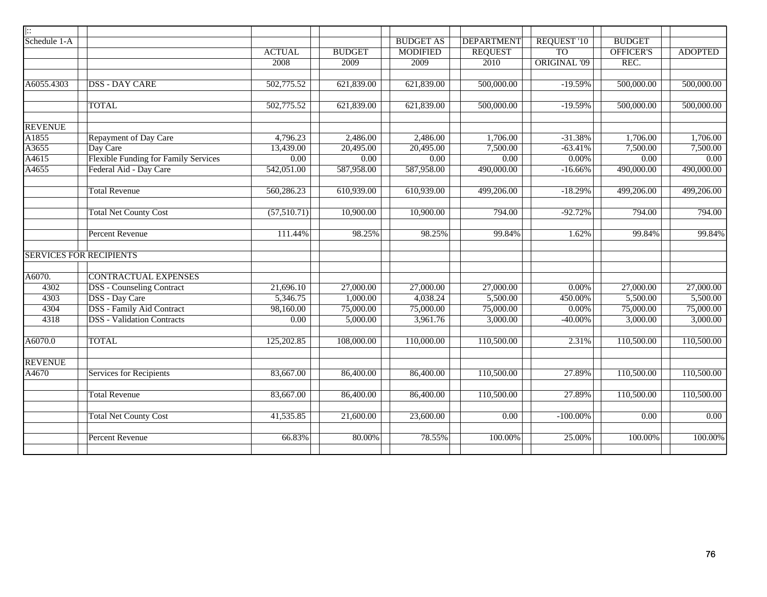| Schedule 1-A | | ACTUAL 2008 | BUDGET 2009 | BUDGET AS MODIFIED 2009 | DEPARTMENT REQUEST 2010 | REQUEST '10 TO ORIGINAL '09 | BUDGET OFFICER'S REC. | ADOPTED |
|---|---|---|---|---|---|---|---|---|
| A6055.4303 | DSS - DAY CARE | 502,775.52 | 621,839.00 | 621,839.00 | 500,000.00 | -19.59% | 500,000.00 | 500,000.00 |
| | TOTAL | 502,775.52 | 621,839.00 | 621,839.00 | 500,000.00 | -19.59% | 500,000.00 | 500,000.00 |
| REVENUE | | | | | | | | |
| A1855 | Repayment of Day Care | 4,796.23 | 2,486.00 | 2,486.00 | 1,706.00 | -31.38% | 1,706.00 | 1,706.00 |
| A3655 | Day Care | 13,439.00 | 20,495.00 | 20,495.00 | 7,500.00 | -63.41% | 7,500.00 | 7,500.00 |
| A4615 | Flexible Funding for Family Services | 0.00 | 0.00 | 0.00 | 0.00 | 0.00% | 0.00 | 0.00 |
| A4655 | Federal Aid - Day Care | 542,051.00 | 587,958.00 | 587,958.00 | 490,000.00 | -16.66% | 490,000.00 | 490,000.00 |
| | Total Revenue | 560,286.23 | 610,939.00 | 610,939.00 | 499,206.00 | -18.29% | 499,206.00 | 499,206.00 |
| | Total Net County Cost | (57,510.71) | 10,900.00 | 10,900.00 | 794.00 | -92.72% | 794.00 | 794.00 |
| | Percent Revenue | 111.44% | 98.25% | 98.25% | 99.84% | 1.62% | 99.84% | 99.84% |
| SERVICES FOR RECIPIENTS | | | | | | | | |
| A6070. | CONTRACTUAL EXPENSES | | | | | | | |
| 4302 | DSS - Counseling Contract | 21,696.10 | 27,000.00 | 27,000.00 | 27,000.00 | 0.00% | 27,000.00 | 27,000.00 |
| 4303 | DSS - Day Care | 5,346.75 | 1,000.00 | 4,038.24 | 5,500.00 | 450.00% | 5,500.00 | 5,500.00 |
| 4304 | DSS - Family Aid Contract | 98,160.00 | 75,000.00 | 75,000.00 | 75,000.00 | 0.00% | 75,000.00 | 75,000.00 |
| 4318 | DSS - Validation Contracts | 0.00 | 5,000.00 | 3,961.76 | 3,000.00 | -40.00% | 3,000.00 | 3,000.00 |
| A6070.0 | TOTAL | 125,202.85 | 108,000.00 | 110,000.00 | 110,500.00 | 2.31% | 110,500.00 | 110,500.00 |
| REVENUE | | | | | | | | |
| A4670 | Services for Recipients | 83,667.00 | 86,400.00 | 86,400.00 | 110,500.00 | 27.89% | 110,500.00 | 110,500.00 |
| | Total Revenue | 83,667.00 | 86,400.00 | 86,400.00 | 110,500.00 | 27.89% | 110,500.00 | 110,500.00 |
| | Total Net County Cost | 41,535.85 | 21,600.00 | 23,600.00 | 0.00 | -100.00% | 0.00 | 0.00 |
| | Percent Revenue | 66.83% | 80.00% | 78.55% | 100.00% | 25.00% | 100.00% | 100.00% |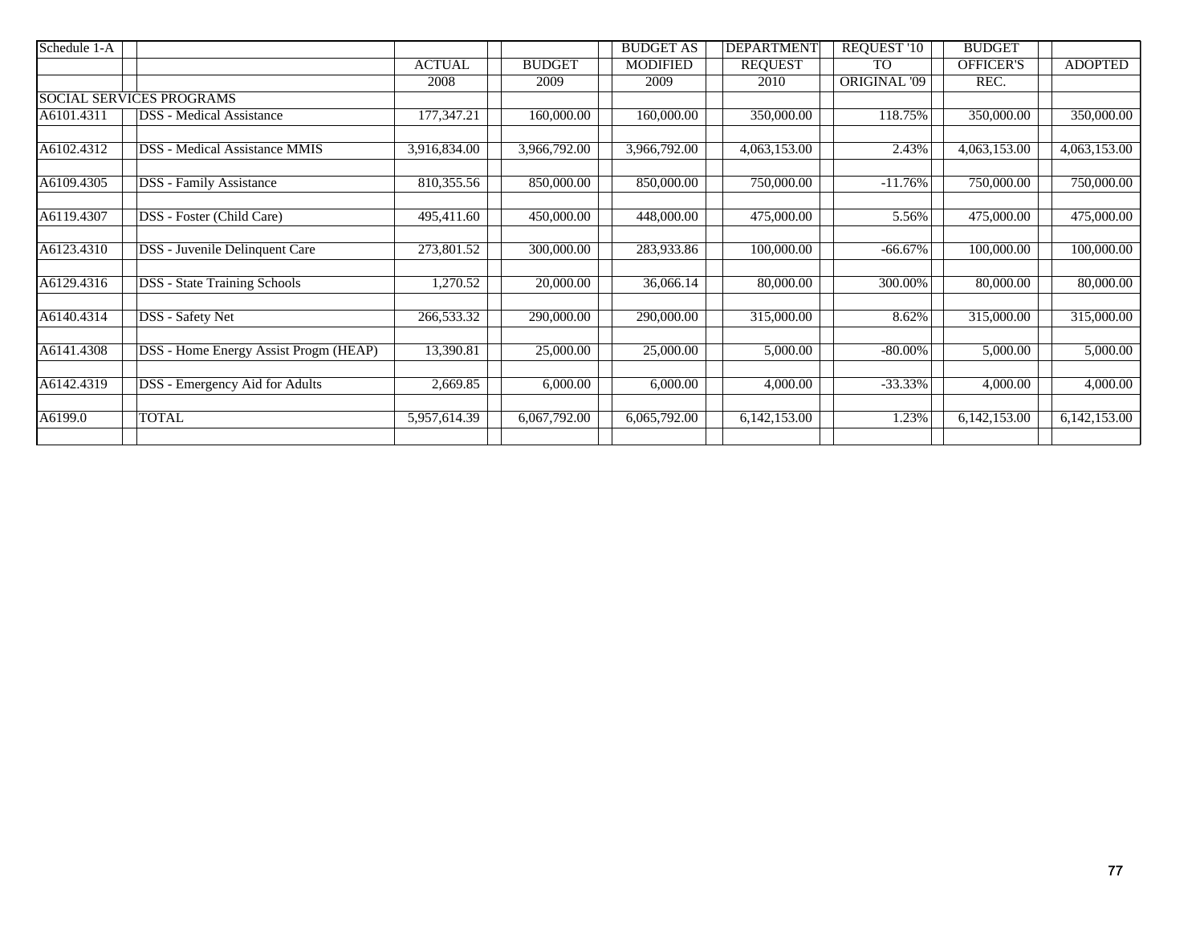| Schedule 1-A | | ACTUAL 2008 | BUDGET 2009 | BUDGET AS MODIFIED 2009 | DEPARTMENT REQUEST 2010 | REQUEST '10 TO ORIGINAL '09 | BUDGET OFFICER'S REC. | ADOPTED |
|---|---|---|---|---|---|---|---|---|
| SOCIAL SERVICES PROGRAMS | | | | | | | | |
| A6101.4311 | DSS - Medical Assistance | 177,347.21 | 160,000.00 | 160,000.00 | 350,000.00 | 118.75% | 350,000.00 | 350,000.00 |
| A6102.4312 | DSS - Medical Assistance MMIS | 3,916,834.00 | 3,966,792.00 | 3,966,792.00 | 4,063,153.00 | 2.43% | 4,063,153.00 | 4,063,153.00 |
| A6109.4305 | DSS - Family Assistance | 810,355.56 | 850,000.00 | 850,000.00 | 750,000.00 | -11.76% | 750,000.00 | 750,000.00 |
| A6119.4307 | DSS - Foster (Child Care) | 495,411.60 | 450,000.00 | 448,000.00 | 475,000.00 | 5.56% | 475,000.00 | 475,000.00 |
| A6123.4310 | DSS - Juvenile Delinquent Care | 273,801.52 | 300,000.00 | 283,933.86 | 100,000.00 | -66.67% | 100,000.00 | 100,000.00 |
| A6129.4316 | DSS - State Training Schools | 1,270.52 | 20,000.00 | 36,066.14 | 80,000.00 | 300.00% | 80,000.00 | 80,000.00 |
| A6140.4314 | DSS - Safety Net | 266,533.32 | 290,000.00 | 290,000.00 | 315,000.00 | 8.62% | 315,000.00 | 315,000.00 |
| A6141.4308 | DSS - Home Energy Assist Progm (HEAP) | 13,390.81 | 25,000.00 | 25,000.00 | 5,000.00 | -80.00% | 5,000.00 | 5,000.00 |
| A6142.4319 | DSS - Emergency Aid for Adults | 2,669.85 | 6,000.00 | 6,000.00 | 4,000.00 | -33.33% | 4,000.00 | 4,000.00 |
| A6199.0 | TOTAL | 5,957,614.39 | 6,067,792.00 | 6,065,792.00 | 6,142,153.00 | 1.23% | 6,142,153.00 | 6,142,153.00 |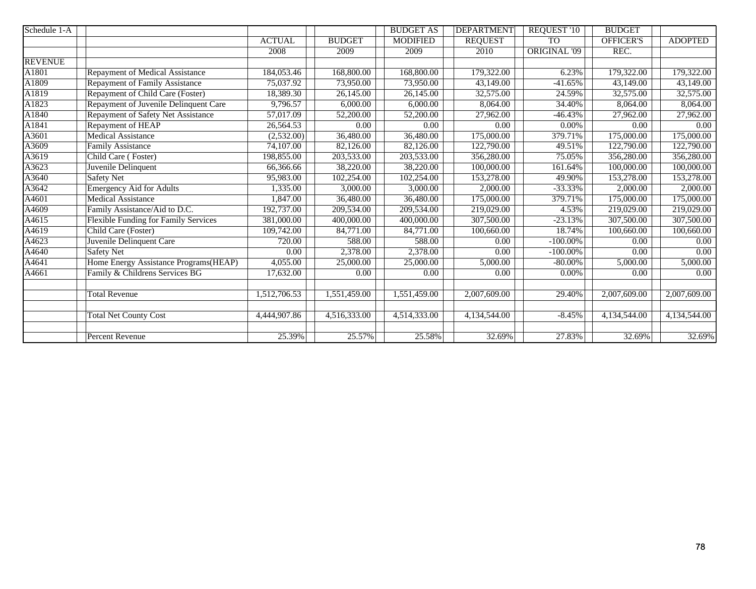| Schedule 1-A | | ACTUAL | BUDGET | BUDGET AS MODIFIED | DEPARTMENT REQUEST | REQUEST '10 TO ORIGINAL '09 | BUDGET OFFICER'S REC. | ADOPTED |
|---|---|---|---|---|---|---|---|---|
| | | 2008 | 2009 | 2009 | 2010 | | | |
| REVENUE | | | | | | | | |
| A1801 | Repayment of Medical Assistance | 184,053.46 | 168,800.00 | 168,800.00 | 179,322.00 | 6.23% | 179,322.00 | 179,322.00 |
| A1809 | Repayment of Family Assistance | 75,037.92 | 73,950.00 | 73,950.00 | 43,149.00 | -41.65% | 43,149.00 | 43,149.00 |
| A1819 | Repayment of Child Care (Foster) | 18,389.30 | 26,145.00 | 26,145.00 | 32,575.00 | 24.59% | 32,575.00 | 32,575.00 |
| A1823 | Repayment of Juvenile Delinquent Care | 9,796.57 | 6,000.00 | 6,000.00 | 8,064.00 | 34.40% | 8,064.00 | 8,064.00 |
| A1840 | Repayment of Safety Net Assistance | 57,017.09 | 52,200.00 | 52,200.00 | 27,962.00 | -46.43% | 27,962.00 | 27,962.00 |
| A1841 | Repayment of HEAP | 26,564.53 | 0.00 | 0.00 | 0.00 | 0.00% | 0.00 | 0.00 |
| A3601 | Medical Assistance | (2,532.00) | 36,480.00 | 36,480.00 | 175,000.00 | 379.71% | 175,000.00 | 175,000.00 |
| A3609 | Family Assistance | 74,107.00 | 82,126.00 | 82,126.00 | 122,790.00 | 49.51% | 122,790.00 | 122,790.00 |
| A3619 | Child Care ( Foster) | 198,855.00 | 203,533.00 | 203,533.00 | 356,280.00 | 75.05% | 356,280.00 | 356,280.00 |
| A3623 | Juvenile Delinquent | 66,366.66 | 38,220.00 | 38,220.00 | 100,000.00 | 161.64% | 100,000.00 | 100,000.00 |
| A3640 | Safety Net | 95,983.00 | 102,254.00 | 102,254.00 | 153,278.00 | 49.90% | 153,278.00 | 153,278.00 |
| A3642 | Emergency Aid for Adults | 1,335.00 | 3,000.00 | 3,000.00 | 2,000.00 | -33.33% | 2,000.00 | 2,000.00 |
| A4601 | Medical Assistance | 1,847.00 | 36,480.00 | 36,480.00 | 175,000.00 | 379.71% | 175,000.00 | 175,000.00 |
| A4609 | Family Assistance/Aid to D.C. | 192,737.00 | 209,534.00 | 209,534.00 | 219,029.00 | 4.53% | 219,029.00 | 219,029.00 |
| A4615 | Flexible Funding for Family Services | 381,000.00 | 400,000.00 | 400,000.00 | 307,500.00 | -23.13% | 307,500.00 | 307,500.00 |
| A4619 | Child Care (Foster) | 109,742.00 | 84,771.00 | 84,771.00 | 100,660.00 | 18.74% | 100,660.00 | 100,660.00 |
| A4623 | Juvenile Delinquent Care | 720.00 | 588.00 | 588.00 | 0.00 | -100.00% | 0.00 | 0.00 |
| A4640 | Safety Net | 0.00 | 2,378.00 | 2,378.00 | 0.00 | -100.00% | 0.00 | 0.00 |
| A4641 | Home Energy Assistance Programs(HEAP) | 4,055.00 | 25,000.00 | 25,000.00 | 5,000.00 | -80.00% | 5,000.00 | 5,000.00 |
| A4661 | Family & Childrens Services BG | 17,632.00 | 0.00 | 0.00 | 0.00 | 0.00% | 0.00 | 0.00 |
| | | | | | | | | |
| | Total Revenue | 1,512,706.53 | 1,551,459.00 | 1,551,459.00 | 2,007,609.00 | 29.40% | 2,007,609.00 | 2,007,609.00 |
| | | | | | | | | |
| | Total Net County Cost | 4,444,907.86 | 4,516,333.00 | 4,514,333.00 | 4,134,544.00 | -8.45% | 4,134,544.00 | 4,134,544.00 |
| | | | | | | | | |
| | Percent Revenue | 25.39% | 25.57% | 25.58% | 32.69% | 27.83% | 32.69% | 32.69% |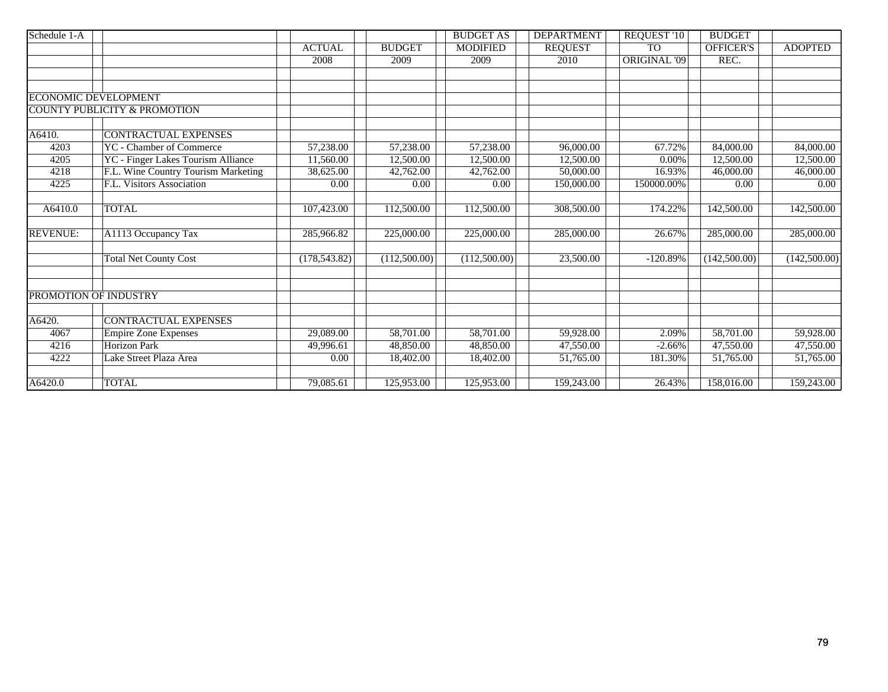| Schedule 1-A | | ACTUAL | BUDGET | BUDGET AS MODIFIED | DEPARTMENT REQUEST | REQUEST '10 TO ORIGINAL '09 | BUDGET OFFICER'S REC. | ADOPTED |
|---|---|---|---|---|---|---|---|---|
| | | 2008 | 2009 | 2009 | 2010 | | | |
| ECONOMIC DEVELOPMENT | | | | | | | | |
| COUNTY PUBLICITY & PROMOTION | | | | | | | | |
| A6410. | CONTRACTUAL EXPENSES | | | | | | | |
| 4203 | YC - Chamber of Commerce | 57,238.00 | 57,238.00 | 57,238.00 | 96,000.00 | 67.72% | 84,000.00 | 84,000.00 |
| 4205 | YC - Finger Lakes Tourism Alliance | 11,560.00 | 12,500.00 | 12,500.00 | 12,500.00 | 0.00% | 12,500.00 | 12,500.00 |
| 4218 | F.L. Wine Country Tourism Marketing | 38,625.00 | 42,762.00 | 42,762.00 | 50,000.00 | 16.93% | 46,000.00 | 46,000.00 |
| 4225 | F.L. Visitors Association | 0.00 | 0.00 | 0.00 | 150,000.00 | 150000.00% | 0.00 | 0.00 |
| A6410.0 | TOTAL | 107,423.00 | 112,500.00 | 112,500.00 | 308,500.00 | 174.22% | 142,500.00 | 142,500.00 |
| REVENUE: | A1113 Occupancy Tax | 285,966.82 | 225,000.00 | 225,000.00 | 285,000.00 | 26.67% | 285,000.00 | 285,000.00 |
| | Total Net County Cost | (178,543.82) | (112,500.00) | (112,500.00) | 23,500.00 | -120.89% | (142,500.00) | (142,500.00) |
| PROMOTION OF INDUSTRY | | | | | | | | |
| A6420. | CONTRACTUAL EXPENSES | | | | | | | |
| 4067 | Empire Zone Expenses | 29,089.00 | 58,701.00 | 58,701.00 | 59,928.00 | 2.09% | 58,701.00 | 59,928.00 |
| 4216 | Horizon Park | 49,996.61 | 48,850.00 | 48,850.00 | 47,550.00 | -2.66% | 47,550.00 | 47,550.00 |
| 4222 | Lake Street Plaza Area | 0.00 | 18,402.00 | 18,402.00 | 51,765.00 | 181.30% | 51,765.00 | 51,765.00 |
| A6420.0 | TOTAL | 79,085.61 | 125,953.00 | 125,953.00 | 159,243.00 | 26.43% | 158,016.00 | 159,243.00 |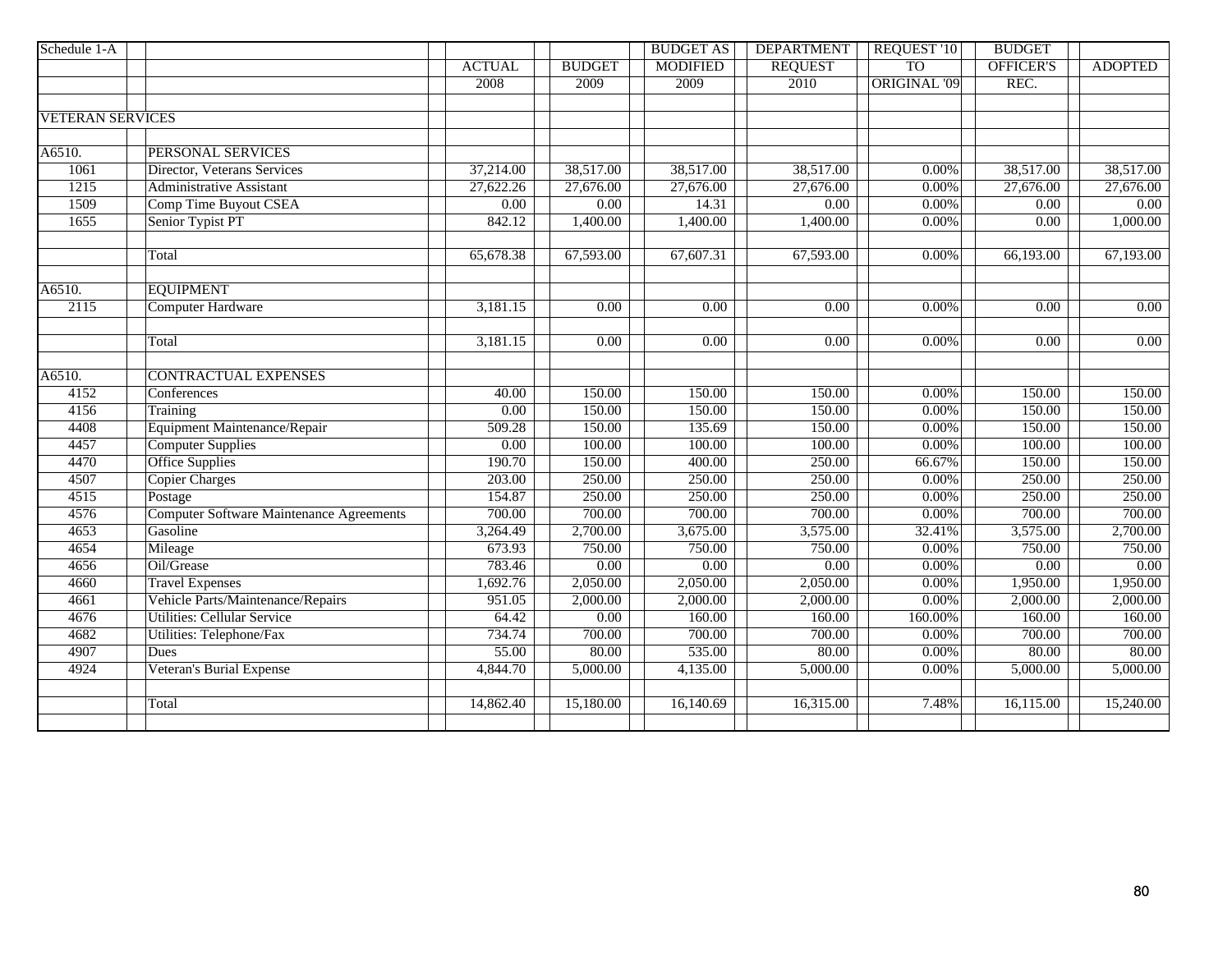| Schedule 1-A | | ACTUAL 2008 | BUDGET 2009 | BUDGET AS MODIFIED 2009 | DEPARTMENT REQUEST 2010 | REQUEST '10 TO ORIGINAL '09 | BUDGET OFFICER'S REC. | ADOPTED |
|---|---|---|---|---|---|---|---|---|
| VETERAN SERVICES | | | | | | | | |
| A6510. | PERSONAL SERVICES | | | | | | | |
| 1061 | Director, Veterans Services | 37,214.00 | 38,517.00 | 38,517.00 | 38,517.00 | 0.00% | 38,517.00 | 38,517.00 |
| 1215 | Administrative Assistant | 27,622.26 | 27,676.00 | 27,676.00 | 27,676.00 | 0.00% | 27,676.00 | 27,676.00 |
| 1509 | Comp Time Buyout CSEA | 0.00 | 0.00 | 14.31 | 0.00 | 0.00% | 0.00 | 0.00 |
| 1655 | Senior Typist PT | 842.12 | 1,400.00 | 1,400.00 | 1,400.00 | 0.00% | 0.00 | 1,000.00 |
| | Total | 65,678.38 | 67,593.00 | 67,607.31 | 67,593.00 | 0.00% | 66,193.00 | 67,193.00 |
| A6510. | EQUIPMENT | | | | | | | |
| 2115 | Computer Hardware | 3,181.15 | 0.00 | 0.00 | 0.00 | 0.00% | 0.00 | 0.00 |
| | Total | 3,181.15 | 0.00 | 0.00 | 0.00 | 0.00% | 0.00 | 0.00 |
| A6510. | CONTRACTUAL EXPENSES | | | | | | | |
| 4152 | Conferences | 40.00 | 150.00 | 150.00 | 150.00 | 0.00% | 150.00 | 150.00 |
| 4156 | Training | 0.00 | 150.00 | 150.00 | 150.00 | 0.00% | 150.00 | 150.00 |
| 4408 | Equipment Maintenance/Repair | 509.28 | 150.00 | 135.69 | 150.00 | 0.00% | 150.00 | 150.00 |
| 4457 | Computer Supplies | 0.00 | 100.00 | 100.00 | 100.00 | 0.00% | 100.00 | 100.00 |
| 4470 | Office Supplies | 190.70 | 150.00 | 400.00 | 250.00 | 66.67% | 150.00 | 150.00 |
| 4507 | Copier Charges | 203.00 | 250.00 | 250.00 | 250.00 | 0.00% | 250.00 | 250.00 |
| 4515 | Postage | 154.87 | 250.00 | 250.00 | 250.00 | 0.00% | 250.00 | 250.00 |
| 4576 | Computer Software Maintenance Agreements | 700.00 | 700.00 | 700.00 | 700.00 | 0.00% | 700.00 | 700.00 |
| 4653 | Gasoline | 3,264.49 | 2,700.00 | 3,675.00 | 3,575.00 | 32.41% | 3,575.00 | 2,700.00 |
| 4654 | Mileage | 673.93 | 750.00 | 750.00 | 750.00 | 0.00% | 750.00 | 750.00 |
| 4656 | Oil/Grease | 783.46 | 0.00 | 0.00 | 0.00 | 0.00% | 0.00 | 0.00 |
| 4660 | Travel Expenses | 1,692.76 | 2,050.00 | 2,050.00 | 2,050.00 | 0.00% | 1,950.00 | 1,950.00 |
| 4661 | Vehicle Parts/Maintenance/Repairs | 951.05 | 2,000.00 | 2,000.00 | 2,000.00 | 0.00% | 2,000.00 | 2,000.00 |
| 4676 | Utilities: Cellular Service | 64.42 | 0.00 | 160.00 | 160.00 | 160.00% | 160.00 | 160.00 |
| 4682 | Utilities: Telephone/Fax | 734.74 | 700.00 | 700.00 | 700.00 | 0.00% | 700.00 | 700.00 |
| 4907 | Dues | 55.00 | 80.00 | 535.00 | 80.00 | 0.00% | 80.00 | 80.00 |
| 4924 | Veteran's Burial Expense | 4,844.70 | 5,000.00 | 4,135.00 | 5,000.00 | 0.00% | 5,000.00 | 5,000.00 |
| | Total | 14,862.40 | 15,180.00 | 16,140.69 | 16,315.00 | 7.48% | 16,115.00 | 15,240.00 |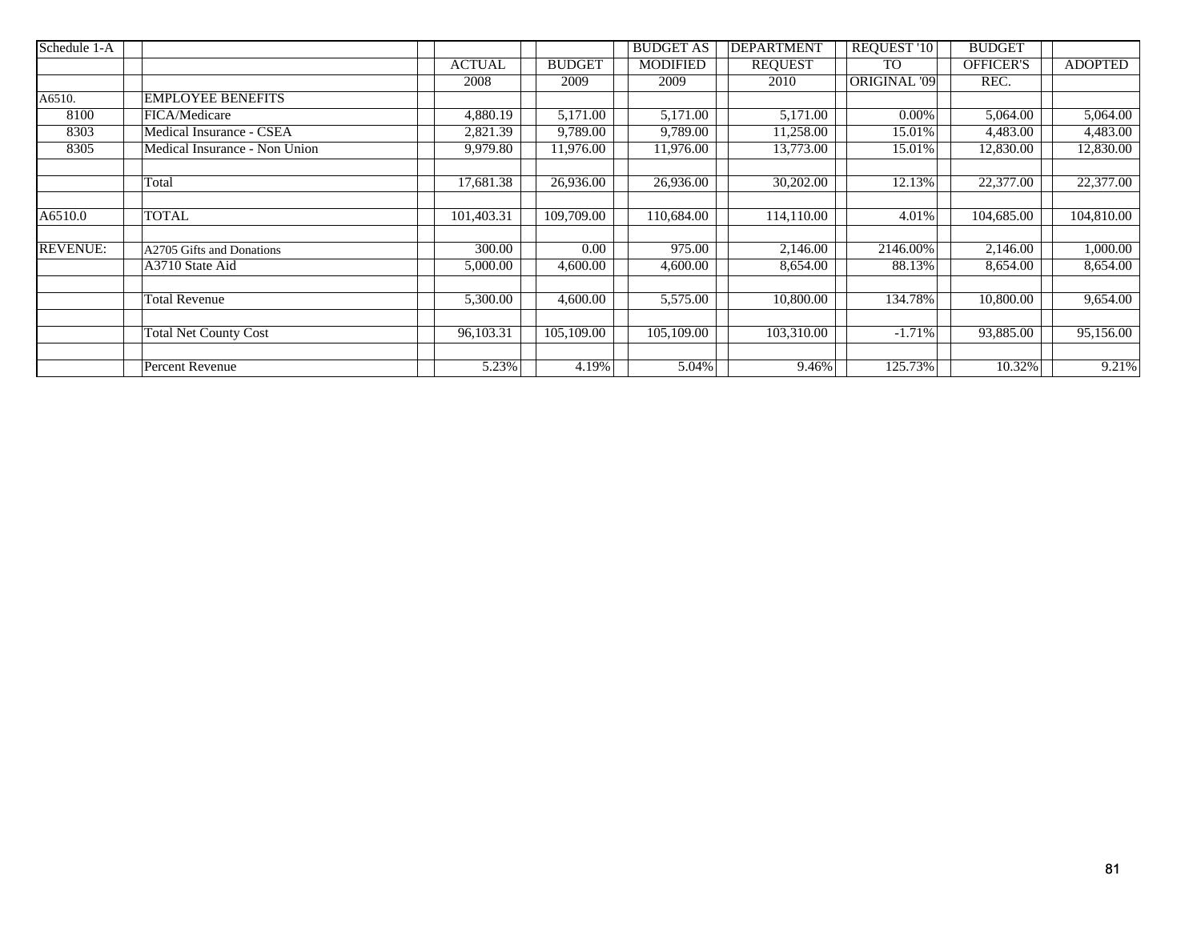| Schedule 1-A | | ACTUAL | BUDGET | BUDGET AS MODIFIED | DEPARTMENT REQUEST | REQUEST '10 TO | BUDGET OFFICER'S | ADOPTED |
|---|---|---|---|---|---|---|---|---|
| | | 2008 | 2009 | 2009 | 2010 | ORIGINAL '09 | REC. | |
| A6510. | EMPLOYEE BENEFITS | | | | | | | |
| 8100 | FICA/Medicare | 4,880.19 | 5,171.00 | 5,171.00 | 5,171.00 | 0.00% | 5,064.00 | 5,064.00 |
| 8303 | Medical Insurance - CSEA | 2,821.39 | 9,789.00 | 9,789.00 | 11,258.00 | 15.01% | 4,483.00 | 4,483.00 |
| 8305 | Medical Insurance - Non Union | 9,979.80 | 11,976.00 | 11,976.00 | 13,773.00 | 15.01% | 12,830.00 | 12,830.00 |
| | | | | | | | | |
| | Total | 17,681.38 | 26,936.00 | 26,936.00 | 30,202.00 | 12.13% | 22,377.00 | 22,377.00 |
| | | | | | | | | |
| A6510.0 | TOTAL | 101,403.31 | 109,709.00 | 110,684.00 | 114,110.00 | 4.01% | 104,685.00 | 104,810.00 |
| | | | | | | | | |
| REVENUE: | A2705 Gifts and Donations | 300.00 | 0.00 | 975.00 | 2,146.00 | 2146.00% | 2,146.00 | 1,000.00 |
| | A3710 State Aid | 5,000.00 | 4,600.00 | 4,600.00 | 8,654.00 | 88.13% | 8,654.00 | 8,654.00 |
| | | | | | | | | |
| | Total Revenue | 5,300.00 | 4,600.00 | 5,575.00 | 10,800.00 | 134.78% | 10,800.00 | 9,654.00 |
| | | | | | | | | |
| | Total Net County Cost | 96,103.31 | 105,109.00 | 105,109.00 | 103,310.00 | -1.71% | 93,885.00 | 95,156.00 |
| | | | | | | | | |
| | Percent Revenue | 5.23% | 4.19% | 5.04% | 9.46% | 125.73% | 10.32% | 9.21% |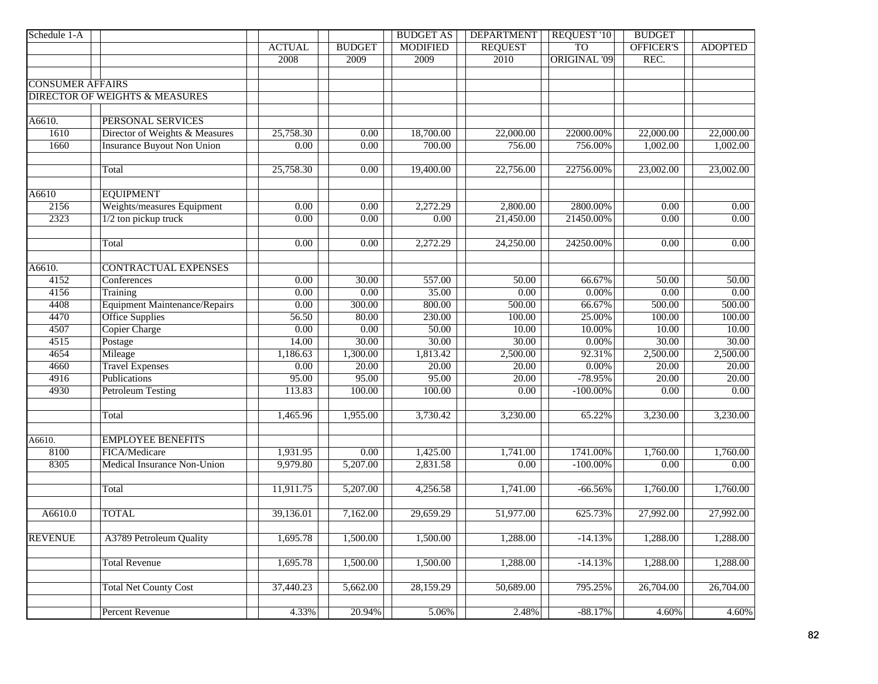| Schedule 1-A | | ACTUAL 2008 | BUDGET 2009 | BUDGET AS MODIFIED 2009 | DEPARTMENT REQUEST 2010 | REQUEST '10 TO ORIGINAL '09 | BUDGET OFFICER'S REC. | ADOPTED |
|---|---|---|---|---|---|---|---|---|
| CONSUMER AFFAIRS | | | | | | | | |
| DIRECTOR OF WEIGHTS & MEASURES | | | | | | | | |
| A6610. | PERSONAL SERVICES | | | | | | | |
| 1610 | Director of Weights & Measures | 25,758.30 | 0.00 | 18,700.00 | 22,000.00 | 22000.00% | 22,000.00 | 22,000.00 |
| 1660 | Insurance Buyout Non Union | 0.00 | 0.00 | 700.00 | 756.00 | 756.00% | 1,002.00 | 1,002.00 |
| | Total | 25,758.30 | 0.00 | 19,400.00 | 22,756.00 | 22756.00% | 23,002.00 | 23,002.00 |
| A6610 | EQUIPMENT | | | | | | | |
| 2156 | Weights/measures Equipment | 0.00 | 0.00 | 2,272.29 | 2,800.00 | 2800.00% | 0.00 | 0.00 |
| 2323 | 1/2 ton pickup truck | 0.00 | 0.00 | 0.00 | 21,450.00 | 21450.00% | 0.00 | 0.00 |
| | Total | 0.00 | 0.00 | 2,272.29 | 24,250.00 | 24250.00% | 0.00 | 0.00 |
| A6610. | CONTRACTUAL EXPENSES | | | | | | | |
| 4152 | Conferences | 0.00 | 30.00 | 557.00 | 50.00 | 66.67% | 50.00 | 50.00 |
| 4156 | Training | 0.00 | 0.00 | 35.00 | 0.00 | 0.00% | 0.00 | 0.00 |
| 4408 | Equipment Maintenance/Repairs | 0.00 | 300.00 | 800.00 | 500.00 | 66.67% | 500.00 | 500.00 |
| 4470 | Office Supplies | 56.50 | 80.00 | 230.00 | 100.00 | 25.00% | 100.00 | 100.00 |
| 4507 | Copier Charge | 0.00 | 0.00 | 50.00 | 10.00 | 10.00% | 10.00 | 10.00 |
| 4515 | Postage | 14.00 | 30.00 | 30.00 | 30.00 | 0.00% | 30.00 | 30.00 |
| 4654 | Mileage | 1,186.63 | 1,300.00 | 1,813.42 | 2,500.00 | 92.31% | 2,500.00 | 2,500.00 |
| 4660 | Travel Expenses | 0.00 | 20.00 | 20.00 | 20.00 | 0.00% | 20.00 | 20.00 |
| 4916 | Publications | 95.00 | 95.00 | 95.00 | 20.00 | -78.95% | 20.00 | 20.00 |
| 4930 | Petroleum Testing | 113.83 | 100.00 | 100.00 | 0.00 | -100.00% | 0.00 | 0.00 |
| | Total | 1,465.96 | 1,955.00 | 3,730.42 | 3,230.00 | 65.22% | 3,230.00 | 3,230.00 |
| A6610. | EMPLOYEE BENEFITS | | | | | | | |
| 8100 | FICA/Medicare | 1,931.95 | 0.00 | 1,425.00 | 1,741.00 | 1741.00% | 1,760.00 | 1,760.00 |
| 8305 | Medical Insurance Non-Union | 9,979.80 | 5,207.00 | 2,831.58 | 0.00 | -100.00% | 0.00 | 0.00 |
| | Total | 11,911.75 | 5,207.00 | 4,256.58 | 1,741.00 | -66.56% | 1,760.00 | 1,760.00 |
| A6610.0 | TOTAL | 39,136.01 | 7,162.00 | 29,659.29 | 51,977.00 | 625.73% | 27,992.00 | 27,992.00 |
| REVENUE | A3789 Petroleum Quality | 1,695.78 | 1,500.00 | 1,500.00 | 1,288.00 | -14.13% | 1,288.00 | 1,288.00 |
| | Total Revenue | 1,695.78 | 1,500.00 | 1,500.00 | 1,288.00 | -14.13% | 1,288.00 | 1,288.00 |
| | Total Net County Cost | 37,440.23 | 5,662.00 | 28,159.29 | 50,689.00 | 795.25% | 26,704.00 | 26,704.00 |
| | Percent Revenue | 4.33% | 20.94% | 5.06% | 2.48% | -88.17% | 4.60% | 4.60% |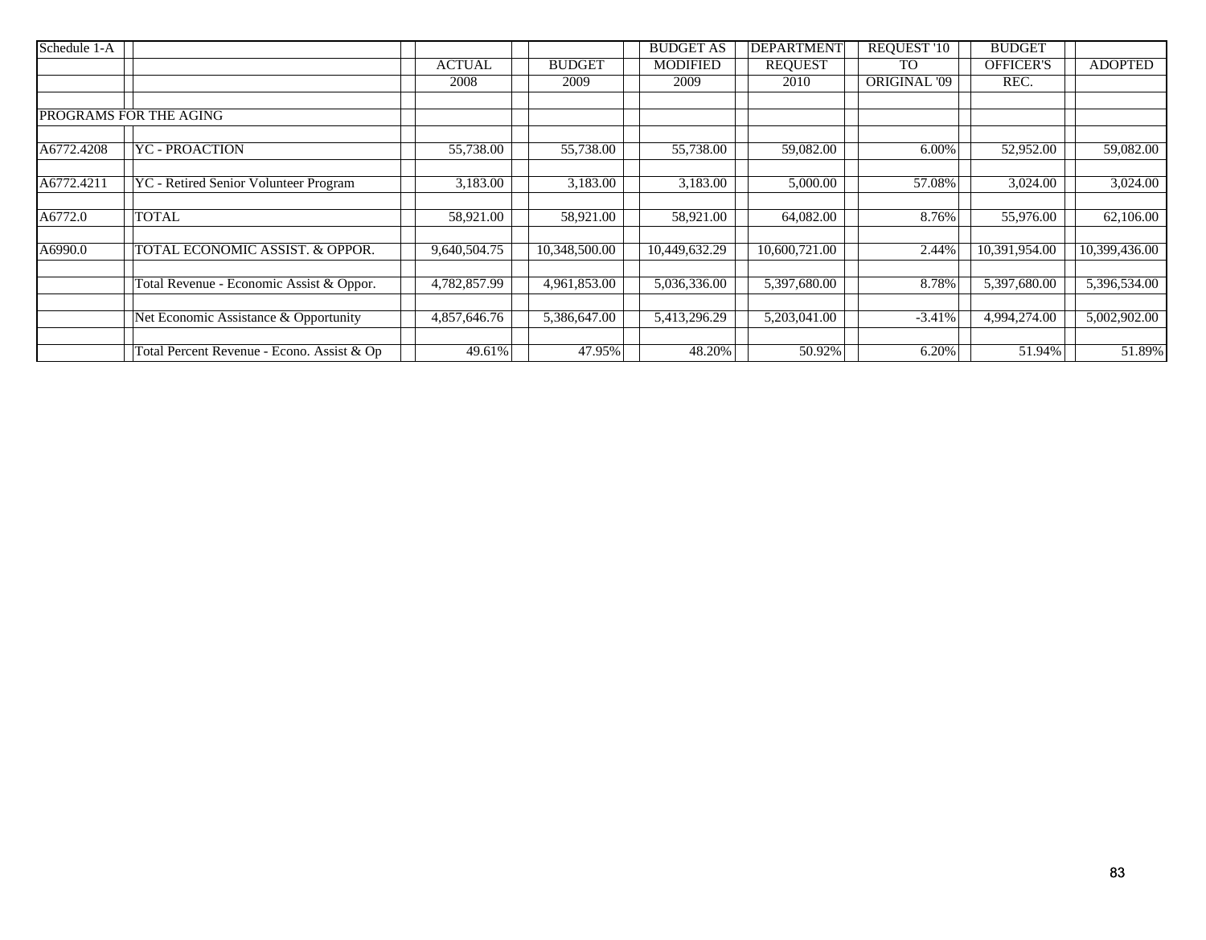| Schedule 1-A | | ACTUAL 2008 | BUDGET 2009 | BUDGET AS MODIFIED 2009 | DEPARTMENT REQUEST 2010 | REQUEST '10 TO ORIGINAL '09 | BUDGET OFFICER'S REC. | ADOPTED |
|---|---|---|---|---|---|---|---|---|
| PROGRAMS FOR THE AGING | | | | | | | | |
| A6772.4208 | YC - PROACTION | 55,738.00 | 55,738.00 | 55,738.00 | 59,082.00 | 6.00% | 52,952.00 | 59,082.00 |
| A6772.4211 | YC - Retired Senior Volunteer Program | 3,183.00 | 3,183.00 | 3,183.00 | 5,000.00 | 57.08% | 3,024.00 | 3,024.00 |
| A6772.0 | TOTAL | 58,921.00 | 58,921.00 | 58,921.00 | 64,082.00 | 8.76% | 55,976.00 | 62,106.00 |
| A6990.0 | TOTAL ECONOMIC ASSIST. & OPPOR. | 9,640,504.75 | 10,348,500.00 | 10,449,632.29 | 10,600,721.00 | 2.44% | 10,391,954.00 | 10,399,436.00 |
| | Total Revenue - Economic Assist & Oppor. | 4,782,857.99 | 4,961,853.00 | 5,036,336.00 | 5,397,680.00 | 8.78% | 5,397,680.00 | 5,396,534.00 |
| | Net Economic Assistance & Opportunity | 4,857,646.76 | 5,386,647.00 | 5,413,296.29 | 5,203,041.00 | -3.41% | 4,994,274.00 | 5,002,902.00 |
| | Total Percent Revenue - Econo. Assist & Op | 49.61% | 47.95% | 48.20% | 50.92% | 6.20% | 51.94% | 51.89% |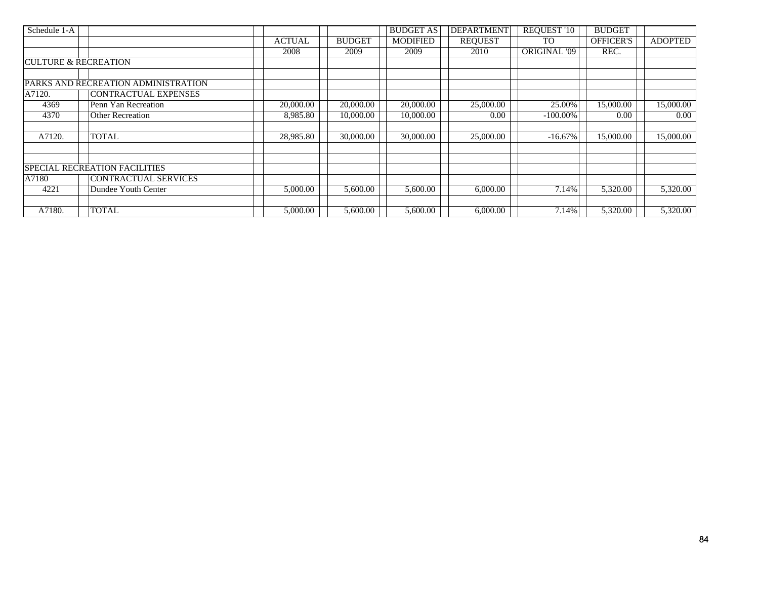| Schedule 1-A | | ACTUAL 2008 | BUDGET 2009 | BUDGET AS MODIFIED 2009 | DEPARTMENT REQUEST 2010 | REQUEST '10 TO ORIGINAL '09 | BUDGET OFFICER'S REC. | ADOPTED |
|---|---|---|---|---|---|---|---|---|
| CULTURE & RECREATION | | | | | | | | |
| | | | | | | | | |
| PARKS AND RECREATION ADMINISTRATION | | | | | | | | |
| A7120. | CONTRACTUAL EXPENSES | | | | | | | |
| 4369 | Penn Yan Recreation | 20,000.00 | 20,000.00 | 20,000.00 | 25,000.00 | 25.00% | 15,000.00 | 15,000.00 |
| 4370 | Other Recreation | 8,985.80 | 10,000.00 | 10,000.00 | 0.00 | -100.00% | 0.00 | 0.00 |
| | | | | | | | | |
| A7120. | TOTAL | 28,985.80 | 30,000.00 | 30,000.00 | 25,000.00 | -16.67% | 15,000.00 | 15,000.00 |
| | | | | | | | | |
| | | | | | | | | |
| SPECIAL RECREATION FACILITIES | | | | | | | | |
| A7180 | CONTRACTUAL SERVICES | | | | | | | |
| 4221 | Dundee Youth Center | 5,000.00 | 5,600.00 | 5,600.00 | 6,000.00 | 7.14% | 5,320.00 | 5,320.00 |
| | | | | | | | | |
| A7180. | TOTAL | 5,000.00 | 5,600.00 | 5,600.00 | 6,000.00 | 7.14% | 5,320.00 | 5,320.00 |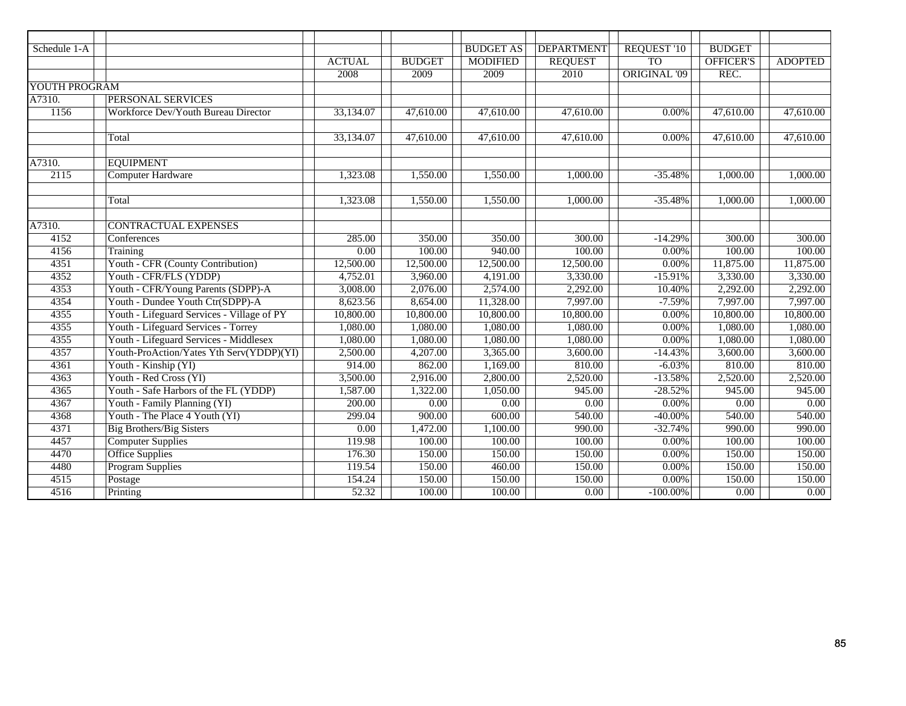| Schedule 1-A | | ACTUAL | BUDGET | BUDGET AS MODIFIED | DEPARTMENT REQUEST | REQUEST '10 TO ORIGINAL '09 | BUDGET OFFICER'S REC. | ADOPTED |
|---|---|---|---|---|---|---|---|---|
| | | 2008 | 2009 | 2009 | 2010 | | | |
| YOUTH PROGRAM | | | | | | | | |
| A7310. | PERSONAL SERVICES | | | | | | | |
| 1156 | Workforce Dev/Youth Bureau Director | 33,134.07 | 47,610.00 | 47,610.00 | 47,610.00 | 0.00% | 47,610.00 | 47,610.00 |
| | | | | | | | | |
| | Total | 33,134.07 | 47,610.00 | 47,610.00 | 47,610.00 | 0.00% | 47,610.00 | 47,610.00 |
| | | | | | | | | |
| A7310. | EQUIPMENT | | | | | | | |
| 2115 | Computer Hardware | 1,323.08 | 1,550.00 | 1,550.00 | 1,000.00 | -35.48% | 1,000.00 | 1,000.00 |
| | | | | | | | | |
| | Total | 1,323.08 | 1,550.00 | 1,550.00 | 1,000.00 | -35.48% | 1,000.00 | 1,000.00 |
| | | | | | | | | |
| A7310. | CONTRACTUAL EXPENSES | | | | | | | |
| 4152 | Conferences | 285.00 | 350.00 | 350.00 | 300.00 | -14.29% | 300.00 | 300.00 |
| 4156 | Training | 0.00 | 100.00 | 940.00 | 100.00 | 0.00% | 100.00 | 100.00 |
| 4351 | Youth - CFR (County Contribution) | 12,500.00 | 12,500.00 | 12,500.00 | 12,500.00 | 0.00% | 11,875.00 | 11,875.00 |
| 4352 | Youth - CFR/FLS (YDDP) | 4,752.01 | 3,960.00 | 4,191.00 | 3,330.00 | -15.91% | 3,330.00 | 3,330.00 |
| 4353 | Youth - CFR/Young Parents (SDPP)-A | 3,008.00 | 2,076.00 | 2,574.00 | 2,292.00 | 10.40% | 2,292.00 | 2,292.00 |
| 4354 | Youth - Dundee Youth Ctr(SDPP)-A | 8,623.56 | 8,654.00 | 11,328.00 | 7,997.00 | -7.59% | 7,997.00 | 7,997.00 |
| 4355 | Youth - Lifeguard Services - Village of PY | 10,800.00 | 10,800.00 | 10,800.00 | 10,800.00 | 0.00% | 10,800.00 | 10,800.00 |
| 4355 | Youth - Lifeguard Services - Torrey | 1,080.00 | 1,080.00 | 1,080.00 | 1,080.00 | 0.00% | 1,080.00 | 1,080.00 |
| 4355 | Youth - Lifeguard Services - Middlesex | 1,080.00 | 1,080.00 | 1,080.00 | 1,080.00 | 0.00% | 1,080.00 | 1,080.00 |
| 4357 | Youth-ProAction/Yates Yth Serv(YDDP)(YI) | 2,500.00 | 4,207.00 | 3,365.00 | 3,600.00 | -14.43% | 3,600.00 | 3,600.00 |
| 4361 | Youth - Kinship (YI) | 914.00 | 862.00 | 1,169.00 | 810.00 | -6.03% | 810.00 | 810.00 |
| 4363 | Youth - Red Cross (YI) | 3,500.00 | 2,916.00 | 2,800.00 | 2,520.00 | -13.58% | 2,520.00 | 2,520.00 |
| 4365 | Youth - Safe Harbors of the FL (YDDP) | 1,587.00 | 1,322.00 | 1,050.00 | 945.00 | -28.52% | 945.00 | 945.00 |
| 4367 | Youth - Family Planning (YI) | 200.00 | 0.00 | 0.00 | 0.00 | 0.00% | 0.00 | 0.00 |
| 4368 | Youth - The Place 4 Youth (YI) | 299.04 | 900.00 | 600.00 | 540.00 | -40.00% | 540.00 | 540.00 |
| 4371 | Big Brothers/Big Sisters | 0.00 | 1,472.00 | 1,100.00 | 990.00 | -32.74% | 990.00 | 990.00 |
| 4457 | Computer Supplies | 119.98 | 100.00 | 100.00 | 100.00 | 0.00% | 100.00 | 100.00 |
| 4470 | Office Supplies | 176.30 | 150.00 | 150.00 | 150.00 | 0.00% | 150.00 | 150.00 |
| 4480 | Program Supplies | 119.54 | 150.00 | 460.00 | 150.00 | 0.00% | 150.00 | 150.00 |
| 4515 | Postage | 154.24 | 150.00 | 150.00 | 150.00 | 0.00% | 150.00 | 150.00 |
| 4516 | Printing | 52.32 | 100.00 | 100.00 | 0.00 | -100.00% | 0.00 | 0.00 |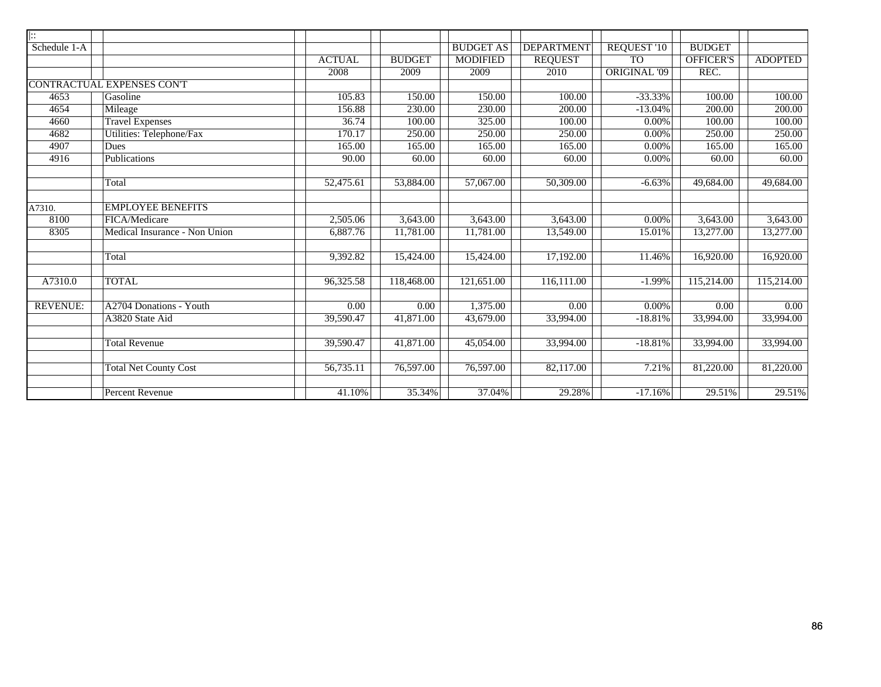| \|:: | | | | | | | | |
|---|---|---|---|---|---|---|---|---|
| Schedule 1-A | | | | BUDGET AS | DEPARTMENT | REQUEST '10 | BUDGET | |
| | | ACTUAL | BUDGET | MODIFIED | REQUEST | TO | OFFICER'S | ADOPTED |
| | | 2008 | 2009 | 2009 | 2010 | ORIGINAL '09 | REC. | |
| CONTRACTUAL EXPENSES CON'T | | | | | | | | |
| 4653 | Gasoline | 105.83 | 150.00 | 150.00 | 100.00 | -33.33% | 100.00 | 100.00 |
| 4654 | Mileage | 156.88 | 230.00 | 230.00 | 200.00 | -13.04% | 200.00 | 200.00 |
| 4660 | Travel Expenses | 36.74 | 100.00 | 325.00 | 100.00 | 0.00% | 100.00 | 100.00 |
| 4682 | Utilities: Telephone/Fax | 170.17 | 250.00 | 250.00 | 250.00 | 0.00% | 250.00 | 250.00 |
| 4907 | Dues | 165.00 | 165.00 | 165.00 | 165.00 | 0.00% | 165.00 | 165.00 |
| 4916 | Publications | 90.00 | 60.00 | 60.00 | 60.00 | 0.00% | 60.00 | 60.00 |
| | | | | | | | | |
| | Total | 52,475.61 | 53,884.00 | 57,067.00 | 50,309.00 | -6.63% | 49,684.00 | 49,684.00 |
| | | | | | | | | |
| A7310. | EMPLOYEE BENEFITS | | | | | | | |
| 8100 | FICA/Medicare | 2,505.06 | 3,643.00 | 3,643.00 | 3,643.00 | 0.00% | 3,643.00 | 3,643.00 |
| 8305 | Medical Insurance - Non Union | 6,887.76 | 11,781.00 | 11,781.00 | 13,549.00 | 15.01% | 13,277.00 | 13,277.00 |
| | | | | | | | | |
| | Total | 9,392.82 | 15,424.00 | 15,424.00 | 17,192.00 | 11.46% | 16,920.00 | 16,920.00 |
| | | | | | | | | |
| A7310.0 | TOTAL | 96,325.58 | 118,468.00 | 121,651.00 | 116,111.00 | -1.99% | 115,214.00 | 115,214.00 |
| | | | | | | | | |
| REVENUE: | A2704 Donations - Youth | 0.00 | 0.00 | 1,375.00 | 0.00 | 0.00% | 0.00 | 0.00 |
| | A3820 State Aid | 39,590.47 | 41,871.00 | 43,679.00 | 33,994.00 | -18.81% | 33,994.00 | 33,994.00 |
| | | | | | | | | |
| | Total Revenue | 39,590.47 | 41,871.00 | 45,054.00 | 33,994.00 | -18.81% | 33,994.00 | 33,994.00 |
| | | | | | | | | |
| | Total Net County Cost | 56,735.11 | 76,597.00 | 76,597.00 | 82,117.00 | 7.21% | 81,220.00 | 81,220.00 |
| | | | | | | | | |
| | Percent Revenue | 41.10% | 35.34% | 37.04% | 29.28% | -17.16% | 29.51% | 29.51% |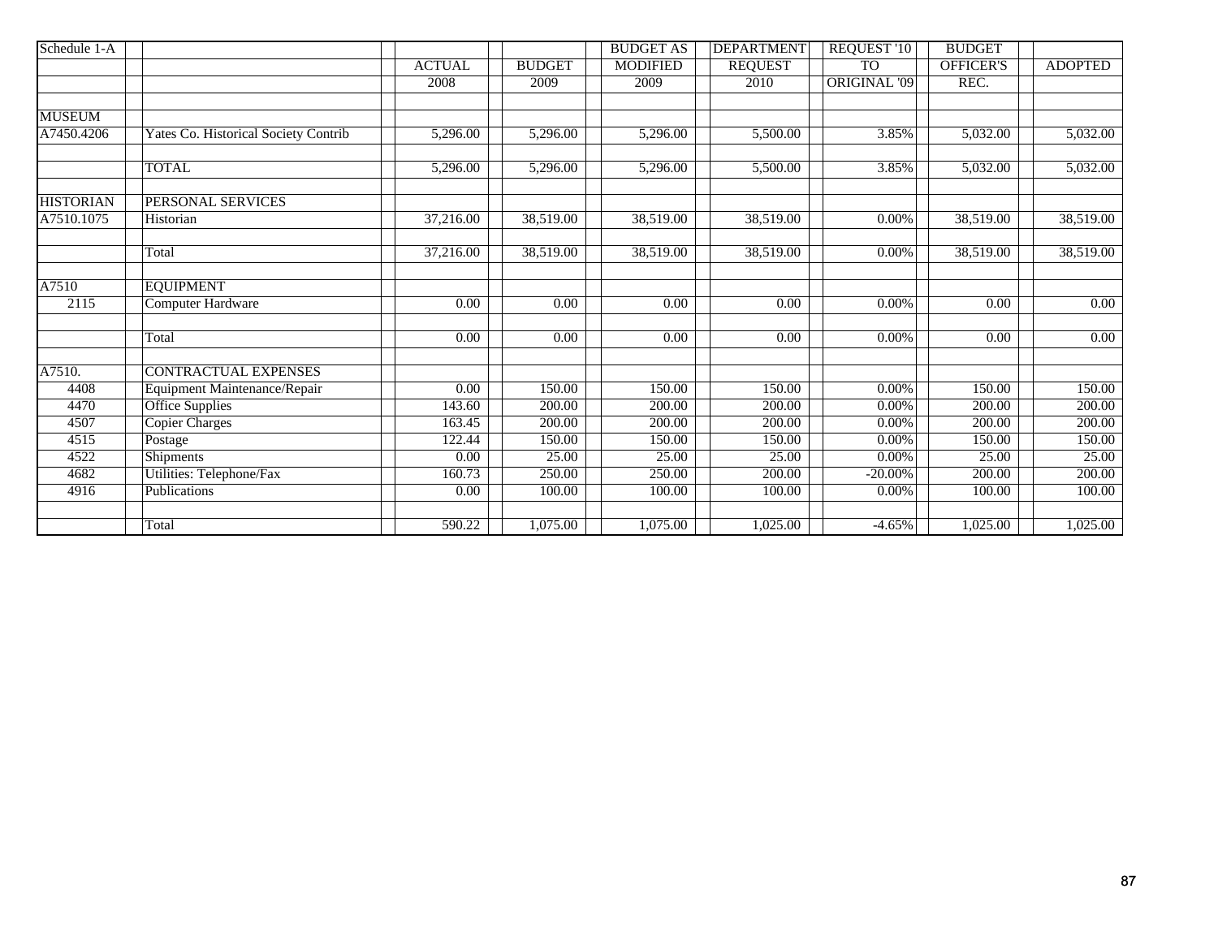| Schedule 1-A | | ACTUAL 2008 | BUDGET 2009 | BUDGET AS MODIFIED 2009 | DEPARTMENT REQUEST 2010 | REQUEST '10 TO ORIGINAL '09 | BUDGET OFFICER'S REC. | ADOPTED |
|---|---|---|---|---|---|---|---|---|
| | | | | | | | | |
| MUSEUM | | | | | | | | |
| A7450.4206 | Yates Co. Historical Society Contrib | 5,296.00 | 5,296.00 | 5,296.00 | 5,500.00 | 3.85% | 5,032.00 | 5,032.00 |
| | | | | | | | | |
| | TOTAL | 5,296.00 | 5,296.00 | 5,296.00 | 5,500.00 | 3.85% | 5,032.00 | 5,032.00 |
| | | | | | | | | |
| HISTORIAN | PERSONAL SERVICES | | | | | | | |
| A7510.1075 | Historian | 37,216.00 | 38,519.00 | 38,519.00 | 38,519.00 | 0.00% | 38,519.00 | 38,519.00 |
| | | | | | | | | |
| | Total | 37,216.00 | 38,519.00 | 38,519.00 | 38,519.00 | 0.00% | 38,519.00 | 38,519.00 |
| | | | | | | | | |
| A7510 | EQUIPMENT | | | | | | | |
| 2115 | Computer Hardware | 0.00 | 0.00 | 0.00 | 0.00 | 0.00% | 0.00 | 0.00 |
| | | | | | | | | |
| | Total | 0.00 | 0.00 | 0.00 | 0.00 | 0.00% | 0.00 | 0.00 |
| | | | | | | | | |
| A7510. | CONTRACTUAL EXPENSES | | | | | | | |
| 4408 | Equipment Maintenance/Repair | 0.00 | 150.00 | 150.00 | 150.00 | 0.00% | 150.00 | 150.00 |
| 4470 | Office Supplies | 143.60 | 200.00 | 200.00 | 200.00 | 0.00% | 200.00 | 200.00 |
| 4507 | Copier Charges | 163.45 | 200.00 | 200.00 | 200.00 | 0.00% | 200.00 | 200.00 |
| 4515 | Postage | 122.44 | 150.00 | 150.00 | 150.00 | 0.00% | 150.00 | 150.00 |
| 4522 | Shipments | 0.00 | 25.00 | 25.00 | 25.00 | 0.00% | 25.00 | 25.00 |
| 4682 | Utilities: Telephone/Fax | 160.73 | 250.00 | 250.00 | 200.00 | -20.00% | 200.00 | 200.00 |
| 4916 | Publications | 0.00 | 100.00 | 100.00 | 100.00 | 0.00% | 100.00 | 100.00 |
| | | | | | | | | |
| | Total | 590.22 | 1,075.00 | 1,075.00 | 1,025.00 | -4.65% | 1,025.00 | 1,025.00 |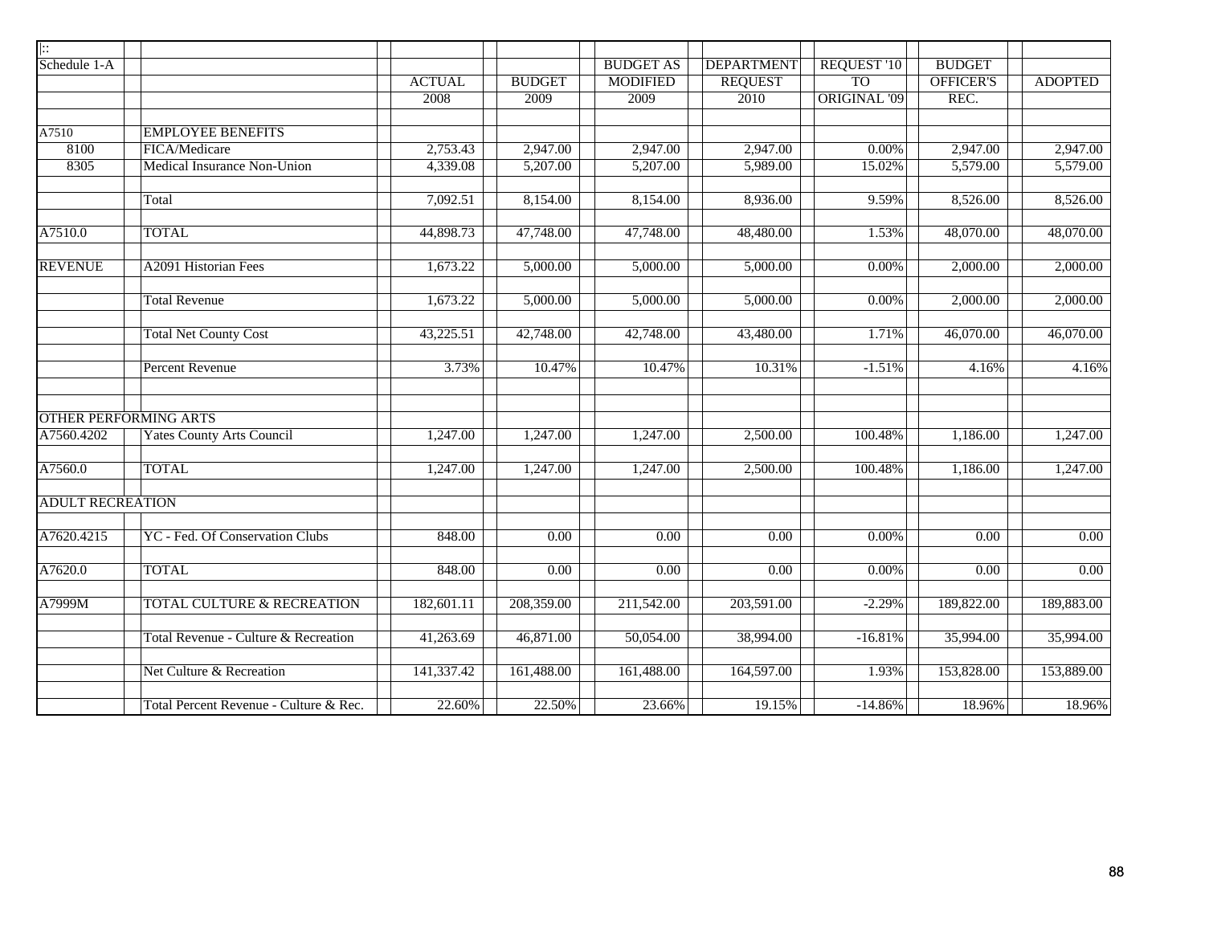| Schedule 1-A | | ACTUAL 2008 | BUDGET 2009 | BUDGET AS MODIFIED 2009 | DEPARTMENT REQUEST 2010 | REQUEST '10 TO ORIGINAL '09 | BUDGET OFFICER'S REC. | ADOPTED |
|---|---|---|---|---|---|---|---|---|
| A7510 | EMPLOYEE BENEFITS | | | | | | | |
| 8100 | FICA/Medicare | 2,753.43 | 2,947.00 | 2,947.00 | 2,947.00 | 0.00% | 2,947.00 | 2,947.00 |
| 8305 | Medical Insurance Non-Union | 4,339.08 | 5,207.00 | 5,207.00 | 5,989.00 | 15.02% | 5,579.00 | 5,579.00 |
| | Total | 7,092.51 | 8,154.00 | 8,154.00 | 8,936.00 | 9.59% | 8,526.00 | 8,526.00 |
| A7510.0 | TOTAL | 44,898.73 | 47,748.00 | 47,748.00 | 48,480.00 | 1.53% | 48,070.00 | 48,070.00 |
| REVENUE | A2091 Historian Fees | 1,673.22 | 5,000.00 | 5,000.00 | 5,000.00 | 0.00% | 2,000.00 | 2,000.00 |
| | Total Revenue | 1,673.22 | 5,000.00 | 5,000.00 | 5,000.00 | 0.00% | 2,000.00 | 2,000.00 |
| | Total Net County Cost | 43,225.51 | 42,748.00 | 42,748.00 | 43,480.00 | 1.71% | 46,070.00 | 46,070.00 |
| | Percent Revenue | 3.73% | 10.47% | 10.47% | 10.31% | -1.51% | 4.16% | 4.16% |
| OTHER PERFORMING ARTS | | | | | | | | |
| A7560.4202 | Yates County Arts Council | 1,247.00 | 1,247.00 | 1,247.00 | 2,500.00 | 100.48% | 1,186.00 | 1,247.00 |
| A7560.0 | TOTAL | 1,247.00 | 1,247.00 | 1,247.00 | 2,500.00 | 100.48% | 1,186.00 | 1,247.00 |
| ADULT RECREATION | | | | | | | | |
| A7620.4215 | YC - Fed. Of Conservation Clubs | 848.00 | 0.00 | 0.00 | 0.00 | 0.00% | 0.00 | 0.00 |
| A7620.0 | TOTAL | 848.00 | 0.00 | 0.00 | 0.00 | 0.00% | 0.00 | 0.00 |
| A7999M | TOTAL CULTURE & RECREATION | 182,601.11 | 208,359.00 | 211,542.00 | 203,591.00 | -2.29% | 189,822.00 | 189,883.00 |
| | Total Revenue - Culture & Recreation | 41,263.69 | 46,871.00 | 50,054.00 | 38,994.00 | -16.81% | 35,994.00 | 35,994.00 |
| | Net Culture & Recreation | 141,337.42 | 161,488.00 | 161,488.00 | 164,597.00 | 1.93% | 153,828.00 | 153,889.00 |
| | Total Percent Revenue - Culture & Rec. | 22.60% | 22.50% | 23.66% | 19.15% | -14.86% | 18.96% | 18.96% |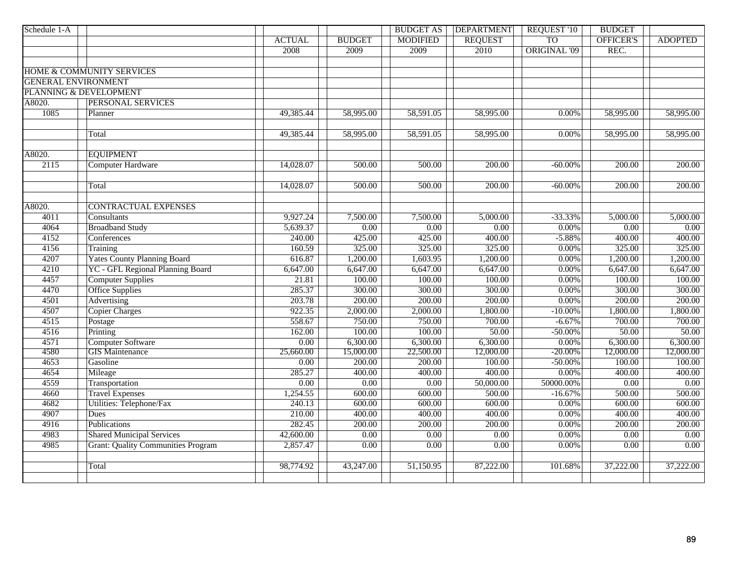| Schedule 1-A | | ACTUAL | BUDGET | BUDGET AS MODIFIED | DEPARTMENT REQUEST | REQUEST '10 TO ORIGINAL '09 | BUDGET OFFICER'S REC. | ADOPTED |
|---|---|---|---|---|---|---|---|---|
| | | 2008 | 2009 | 2009 | 2010 | | | |
| | | | | | | | | |
| HOME & COMMUNITY SERVICES | | | | | | | | |
| GENERAL ENVIRONMENT | | | | | | | | |
| PLANNING & DEVELOPMENT | | | | | | | | |
| A8020. | PERSONAL SERVICES | | | | | | | |
| 1085 | Planner | 49,385.44 | 58,995.00 | 58,591.05 | 58,995.00 | 0.00% | 58,995.00 | 58,995.00 |
| | | | | | | | | |
| | Total | 49,385.44 | 58,995.00 | 58,591.05 | 58,995.00 | 0.00% | 58,995.00 | 58,995.00 |
| | | | | | | | | |
| A8020. | EQUIPMENT | | | | | | | |
| 2115 | Computer Hardware | 14,028.07 | 500.00 | 500.00 | 200.00 | -60.00% | 200.00 | 200.00 |
| | | | | | | | | |
| | Total | 14,028.07 | 500.00 | 500.00 | 200.00 | -60.00% | 200.00 | 200.00 |
| | | | | | | | | |
| A8020. | CONTRACTUAL EXPENSES | | | | | | | |
| 4011 | Consultants | 9,927.24 | 7,500.00 | 7,500.00 | 5,000.00 | -33.33% | 5,000.00 | 5,000.00 |
| 4064 | Broadband Study | 5,639.37 | 0.00 | 0.00 | 0.00 | 0.00% | 0.00 | 0.00 |
| 4152 | Conferences | 240.00 | 425.00 | 425.00 | 400.00 | -5.88% | 400.00 | 400.00 |
| 4156 | Training | 160.59 | 325.00 | 325.00 | 325.00 | 0.00% | 325.00 | 325.00 |
| 4207 | Yates County Planning Board | 616.87 | 1,200.00 | 1,603.95 | 1,200.00 | 0.00% | 1,200.00 | 1,200.00 |
| 4210 | YC - GFL Regional Planning Board | 6,647.00 | 6,647.00 | 6,647.00 | 6,647.00 | 0.00% | 6,647.00 | 6,647.00 |
| 4457 | Computer Supplies | 21.81 | 100.00 | 100.00 | 100.00 | 0.00% | 100.00 | 100.00 |
| 4470 | Office Supplies | 285.37 | 300.00 | 300.00 | 300.00 | 0.00% | 300.00 | 300.00 |
| 4501 | Advertising | 203.78 | 200.00 | 200.00 | 200.00 | 0.00% | 200.00 | 200.00 |
| 4507 | Copier Charges | 922.35 | 2,000.00 | 2,000.00 | 1,800.00 | -10.00% | 1,800.00 | 1,800.00 |
| 4515 | Postage | 558.67 | 750.00 | 750.00 | 700.00 | -6.67% | 700.00 | 700.00 |
| 4516 | Printing | 162.00 | 100.00 | 100.00 | 50.00 | -50.00% | 50.00 | 50.00 |
| 4571 | Computer Software | 0.00 | 6,300.00 | 6,300.00 | 6,300.00 | 0.00% | 6,300.00 | 6,300.00 |
| 4580 | GIS Maintenance | 25,660.00 | 15,000.00 | 22,500.00 | 12,000.00 | -20.00% | 12,000.00 | 12,000.00 |
| 4653 | Gasoline | 0.00 | 200.00 | 200.00 | 100.00 | -50.00% | 100.00 | 100.00 |
| 4654 | Mileage | 285.27 | 400.00 | 400.00 | 400.00 | 0.00% | 400.00 | 400.00 |
| 4559 | Transportation | 0.00 | 0.00 | 0.00 | 50,000.00 | 50000.00% | 0.00 | 0.00 |
| 4660 | Travel Expenses | 1,254.55 | 600.00 | 600.00 | 500.00 | -16.67% | 500.00 | 500.00 |
| 4682 | Utilities: Telephone/Fax | 240.13 | 600.00 | 600.00 | 600.00 | 0.00% | 600.00 | 600.00 |
| 4907 | Dues | 210.00 | 400.00 | 400.00 | 400.00 | 0.00% | 400.00 | 400.00 |
| 4916 | Publications | 282.45 | 200.00 | 200.00 | 200.00 | 0.00% | 200.00 | 200.00 |
| 4983 | Shared Municipal Services | 42,600.00 | 0.00 | 0.00 | 0.00 | 0.00% | 0.00 | 0.00 |
| 4985 | Grant: Quality Communities Program | 2,857.47 | 0.00 | 0.00 | 0.00 | 0.00% | 0.00 | 0.00 |
| | | | | | | | | |
| | Total | 98,774.92 | 43,247.00 | 51,150.95 | 87,222.00 | 101.68% | 37,222.00 | 37,222.00 |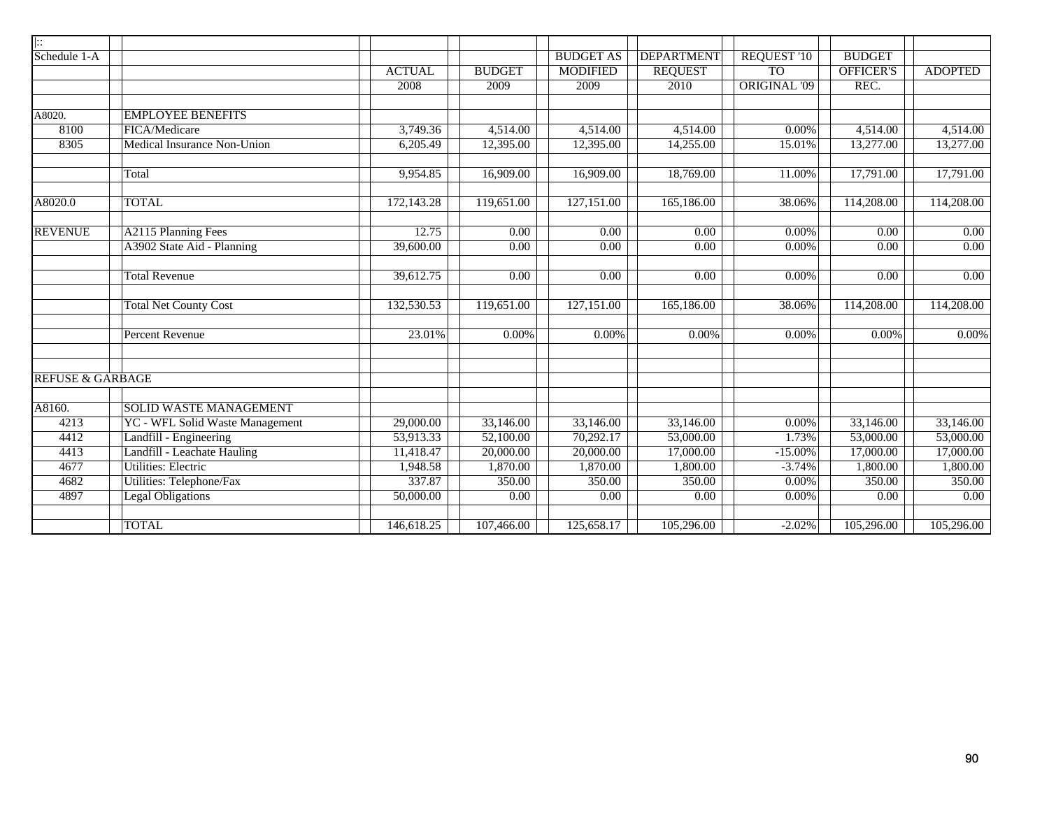| \|:: | | ACTUAL | BUDGET | BUDGET AS MODIFIED | DEPARTMENT REQUEST | REQUEST '10 TO ORIGINAL '09 | BUDGET OFFICER'S REC. | ADOPTED |
|---|---|---|---|---|---|---|---|---|
| Schedule 1-A | | 2008 | 2009 | 2009 | 2010 | | | |
| | | | | | | | | |
| A8020. | EMPLOYEE BENEFITS | | | | | | | |
| 8100 | FICA/Medicare | 3,749.36 | 4,514.00 | 4,514.00 | 4,514.00 | 0.00% | 4,514.00 | 4,514.00 |
| 8305 | Medical Insurance Non-Union | 6,205.49 | 12,395.00 | 12,395.00 | 14,255.00 | 15.01% | 13,277.00 | 13,277.00 |
| | | | | | | | | |
| | Total | 9,954.85 | 16,909.00 | 16,909.00 | 18,769.00 | 11.00% | 17,791.00 | 17,791.00 |
| | | | | | | | | |
| A8020.0 | TOTAL | 172,143.28 | 119,651.00 | 127,151.00 | 165,186.00 | 38.06% | 114,208.00 | 114,208.00 |
| | | | | | | | | |
| REVENUE | A2115 Planning Fees | 12.75 | 0.00 | 0.00 | 0.00 | 0.00% | 0.00 | 0.00 |
| | A3902 State Aid - Planning | 39,600.00 | 0.00 | 0.00 | 0.00 | 0.00% | 0.00 | 0.00 |
| | | | | | | | | |
| | Total Revenue | 39,612.75 | 0.00 | 0.00 | 0.00 | 0.00% | 0.00 | 0.00 |
| | | | | | | | | |
| | Total Net County Cost | 132,530.53 | 119,651.00 | 127,151.00 | 165,186.00 | 38.06% | 114,208.00 | 114,208.00 |
| | | | | | | | | |
| | Percent Revenue | 23.01% | 0.00% | 0.00% | 0.00% | 0.00% | 0.00% | 0.00% |
| | | | | | | | | |
| | | | | | | | | |
| REFUSE & GARBAGE | | | | | | | | |
| | | | | | | | | |
| A8160. | SOLID WASTE MANAGEMENT | | | | | | | |
| 4213 | YC - WFL Solid Waste Management | 29,000.00 | 33,146.00 | 33,146.00 | 33,146.00 | 0.00% | 33,146.00 | 33,146.00 |
| 4412 | Landfill - Engineering | 53,913.33 | 52,100.00 | 70,292.17 | 53,000.00 | 1.73% | 53,000.00 | 53,000.00 |
| 4413 | Landfill - Leachate Hauling | 11,418.47 | 20,000.00 | 20,000.00 | 17,000.00 | -15.00% | 17,000.00 | 17,000.00 |
| 4677 | Utilities: Electric | 1,948.58 | 1,870.00 | 1,870.00 | 1,800.00 | -3.74% | 1,800.00 | 1,800.00 |
| 4682 | Utilities: Telephone/Fax | 337.87 | 350.00 | 350.00 | 350.00 | 0.00% | 350.00 | 350.00 |
| 4897 | Legal Obligations | 50,000.00 | 0.00 | 0.00 | 0.00 | 0.00% | 0.00 | 0.00 |
| | | | | | | | | |
| | TOTAL | 146,618.25 | 107,466.00 | 125,658.17 | 105,296.00 | -2.02% | 105,296.00 | 105,296.00 |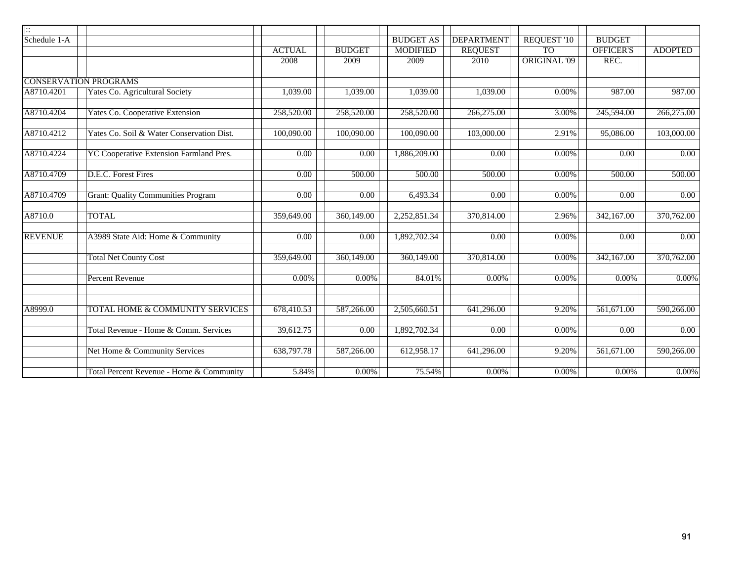| Schedule 1-A | | ACTUAL 2008 | BUDGET 2009 | BUDGET AS MODIFIED 2009 | DEPARTMENT REQUEST 2010 | REQUEST '10 TO ORIGINAL '09 | BUDGET OFFICER'S REC. | ADOPTED |
|---|---|---|---|---|---|---|---|---|
| CONSERVATION PROGRAMS | | | | | | | | |
| A8710.4201 | Yates Co. Agricultural Society | 1,039.00 | 1,039.00 | 1,039.00 | 1,039.00 | 0.00% | 987.00 | 987.00 |
| A8710.4204 | Yates Co. Cooperative Extension | 258,520.00 | 258,520.00 | 258,520.00 | 266,275.00 | 3.00% | 245,594.00 | 266,275.00 |
| A8710.4212 | Yates Co. Soil & Water Conservation Dist. | 100,090.00 | 100,090.00 | 100,090.00 | 103,000.00 | 2.91% | 95,086.00 | 103,000.00 |
| A8710.4224 | YC Cooperative Extension Farmland Pres. | 0.00 | 0.00 | 1,886,209.00 | 0.00 | 0.00% | 0.00 | 0.00 |
| A8710.4709 | D.E.C. Forest Fires | 0.00 | 500.00 | 500.00 | 500.00 | 0.00% | 500.00 | 500.00 |
| A8710.4709 | Grant: Quality Communities Program | 0.00 | 0.00 | 6,493.34 | 0.00 | 0.00% | 0.00 | 0.00 |
| A8710.0 | TOTAL | 359,649.00 | 360,149.00 | 2,252,851.34 | 370,814.00 | 2.96% | 342,167.00 | 370,762.00 |
| REVENUE | A3989 State Aid: Home & Community | 0.00 | 0.00 | 1,892,702.34 | 0.00 | 0.00% | 0.00 | 0.00 |
| | Total Net County Cost | 359,649.00 | 360,149.00 | 360,149.00 | 370,814.00 | 0.00% | 342,167.00 | 370,762.00 |
| | Percent Revenue | 0.00% | 0.00% | 84.01% | 0.00% | 0.00% | 0.00% | 0.00% |
| A8999.0 | TOTAL HOME & COMMUNITY SERVICES | 678,410.53 | 587,266.00 | 2,505,660.51 | 641,296.00 | 9.20% | 561,671.00 | 590,266.00 |
| | Total Revenue - Home & Comm. Services | 39,612.75 | 0.00 | 1,892,702.34 | 0.00 | 0.00% | 0.00 | 0.00 |
| | Net Home & Community Services | 638,797.78 | 587,266.00 | 612,958.17 | 641,296.00 | 9.20% | 561,671.00 | 590,266.00 |
| | Total Percent Revenue - Home & Community | 5.84% | 0.00% | 75.54% | 0.00% | 0.00% | 0.00% | 0.00% |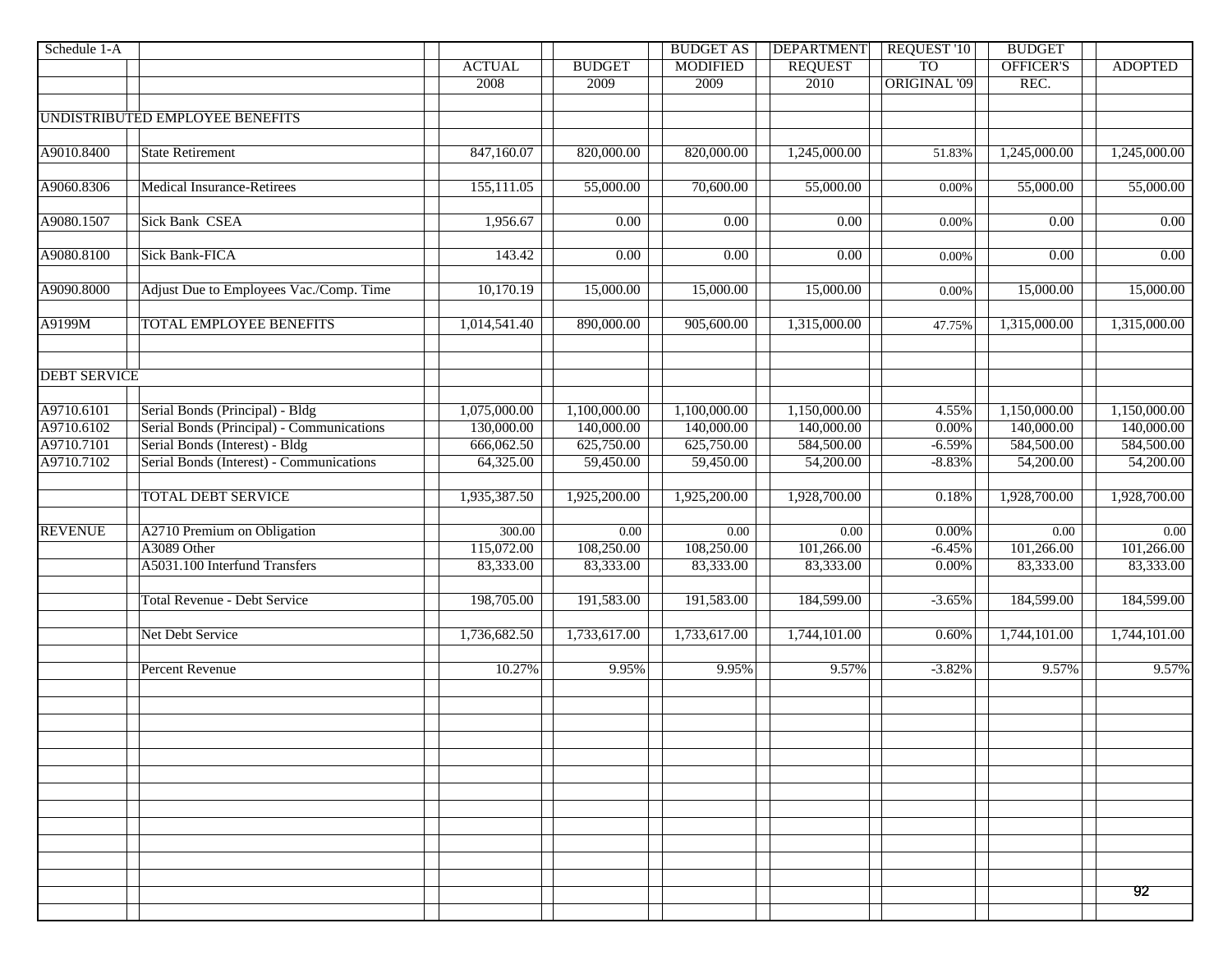| Schedule 1-A | | ACTUAL | BUDGET | BUDGET AS MODIFIED | DEPARTMENT REQUEST | REQUEST '10 TO | BUDGET OFFICER'S | ADOPTED |
|---|---|---|---|---|---|---|---|---|
| | | 2008 | 2009 | 2009 | 2010 | ORIGINAL '09 | REC. | |
| UNDISTRIBUTED EMPLOYEE BENEFITS | | | | | | | | |
| A9010.8400 | State Retirement | 847,160.07 | 820,000.00 | 820,000.00 | 1,245,000.00 | 51.83% | 1,245,000.00 | 1,245,000.00 |
| A9060.8306 | Medical Insurance-Retirees | 155,111.05 | 55,000.00 | 70,600.00 | 55,000.00 | 0.00% | 55,000.00 | 55,000.00 |
| A9080.1507 | Sick Bank CSEA | 1,956.67 | 0.00 | 0.00 | 0.00 | 0.00% | 0.00 | 0.00 |
| A9080.8100 | Sick Bank-FICA | 143.42 | 0.00 | 0.00 | 0.00 | 0.00% | 0.00 | 0.00 |
| A9090.8000 | Adjust Due to Employees Vac./Comp. Time | 10,170.19 | 15,000.00 | 15,000.00 | 15,000.00 | 0.00% | 15,000.00 | 15,000.00 |
| A9199M | TOTAL EMPLOYEE BENEFITS | 1,014,541.40 | 890,000.00 | 905,600.00 | 1,315,000.00 | 47.75% | 1,315,000.00 | 1,315,000.00 |
| DEBT SERVICE | | | | | | | | |
| A9710.6101 | Serial Bonds (Principal) - Bldg | 1,075,000.00 | 1,100,000.00 | 1,100,000.00 | 1,150,000.00 | 4.55% | 1,150,000.00 | 1,150,000.00 |
| A9710.6102 | Serial Bonds (Principal) - Communications | 130,000.00 | 140,000.00 | 140,000.00 | 140,000.00 | 0.00% | 140,000.00 | 140,000.00 |
| A9710.7101 | Serial Bonds (Interest) - Bldg | 666,062.50 | 625,750.00 | 625,750.00 | 584,500.00 | -6.59% | 584,500.00 | 584,500.00 |
| A9710.7102 | Serial Bonds (Interest) - Communications | 64,325.00 | 59,450.00 | 59,450.00 | 54,200.00 | -8.83% | 54,200.00 | 54,200.00 |
| | TOTAL DEBT SERVICE | 1,935,387.50 | 1,925,200.00 | 1,925,200.00 | 1,928,700.00 | 0.18% | 1,928,700.00 | 1,928,700.00 |
| REVENUE | A2710 Premium on Obligation | 300.00 | 0.00 | 0.00 | 0.00 | 0.00% | 0.00 | 0.00 |
| | A3089 Other | 115,072.00 | 108,250.00 | 108,250.00 | 101,266.00 | -6.45% | 101,266.00 | 101,266.00 |
| | A5031.100 Interfund Transfers | 83,333.00 | 83,333.00 | 83,333.00 | 83,333.00 | 0.00% | 83,333.00 | 83,333.00 |
| | Total Revenue - Debt Service | 198,705.00 | 191,583.00 | 191,583.00 | 184,599.00 | -3.65% | 184,599.00 | 184,599.00 |
| | Net Debt Service | 1,736,682.50 | 1,733,617.00 | 1,733,617.00 | 1,744,101.00 | 0.60% | 1,744,101.00 | 1,744,101.00 |
| | Percent Revenue | 10.27% | 9.95% | 9.95% | 9.57% | -3.82% | 9.57% | 9.57% |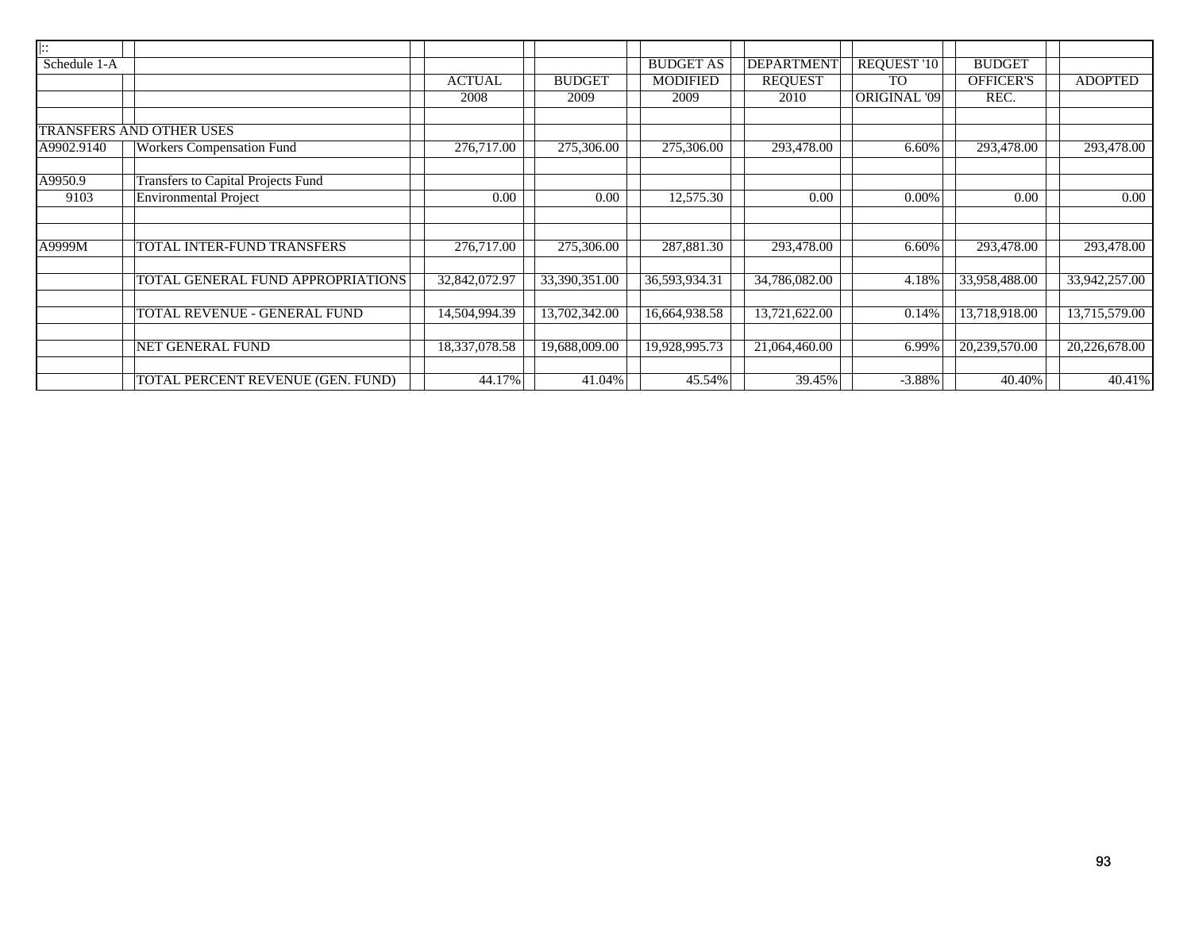| Schedule 1-A | | ACTUAL 2008 | BUDGET 2009 | BUDGET AS MODIFIED 2009 | DEPARTMENT REQUEST 2010 | REQUEST '10 TO ORIGINAL '09 | BUDGET OFFICER'S REC. | ADOPTED |
|---|---|---|---|---|---|---|---|---|
| TRANSFERS AND OTHER USES | | | | | | | | |
| A9902.9140 | Workers Compensation Fund | 276,717.00 | 275,306.00 | 275,306.00 | 293,478.00 | 6.60% | 293,478.00 | 293,478.00 |
| A9950.9 | Transfers to Capital Projects Fund | | | | | | | |
| 9103 | Environmental Project | 0.00 | 0.00 | 12,575.30 | 0.00 | 0.00% | 0.00 | 0.00 |
| A9999M | TOTAL INTER-FUND TRANSFERS | 276,717.00 | 275,306.00 | 287,881.30 | 293,478.00 | 6.60% | 293,478.00 | 293,478.00 |
| | TOTAL GENERAL FUND APPROPRIATIONS | 32,842,072.97 | 33,390,351.00 | 36,593,934.31 | 34,786,082.00 | 4.18% | 33,958,488.00 | 33,942,257.00 |
| | TOTAL REVENUE - GENERAL FUND | 14,504,994.39 | 13,702,342.00 | 16,664,938.58 | 13,721,622.00 | 0.14% | 13,718,918.00 | 13,715,579.00 |
| | NET GENERAL FUND | 18,337,078.58 | 19,688,009.00 | 19,928,995.73 | 21,064,460.00 | 6.99% | 20,239,570.00 | 20,226,678.00 |
| | TOTAL PERCENT REVENUE (GEN. FUND) | 44.17% | 41.04% | 45.54% | 39.45% | -3.88% | 40.40% | 40.41% |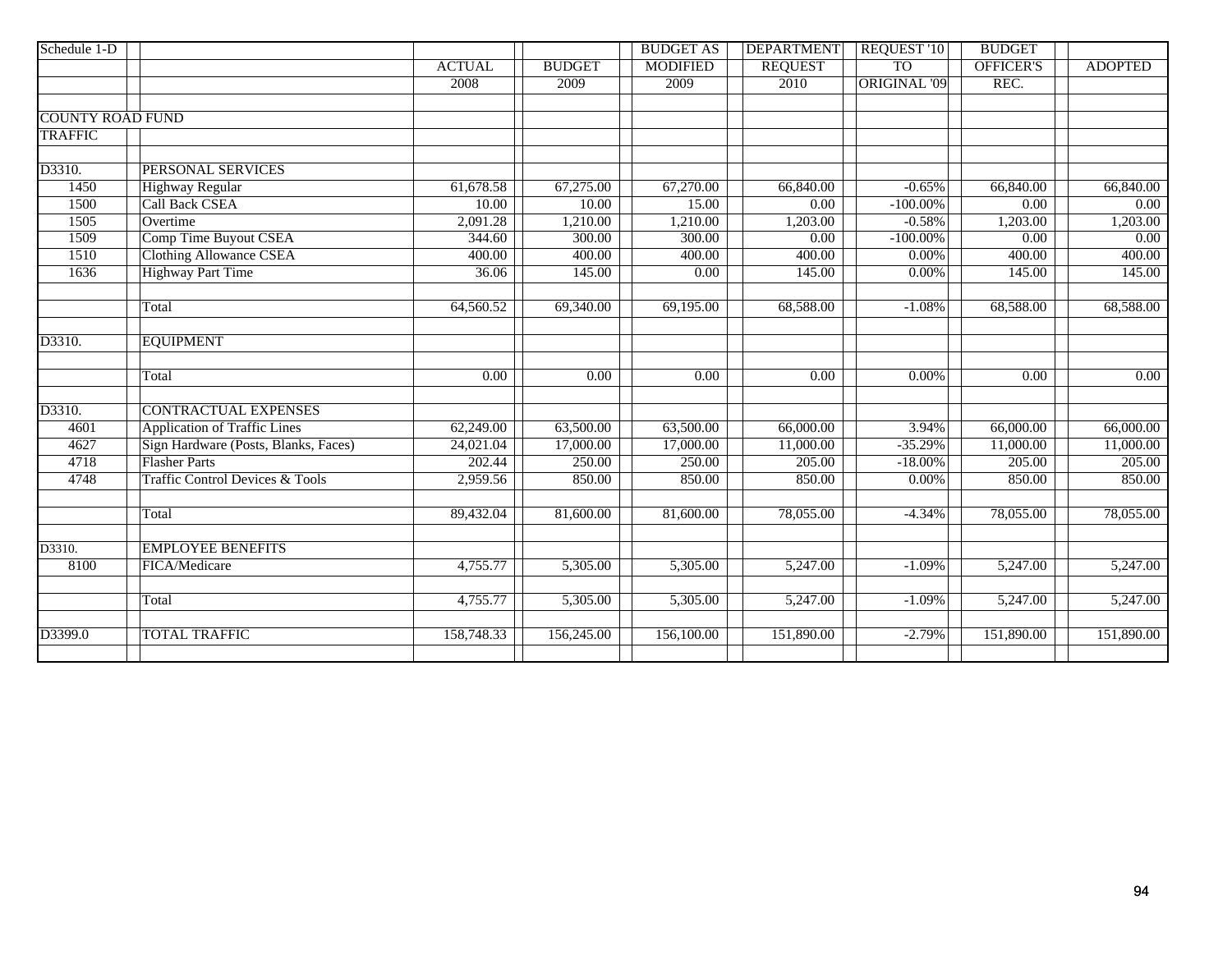| Schedule 1-D | | ACTUAL 2008 | BUDGET 2009 | BUDGET AS MODIFIED 2009 | DEPARTMENT REQUEST 2010 | REQUEST '10 TO ORIGINAL '09 | BUDGET OFFICER'S REC. | ADOPTED |
|---|---|---|---|---|---|---|---|---|
| COUNTY ROAD FUND | | | | | | | | |
| TRAFFIC | | | | | | | | |
| D3310. | PERSONAL SERVICES | | | | | | | |
| 1450 | Highway Regular | 61,678.58 | 67,275.00 | 67,270.00 | 66,840.00 | -0.65% | 66,840.00 | 66,840.00 |
| 1500 | Call Back CSEA | 10.00 | 10.00 | 15.00 | 0.00 | -100.00% | 0.00 | 0.00 |
| 1505 | Overtime | 2,091.28 | 1,210.00 | 1,210.00 | 1,203.00 | -0.58% | 1,203.00 | 1,203.00 |
| 1509 | Comp Time Buyout CSEA | 344.60 | 300.00 | 300.00 | 0.00 | -100.00% | 0.00 | 0.00 |
| 1510 | Clothing Allowance CSEA | 400.00 | 400.00 | 400.00 | 400.00 | 0.00% | 400.00 | 400.00 |
| 1636 | Highway Part Time | 36.06 | 145.00 | 0.00 | 145.00 | 0.00% | 145.00 | 145.00 |
| | Total | 64,560.52 | 69,340.00 | 69,195.00 | 68,588.00 | -1.08% | 68,588.00 | 68,588.00 |
| D3310. | EQUIPMENT | | | | | | | |
| | Total | 0.00 | 0.00 | 0.00 | 0.00 | 0.00% | 0.00 | 0.00 |
| D3310. | CONTRACTUAL EXPENSES | | | | | | | |
| 4601 | Application of Traffic Lines | 62,249.00 | 63,500.00 | 63,500.00 | 66,000.00 | 3.94% | 66,000.00 | 66,000.00 |
| 4627 | Sign Hardware (Posts, Blanks, Faces) | 24,021.04 | 17,000.00 | 17,000.00 | 11,000.00 | -35.29% | 11,000.00 | 11,000.00 |
| 4718 | Flasher Parts | 202.44 | 250.00 | 250.00 | 205.00 | -18.00% | 205.00 | 205.00 |
| 4748 | Traffic Control Devices & Tools | 2,959.56 | 850.00 | 850.00 | 850.00 | 0.00% | 850.00 | 850.00 |
| | Total | 89,432.04 | 81,600.00 | 81,600.00 | 78,055.00 | -4.34% | 78,055.00 | 78,055.00 |
| D3310. | EMPLOYEE BENEFITS | | | | | | | |
| 8100 | FICA/Medicare | 4,755.77 | 5,305.00 | 5,305.00 | 5,247.00 | -1.09% | 5,247.00 | 5,247.00 |
| | Total | 4,755.77 | 5,305.00 | 5,305.00 | 5,247.00 | -1.09% | 5,247.00 | 5,247.00 |
| D3399.0 | TOTAL TRAFFIC | 158,748.33 | 156,245.00 | 156,100.00 | 151,890.00 | -2.79% | 151,890.00 | 151,890.00 |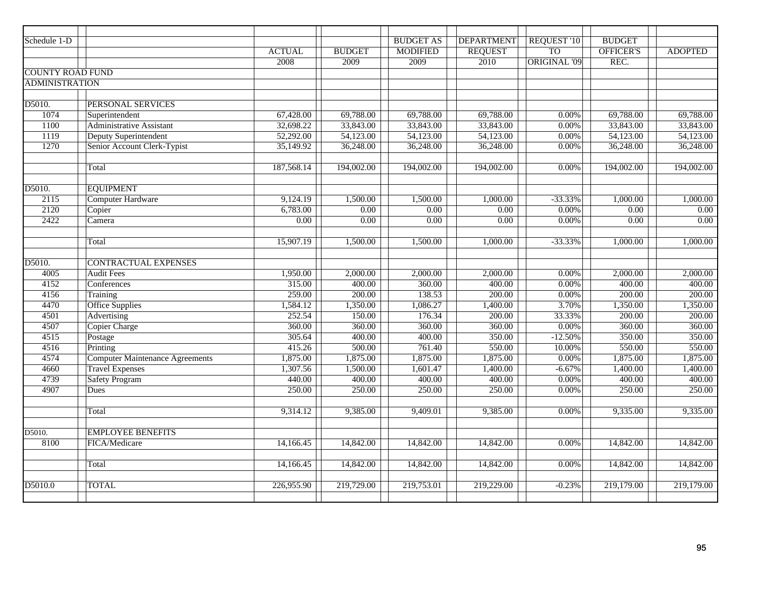| Schedule 1-D | | ACTUAL 2008 | BUDGET 2009 | BUDGET AS MODIFIED 2009 | DEPARTMENT REQUEST 2010 | REQUEST '10 TO ORIGINAL '09 | BUDGET OFFICER'S REC. | ADOPTED |
|---|---|---|---|---|---|---|---|---|
| COUNTY ROAD FUND | | | | | | | | |
| ADMINISTRATION | | | | | | | | |
| | | | | | | | | |
| D5010. | PERSONAL SERVICES | | | | | | | |
| 1074 | Superintendent | 67,428.00 | 69,788.00 | 69,788.00 | 69,788.00 | 0.00% | 69,788.00 | 69,788.00 |
| 1100 | Administrative Assistant | 32,698.22 | 33,843.00 | 33,843.00 | 33,843.00 | 0.00% | 33,843.00 | 33,843.00 |
| 1119 | Deputy Superintendent | 52,292.00 | 54,123.00 | 54,123.00 | 54,123.00 | 0.00% | 54,123.00 | 54,123.00 |
| 1270 | Senior Account Clerk-Typist | 35,149.92 | 36,248.00 | 36,248.00 | 36,248.00 | 0.00% | 36,248.00 | 36,248.00 |
| | | | | | | | | |
| | Total | 187,568.14 | 194,002.00 | 194,002.00 | 194,002.00 | 0.00% | 194,002.00 | 194,002.00 |
| | | | | | | | | |
| D5010. | EQUIPMENT | | | | | | | |
| 2115 | Computer Hardware | 9,124.19 | 1,500.00 | 1,500.00 | 1,000.00 | -33.33% | 1,000.00 | 1,000.00 |
| 2120 | Copier | 6,783.00 | 0.00 | 0.00 | 0.00 | 0.00% | 0.00 | 0.00 |
| 2422 | Camera | 0.00 | 0.00 | 0.00 | 0.00 | 0.00% | 0.00 | 0.00 |
| | | | | | | | | |
| | Total | 15,907.19 | 1,500.00 | 1,500.00 | 1,000.00 | -33.33% | 1,000.00 | 1,000.00 |
| | | | | | | | | |
| D5010. | CONTRACTUAL EXPENSES | | | | | | | |
| 4005 | Audit Fees | 1,950.00 | 2,000.00 | 2,000.00 | 2,000.00 | 0.00% | 2,000.00 | 2,000.00 |
| 4152 | Conferences | 315.00 | 400.00 | 360.00 | 400.00 | 0.00% | 400.00 | 400.00 |
| 4156 | Training | 259.00 | 200.00 | 138.53 | 200.00 | 0.00% | 200.00 | 200.00 |
| 4470 | Office Supplies | 1,584.12 | 1,350.00 | 1,086.27 | 1,400.00 | 3.70% | 1,350.00 | 1,350.00 |
| 4501 | Advertising | 252.54 | 150.00 | 176.34 | 200.00 | 33.33% | 200.00 | 200.00 |
| 4507 | Copier Charge | 360.00 | 360.00 | 360.00 | 360.00 | 0.00% | 360.00 | 360.00 |
| 4515 | Postage | 305.64 | 400.00 | 400.00 | 350.00 | -12.50% | 350.00 | 350.00 |
| 4516 | Printing | 415.26 | 500.00 | 761.40 | 550.00 | 10.00% | 550.00 | 550.00 |
| 4574 | Computer Maintenance Agreements | 1,875.00 | 1,875.00 | 1,875.00 | 1,875.00 | 0.00% | 1,875.00 | 1,875.00 |
| 4660 | Travel Expenses | 1,307.56 | 1,500.00 | 1,601.47 | 1,400.00 | -6.67% | 1,400.00 | 1,400.00 |
| 4739 | Safety Program | 440.00 | 400.00 | 400.00 | 400.00 | 0.00% | 400.00 | 400.00 |
| 4907 | Dues | 250.00 | 250.00 | 250.00 | 250.00 | 0.00% | 250.00 | 250.00 |
| | | | | | | | | |
| | Total | 9,314.12 | 9,385.00 | 9,409.01 | 9,385.00 | 0.00% | 9,335.00 | 9,335.00 |
| | | | | | | | | |
| D5010. | EMPLOYEE BENEFITS | | | | | | | |
| 8100 | FICA/Medicare | 14,166.45 | 14,842.00 | 14,842.00 | 14,842.00 | 0.00% | 14,842.00 | 14,842.00 |
| | | | | | | | | |
| | Total | 14,166.45 | 14,842.00 | 14,842.00 | 14,842.00 | 0.00% | 14,842.00 | 14,842.00 |
| | | | | | | | | |
| D5010.0 | TOTAL | 226,955.90 | 219,729.00 | 219,753.01 | 219,229.00 | -0.23% | 219,179.00 | 219,179.00 |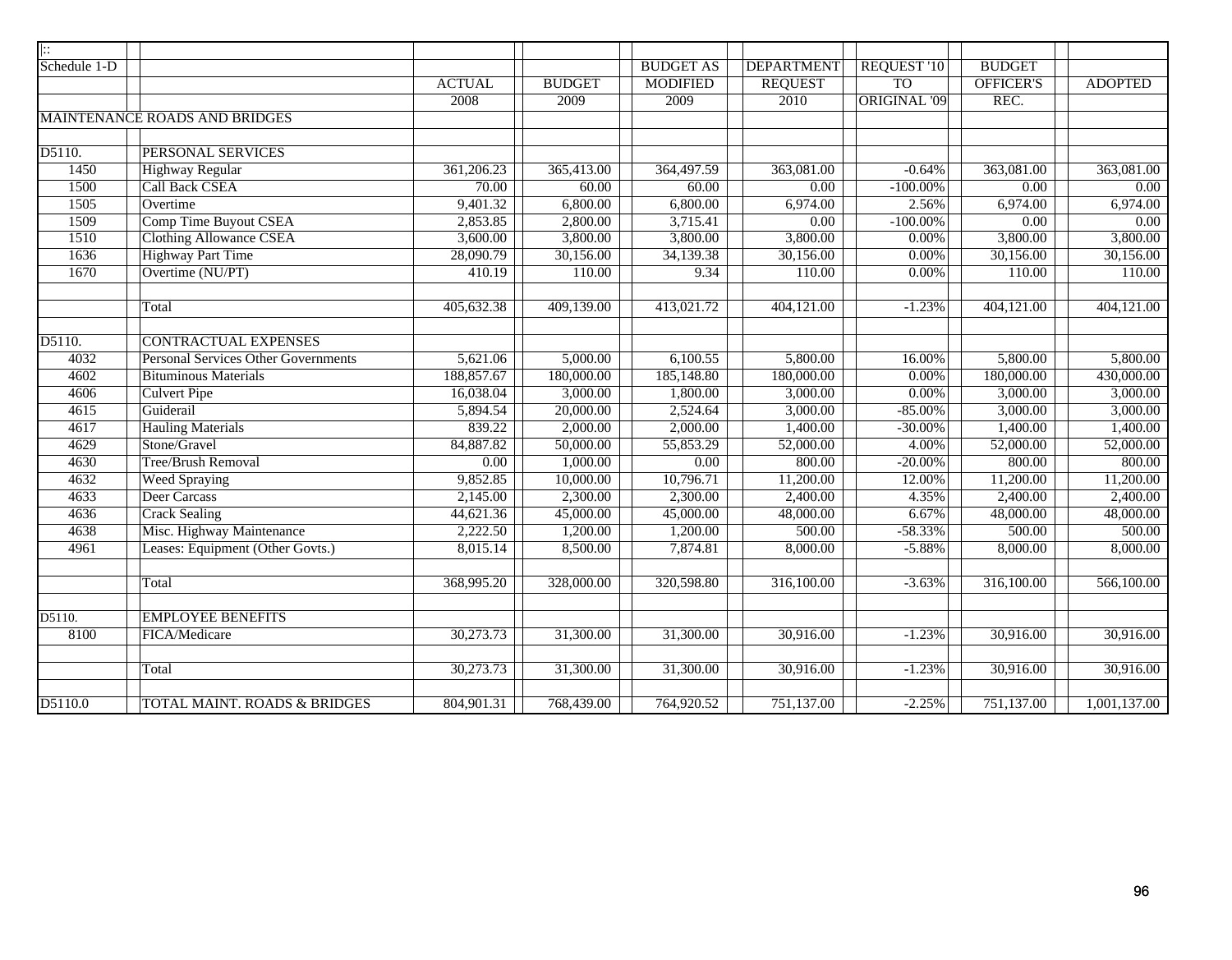| Schedule 1-D | | ACTUAL 2008 | BUDGET 2009 | BUDGET AS MODIFIED 2009 | DEPARTMENT REQUEST 2010 | REQUEST '10 TO ORIGINAL '09 | BUDGET OFFICER'S REC. | ADOPTED |
|---|---|---|---|---|---|---|---|---|
| MAINTENANCE ROADS AND BRIDGES | | | | | | | | |
| | | | | | | | | |
| D5110. | PERSONAL SERVICES | | | | | | | |
| 1450 | Highway Regular | 361,206.23 | 365,413.00 | 364,497.59 | 363,081.00 | -0.64% | 363,081.00 | 363,081.00 |
| 1500 | Call Back CSEA | 70.00 | 60.00 | 60.00 | 0.00 | -100.00% | 0.00 | 0.00 |
| 1505 | Overtime | 9,401.32 | 6,800.00 | 6,800.00 | 6,974.00 | 2.56% | 6,974.00 | 6,974.00 |
| 1509 | Comp Time Buyout CSEA | 2,853.85 | 2,800.00 | 3,715.41 | 0.00 | -100.00% | 0.00 | 0.00 |
| 1510 | Clothing Allowance CSEA | 3,600.00 | 3,800.00 | 3,800.00 | 3,800.00 | 0.00% | 3,800.00 | 3,800.00 |
| 1636 | Highway Part Time | 28,090.79 | 30,156.00 | 34,139.38 | 30,156.00 | 0.00% | 30,156.00 | 30,156.00 |
| 1670 | Overtime (NU/PT) | 410.19 | 110.00 | 9.34 | 110.00 | 0.00% | 110.00 | 110.00 |
| | | | | | | | | |
| | Total | 405,632.38 | 409,139.00 | 413,021.72 | 404,121.00 | -1.23% | 404,121.00 | 404,121.00 |
| | | | | | | | | |
| D5110. | CONTRACTUAL EXPENSES | | | | | | | |
| 4032 | Personal Services Other Governments | 5,621.06 | 5,000.00 | 6,100.55 | 5,800.00 | 16.00% | 5,800.00 | 5,800.00 |
| 4602 | Bituminous Materials | 188,857.67 | 180,000.00 | 185,148.80 | 180,000.00 | 0.00% | 180,000.00 | 430,000.00 |
| 4606 | Culvert Pipe | 16,038.04 | 3,000.00 | 1,800.00 | 3,000.00 | 0.00% | 3,000.00 | 3,000.00 |
| 4615 | Guiderail | 5,894.54 | 20,000.00 | 2,524.64 | 3,000.00 | -85.00% | 3,000.00 | 3,000.00 |
| 4617 | Hauling Materials | 839.22 | 2,000.00 | 2,000.00 | 1,400.00 | -30.00% | 1,400.00 | 1,400.00 |
| 4629 | Stone/Gravel | 84,887.82 | 50,000.00 | 55,853.29 | 52,000.00 | 4.00% | 52,000.00 | 52,000.00 |
| 4630 | Tree/Brush Removal | 0.00 | 1,000.00 | 0.00 | 800.00 | -20.00% | 800.00 | 800.00 |
| 4632 | Weed Spraying | 9,852.85 | 10,000.00 | 10,796.71 | 11,200.00 | 12.00% | 11,200.00 | 11,200.00 |
| 4633 | Deer Carcass | 2,145.00 | 2,300.00 | 2,300.00 | 2,400.00 | 4.35% | 2,400.00 | 2,400.00 |
| 4636 | Crack Sealing | 44,621.36 | 45,000.00 | 45,000.00 | 48,000.00 | 6.67% | 48,000.00 | 48,000.00 |
| 4638 | Misc. Highway Maintenance | 2,222.50 | 1,200.00 | 1,200.00 | 500.00 | -58.33% | 500.00 | 500.00 |
| 4961 | Leases: Equipment (Other Govts.) | 8,015.14 | 8,500.00 | 7,874.81 | 8,000.00 | -5.88% | 8,000.00 | 8,000.00 |
| | | | | | | | | |
| | Total | 368,995.20 | 328,000.00 | 320,598.80 | 316,100.00 | -3.63% | 316,100.00 | 566,100.00 |
| | | | | | | | | |
| D5110. | EMPLOYEE BENEFITS | | | | | | | |
| 8100 | FICA/Medicare | 30,273.73 | 31,300.00 | 31,300.00 | 30,916.00 | -1.23% | 30,916.00 | 30,916.00 |
| | | | | | | | | |
| | Total | 30,273.73 | 31,300.00 | 31,300.00 | 30,916.00 | -1.23% | 30,916.00 | 30,916.00 |
| | | | | | | | | |
| D5110.0 | TOTAL MAINT. ROADS & BRIDGES | 804,901.31 | 768,439.00 | 764,920.52 | 751,137.00 | -2.25% | 751,137.00 | 1,001,137.00 |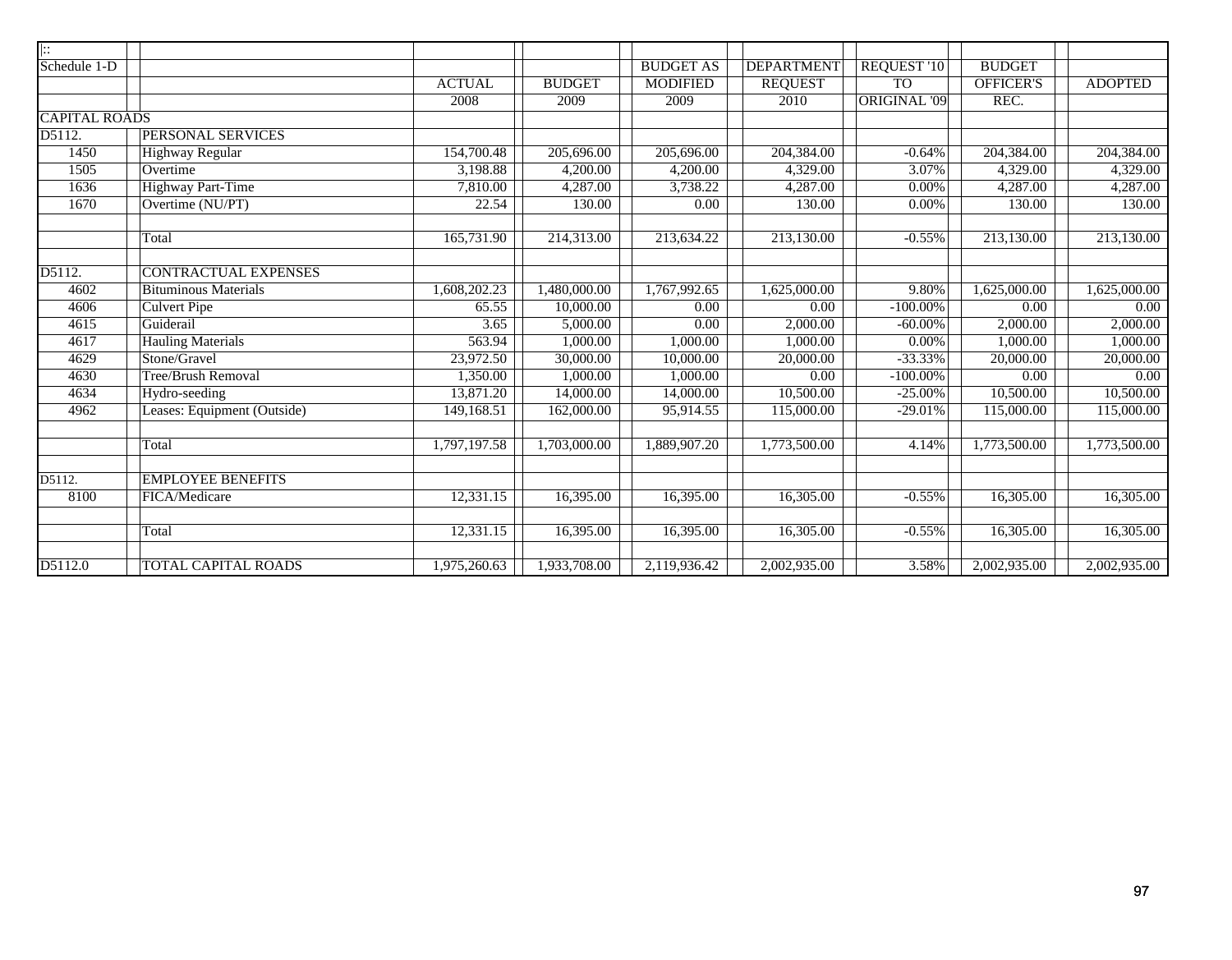| \|:: | | | | | | | | |
|---|---|---|---|---|---|---|---|---|
| Schedule 1-D | | | | BUDGET AS | DEPARTMENT | REQUEST '10 | BUDGET | |
| | | ACTUAL | BUDGET | MODIFIED | REQUEST | TO | OFFICER'S | ADOPTED |
| | | 2008 | 2009 | 2009 | 2010 | ORIGINAL '09 | REC. | |
| CAPITAL ROADS | | | | | | | | |
| D5112. | PERSONAL SERVICES | | | | | | | |
| 1450 | Highway Regular | 154,700.48 | 205,696.00 | 205,696.00 | 204,384.00 | -0.64% | 204,384.00 | 204,384.00 |
| 1505 | Overtime | 3,198.88 | 4,200.00 | 4,200.00 | 4,329.00 | 3.07% | 4,329.00 | 4,329.00 |
| 1636 | Highway Part-Time | 7,810.00 | 4,287.00 | 3,738.22 | 4,287.00 | 0.00% | 4,287.00 | 4,287.00 |
| 1670 | Overtime (NU/PT) | 22.54 | 130.00 | 0.00 | 130.00 | 0.00% | 130.00 | 130.00 |
| | | | | | | | | |
| | Total | 165,731.90 | 214,313.00 | 213,634.22 | 213,130.00 | -0.55% | 213,130.00 | 213,130.00 |
| | | | | | | | | |
| D5112. | CONTRACTUAL EXPENSES | | | | | | | |
| 4602 | Bituminous Materials | 1,608,202.23 | 1,480,000.00 | 1,767,992.65 | 1,625,000.00 | 9.80% | 1,625,000.00 | 1,625,000.00 |
| 4606 | Culvert Pipe | 65.55 | 10,000.00 | 0.00 | 0.00 | -100.00% | 0.00 | 0.00 |
| 4615 | Guiderail | 3.65 | 5,000.00 | 0.00 | 2,000.00 | -60.00% | 2,000.00 | 2,000.00 |
| 4617 | Hauling Materials | 563.94 | 1,000.00 | 1,000.00 | 1,000.00 | 0.00% | 1,000.00 | 1,000.00 |
| 4629 | Stone/Gravel | 23,972.50 | 30,000.00 | 10,000.00 | 20,000.00 | -33.33% | 20,000.00 | 20,000.00 |
| 4630 | Tree/Brush Removal | 1,350.00 | 1,000.00 | 1,000.00 | 0.00 | -100.00% | 0.00 | 0.00 |
| 4634 | Hydro-seeding | 13,871.20 | 14,000.00 | 14,000.00 | 10,500.00 | -25.00% | 10,500.00 | 10,500.00 |
| 4962 | Leases: Equipment (Outside) | 149,168.51 | 162,000.00 | 95,914.55 | 115,000.00 | -29.01% | 115,000.00 | 115,000.00 |
| | | | | | | | | |
| | Total | 1,797,197.58 | 1,703,000.00 | 1,889,907.20 | 1,773,500.00 | 4.14% | 1,773,500.00 | 1,773,500.00 |
| | | | | | | | | |
| D5112. | EMPLOYEE BENEFITS | | | | | | | |
| 8100 | FICA/Medicare | 12,331.15 | 16,395.00 | 16,395.00 | 16,305.00 | -0.55% | 16,305.00 | 16,305.00 |
| | | | | | | | | |
| | Total | 12,331.15 | 16,395.00 | 16,395.00 | 16,305.00 | -0.55% | 16,305.00 | 16,305.00 |
| | | | | | | | | |
| D5112.0 | TOTAL CAPITAL ROADS | 1,975,260.63 | 1,933,708.00 | 2,119,936.42 | 2,002,935.00 | 3.58% | 2,002,935.00 | 2,002,935.00 |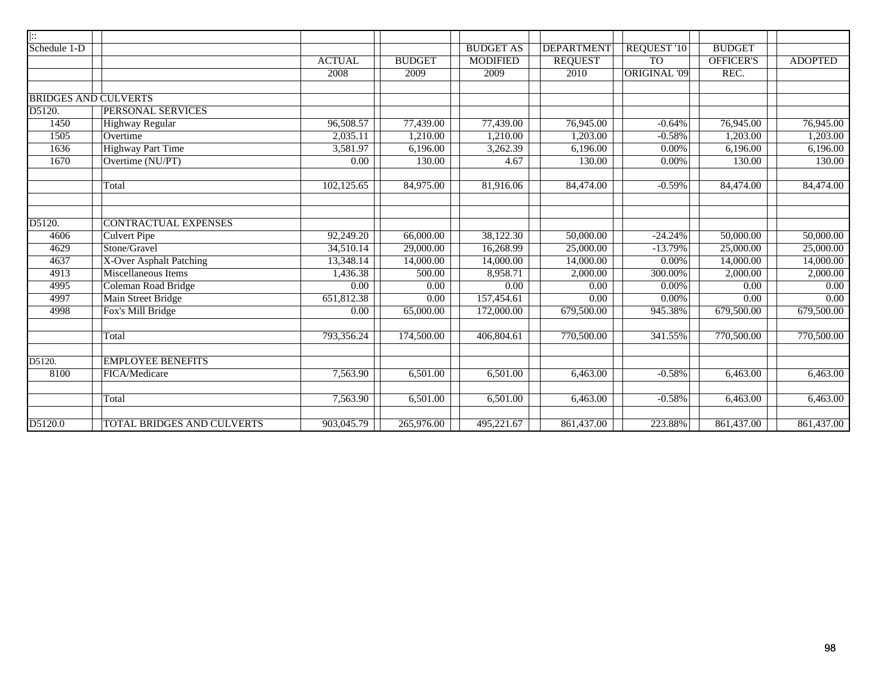| Schedule 1-D | | ACTUAL 2008 | BUDGET 2009 | BUDGET AS MODIFIED 2009 | DEPARTMENT REQUEST 2010 | REQUEST '10 TO ORIGINAL '09 | BUDGET OFFICER'S REC. | ADOPTED |
|---|---|---|---|---|---|---|---|---|
| BRIDGES AND CULVERTS | | | | | | | | |
| D5120. | PERSONAL SERVICES | | | | | | | |
| 1450 | Highway Regular | 96,508.57 | 77,439.00 | 77,439.00 | 76,945.00 | -0.64% | 76,945.00 | 76,945.00 |
| 1505 | Overtime | 2,035.11 | 1,210.00 | 1,210.00 | 1,203.00 | -0.58% | 1,203.00 | 1,203.00 |
| 1636 | Highway Part Time | 3,581.97 | 6,196.00 | 3,262.39 | 6,196.00 | 0.00% | 6,196.00 | 6,196.00 |
| 1670 | Overtime (NU/PT) | 0.00 | 130.00 | 4.67 | 130.00 | 0.00% | 130.00 | 130.00 |
| | Total | 102,125.65 | 84,975.00 | 81,916.06 | 84,474.00 | -0.59% | 84,474.00 | 84,474.00 |
| D5120. | CONTRACTUAL EXPENSES | | | | | | | |
| 4606 | Culvert Pipe | 92,249.20 | 66,000.00 | 38,122.30 | 50,000.00 | -24.24% | 50,000.00 | 50,000.00 |
| 4629 | Stone/Gravel | 34,510.14 | 29,000.00 | 16,268.99 | 25,000.00 | -13.79% | 25,000.00 | 25,000.00 |
| 4637 | X-Over Asphalt Patching | 13,348.14 | 14,000.00 | 14,000.00 | 14,000.00 | 0.00% | 14,000.00 | 14,000.00 |
| 4913 | Miscellaneous Items | 1,436.38 | 500.00 | 8,958.71 | 2,000.00 | 300.00% | 2,000.00 | 2,000.00 |
| 4995 | Coleman Road Bridge | 0.00 | 0.00 | 0.00 | 0.00 | 0.00% | 0.00 | 0.00 |
| 4997 | Main Street Bridge | 651,812.38 | 0.00 | 157,454.61 | 0.00 | 0.00% | 0.00 | 0.00 |
| 4998 | Fox's Mill Bridge | 0.00 | 65,000.00 | 172,000.00 | 679,500.00 | 945.38% | 679,500.00 | 679,500.00 |
| | Total | 793,356.24 | 174,500.00 | 406,804.61 | 770,500.00 | 341.55% | 770,500.00 | 770,500.00 |
| D5120. | EMPLOYEE BENEFITS | | | | | | | |
| 8100 | FICA/Medicare | 7,563.90 | 6,501.00 | 6,501.00 | 6,463.00 | -0.58% | 6,463.00 | 6,463.00 |
| | Total | 7,563.90 | 6,501.00 | 6,501.00 | 6,463.00 | -0.58% | 6,463.00 | 6,463.00 |
| D5120.0 | TOTAL BRIDGES AND CULVERTS | 903,045.79 | 265,976.00 | 495,221.67 | 861,437.00 | 223.88% | 861,437.00 | 861,437.00 |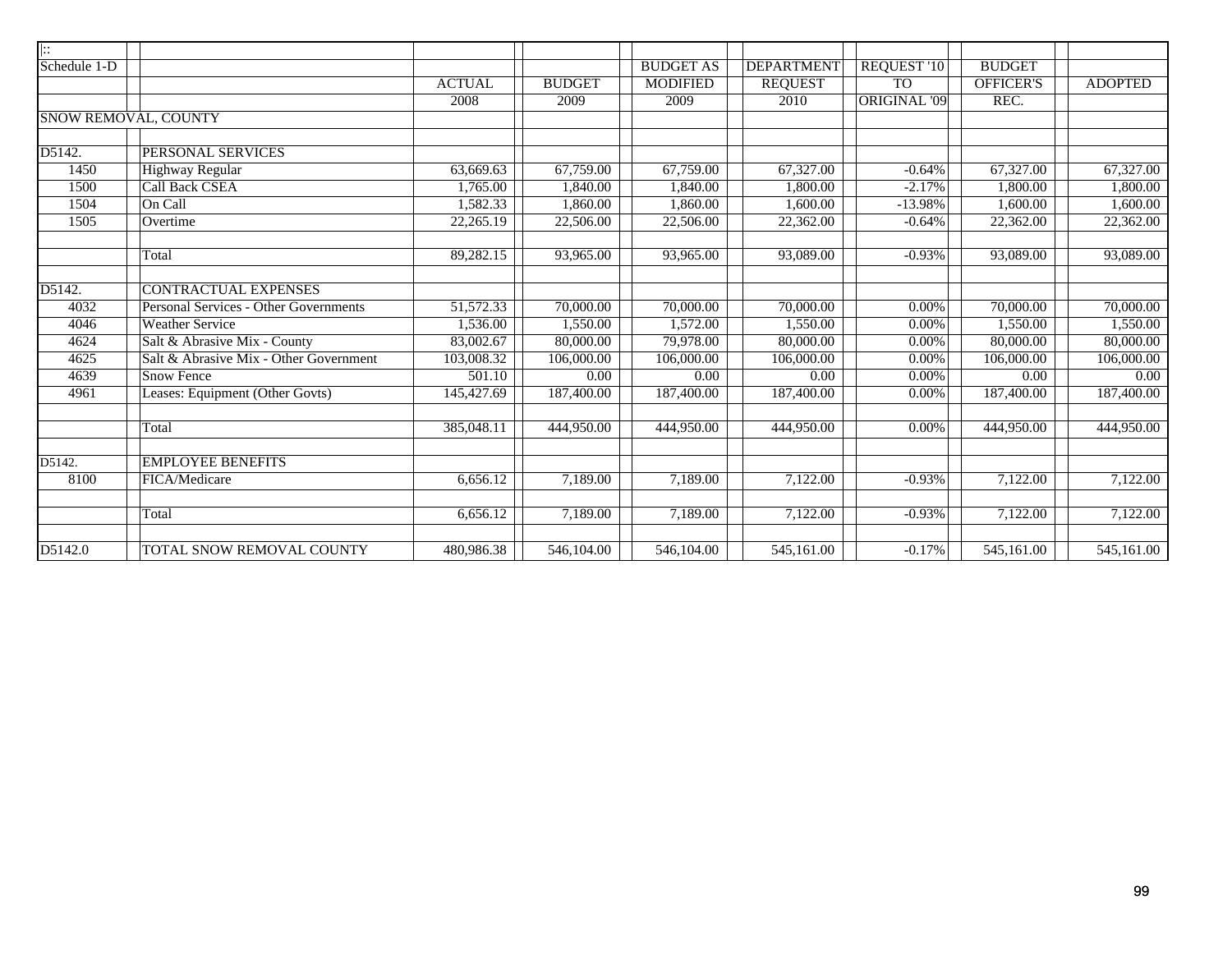| Schedule 1-D | | ACTUAL 2008 | BUDGET 2009 | BUDGET AS MODIFIED 2009 | DEPARTMENT REQUEST 2010 | REQUEST '10 TO ORIGINAL '09 | BUDGET OFFICER'S REC. | ADOPTED |
|---|---|---|---|---|---|---|---|---|
| SNOW REMOVAL, COUNTY | | | | | | | | |
| | | | | | | | | |
| D5142. | PERSONAL SERVICES | | | | | | | |
| 1450 | Highway Regular | 63,669.63 | 67,759.00 | 67,759.00 | 67,327.00 | -0.64% | 67,327.00 | 67,327.00 |
| 1500 | Call Back CSEA | 1,765.00 | 1,840.00 | 1,840.00 | 1,800.00 | -2.17% | 1,800.00 | 1,800.00 |
| 1504 | On Call | 1,582.33 | 1,860.00 | 1,860.00 | 1,600.00 | -13.98% | 1,600.00 | 1,600.00 |
| 1505 | Overtime | 22,265.19 | 22,506.00 | 22,506.00 | 22,362.00 | -0.64% | 22,362.00 | 22,362.00 |
| | | | | | | | | |
| | Total | 89,282.15 | 93,965.00 | 93,965.00 | 93,089.00 | -0.93% | 93,089.00 | 93,089.00 |
| | | | | | | | | |
| D5142. | CONTRACTUAL EXPENSES | | | | | | | |
| 4032 | Personal Services - Other Governments | 51,572.33 | 70,000.00 | 70,000.00 | 70,000.00 | 0.00% | 70,000.00 | 70,000.00 |
| 4046 | Weather Service | 1,536.00 | 1,550.00 | 1,572.00 | 1,550.00 | 0.00% | 1,550.00 | 1,550.00 |
| 4624 | Salt & Abrasive Mix - County | 83,002.67 | 80,000.00 | 79,978.00 | 80,000.00 | 0.00% | 80,000.00 | 80,000.00 |
| 4625 | Salt & Abrasive Mix - Other Government | 103,008.32 | 106,000.00 | 106,000.00 | 106,000.00 | 0.00% | 106,000.00 | 106,000.00 |
| 4639 | Snow Fence | 501.10 | 0.00 | 0.00 | 0.00 | 0.00% | 0.00 | 0.00 |
| 4961 | Leases: Equipment (Other Govts) | 145,427.69 | 187,400.00 | 187,400.00 | 187,400.00 | 0.00% | 187,400.00 | 187,400.00 |
| | | | | | | | | |
| | Total | 385,048.11 | 444,950.00 | 444,950.00 | 444,950.00 | 0.00% | 444,950.00 | 444,950.00 |
| | | | | | | | | |
| D5142. | EMPLOYEE BENEFITS | | | | | | | |
| 8100 | FICA/Medicare | 6,656.12 | 7,189.00 | 7,189.00 | 7,122.00 | -0.93% | 7,122.00 | 7,122.00 |
| | | | | | | | | |
| | Total | 6,656.12 | 7,189.00 | 7,189.00 | 7,122.00 | -0.93% | 7,122.00 | 7,122.00 |
| | | | | | | | | |
| D5142.0 | TOTAL SNOW REMOVAL COUNTY | 480,986.38 | 546,104.00 | 546,104.00 | 545,161.00 | -0.17% | 545,161.00 | 545,161.00 |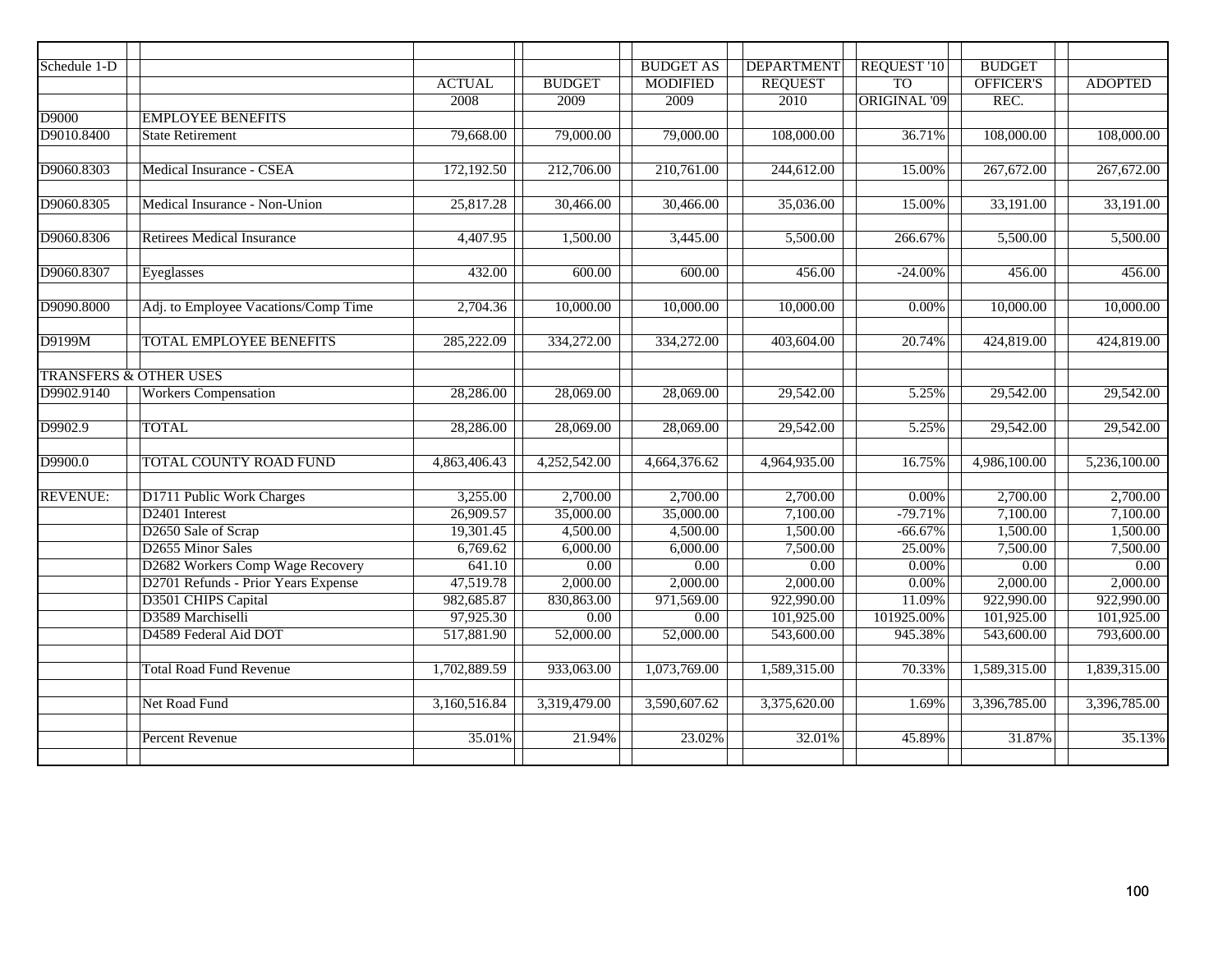| Schedule 1-D | | ACTUAL 2008 | BUDGET 2009 | BUDGET AS MODIFIED 2009 | DEPARTMENT REQUEST 2010 | REQUEST '10 TO ORIGINAL '09 | BUDGET OFFICER'S REC. | ADOPTED |
|---|---|---|---|---|---|---|---|---|
| D9000 | EMPLOYEE BENEFITS | | | | | | | |
| D9010.8400 | State Retirement | 79,668.00 | 79,000.00 | 79,000.00 | 108,000.00 | 36.71% | 108,000.00 | 108,000.00 |
| D9060.8303 | Medical Insurance - CSEA | 172,192.50 | 212,706.00 | 210,761.00 | 244,612.00 | 15.00% | 267,672.00 | 267,672.00 |
| D9060.8305 | Medical Insurance - Non-Union | 25,817.28 | 30,466.00 | 30,466.00 | 35,036.00 | 15.00% | 33,191.00 | 33,191.00 |
| D9060.8306 | Retirees Medical Insurance | 4,407.95 | 1,500.00 | 3,445.00 | 5,500.00 | 266.67% | 5,500.00 | 5,500.00 |
| D9060.8307 | Eyeglasses | 432.00 | 600.00 | 600.00 | 456.00 | -24.00% | 456.00 | 456.00 |
| D9090.8000 | Adj. to Employee Vacations/Comp Time | 2,704.36 | 10,000.00 | 10,000.00 | 10,000.00 | 0.00% | 10,000.00 | 10,000.00 |
| D9199M | TOTAL EMPLOYEE BENEFITS | 285,222.09 | 334,272.00 | 334,272.00 | 403,604.00 | 20.74% | 424,819.00 | 424,819.00 |
| TRANSFERS & OTHER USES | | | | | | | | |
| D9902.9140 | Workers Compensation | 28,286.00 | 28,069.00 | 28,069.00 | 29,542.00 | 5.25% | 29,542.00 | 29,542.00 |
| D9902.9 | TOTAL | 28,286.00 | 28,069.00 | 28,069.00 | 29,542.00 | 5.25% | 29,542.00 | 29,542.00 |
| D9900.0 | TOTAL COUNTY ROAD FUND | 4,863,406.43 | 4,252,542.00 | 4,664,376.62 | 4,964,935.00 | 16.75% | 4,986,100.00 | 5,236,100.00 |
| REVENUE: | D1711 Public Work Charges | 3,255.00 | 2,700.00 | 2,700.00 | 2,700.00 | 0.00% | 2,700.00 | 2,700.00 |
| | D2401 Interest | 26,909.57 | 35,000.00 | 35,000.00 | 7,100.00 | -79.71% | 7,100.00 | 7,100.00 |
| | D2650 Sale of Scrap | 19,301.45 | 4,500.00 | 4,500.00 | 1,500.00 | -66.67% | 1,500.00 | 1,500.00 |
| | D2655 Minor Sales | 6,769.62 | 6,000.00 | 6,000.00 | 7,500.00 | 25.00% | 7,500.00 | 7,500.00 |
| | D2682 Workers Comp Wage Recovery | 641.10 | 0.00 | 0.00 | 0.00 | 0.00% | 0.00 | 0.00 |
| | D2701 Refunds - Prior Years Expense | 47,519.78 | 2,000.00 | 2,000.00 | 2,000.00 | 0.00% | 2,000.00 | 2,000.00 |
| | D3501 CHIPS Capital | 982,685.87 | 830,863.00 | 971,569.00 | 922,990.00 | 11.09% | 922,990.00 | 922,990.00 |
| | D3589 Marchiselli | 97,925.30 | 0.00 | 0.00 | 101,925.00 | 101925.00% | 101,925.00 | 101,925.00 |
| | D4589 Federal Aid DOT | 517,881.90 | 52,000.00 | 52,000.00 | 543,600.00 | 945.38% | 543,600.00 | 793,600.00 |
| | Total Road Fund Revenue | 1,702,889.59 | 933,063.00 | 1,073,769.00 | 1,589,315.00 | 70.33% | 1,589,315.00 | 1,839,315.00 |
| | Net Road Fund | 3,160,516.84 | 3,319,479.00 | 3,590,607.62 | 3,375,620.00 | 1.69% | 3,396,785.00 | 3,396,785.00 |
| | Percent Revenue | 35.01% | 21.94% | 23.02% | 32.01% | 45.89% | 31.87% | 35.13% |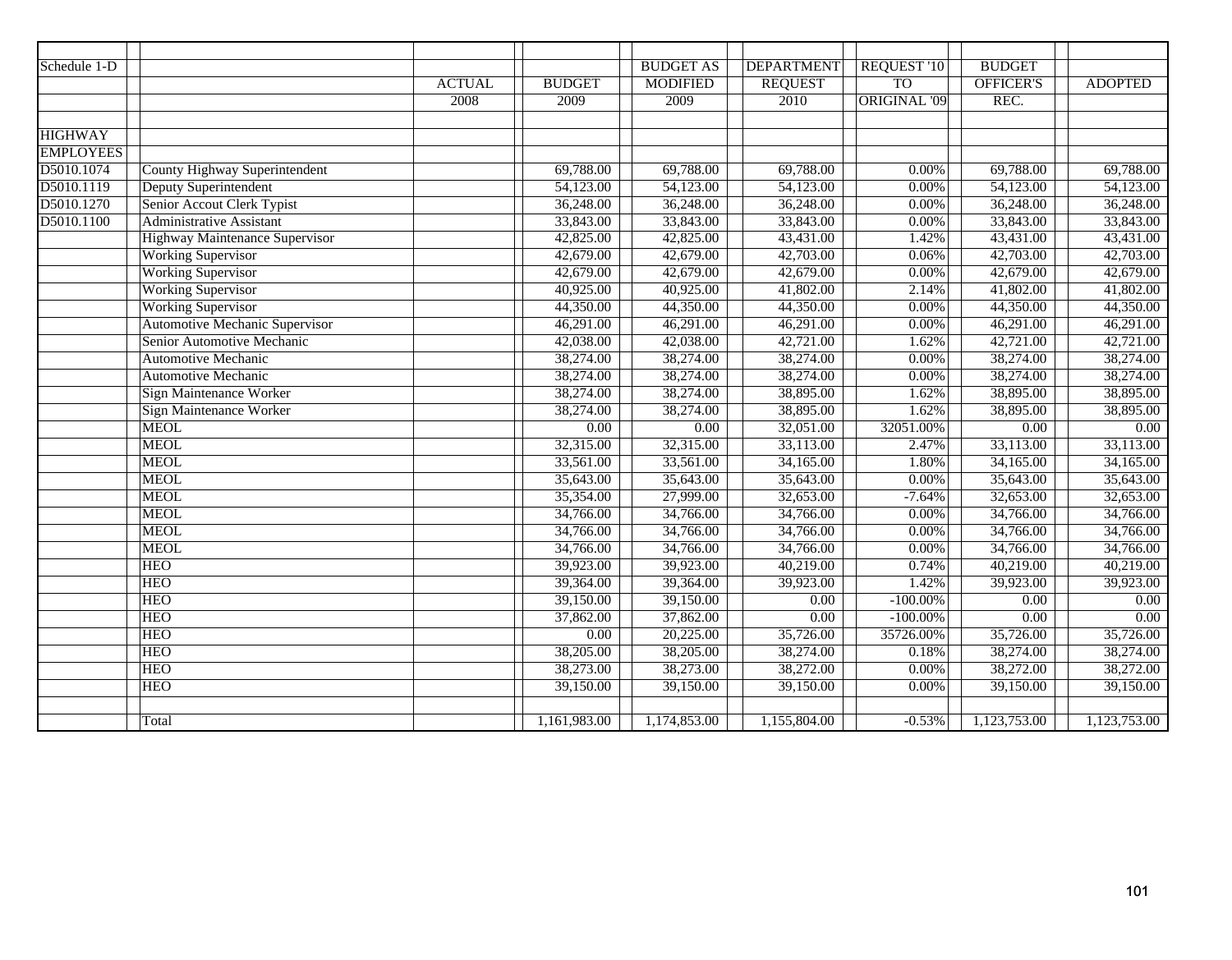| Schedule 1-D | | ACTUAL | BUDGET | BUDGET AS MODIFIED | DEPARTMENT REQUEST | REQUEST '10 TO ORIGINAL '09 | BUDGET OFFICER'S REC. | ADOPTED |
|---|---|---|---|---|---|---|---|---|
| | | 2008 | 2009 | 2009 | 2010 | | | |
| HIGHWAY EMPLOYEES | | | | | | | | |
| D5010.1074 | County Highway Superintendent | | 69,788.00 | 69,788.00 | 69,788.00 | 0.00% | 69,788.00 | 69,788.00 |
| D5010.1119 | Deputy Superintendent | | 54,123.00 | 54,123.00 | 54,123.00 | 0.00% | 54,123.00 | 54,123.00 |
| D5010.1270 | Senior Accout Clerk Typist | | 36,248.00 | 36,248.00 | 36,248.00 | 0.00% | 36,248.00 | 36,248.00 |
| D5010.1100 | Administrative Assistant | | 33,843.00 | 33,843.00 | 33,843.00 | 0.00% | 33,843.00 | 33,843.00 |
| | Highway Maintenance Supervisor | | 42,825.00 | 42,825.00 | 43,431.00 | 1.42% | 43,431.00 | 43,431.00 |
| | Working Supervisor | | 42,679.00 | 42,679.00 | 42,703.00 | 0.06% | 42,703.00 | 42,703.00 |
| | Working Supervisor | | 42,679.00 | 42,679.00 | 42,679.00 | 0.00% | 42,679.00 | 42,679.00 |
| | Working Supervisor | | 40,925.00 | 40,925.00 | 41,802.00 | 2.14% | 41,802.00 | 41,802.00 |
| | Working Supervisor | | 44,350.00 | 44,350.00 | 44,350.00 | 0.00% | 44,350.00 | 44,350.00 |
| | Automotive Mechanic Supervisor | | 46,291.00 | 46,291.00 | 46,291.00 | 0.00% | 46,291.00 | 46,291.00 |
| | Senior Automotive Mechanic | | 42,038.00 | 42,038.00 | 42,721.00 | 1.62% | 42,721.00 | 42,721.00 |
| | Automotive Mechanic | | 38,274.00 | 38,274.00 | 38,274.00 | 0.00% | 38,274.00 | 38,274.00 |
| | Automotive Mechanic | | 38,274.00 | 38,274.00 | 38,274.00 | 0.00% | 38,274.00 | 38,274.00 |
| | Sign Maintenance Worker | | 38,274.00 | 38,274.00 | 38,895.00 | 1.62% | 38,895.00 | 38,895.00 |
| | Sign Maintenance Worker | | 38,274.00 | 38,274.00 | 38,895.00 | 1.62% | 38,895.00 | 38,895.00 |
| | MEOL | | 0.00 | 0.00 | 32,051.00 | 32051.00% | 0.00 | 0.00 |
| | MEOL | | 32,315.00 | 32,315.00 | 33,113.00 | 2.47% | 33,113.00 | 33,113.00 |
| | MEOL | | 33,561.00 | 33,561.00 | 34,165.00 | 1.80% | 34,165.00 | 34,165.00 |
| | MEOL | | 35,643.00 | 35,643.00 | 35,643.00 | 0.00% | 35,643.00 | 35,643.00 |
| | MEOL | | 35,354.00 | 27,999.00 | 32,653.00 | -7.64% | 32,653.00 | 32,653.00 |
| | MEOL | | 34,766.00 | 34,766.00 | 34,766.00 | 0.00% | 34,766.00 | 34,766.00 |
| | MEOL | | 34,766.00 | 34,766.00 | 34,766.00 | 0.00% | 34,766.00 | 34,766.00 |
| | MEOL | | 34,766.00 | 34,766.00 | 34,766.00 | 0.00% | 34,766.00 | 34,766.00 |
| | HEO | | 39,923.00 | 39,923.00 | 40,219.00 | 0.74% | 40,219.00 | 40,219.00 |
| | HEO | | 39,364.00 | 39,364.00 | 39,923.00 | 1.42% | 39,923.00 | 39,923.00 |
| | HEO | | 39,150.00 | 39,150.00 | 0.00 | -100.00% | 0.00 | 0.00 |
| | HEO | | 37,862.00 | 37,862.00 | 0.00 | -100.00% | 0.00 | 0.00 |
| | HEO | | 0.00 | 20,225.00 | 35,726.00 | 35726.00% | 35,726.00 | 35,726.00 |
| | HEO | | 38,205.00 | 38,205.00 | 38,274.00 | 0.18% | 38,274.00 | 38,274.00 |
| | HEO | | 38,273.00 | 38,273.00 | 38,272.00 | 0.00% | 38,272.00 | 38,272.00 |
| | HEO | | 39,150.00 | 39,150.00 | 39,150.00 | 0.00% | 39,150.00 | 39,150.00 |
| | | | | | | | | |
| | Total | | 1,161,983.00 | 1,174,853.00 | 1,155,804.00 | -0.53% | 1,123,753.00 | 1,123,753.00 |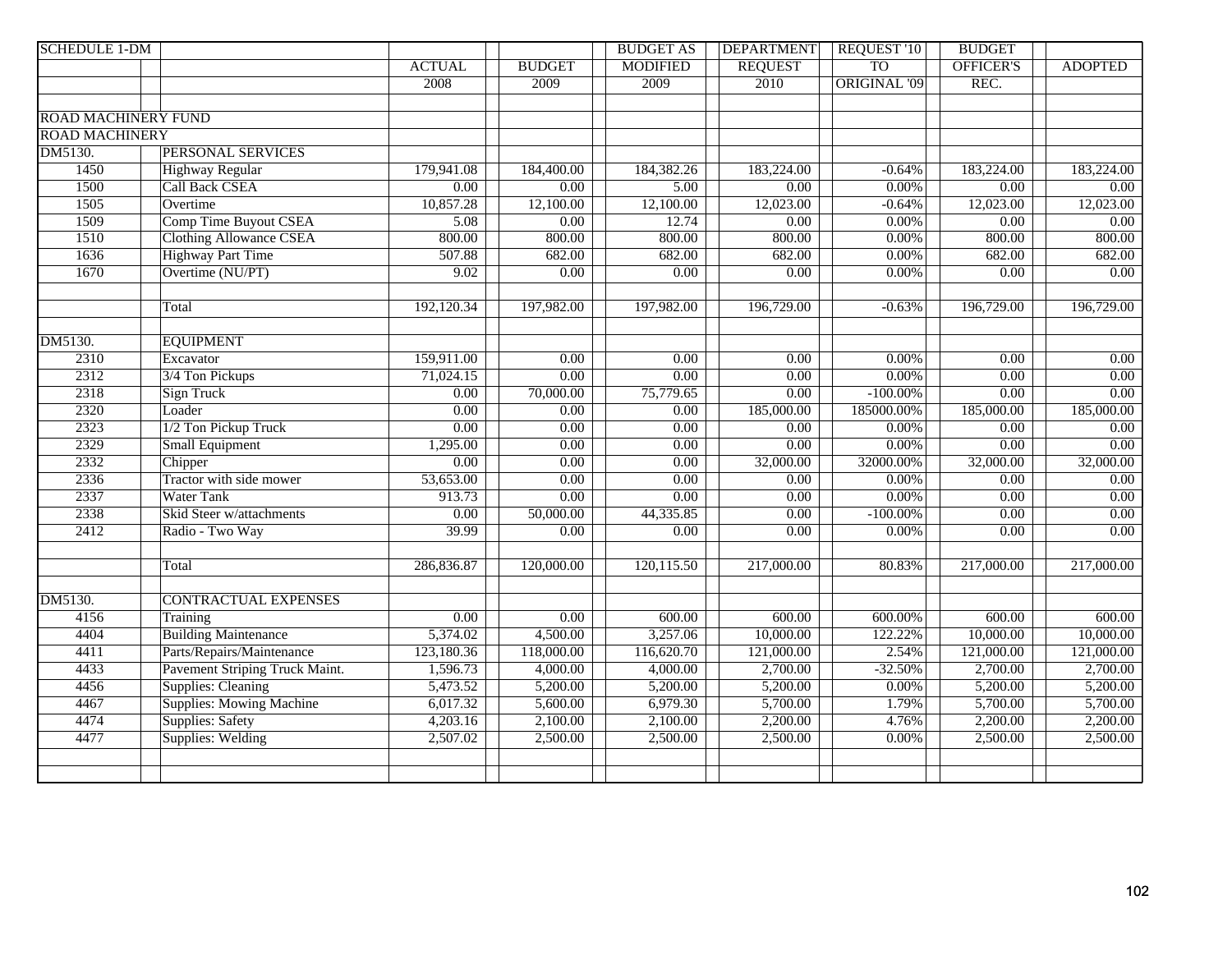| SCHEDULE 1-DM | | ACTUAL 2008 | BUDGET 2009 | BUDGET AS MODIFIED 2009 | DEPARTMENT REQUEST 2010 | REQUEST '10 TO ORIGINAL '09 | BUDGET OFFICER'S REC. | ADOPTED |
|---|---|---|---|---|---|---|---|---|
| ROAD MACHINERY FUND | | | | | | | | |
| ROAD MACHINERY | | | | | | | | |
| DM5130. | PERSONAL SERVICES | | | | | | | |
| 1450 | Highway Regular | 179,941.08 | 184,400.00 | 184,382.26 | 183,224.00 | -0.64% | 183,224.00 | 183,224.00 |
| 1500 | Call Back CSEA | 0.00 | 0.00 | 5.00 | 0.00 | 0.00% | 0.00 | 0.00 |
| 1505 | Overtime | 10,857.28 | 12,100.00 | 12,100.00 | 12,023.00 | -0.64% | 12,023.00 | 12,023.00 |
| 1509 | Comp Time Buyout CSEA | 5.08 | 0.00 | 12.74 | 0.00 | 0.00% | 0.00 | 0.00 |
| 1510 | Clothing Allowance CSEA | 800.00 | 800.00 | 800.00 | 800.00 | 0.00% | 800.00 | 800.00 |
| 1636 | Highway Part Time | 507.88 | 682.00 | 682.00 | 682.00 | 0.00% | 682.00 | 682.00 |
| 1670 | Overtime (NU/PT) | 9.02 | 0.00 | 0.00 | 0.00 | 0.00% | 0.00 | 0.00 |
| | Total | 192,120.34 | 197,982.00 | 197,982.00 | 196,729.00 | -0.63% | 196,729.00 | 196,729.00 |
| DM5130. | EQUIPMENT | | | | | | | |
| 2310 | Excavator | 159,911.00 | 0.00 | 0.00 | 0.00 | 0.00% | 0.00 | 0.00 |
| 2312 | 3/4 Ton Pickups | 71,024.15 | 0.00 | 0.00 | 0.00 | 0.00% | 0.00 | 0.00 |
| 2318 | Sign Truck | 0.00 | 70,000.00 | 75,779.65 | 0.00 | -100.00% | 0.00 | 0.00 |
| 2320 | Loader | 0.00 | 0.00 | 0.00 | 185,000.00 | 185000.00% | 185,000.00 | 185,000.00 |
| 2323 | 1/2 Ton Pickup Truck | 0.00 | 0.00 | 0.00 | 0.00 | 0.00% | 0.00 | 0.00 |
| 2329 | Small Equipment | 1,295.00 | 0.00 | 0.00 | 0.00 | 0.00% | 0.00 | 0.00 |
| 2332 | Chipper | 0.00 | 0.00 | 0.00 | 32,000.00 | 32000.00% | 32,000.00 | 32,000.00 |
| 2336 | Tractor with side mower | 53,653.00 | 0.00 | 0.00 | 0.00 | 0.00% | 0.00 | 0.00 |
| 2337 | Water Tank | 913.73 | 0.00 | 0.00 | 0.00 | 0.00% | 0.00 | 0.00 |
| 2338 | Skid Steer w/attachments | 0.00 | 50,000.00 | 44,335.85 | 0.00 | -100.00% | 0.00 | 0.00 |
| 2412 | Radio - Two Way | 39.99 | 0.00 | 0.00 | 0.00 | 0.00% | 0.00 | 0.00 |
| | Total | 286,836.87 | 120,000.00 | 120,115.50 | 217,000.00 | 80.83% | 217,000.00 | 217,000.00 |
| DM5130. | CONTRACTUAL EXPENSES | | | | | | | |
| 4156 | Training | 0.00 | 0.00 | 600.00 | 600.00 | 600.00% | 600.00 | 600.00 |
| 4404 | Building Maintenance | 5,374.02 | 4,500.00 | 3,257.06 | 10,000.00 | 122.22% | 10,000.00 | 10,000.00 |
| 4411 | Parts/Repairs/Maintenance | 123,180.36 | 118,000.00 | 116,620.70 | 121,000.00 | 2.54% | 121,000.00 | 121,000.00 |
| 4433 | Pavement Striping Truck Maint. | 1,596.73 | 4,000.00 | 4,000.00 | 2,700.00 | -32.50% | 2,700.00 | 2,700.00 |
| 4456 | Supplies: Cleaning | 5,473.52 | 5,200.00 | 5,200.00 | 5,200.00 | 0.00% | 5,200.00 | 5,200.00 |
| 4467 | Supplies: Mowing Machine | 6,017.32 | 5,600.00 | 6,979.30 | 5,700.00 | 1.79% | 5,700.00 | 5,700.00 |
| 4474 | Supplies: Safety | 4,203.16 | 2,100.00 | 2,100.00 | 2,200.00 | 4.76% | 2,200.00 | 2,200.00 |
| 4477 | Supplies: Welding | 2,507.02 | 2,500.00 | 2,500.00 | 2,500.00 | 0.00% | 2,500.00 | 2,500.00 |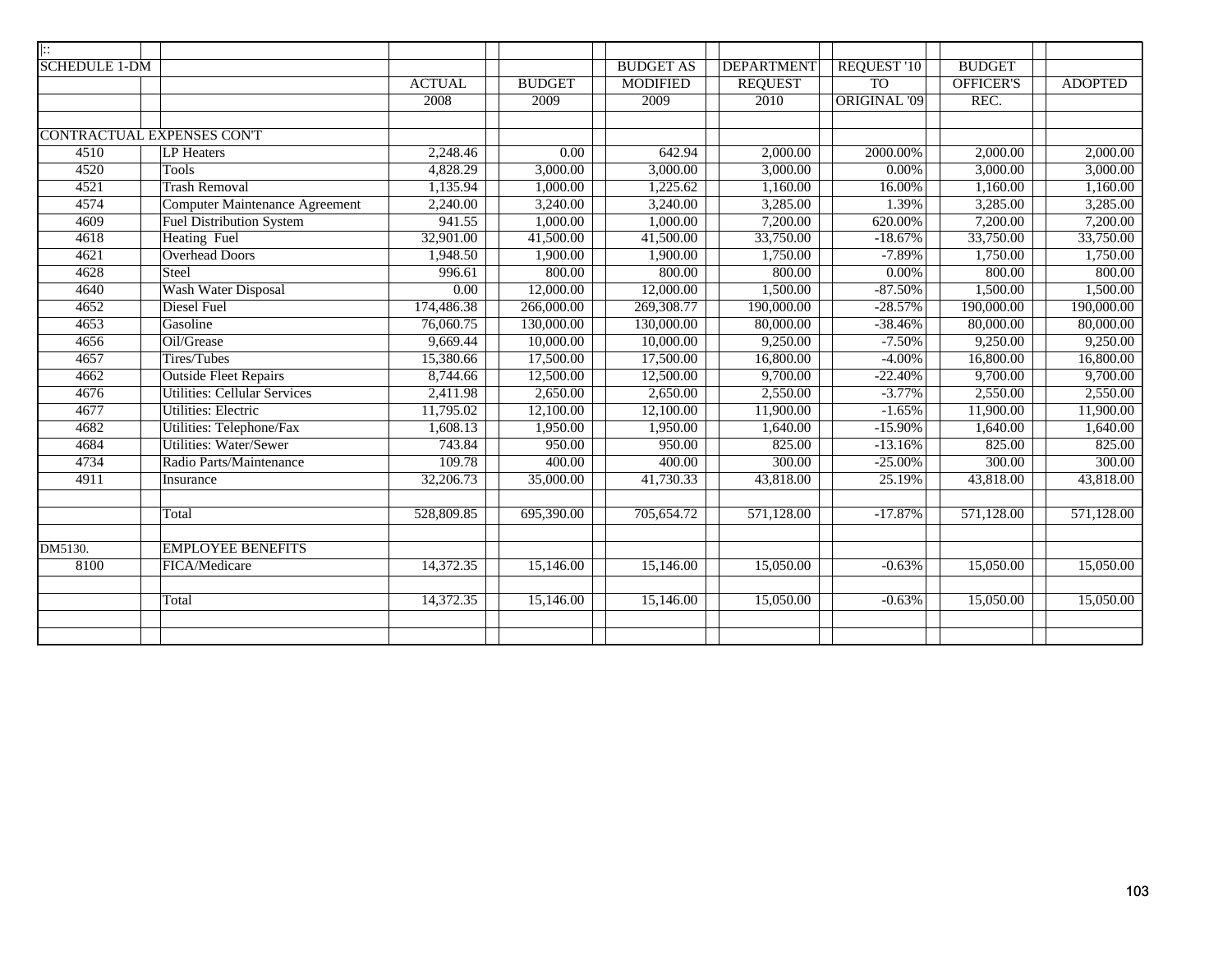| SCHEDULE 1-DM | | ACTUAL 2008 | BUDGET 2009 | BUDGET AS MODIFIED 2009 | DEPARTMENT REQUEST 2010 | REQUEST '10 TO ORIGINAL '09 | BUDGET OFFICER'S REC. | ADOPTED |
|---|---|---|---|---|---|---|---|---|
| CONTRACTUAL EXPENSES CON'T | | | | | | | | |
| 4510 | LP Heaters | 2,248.46 | 0.00 | 642.94 | 2,000.00 | 2000.00% | 2,000.00 | 2,000.00 |
| 4520 | Tools | 4,828.29 | 3,000.00 | 3,000.00 | 3,000.00 | 0.00% | 3,000.00 | 3,000.00 |
| 4521 | Trash Removal | 1,135.94 | 1,000.00 | 1,225.62 | 1,160.00 | 16.00% | 1,160.00 | 1,160.00 |
| 4574 | Computer Maintenance Agreement | 2,240.00 | 3,240.00 | 3,240.00 | 3,285.00 | 1.39% | 3,285.00 | 3,285.00 |
| 4609 | Fuel Distribution System | 941.55 | 1,000.00 | 1,000.00 | 7,200.00 | 620.00% | 7,200.00 | 7,200.00 |
| 4618 | Heating Fuel | 32,901.00 | 41,500.00 | 41,500.00 | 33,750.00 | -18.67% | 33,750.00 | 33,750.00 |
| 4621 | Overhead Doors | 1,948.50 | 1,900.00 | 1,900.00 | 1,750.00 | -7.89% | 1,750.00 | 1,750.00 |
| 4628 | Steel | 996.61 | 800.00 | 800.00 | 800.00 | 0.00% | 800.00 | 800.00 |
| 4640 | Wash Water Disposal | 0.00 | 12,000.00 | 12,000.00 | 1,500.00 | -87.50% | 1,500.00 | 1,500.00 |
| 4652 | Diesel Fuel | 174,486.38 | 266,000.00 | 269,308.77 | 190,000.00 | -28.57% | 190,000.00 | 190,000.00 |
| 4653 | Gasoline | 76,060.75 | 130,000.00 | 130,000.00 | 80,000.00 | -38.46% | 80,000.00 | 80,000.00 |
| 4656 | Oil/Grease | 9,669.44 | 10,000.00 | 10,000.00 | 9,250.00 | -7.50% | 9,250.00 | 9,250.00 |
| 4657 | Tires/Tubes | 15,380.66 | 17,500.00 | 17,500.00 | 16,800.00 | -4.00% | 16,800.00 | 16,800.00 |
| 4662 | Outside Fleet Repairs | 8,744.66 | 12,500.00 | 12,500.00 | 9,700.00 | -22.40% | 9,700.00 | 9,700.00 |
| 4676 | Utilities: Cellular Services | 2,411.98 | 2,650.00 | 2,650.00 | 2,550.00 | -3.77% | 2,550.00 | 2,550.00 |
| 4677 | Utilities: Electric | 11,795.02 | 12,100.00 | 12,100.00 | 11,900.00 | -1.65% | 11,900.00 | 11,900.00 |
| 4682 | Utilities: Telephone/Fax | 1,608.13 | 1,950.00 | 1,950.00 | 1,640.00 | -15.90% | 1,640.00 | 1,640.00 |
| 4684 | Utilities: Water/Sewer | 743.84 | 950.00 | 950.00 | 825.00 | -13.16% | 825.00 | 825.00 |
| 4734 | Radio Parts/Maintenance | 109.78 | 400.00 | 400.00 | 300.00 | -25.00% | 300.00 | 300.00 |
| 4911 | Insurance | 32,206.73 | 35,000.00 | 41,730.33 | 43,818.00 | 25.19% | 43,818.00 | 43,818.00 |
| | Total | 528,809.85 | 695,390.00 | 705,654.72 | 571,128.00 | -17.87% | 571,128.00 | 571,128.00 |
| DM5130. | EMPLOYEE BENEFITS | | | | | | | |
| 8100 | FICA/Medicare | 14,372.35 | 15,146.00 | 15,146.00 | 15,050.00 | -0.63% | 15,050.00 | 15,050.00 |
| | Total | 14,372.35 | 15,146.00 | 15,146.00 | 15,050.00 | -0.63% | 15,050.00 | 15,050.00 |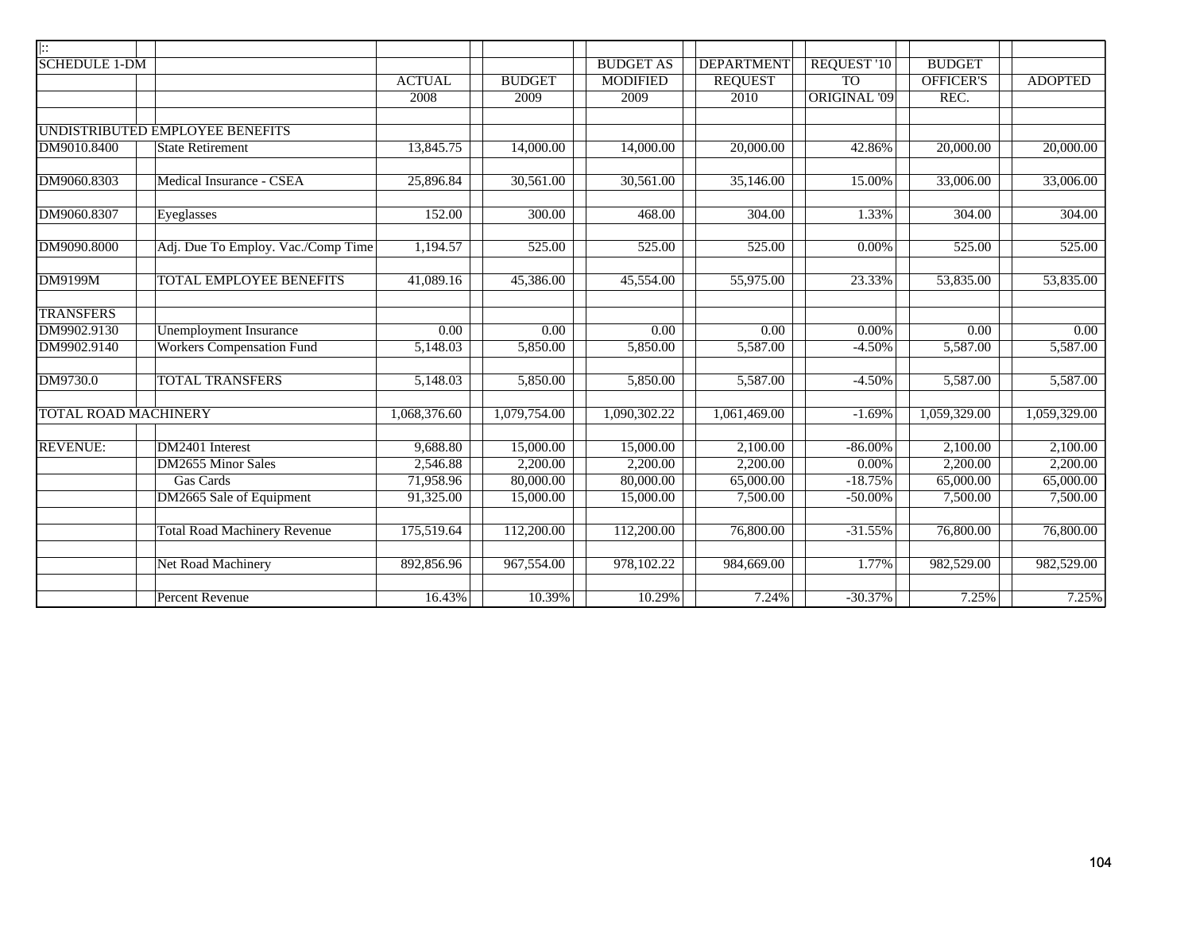| \|:: | | | | | | | | |
|---|---|---|---|---|---|---|---|---|
| SCHEDULE 1-DM | | | | BUDGET AS | DEPARTMENT | REQUEST '10 | BUDGET | |
| | | ACTUAL | BUDGET | MODIFIED | REQUEST | TO | OFFICER'S | ADOPTED |
| | | 2008 | 2009 | 2009 | 2010 | ORIGINAL '09 | REC. | |
| UNDISTRIBUTED EMPLOYEE BENEFITS | | | | | | | | |
| DM9010.8400 | State Retirement | 13,845.75 | 14,000.00 | 14,000.00 | 20,000.00 | 42.86% | 20,000.00 | 20,000.00 |
| DM9060.8303 | Medical Insurance - CSEA | 25,896.84 | 30,561.00 | 30,561.00 | 35,146.00 | 15.00% | 33,006.00 | 33,006.00 |
| DM9060.8307 | Eyeglasses | 152.00 | 300.00 | 468.00 | 304.00 | 1.33% | 304.00 | 304.00 |
| DM9090.8000 | Adj. Due To Employ. Vac./Comp Time | 1,194.57 | 525.00 | 525.00 | 525.00 | 0.00% | 525.00 | 525.00 |
| DM9199M | TOTAL EMPLOYEE BENEFITS | 41,089.16 | 45,386.00 | 45,554.00 | 55,975.00 | 23.33% | 53,835.00 | 53,835.00 |
| TRANSFERS | | | | | | | | |
| DM9902.9130 | Unemployment Insurance | 0.00 | 0.00 | 0.00 | 0.00 | 0.00% | 0.00 | 0.00 |
| DM9902.9140 | Workers Compensation Fund | 5,148.03 | 5,850.00 | 5,850.00 | 5,587.00 | -4.50% | 5,587.00 | 5,587.00 |
| DM9730.0 | TOTAL TRANSFERS | 5,148.03 | 5,850.00 | 5,850.00 | 5,587.00 | -4.50% | 5,587.00 | 5,587.00 |
| TOTAL ROAD MACHINERY | | 1,068,376.60 | 1,079,754.00 | 1,090,302.22 | 1,061,469.00 | -1.69% | 1,059,329.00 | 1,059,329.00 |
| REVENUE: | DM2401 Interest | 9,688.80 | 15,000.00 | 15,000.00 | 2,100.00 | -86.00% | 2,100.00 | 2,100.00 |
| | DM2655 Minor Sales | 2,546.88 | 2,200.00 | 2,200.00 | 2,200.00 | 0.00% | 2,200.00 | 2,200.00 |
| | Gas Cards | 71,958.96 | 80,000.00 | 80,000.00 | 65,000.00 | -18.75% | 65,000.00 | 65,000.00 |
| | DM2665 Sale of Equipment | 91,325.00 | 15,000.00 | 15,000.00 | 7,500.00 | -50.00% | 7,500.00 | 7,500.00 |
| | Total Road Machinery Revenue | 175,519.64 | 112,200.00 | 112,200.00 | 76,800.00 | -31.55% | 76,800.00 | 76,800.00 |
| | Net Road Machinery | 892,856.96 | 967,554.00 | 978,102.22 | 984,669.00 | 1.77% | 982,529.00 | 982,529.00 |
| | Percent Revenue | 16.43% | 10.39% | 10.29% | 7.24% | -30.37% | 7.25% | 7.25% |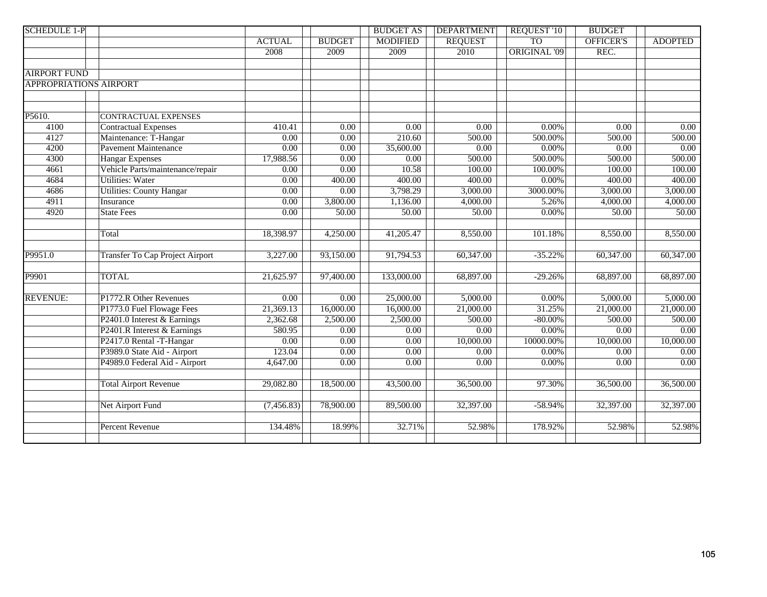| SCHEDULE 1-P | | ACTUAL 2008 | BUDGET 2009 | BUDGET AS MODIFIED 2009 | DEPARTMENT REQUEST 2010 | REQUEST '10 TO ORIGINAL '09 | BUDGET OFFICER'S REC. | ADOPTED |
|---|---|---|---|---|---|---|---|---|
| AIRPORT FUND | | | | | | | | |
| APPROPRIATIONS AIRPORT | | | | | | | | |
| P5610. | CONTRACTUAL EXPENSES | | | | | | | |
| 4100 | Contractual Expenses | 410.41 | 0.00 | 0.00 | 0.00 | 0.00% | 0.00 | 0.00 |
| 4127 | Maintenance: T-Hangar | 0.00 | 0.00 | 210.60 | 500.00 | 500.00% | 500.00 | 500.00 |
| 4200 | Pavement Maintenance | 0.00 | 0.00 | 35,600.00 | 0.00 | 0.00% | 0.00 | 0.00 |
| 4300 | Hangar Expenses | 17,988.56 | 0.00 | 0.00 | 500.00 | 500.00% | 500.00 | 500.00 |
| 4661 | Vehicle Parts/maintenance/repair | 0.00 | 0.00 | 10.58 | 100.00 | 100.00% | 100.00 | 100.00 |
| 4684 | Utilities: Water | 0.00 | 400.00 | 400.00 | 400.00 | 0.00% | 400.00 | 400.00 |
| 4686 | Utilities: County Hangar | 0.00 | 0.00 | 3,798.29 | 3,000.00 | 3000.00% | 3,000.00 | 3,000.00 |
| 4911 | Insurance | 0.00 | 3,800.00 | 1,136.00 | 4,000.00 | 5.26% | 4,000.00 | 4,000.00 |
| 4920 | State Fees | 0.00 | 50.00 | 50.00 | 50.00 | 0.00% | 50.00 | 50.00 |
| | Total | 18,398.97 | 4,250.00 | 41,205.47 | 8,550.00 | 101.18% | 8,550.00 | 8,550.00 |
| P9951.0 | Transfer To Cap Project Airport | 3,227.00 | 93,150.00 | 91,794.53 | 60,347.00 | -35.22% | 60,347.00 | 60,347.00 |
| P9901 | TOTAL | 21,625.97 | 97,400.00 | 133,000.00 | 68,897.00 | -29.26% | 68,897.00 | 68,897.00 |
| REVENUE: | P1772.R Other Revenues | 0.00 | 0.00 | 25,000.00 | 5,000.00 | 0.00% | 5,000.00 | 5,000.00 |
| | P1773.0 Fuel Flowage Fees | 21,369.13 | 16,000.00 | 16,000.00 | 21,000.00 | 31.25% | 21,000.00 | 21,000.00 |
| | P2401.0 Interest & Earnings | 2,362.68 | 2,500.00 | 2,500.00 | 500.00 | -80.00% | 500.00 | 500.00 |
| | P2401.R Interest & Earnings | 580.95 | 0.00 | 0.00 | 0.00 | 0.00% | 0.00 | 0.00 |
| | P2417.0 Rental -T-Hangar | 0.00 | 0.00 | 0.00 | 10,000.00 | 10000.00% | 10,000.00 | 10,000.00 |
| | P3989.0 State Aid - Airport | 123.04 | 0.00 | 0.00 | 0.00 | 0.00% | 0.00 | 0.00 |
| | P4989.0 Federal Aid - Airport | 4,647.00 | 0.00 | 0.00 | 0.00 | 0.00% | 0.00 | 0.00 |
| | Total Airport Revenue | 29,082.80 | 18,500.00 | 43,500.00 | 36,500.00 | 97.30% | 36,500.00 | 36,500.00 |
| | Net Airport Fund | (7,456.83) | 78,900.00 | 89,500.00 | 32,397.00 | -58.94% | 32,397.00 | 32,397.00 |
| | Percent Revenue | 134.48% | 18.99% | 32.71% | 52.98% | 178.92% | 52.98% | 52.98% |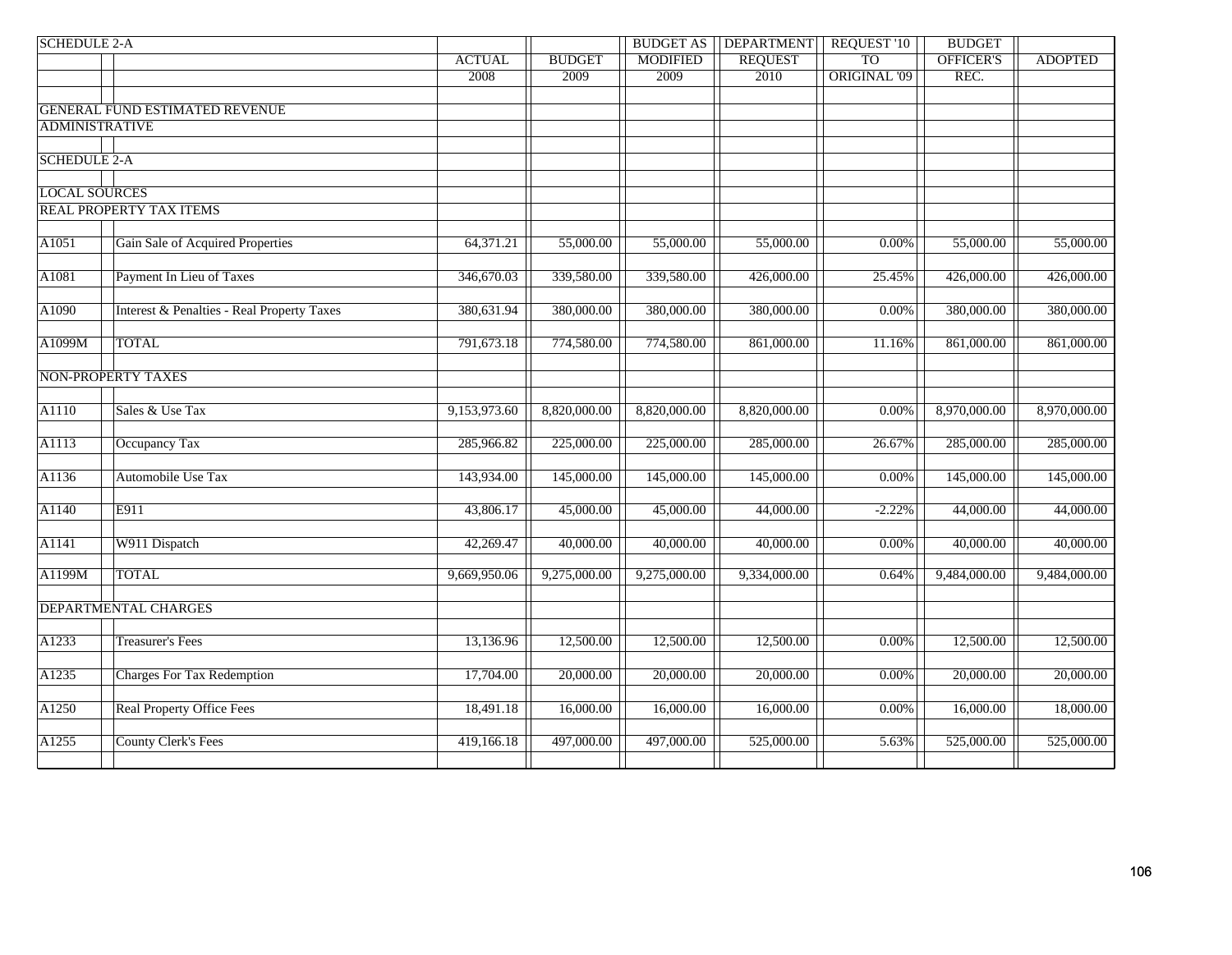| SCHEDULE 2-A | | ACTUAL 2008 | BUDGET 2009 | BUDGET AS MODIFIED 2009 | DEPARTMENT REQUEST 2010 | REQUEST '10 TO ORIGINAL '09 | BUDGET OFFICER'S REC. | ADOPTED |
|---|---|---|---|---|---|---|---|---|
| GENERAL FUND ESTIMATED REVENUE | | | | | | | | |
| ADMINISTRATIVE | | | | | | | | |
| SCHEDULE 2-A | | | | | | | | |
| LOCAL SOURCES | | | | | | | | |
| REAL PROPERTY TAX ITEMS | | | | | | | | |
| A1051 | Gain Sale of Acquired Properties | 64,371.21 | 55,000.00 | 55,000.00 | 55,000.00 | 0.00% | 55,000.00 | 55,000.00 |
| A1081 | Payment In Lieu of Taxes | 346,670.03 | 339,580.00 | 339,580.00 | 426,000.00 | 25.45% | 426,000.00 | 426,000.00 |
| A1090 | Interest & Penalties - Real Property Taxes | 380,631.94 | 380,000.00 | 380,000.00 | 380,000.00 | 0.00% | 380,000.00 | 380,000.00 |
| A1099M | TOTAL | 791,673.18 | 774,580.00 | 774,580.00 | 861,000.00 | 11.16% | 861,000.00 | 861,000.00 |
| NON-PROPERTY TAXES | | | | | | | | |
| A1110 | Sales & Use Tax | 9,153,973.60 | 8,820,000.00 | 8,820,000.00 | 8,820,000.00 | 0.00% | 8,970,000.00 | 8,970,000.00 |
| A1113 | Occupancy Tax | 285,966.82 | 225,000.00 | 225,000.00 | 285,000.00 | 26.67% | 285,000.00 | 285,000.00 |
| A1136 | Automobile Use Tax | 143,934.00 | 145,000.00 | 145,000.00 | 145,000.00 | 0.00% | 145,000.00 | 145,000.00 |
| A1140 | E911 | 43,806.17 | 45,000.00 | 45,000.00 | 44,000.00 | -2.22% | 44,000.00 | 44,000.00 |
| A1141 | W911 Dispatch | 42,269.47 | 40,000.00 | 40,000.00 | 40,000.00 | 0.00% | 40,000.00 | 40,000.00 |
| A1199M | TOTAL | 9,669,950.06 | 9,275,000.00 | 9,275,000.00 | 9,334,000.00 | 0.64% | 9,484,000.00 | 9,484,000.00 |
| DEPARTMENTAL CHARGES | | | | | | | | |
| A1233 | Treasurer's Fees | 13,136.96 | 12,500.00 | 12,500.00 | 12,500.00 | 0.00% | 12,500.00 | 12,500.00 |
| A1235 | Charges For Tax Redemption | 17,704.00 | 20,000.00 | 20,000.00 | 20,000.00 | 0.00% | 20,000.00 | 20,000.00 |
| A1250 | Real Property Office Fees | 18,491.18 | 16,000.00 | 16,000.00 | 16,000.00 | 0.00% | 16,000.00 | 18,000.00 |
| A1255 | County Clerk's Fees | 419,166.18 | 497,000.00 | 497,000.00 | 525,000.00 | 5.63% | 525,000.00 | 525,000.00 |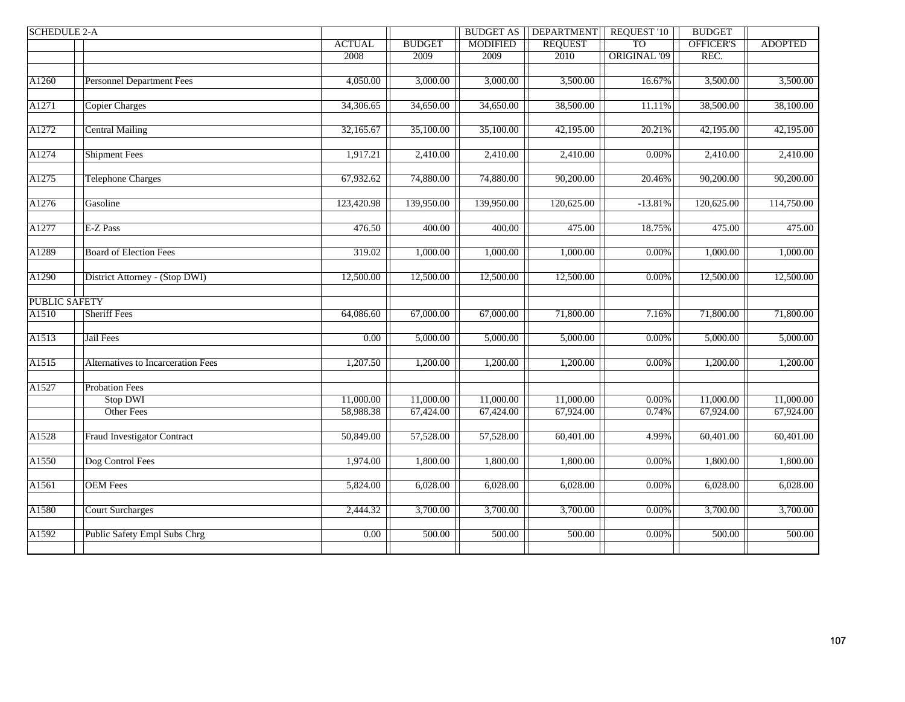| SCHEDULE 2-A | | ACTUAL | BUDGET | BUDGET AS MODIFIED | DEPARTMENT REQUEST | REQUEST '10 TO ORIGINAL '09 | BUDGET OFFICER'S REC. | ADOPTED |
|---|---|---|---|---|---|---|---|---|
| | | 2008 | 2009 | 2009 | 2010 | | | |
| A1260 | Personnel Department Fees | 4,050.00 | 3,000.00 | 3,000.00 | 3,500.00 | 16.67% | 3,500.00 | 3,500.00 |
| A1271 | Copier Charges | 34,306.65 | 34,650.00 | 34,650.00 | 38,500.00 | 11.11% | 38,500.00 | 38,100.00 |
| A1272 | Central Mailing | 32,165.67 | 35,100.00 | 35,100.00 | 42,195.00 | 20.21% | 42,195.00 | 42,195.00 |
| A1274 | Shipment Fees | 1,917.21 | 2,410.00 | 2,410.00 | 2,410.00 | 0.00% | 2,410.00 | 2,410.00 |
| A1275 | Telephone Charges | 67,932.62 | 74,880.00 | 74,880.00 | 90,200.00 | 20.46% | 90,200.00 | 90,200.00 |
| A1276 | Gasoline | 123,420.98 | 139,950.00 | 139,950.00 | 120,625.00 | -13.81% | 120,625.00 | 114,750.00 |
| A1277 | E-Z Pass | 476.50 | 400.00 | 400.00 | 475.00 | 18.75% | 475.00 | 475.00 |
| A1289 | Board of Election Fees | 319.02 | 1,000.00 | 1,000.00 | 1,000.00 | 0.00% | 1,000.00 | 1,000.00 |
| A1290 | District Attorney - (Stop DWI) | 12,500.00 | 12,500.00 | 12,500.00 | 12,500.00 | 0.00% | 12,500.00 | 12,500.00 |
| PUBLIC SAFETY | | | | | | | | |
| A1510 | Sheriff Fees | 64,086.60 | 67,000.00 | 67,000.00 | 71,800.00 | 7.16% | 71,800.00 | 71,800.00 |
| A1513 | Jail Fees | 0.00 | 5,000.00 | 5,000.00 | 5,000.00 | 0.00% | 5,000.00 | 5,000.00 |
| A1515 | Alternatives to Incarceration Fees | 1,207.50 | 1,200.00 | 1,200.00 | 1,200.00 | 0.00% | 1,200.00 | 1,200.00 |
| A1527 | Probation Fees | | | | | | | |
| | Stop DWI | 11,000.00 | 11,000.00 | 11,000.00 | 11,000.00 | 0.00% | 11,000.00 | 11,000.00 |
| | Other Fees | 58,988.38 | 67,424.00 | 67,424.00 | 67,924.00 | 0.74% | 67,924.00 | 67,924.00 |
| A1528 | Fraud Investigator Contract | 50,849.00 | 57,528.00 | 57,528.00 | 60,401.00 | 4.99% | 60,401.00 | 60,401.00 |
| A1550 | Dog Control Fees | 1,974.00 | 1,800.00 | 1,800.00 | 1,800.00 | 0.00% | 1,800.00 | 1,800.00 |
| A1561 | OEM Fees | 5,824.00 | 6,028.00 | 6,028.00 | 6,028.00 | 0.00% | 6,028.00 | 6,028.00 |
| A1580 | Court Surcharges | 2,444.32 | 3,700.00 | 3,700.00 | 3,700.00 | 0.00% | 3,700.00 | 3,700.00 |
| A1592 | Public Safety Empl Subs Chrg | 0.00 | 500.00 | 500.00 | 500.00 | 0.00% | 500.00 | 500.00 |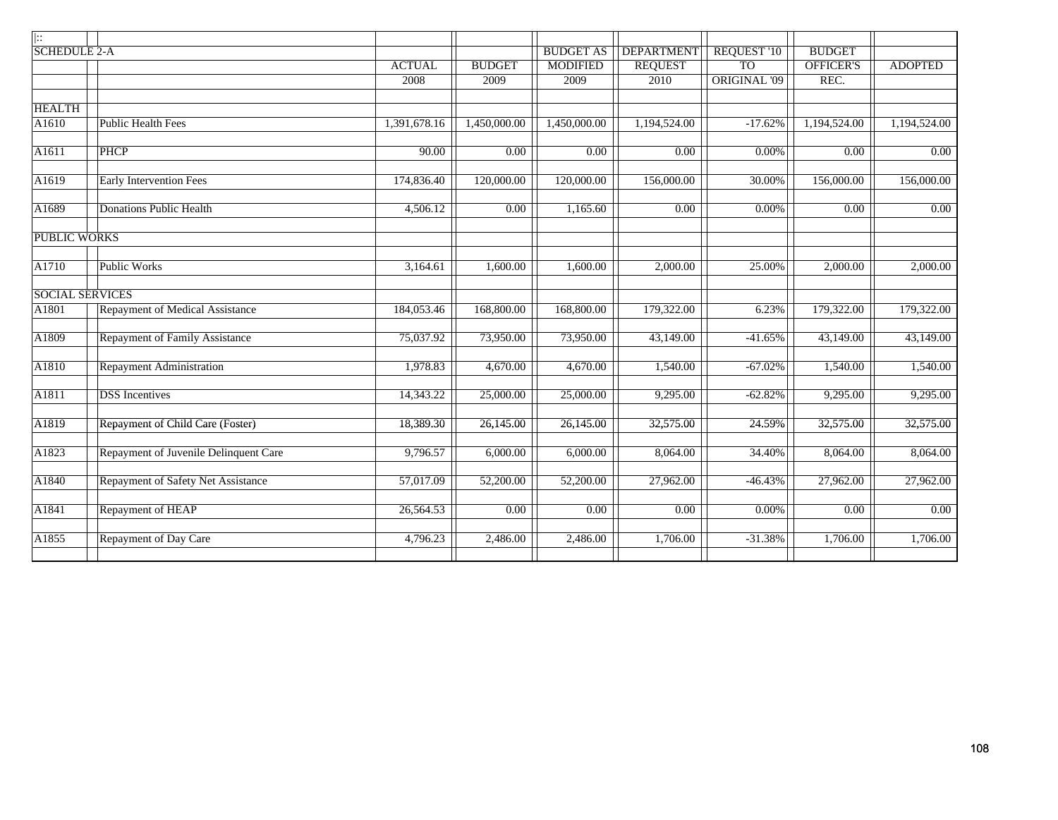| SCHEDULE 2-A | | ACTUAL 2008 | BUDGET 2009 | BUDGET AS MODIFIED 2009 | DEPARTMENT REQUEST 2010 | REQUEST '10 TO ORIGINAL '09 | BUDGET OFFICER'S REC. | ADOPTED |
|---|---|---|---|---|---|---|---|---|
| HEALTH | | | | | | | | |
| A1610 | Public Health Fees | 1,391,678.16 | 1,450,000.00 | 1,450,000.00 | 1,194,524.00 | -17.62% | 1,194,524.00 | 1,194,524.00 |
| A1611 | PHCP | 90.00 | 0.00 | 0.00 | 0.00 | 0.00% | 0.00 | 0.00 |
| A1619 | Early Intervention Fees | 174,836.40 | 120,000.00 | 120,000.00 | 156,000.00 | 30.00% | 156,000.00 | 156,000.00 |
| A1689 | Donations Public Health | 4,506.12 | 0.00 | 1,165.60 | 0.00 | 0.00% | 0.00 | 0.00 |
| PUBLIC WORKS | | | | | | | | |
| A1710 | Public Works | 3,164.61 | 1,600.00 | 1,600.00 | 2,000.00 | 25.00% | 2,000.00 | 2,000.00 |
| SOCIAL SERVICES | | | | | | | | |
| A1801 | Repayment of Medical Assistance | 184,053.46 | 168,800.00 | 168,800.00 | 179,322.00 | 6.23% | 179,322.00 | 179,322.00 |
| A1809 | Repayment of Family Assistance | 75,037.92 | 73,950.00 | 73,950.00 | 43,149.00 | -41.65% | 43,149.00 | 43,149.00 |
| A1810 | Repayment Administration | 1,978.83 | 4,670.00 | 4,670.00 | 1,540.00 | -67.02% | 1,540.00 | 1,540.00 |
| A1811 | DSS Incentives | 14,343.22 | 25,000.00 | 25,000.00 | 9,295.00 | -62.82% | 9,295.00 | 9,295.00 |
| A1819 | Repayment of Child Care (Foster) | 18,389.30 | 26,145.00 | 26,145.00 | 32,575.00 | 24.59% | 32,575.00 | 32,575.00 |
| A1823 | Repayment of Juvenile Delinquent Care | 9,796.57 | 6,000.00 | 6,000.00 | 8,064.00 | 34.40% | 8,064.00 | 8,064.00 |
| A1840 | Repayment of Safety Net Assistance | 57,017.09 | 52,200.00 | 52,200.00 | 27,962.00 | -46.43% | 27,962.00 | 27,962.00 |
| A1841 | Repayment of HEAP | 26,564.53 | 0.00 | 0.00 | 0.00 | 0.00% | 0.00 | 0.00 |
| A1855 | Repayment of Day Care | 4,796.23 | 2,486.00 | 2,486.00 | 1,706.00 | -31.38% | 1,706.00 | 1,706.00 |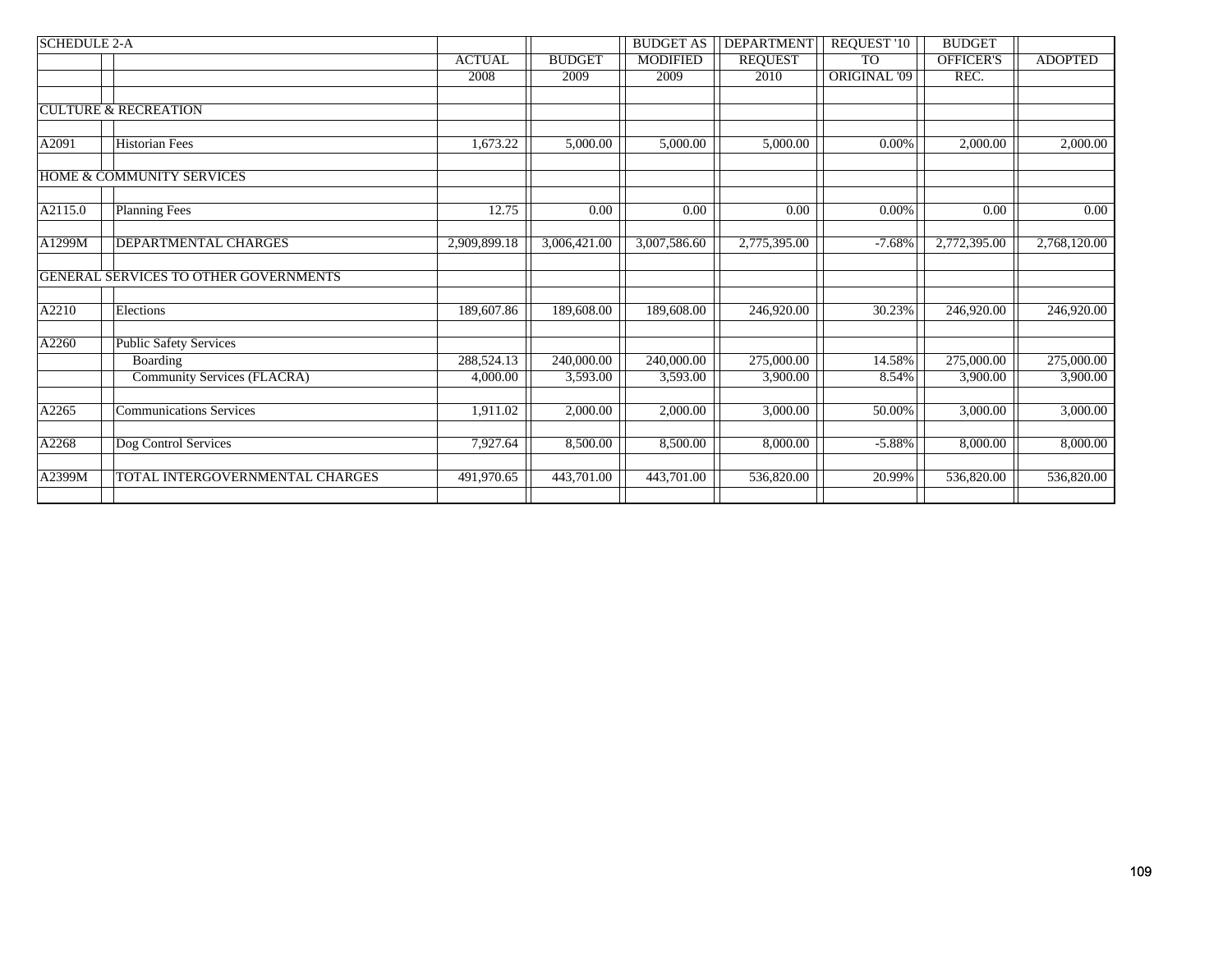| SCHEDULE 2-A | | ACTUAL 2008 | BUDGET 2009 | BUDGET AS MODIFIED 2009 | DEPARTMENT REQUEST 2010 | REQUEST '10 TO ORIGINAL '09 | BUDGET OFFICER'S REC. | ADOPTED |
|---|---|---|---|---|---|---|---|---|
| CULTURE & RECREATION | | | | | | | | |
| A2091 | Historian Fees | 1,673.22 | 5,000.00 | 5,000.00 | 5,000.00 | 0.00% | 2,000.00 | 2,000.00 |
| HOME & COMMUNITY SERVICES | | | | | | | | |
| A2115.0 | Planning Fees | 12.75 | 0.00 | 0.00 | 0.00 | 0.00% | 0.00 | 0.00 |
| A1299M | DEPARTMENTAL CHARGES | 2,909,899.18 | 3,006,421.00 | 3,007,586.60 | 2,775,395.00 | -7.68% | 2,772,395.00 | 2,768,120.00 |
| GENERAL SERVICES TO OTHER GOVERNMENTS | | | | | | | | |
| A2210 | Elections | 189,607.86 | 189,608.00 | 189,608.00 | 246,920.00 | 30.23% | 246,920.00 | 246,920.00 |
| A2260 | Public Safety Services | | | | | | | |
| | Boarding | 288,524.13 | 240,000.00 | 240,000.00 | 275,000.00 | 14.58% | 275,000.00 | 275,000.00 |
| | Community Services (FLACRA) | 4,000.00 | 3,593.00 | 3,593.00 | 3,900.00 | 8.54% | 3,900.00 | 3,900.00 |
| A2265 | Communications Services | 1,911.02 | 2,000.00 | 2,000.00 | 3,000.00 | 50.00% | 3,000.00 | 3,000.00 |
| A2268 | Dog Control Services | 7,927.64 | 8,500.00 | 8,500.00 | 8,000.00 | -5.88% | 8,000.00 | 8,000.00 |
| A2399M | TOTAL INTERGOVERNMENTAL CHARGES | 491,970.65 | 443,701.00 | 443,701.00 | 536,820.00 | 20.99% | 536,820.00 | 536,820.00 |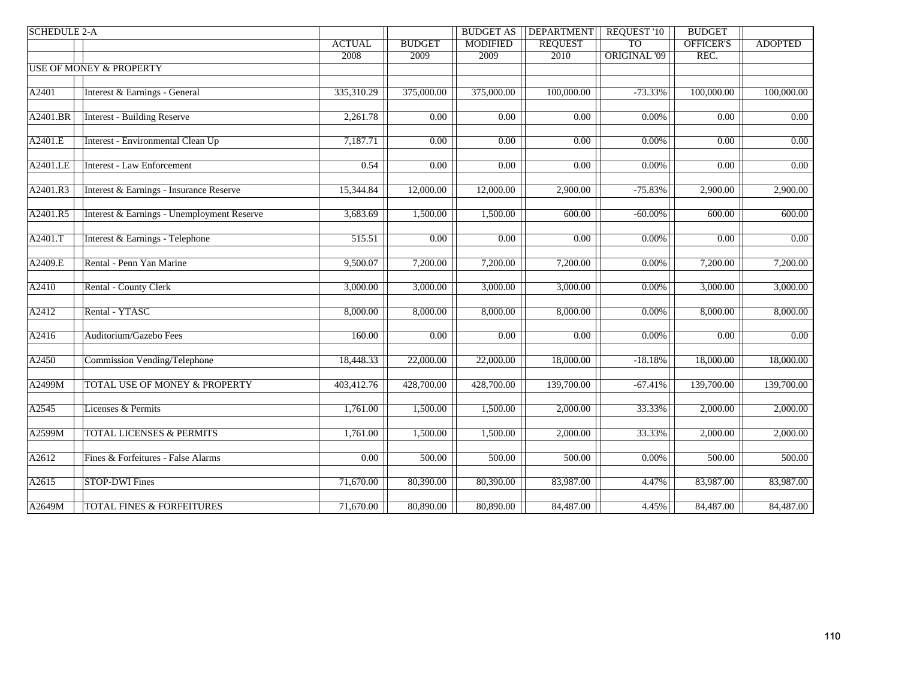| SCHEDULE 2-A | | ACTUAL 2008 | BUDGET 2009 | BUDGET AS MODIFIED 2009 | DEPARTMENT REQUEST 2010 | REQUEST '10 TO ORIGINAL '09 | BUDGET OFFICER'S REC. | ADOPTED |
|---|---|---|---|---|---|---|---|---|
| USE OF MONEY & PROPERTY | | | | | | | | |
| A2401 | Interest & Earnings - General | 335,310.29 | 375,000.00 | 375,000.00 | 100,000.00 | -73.33% | 100,000.00 | 100,000.00 |
| A2401.BR | Interest - Building Reserve | 2,261.78 | 0.00 | 0.00 | 0.00 | 0.00% | 0.00 | 0.00 |
| A2401.E | Interest - Environmental Clean Up | 7,187.71 | 0.00 | 0.00 | 0.00 | 0.00% | 0.00 | 0.00 |
| A2401.LE | Interest - Law Enforcement | 0.54 | 0.00 | 0.00 | 0.00 | 0.00% | 0.00 | 0.00 |
| A2401.R3 | Interest & Earnings - Insurance Reserve | 15,344.84 | 12,000.00 | 12,000.00 | 2,900.00 | -75.83% | 2,900.00 | 2,900.00 |
| A2401.R5 | Interest & Earnings - Unemployment Reserve | 3,683.69 | 1,500.00 | 1,500.00 | 600.00 | -60.00% | 600.00 | 600.00 |
| A2401.T | Interest & Earnings - Telephone | 515.51 | 0.00 | 0.00 | 0.00 | 0.00% | 0.00 | 0.00 |
| A2409.E | Rental - Penn Yan Marine | 9,500.07 | 7,200.00 | 7,200.00 | 7,200.00 | 0.00% | 7,200.00 | 7,200.00 |
| A2410 | Rental - County Clerk | 3,000.00 | 3,000.00 | 3,000.00 | 3,000.00 | 0.00% | 3,000.00 | 3,000.00 |
| A2412 | Rental - YTASC | 8,000.00 | 8,000.00 | 8,000.00 | 8,000.00 | 0.00% | 8,000.00 | 8,000.00 |
| A2416 | Auditorium/Gazebo Fees | 160.00 | 0.00 | 0.00 | 0.00 | 0.00% | 0.00 | 0.00 |
| A2450 | Commission Vending/Telephone | 18,448.33 | 22,000.00 | 22,000.00 | 18,000.00 | -18.18% | 18,000.00 | 18,000.00 |
| A2499M | TOTAL USE OF MONEY & PROPERTY | 403,412.76 | 428,700.00 | 428,700.00 | 139,700.00 | -67.41% | 139,700.00 | 139,700.00 |
| A2545 | Licenses & Permits | 1,761.00 | 1,500.00 | 1,500.00 | 2,000.00 | 33.33% | 2,000.00 | 2,000.00 |
| A2599M | TOTAL LICENSES & PERMITS | 1,761.00 | 1,500.00 | 1,500.00 | 2,000.00 | 33.33% | 2,000.00 | 2,000.00 |
| A2612 | Fines & Forfeitures - False Alarms | 0.00 | 500.00 | 500.00 | 500.00 | 0.00% | 500.00 | 500.00 |
| A2615 | STOP-DWI Fines | 71,670.00 | 80,390.00 | 80,390.00 | 83,987.00 | 4.47% | 83,987.00 | 83,987.00 |
| A2649M | TOTAL FINES & FORFEITURES | 71,670.00 | 80,890.00 | 80,890.00 | 84,487.00 | 4.45% | 84,487.00 | 84,487.00 |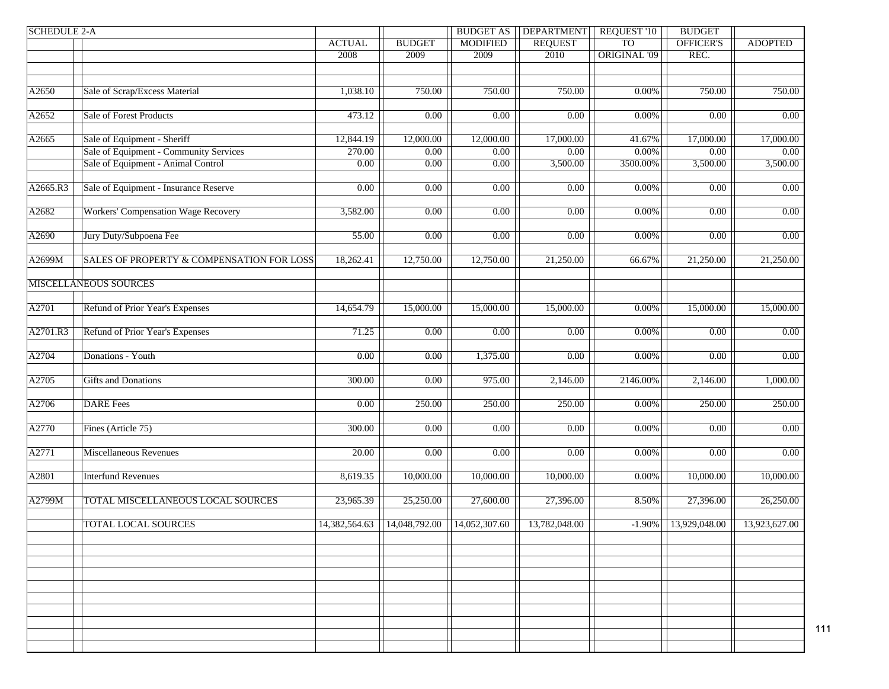| SCHEDULE 2-A | | ACTUAL 2008 | BUDGET 2009 | BUDGET AS MODIFIED 2009 | DEPARTMENT REQUEST 2010 | REQUEST '10 TO ORIGINAL '09 | BUDGET OFFICER'S REC. | ADOPTED |
|---|---|---|---|---|---|---|---|---|
| A2650 | Sale of Scrap/Excess Material | 1,038.10 | 750.00 | 750.00 | 750.00 | 0.00% | 750.00 | 750.00 |
| A2652 | Sale of Forest Products | 473.12 | 0.00 | 0.00 | 0.00 | 0.00% | 0.00 | 0.00 |
| A2665 | Sale of Equipment - Sheriff | 12,844.19 | 12,000.00 | 12,000.00 | 17,000.00 | 41.67% | 17,000.00 | 17,000.00 |
| | Sale of Equipment - Community Services | 270.00 | 0.00 | 0.00 | 0.00 | 0.00% | 0.00 | 0.00 |
| | Sale of Equipment - Animal Control | 0.00 | 0.00 | 0.00 | 3,500.00 | 3500.00% | 3,500.00 | 3,500.00 |
| A2665.R3 | Sale of Equipment - Insurance Reserve | 0.00 | 0.00 | 0.00 | 0.00 | 0.00% | 0.00 | 0.00 |
| A2682 | Workers' Compensation Wage Recovery | 3,582.00 | 0.00 | 0.00 | 0.00 | 0.00% | 0.00 | 0.00 |
| A2690 | Jury Duty/Subpoena Fee | 55.00 | 0.00 | 0.00 | 0.00 | 0.00% | 0.00 | 0.00 |
| A2699M | SALES OF PROPERTY & COMPENSATION FOR LOSS | 18,262.41 | 12,750.00 | 12,750.00 | 21,250.00 | 66.67% | 21,250.00 | 21,250.00 |
| MISCELLANEOUS SOURCES | | | | | | | | |
| A2701 | Refund of Prior Year's Expenses | 14,654.79 | 15,000.00 | 15,000.00 | 15,000.00 | 0.00% | 15,000.00 | 15,000.00 |
| A2701.R3 | Refund of Prior Year's Expenses | 71.25 | 0.00 | 0.00 | 0.00 | 0.00% | 0.00 | 0.00 |
| A2704 | Donations - Youth | 0.00 | 0.00 | 1,375.00 | 0.00 | 0.00% | 0.00 | 0.00 |
| A2705 | Gifts and Donations | 300.00 | 0.00 | 975.00 | 2,146.00 | 2146.00% | 2,146.00 | 1,000.00 |
| A2706 | DARE Fees | 0.00 | 250.00 | 250.00 | 250.00 | 0.00% | 250.00 | 250.00 |
| A2770 | Fines (Article 75) | 300.00 | 0.00 | 0.00 | 0.00 | 0.00% | 0.00 | 0.00 |
| A2771 | Miscellaneous Revenues | 20.00 | 0.00 | 0.00 | 0.00 | 0.00% | 0.00 | 0.00 |
| A2801 | Interfund Revenues | 8,619.35 | 10,000.00 | 10,000.00 | 10,000.00 | 0.00% | 10,000.00 | 10,000.00 |
| A2799M | TOTAL MISCELLANEOUS LOCAL SOURCES | 23,965.39 | 25,250.00 | 27,600.00 | 27,396.00 | 8.50% | 27,396.00 | 26,250.00 |
| | TOTAL LOCAL SOURCES | 14,382,564.63 | 14,048,792.00 | 14,052,307.60 | 13,782,048.00 | -1.90% | 13,929,048.00 | 13,923,627.00 |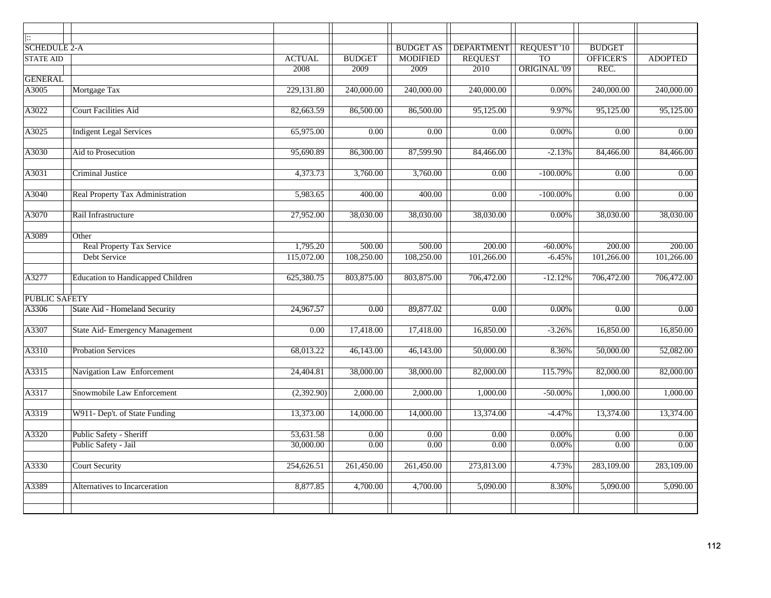| SCHEDULE 2-A | | | | BUDGET AS | DEPARTMENT | REQUEST '10 | BUDGET | |
|---|---|---|---|---|---|---|---|---|
| STATE AID | | ACTUAL | BUDGET | MODIFIED | REQUEST | TO | OFFICER'S | ADOPTED |
| | | 2008 | 2009 | 2009 | 2010 | ORIGINAL '09 | REC. | |
| GENERAL | | | | | | | | |
| A3005 | Mortgage Tax | 229,131.80 | 240,000.00 | 240,000.00 | 240,000.00 | 0.00% | 240,000.00 | 240,000.00 |
| A3022 | Court Facilities Aid | 82,663.59 | 86,500.00 | 86,500.00 | 95,125.00 | 9.97% | 95,125.00 | 95,125.00 |
| A3025 | Indigent Legal Services | 65,975.00 | 0.00 | 0.00 | 0.00 | 0.00% | 0.00 | 0.00 |
| A3030 | Aid to Prosecution | 95,690.89 | 86,300.00 | 87,599.90 | 84,466.00 | -2.13% | 84,466.00 | 84,466.00 |
| A3031 | Criminal Justice | 4,373.73 | 3,760.00 | 3,760.00 | 0.00 | -100.00% | 0.00 | 0.00 |
| A3040 | Real Property Tax Administration | 5,983.65 | 400.00 | 400.00 | 0.00 | -100.00% | 0.00 | 0.00 |
| A3070 | Rail Infrastructure | 27,952.00 | 38,030.00 | 38,030.00 | 38,030.00 | 0.00% | 38,030.00 | 38,030.00 |
| A3089 | Other | | | | | | | |
| | Real Property Tax Service | 1,795.20 | 500.00 | 500.00 | 200.00 | -60.00% | 200.00 | 200.00 |
| | Debt Service | 115,072.00 | 108,250.00 | 108,250.00 | 101,266.00 | -6.45% | 101,266.00 | 101,266.00 |
| A3277 | Education to Handicapped Children | 625,380.75 | 803,875.00 | 803,875.00 | 706,472.00 | -12.12% | 706,472.00 | 706,472.00 |
| PUBLIC SAFETY | | | | | | | | |
| A3306 | State Aid - Homeland Security | 24,967.57 | 0.00 | 89,877.02 | 0.00 | 0.00% | 0.00 | 0.00 |
| A3307 | State Aid- Emergency Management | 0.00 | 17,418.00 | 17,418.00 | 16,850.00 | -3.26% | 16,850.00 | 16,850.00 |
| A3310 | Probation Services | 68,013.22 | 46,143.00 | 46,143.00 | 50,000.00 | 8.36% | 50,000.00 | 52,082.00 |
| A3315 | Navigation Law Enforcement | 24,404.81 | 38,000.00 | 38,000.00 | 82,000.00 | 115.79% | 82,000.00 | 82,000.00 |
| A3317 | Snowmobile Law Enforcement | (2,392.90) | 2,000.00 | 2,000.00 | 1,000.00 | -50.00% | 1,000.00 | 1,000.00 |
| A3319 | W911- Dep't. of State Funding | 13,373.00 | 14,000.00 | 14,000.00 | 13,374.00 | -4.47% | 13,374.00 | 13,374.00 |
| A3320 | Public Safety - Sheriff | 53,631.58 | 0.00 | 0.00 | 0.00 | 0.00% | 0.00 | 0.00 |
| | Public Safety - Jail | 30,000.00 | 0.00 | 0.00 | 0.00 | 0.00% | 0.00 | 0.00 |
| A3330 | Court Security | 254,626.51 | 261,450.00 | 261,450.00 | 273,813.00 | 4.73% | 283,109.00 | 283,109.00 |
| A3389 | Alternatives to Incarceration | 8,877.85 | 4,700.00 | 4,700.00 | 5,090.00 | 8.30% | 5,090.00 | 5,090.00 |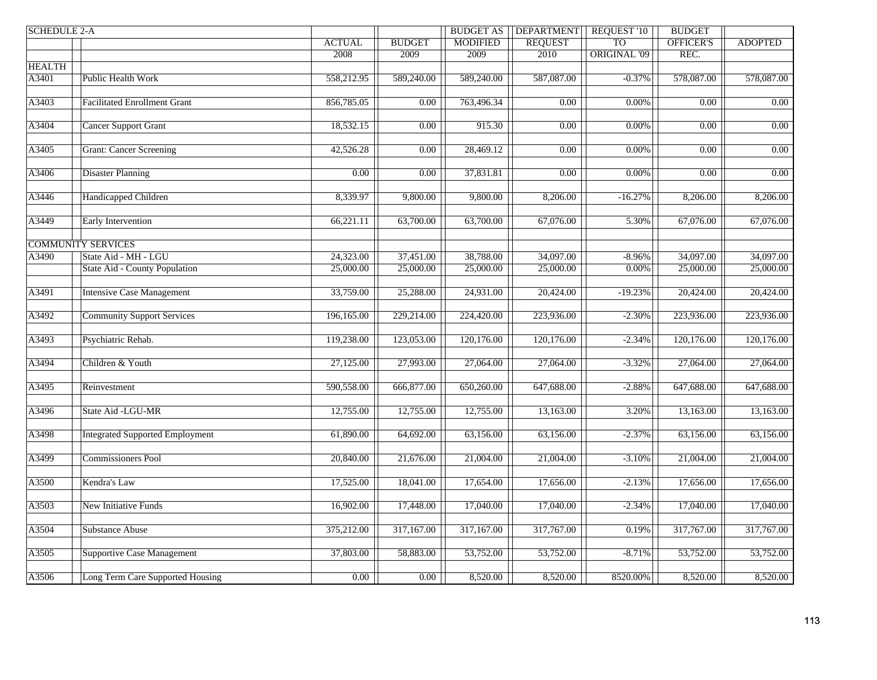| SCHEDULE 2-A | | ACTUAL 2008 | BUDGET 2009 | BUDGET AS MODIFIED 2009 | DEPARTMENT REQUEST 2010 | REQUEST '10 TO ORIGINAL '09 | BUDGET OFFICER'S REC. | ADOPTED |
|---|---|---|---|---|---|---|---|---|
| HEALTH | | | | | | | | |
| A3401 | Public Health Work | 558,212.95 | 589,240.00 | 589,240.00 | 587,087.00 | -0.37% | 578,087.00 | 578,087.00 |
| A3403 | Facilitated Enrollment Grant | 856,785.05 | 0.00 | 763,496.34 | 0.00 | 0.00% | 0.00 | 0.00 |
| A3404 | Cancer Support Grant | 18,532.15 | 0.00 | 915.30 | 0.00 | 0.00% | 0.00 | 0.00 |
| A3405 | Grant: Cancer Screening | 42,526.28 | 0.00 | 28,469.12 | 0.00 | 0.00% | 0.00 | 0.00 |
| A3406 | Disaster Planning | 0.00 | 0.00 | 37,831.81 | 0.00 | 0.00% | 0.00 | 0.00 |
| A3446 | Handicapped Children | 8,339.97 | 9,800.00 | 9,800.00 | 8,206.00 | -16.27% | 8,206.00 | 8,206.00 |
| A3449 | Early Intervention | 66,221.11 | 63,700.00 | 63,700.00 | 67,076.00 | 5.30% | 67,076.00 | 67,076.00 |
| COMMUNITY SERVICES | | | | | | | | |
| A3490 | State Aid - MH - LGU | 24,323.00 | 37,451.00 | 38,788.00 | 34,097.00 | -8.96% | 34,097.00 | 34,097.00 |
| | State Aid - County Population | 25,000.00 | 25,000.00 | 25,000.00 | 25,000.00 | 0.00% | 25,000.00 | 25,000.00 |
| A3491 | Intensive Case Management | 33,759.00 | 25,288.00 | 24,931.00 | 20,424.00 | -19.23% | 20,424.00 | 20,424.00 |
| A3492 | Community Support Services | 196,165.00 | 229,214.00 | 224,420.00 | 223,936.00 | -2.30% | 223,936.00 | 223,936.00 |
| A3493 | Psychiatric Rehab. | 119,238.00 | 123,053.00 | 120,176.00 | 120,176.00 | -2.34% | 120,176.00 | 120,176.00 |
| A3494 | Children & Youth | 27,125.00 | 27,993.00 | 27,064.00 | 27,064.00 | -3.32% | 27,064.00 | 27,064.00 |
| A3495 | Reinvestment | 590,558.00 | 666,877.00 | 650,260.00 | 647,688.00 | -2.88% | 647,688.00 | 647,688.00 |
| A3496 | State Aid -LGU-MR | 12,755.00 | 12,755.00 | 12,755.00 | 13,163.00 | 3.20% | 13,163.00 | 13,163.00 |
| A3498 | Integrated Supported Employment | 61,890.00 | 64,692.00 | 63,156.00 | 63,156.00 | -2.37% | 63,156.00 | 63,156.00 |
| A3499 | Commissioners Pool | 20,840.00 | 21,676.00 | 21,004.00 | 21,004.00 | -3.10% | 21,004.00 | 21,004.00 |
| A3500 | Kendra's Law | 17,525.00 | 18,041.00 | 17,654.00 | 17,656.00 | -2.13% | 17,656.00 | 17,656.00 |
| A3503 | New Initiative Funds | 16,902.00 | 17,448.00 | 17,040.00 | 17,040.00 | -2.34% | 17,040.00 | 17,040.00 |
| A3504 | Substance Abuse | 375,212.00 | 317,167.00 | 317,167.00 | 317,767.00 | 0.19% | 317,767.00 | 317,767.00 |
| A3505 | Supportive Case Management | 37,803.00 | 58,883.00 | 53,752.00 | 53,752.00 | -8.71% | 53,752.00 | 53,752.00 |
| A3506 | Long Term Care Supported Housing | 0.00 | 0.00 | 8,520.00 | 8,520.00 | 8520.00% | 8,520.00 | 8,520.00 |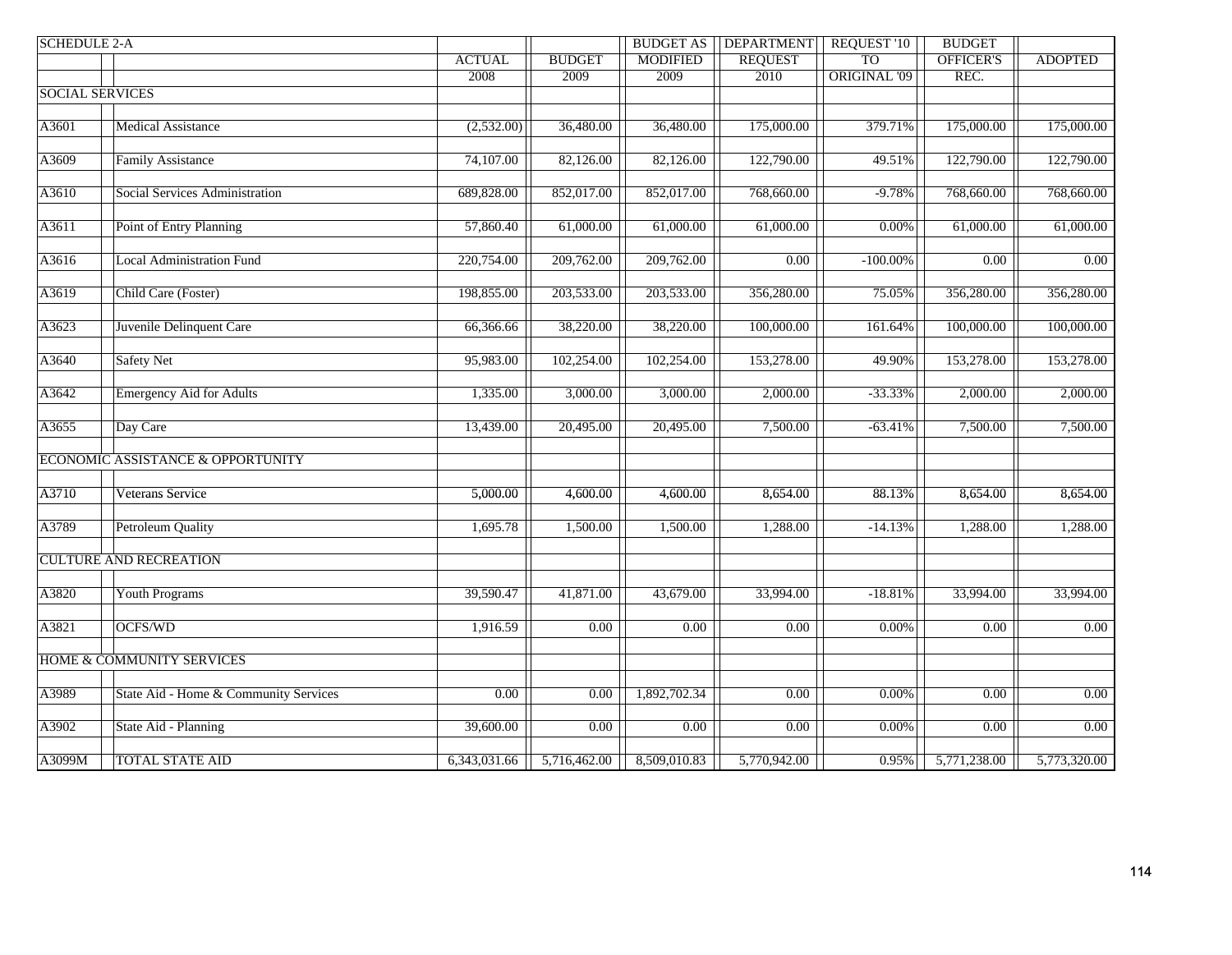| SCHEDULE 2-A | | ACTUAL 2008 | BUDGET 2009 | BUDGET AS MODIFIED 2009 | DEPARTMENT REQUEST 2010 | REQUEST '10 TO ORIGINAL '09 | BUDGET OFFICER'S REC. | ADOPTED |
|---|---|---|---|---|---|---|---|---|
| SOCIAL SERVICES | | | | | | | | |
| A3601 | Medical Assistance | (2,532.00) | 36,480.00 | 36,480.00 | 175,000.00 | 379.71% | 175,000.00 | 175,000.00 |
| A3609 | Family Assistance | 74,107.00 | 82,126.00 | 82,126.00 | 122,790.00 | 49.51% | 122,790.00 | 122,790.00 |
| A3610 | Social Services Administration | 689,828.00 | 852,017.00 | 852,017.00 | 768,660.00 | -9.78% | 768,660.00 | 768,660.00 |
| A3611 | Point of Entry Planning | 57,860.40 | 61,000.00 | 61,000.00 | 61,000.00 | 0.00% | 61,000.00 | 61,000.00 |
| A3616 | Local Administration Fund | 220,754.00 | 209,762.00 | 209,762.00 | 0.00 | -100.00% | 0.00 | 0.00 |
| A3619 | Child Care (Foster) | 198,855.00 | 203,533.00 | 203,533.00 | 356,280.00 | 75.05% | 356,280.00 | 356,280.00 |
| A3623 | Juvenile Delinquent Care | 66,366.66 | 38,220.00 | 38,220.00 | 100,000.00 | 161.64% | 100,000.00 | 100,000.00 |
| A3640 | Safety Net | 95,983.00 | 102,254.00 | 102,254.00 | 153,278.00 | 49.90% | 153,278.00 | 153,278.00 |
| A3642 | Emergency Aid for Adults | 1,335.00 | 3,000.00 | 3,000.00 | 2,000.00 | -33.33% | 2,000.00 | 2,000.00 |
| A3655 | Day Care | 13,439.00 | 20,495.00 | 20,495.00 | 7,500.00 | -63.41% | 7,500.00 | 7,500.00 |
| ECONOMIC ASSISTANCE & OPPORTUNITY | | | | | | | | |
| A3710 | Veterans Service | 5,000.00 | 4,600.00 | 4,600.00 | 8,654.00 | 88.13% | 8,654.00 | 8,654.00 |
| A3789 | Petroleum Quality | 1,695.78 | 1,500.00 | 1,500.00 | 1,288.00 | -14.13% | 1,288.00 | 1,288.00 |
| CULTURE AND RECREATION | | | | | | | | |
| A3820 | Youth Programs | 39,590.47 | 41,871.00 | 43,679.00 | 33,994.00 | -18.81% | 33,994.00 | 33,994.00 |
| A3821 | OCFS/WD | 1,916.59 | 0.00 | 0.00 | 0.00 | 0.00% | 0.00 | 0.00 |
| HOME & COMMUNITY SERVICES | | | | | | | | |
| A3989 | State Aid - Home & Community Services | 0.00 | 0.00 | 1,892,702.34 | 0.00 | 0.00% | 0.00 | 0.00 |
| A3902 | State Aid - Planning | 39,600.00 | 0.00 | 0.00 | 0.00 | 0.00% | 0.00 | 0.00 |
| A3099M | TOTAL STATE AID | 6,343,031.66 | 5,716,462.00 | 8,509,010.83 | 5,770,942.00 | 0.95% | 5,771,238.00 | 5,773,320.00 |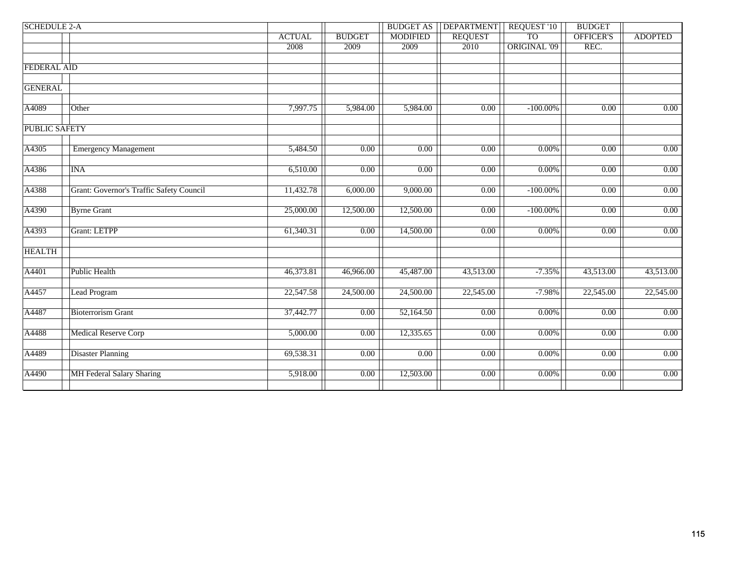| SCHEDULE 2-A | | ACTUAL | BUDGET | BUDGET AS MODIFIED | DEPARTMENT REQUEST | REQUEST '10 TO ORIGINAL '09 | BUDGET OFFICER'S REC. | ADOPTED |
|---|---|---|---|---|---|---|---|---|
| | | 2008 | 2009 | 2009 | 2010 | | | |
| FEDERAL AID | | | | | | | | |
| GENERAL | | | | | | | | |
| A4089 | Other | 7,997.75 | 5,984.00 | 5,984.00 | 0.00 | -100.00% | 0.00 | 0.00 |
| PUBLIC SAFETY | | | | | | | | |
| A4305 | Emergency Management | 5,484.50 | 0.00 | 0.00 | 0.00 | 0.00% | 0.00 | 0.00 |
| A4386 | INA | 6,510.00 | 0.00 | 0.00 | 0.00 | 0.00% | 0.00 | 0.00 |
| A4388 | Grant: Governor's Traffic Safety Council | 11,432.78 | 6,000.00 | 9,000.00 | 0.00 | -100.00% | 0.00 | 0.00 |
| A4390 | Byrne Grant | 25,000.00 | 12,500.00 | 12,500.00 | 0.00 | -100.00% | 0.00 | 0.00 |
| A4393 | Grant: LETPP | 61,340.31 | 0.00 | 14,500.00 | 0.00 | 0.00% | 0.00 | 0.00 |
| HEALTH | | | | | | | | |
| A4401 | Public Health | 46,373.81 | 46,966.00 | 45,487.00 | 43,513.00 | -7.35% | 43,513.00 | 43,513.00 |
| A4457 | Lead Program | 22,547.58 | 24,500.00 | 24,500.00 | 22,545.00 | -7.98% | 22,545.00 | 22,545.00 |
| A4487 | Bioterrorism Grant | 37,442.77 | 0.00 | 52,164.50 | 0.00 | 0.00% | 0.00 | 0.00 |
| A4488 | Medical Reserve Corp | 5,000.00 | 0.00 | 12,335.65 | 0.00 | 0.00% | 0.00 | 0.00 |
| A4489 | Disaster Planning | 69,538.31 | 0.00 | 0.00 | 0.00 | 0.00% | 0.00 | 0.00 |
| A4490 | MH Federal Salary Sharing | 5,918.00 | 0.00 | 12,503.00 | 0.00 | 0.00% | 0.00 | 0.00 |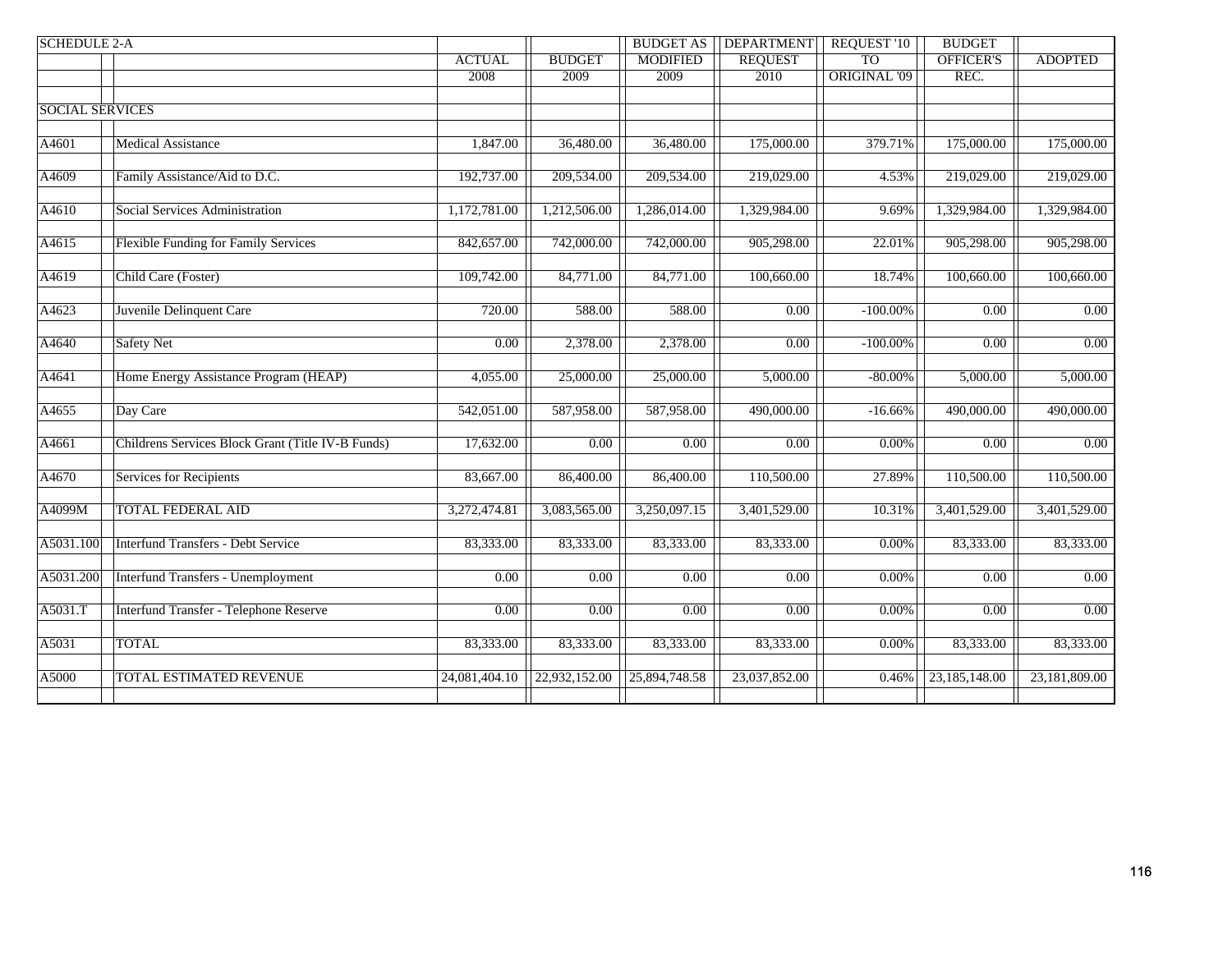| SCHEDULE 2-A | | | | BUDGET AS | DEPARTMENT | REQUEST '10 | BUDGET | |
|---|---|---|---|---|---|---|---|---|
| | | ACTUAL | BUDGET | MODIFIED | REQUEST | TO | OFFICER'S | ADOPTED |
| | | 2008 | 2009 | 2009 | 2010 | ORIGINAL '09 | REC. | |
| SOCIAL SERVICES | | | | | | | | |
| A4601 | Medical Assistance | 1,847.00 | 36,480.00 | 36,480.00 | 175,000.00 | 379.71% | 175,000.00 | 175,000.00 |
| A4609 | Family Assistance/Aid to D.C. | 192,737.00 | 209,534.00 | 209,534.00 | 219,029.00 | 4.53% | 219,029.00 | 219,029.00 |
| A4610 | Social Services Administration | 1,172,781.00 | 1,212,506.00 | 1,286,014.00 | 1,329,984.00 | 9.69% | 1,329,984.00 | 1,329,984.00 |
| A4615 | Flexible Funding for Family Services | 842,657.00 | 742,000.00 | 742,000.00 | 905,298.00 | 22.01% | 905,298.00 | 905,298.00 |
| A4619 | Child Care (Foster) | 109,742.00 | 84,771.00 | 84,771.00 | 100,660.00 | 18.74% | 100,660.00 | 100,660.00 |
| A4623 | Juvenile Delinquent Care | 720.00 | 588.00 | 588.00 | 0.00 | -100.00% | 0.00 | 0.00 |
| A4640 | Safety Net | 0.00 | 2,378.00 | 2,378.00 | 0.00 | -100.00% | 0.00 | 0.00 |
| A4641 | Home Energy Assistance Program (HEAP) | 4,055.00 | 25,000.00 | 25,000.00 | 5,000.00 | -80.00% | 5,000.00 | 5,000.00 |
| A4655 | Day Care | 542,051.00 | 587,958.00 | 587,958.00 | 490,000.00 | -16.66% | 490,000.00 | 490,000.00 |
| A4661 | Childrens Services Block Grant (Title IV-B Funds) | 17,632.00 | 0.00 | 0.00 | 0.00 | 0.00% | 0.00 | 0.00 |
| A4670 | Services for Recipients | 83,667.00 | 86,400.00 | 86,400.00 | 110,500.00 | 27.89% | 110,500.00 | 110,500.00 |
| A4099M | TOTAL FEDERAL AID | 3,272,474.81 | 3,083,565.00 | 3,250,097.15 | 3,401,529.00 | 10.31% | 3,401,529.00 | 3,401,529.00 |
| A5031.100 | Interfund Transfers - Debt Service | 83,333.00 | 83,333.00 | 83,333.00 | 83,333.00 | 0.00% | 83,333.00 | 83,333.00 |
| A5031.200 | Interfund Transfers - Unemployment | 0.00 | 0.00 | 0.00 | 0.00 | 0.00% | 0.00 | 0.00 |
| A5031.T | Interfund Transfer - Telephone Reserve | 0.00 | 0.00 | 0.00 | 0.00 | 0.00% | 0.00 | 0.00 |
| A5031 | TOTAL | 83,333.00 | 83,333.00 | 83,333.00 | 83,333.00 | 0.00% | 83,333.00 | 83,333.00 |
| A5000 | TOTAL ESTIMATED REVENUE | 24,081,404.10 | 22,932,152.00 | 25,894,748.58 | 23,037,852.00 | 0.46% | 23,185,148.00 | 23,181,809.00 |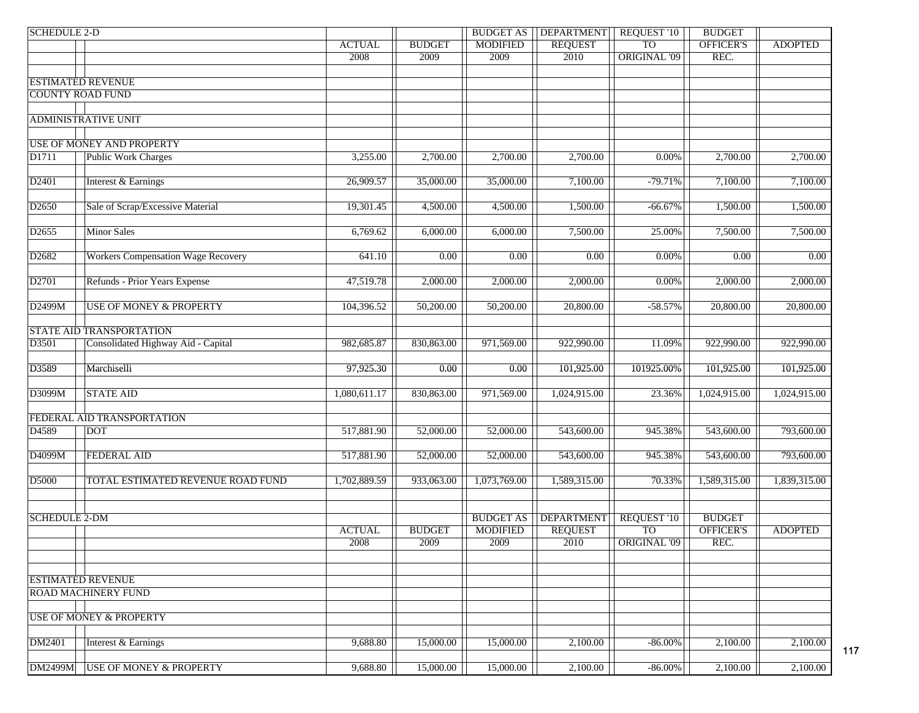| SCHEDULE 2-D | | ACTUAL 2008 | BUDGET 2009 | BUDGET AS MODIFIED 2009 | DEPARTMENT REQUEST 2010 | REQUEST '10 TO ORIGINAL '09 | BUDGET OFFICER'S REC. | ADOPTED |
|---|---|---|---|---|---|---|---|---|
| ESTIMATED REVENUE | | | | | | | | |
| COUNTY ROAD FUND | | | | | | | | |
| ADMINISTRATIVE UNIT | | | | | | | | |
| USE OF MONEY AND PROPERTY | | | | | | | | |
| D1711 | Public Work Charges | 3,255.00 | 2,700.00 | 2,700.00 | 2,700.00 | 0.00% | 2,700.00 | 2,700.00 |
| D2401 | Interest & Earnings | 26,909.57 | 35,000.00 | 35,000.00 | 7,100.00 | -79.71% | 7,100.00 | 7,100.00 |
| D2650 | Sale of Scrap/Excessive Material | 19,301.45 | 4,500.00 | 4,500.00 | 1,500.00 | -66.67% | 1,500.00 | 1,500.00 |
| D2655 | Minor Sales | 6,769.62 | 6,000.00 | 6,000.00 | 7,500.00 | 25.00% | 7,500.00 | 7,500.00 |
| D2682 | Workers Compensation Wage Recovery | 641.10 | 0.00 | 0.00 | 0.00 | 0.00% | 0.00 | 0.00 |
| D2701 | Refunds - Prior Years Expense | 47,519.78 | 2,000.00 | 2,000.00 | 2,000.00 | 0.00% | 2,000.00 | 2,000.00 |
| D2499M | USE OF MONEY & PROPERTY | 104,396.52 | 50,200.00 | 50,200.00 | 20,800.00 | -58.57% | 20,800.00 | 20,800.00 |
| STATE AID TRANSPORTATION | | | | | | | | |
| D3501 | Consolidated Highway Aid - Capital | 982,685.87 | 830,863.00 | 971,569.00 | 922,990.00 | 11.09% | 922,990.00 | 922,990.00 |
| D3589 | Marchiselli | 97,925.30 | 0.00 | 0.00 | 101,925.00 | 101925.00% | 101,925.00 | 101,925.00 |
| D3099M | STATE AID | 1,080,611.17 | 830,863.00 | 971,569.00 | 1,024,915.00 | 23.36% | 1,024,915.00 | 1,024,915.00 |
| FEDERAL AID TRANSPORTATION | | | | | | | | |
| D4589 | DOT | 517,881.90 | 52,000.00 | 52,000.00 | 543,600.00 | 945.38% | 543,600.00 | 793,600.00 |
| D4099M | FEDERAL AID | 517,881.90 | 52,000.00 | 52,000.00 | 543,600.00 | 945.38% | 543,600.00 | 793,600.00 |
| D5000 | TOTAL ESTIMATED REVENUE ROAD FUND | 1,702,889.59 | 933,063.00 | 1,073,769.00 | 1,589,315.00 | 70.33% | 1,589,315.00 | 1,839,315.00 |

| SCHEDULE 2-DM | | ACTUAL 2008 | BUDGET 2009 | BUDGET AS MODIFIED 2009 | DEPARTMENT REQUEST 2010 | REQUEST '10 TO ORIGINAL '09 | BUDGET OFFICER'S REC. | ADOPTED |
|---|---|---|---|---|---|---|---|---|
| ESTIMATED REVENUE | | | | | | | | |
| ROAD MACHINERY FUND | | | | | | | | |
| USE OF MONEY & PROPERTY | | | | | | | | |
| DM2401 | Interest & Earnings | 9,688.80 | 15,000.00 | 15,000.00 | 2,100.00 | -86.00% | 2,100.00 | 2,100.00 |
| DM2499M | USE OF MONEY & PROPERTY | 9,688.80 | 15,000.00 | 15,000.00 | 2,100.00 | -86.00% | 2,100.00 | 2,100.00 |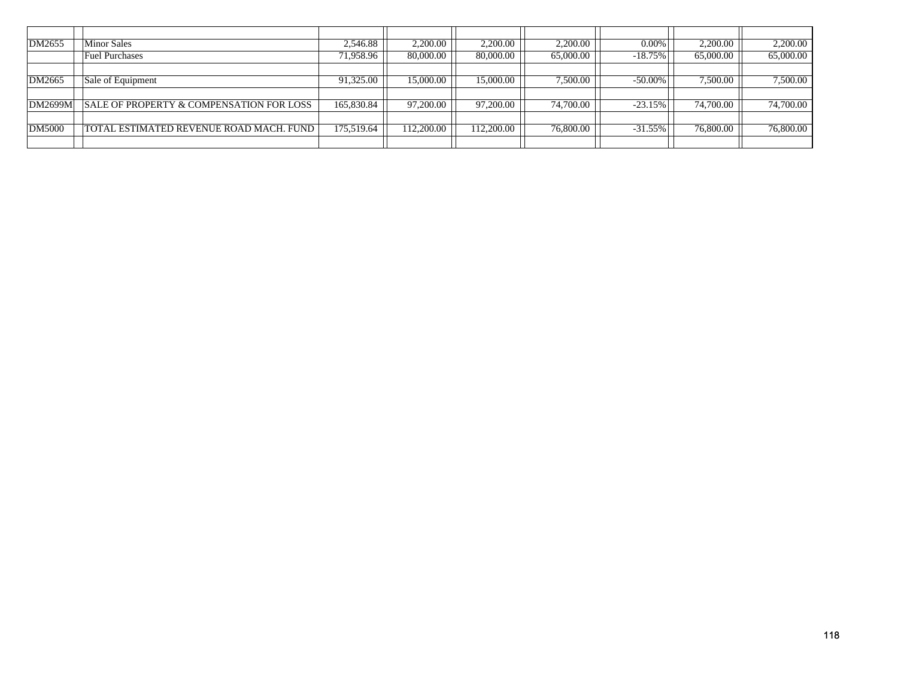| | | | | | | | | |
|---|---|---|---|---|---|---|---|---|
| DM2655 | | Minor Sales | 2,546.88 | 2,200.00 | 2,200.00 | 2,200.00 | 0.00% | 2,200.00 | 2,200.00 |
| | | Fuel Purchases | 71,958.96 | 80,000.00 | 80,000.00 | 65,000.00 | -18.75% | 65,000.00 | 65,000.00 |
| | | | | | | | | | |
| DM2665 | | Sale of Equipment | 91,325.00 | 15,000.00 | 15,000.00 | 7,500.00 | -50.00% | 7,500.00 | 7,500.00 |
| | | | | | | | | | |
| DM2699M | | SALE OF PROPERTY & COMPENSATION FOR LOSS | 165,830.84 | 97,200.00 | 97,200.00 | 74,700.00 | -23.15% | 74,700.00 | 74,700.00 |
| | | | | | | | | | |
| DM5000 | | TOTAL ESTIMATED REVENUE ROAD MACH. FUND | 175,519.64 | 112,200.00 | 112,200.00 | 76,800.00 | -31.55% | 76,800.00 | 76,800.00 |
| | | | | | | | | | |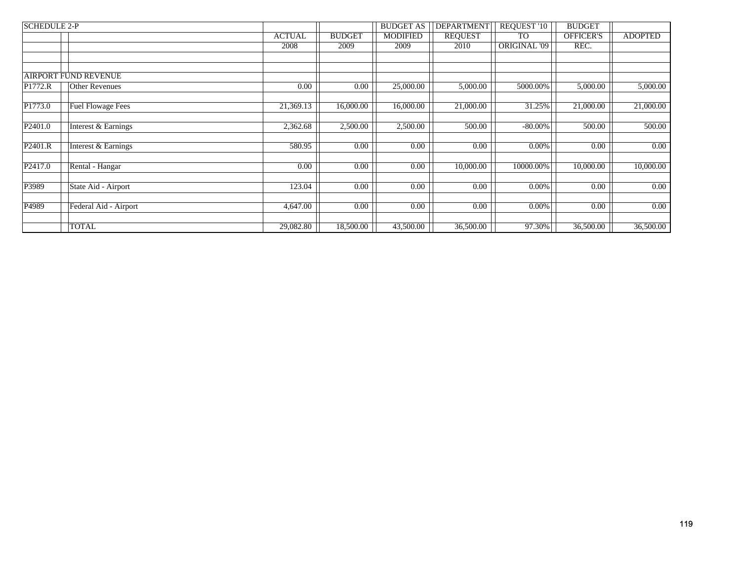| SCHEDULE 2-P | | ACTUAL 2008 | BUDGET 2009 | BUDGET AS MODIFIED 2009 | DEPARTMENT REQUEST 2010 | REQUEST '10 TO ORIGINAL '09 | BUDGET OFFICER'S REC. | ADOPTED |
|---|---|---|---|---|---|---|---|---|
| AIRPORT FUND REVENUE | | | | | | | | |
| P1772.R | Other Revenues | 0.00 | 0.00 | 25,000.00 | 5,000.00 | 5000.00% | 5,000.00 | 5,000.00 |
| P1773.0 | Fuel Flowage Fees | 21,369.13 | 16,000.00 | 16,000.00 | 21,000.00 | 31.25% | 21,000.00 | 21,000.00 |
| P2401.0 | Interest & Earnings | 2,362.68 | 2,500.00 | 2,500.00 | 500.00 | -80.00% | 500.00 | 500.00 |
| P2401.R | Interest & Earnings | 580.95 | 0.00 | 0.00 | 0.00 | 0.00% | 0.00 | 0.00 |
| P2417.0 | Rental - Hangar | 0.00 | 0.00 | 0.00 | 10,000.00 | 10000.00% | 10,000.00 | 10,000.00 |
| P3989 | State Aid - Airport | 123.04 | 0.00 | 0.00 | 0.00 | 0.00% | 0.00 | 0.00 |
| P4989 | Federal Aid - Airport | 4,647.00 | 0.00 | 0.00 | 0.00 | 0.00% | 0.00 | 0.00 |
| | TOTAL | 29,082.80 | 18,500.00 | 43,500.00 | 36,500.00 | 97.30% | 36,500.00 | 36,500.00 |